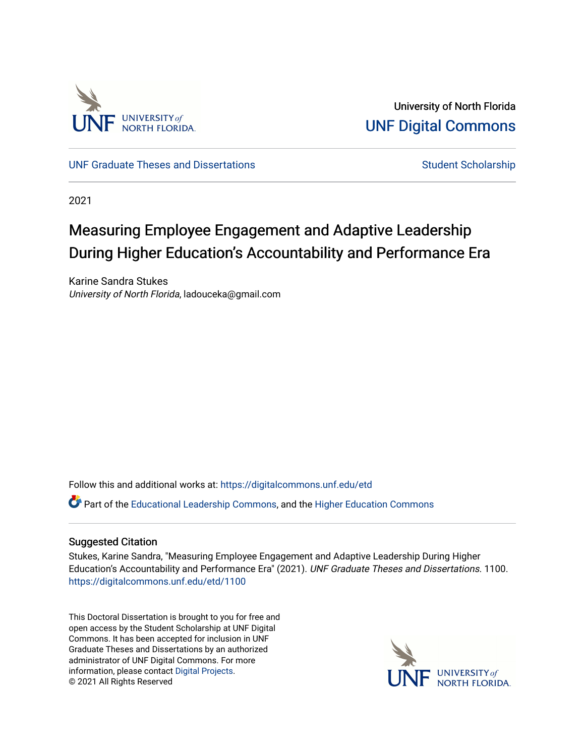University of North Florida

UNF Digital Commons

UNF Graduate Theses and Dissertations

Student Scholarship

2021

# Measuring Employee Engagement and Adaptive Leadership During Higher Education's Accountability and Performance Era

Karine Sandra Stukes
*University of North Florida*, ladouceka@gmail.com

Follow this and additional works at: https://digitalcommons.unf.edu/etd

Part of the Educational Leadership Commons, and the Higher Education Commons

## Suggested Citation

Stukes, Karine Sandra, "Measuring Employee Engagement and Adaptive Leadership During Higher Education's Accountability and Performance Era" (2021). *UNF Graduate Theses and Dissertations*. 1100.
https://digitalcommons.unf.edu/etd/1100

This Doctoral Dissertation is brought to you for free and open access by the Student Scholarship at UNF Digital Commons. It has been accepted for inclusion in UNF Graduate Theses and Dissertations by an authorized administrator of UNF Digital Commons. For more information, please contact Digital Projects.
© 2021 All Rights Reserved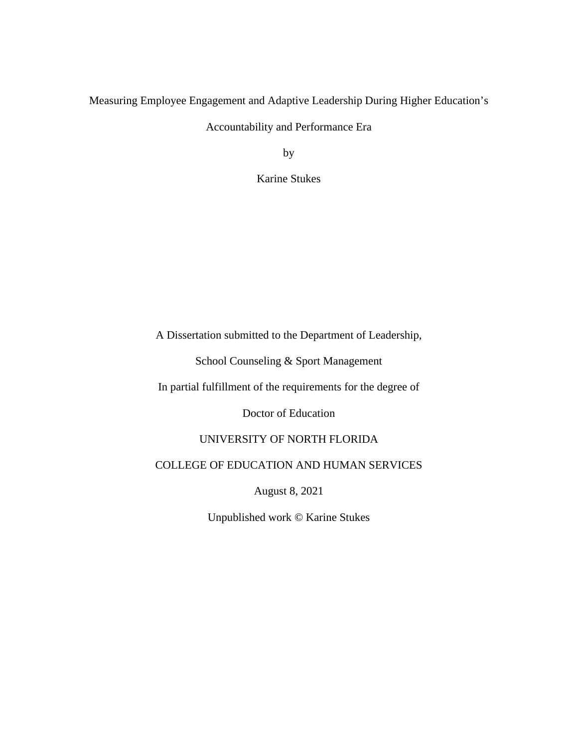# Measuring Employee Engagement and Adaptive Leadership During Higher Education's Accountability and Performance Era

by

Karine Stukes

A Dissertation submitted to the Department of Leadership,

School Counseling & Sport Management

In partial fulfillment of the requirements for the degree of

Doctor of Education

UNIVERSITY OF NORTH FLORIDA

COLLEGE OF EDUCATION AND HUMAN SERVICES

August 8, 2021

Unpublished work © Karine Stukes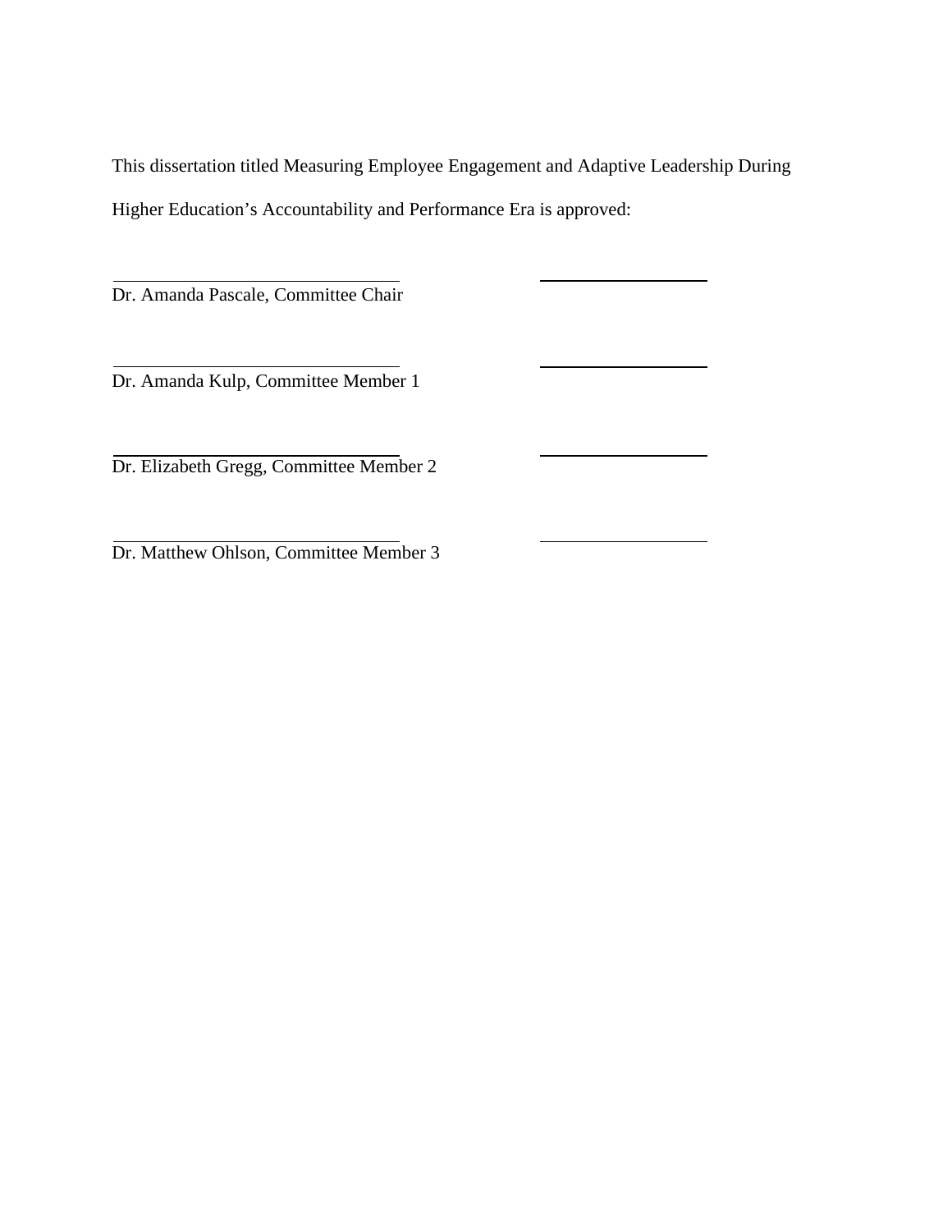This dissertation titled Measuring Employee Engagement and Adaptive Leadership During Higher Education's Accountability and Performance Era is approved:

Dr. Amanda Pascale, Committee Chair

Dr. Amanda Kulp, Committee Member 1

Dr. Elizabeth Gregg, Committee Member 2

Dr. Matthew Ohlson, Committee Member 3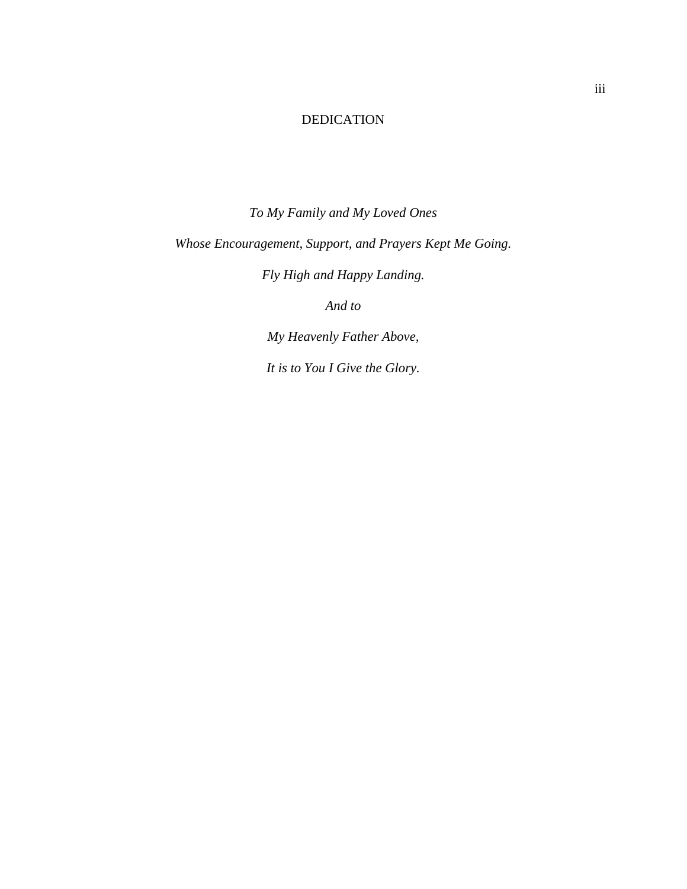# DEDICATION

*To My Family and My Loved Ones*

*Whose Encouragement, Support, and Prayers Kept Me Going.*

*Fly High and Happy Landing.*

*And to*

*My Heavenly Father Above,*

*It is to You I Give the Glory.*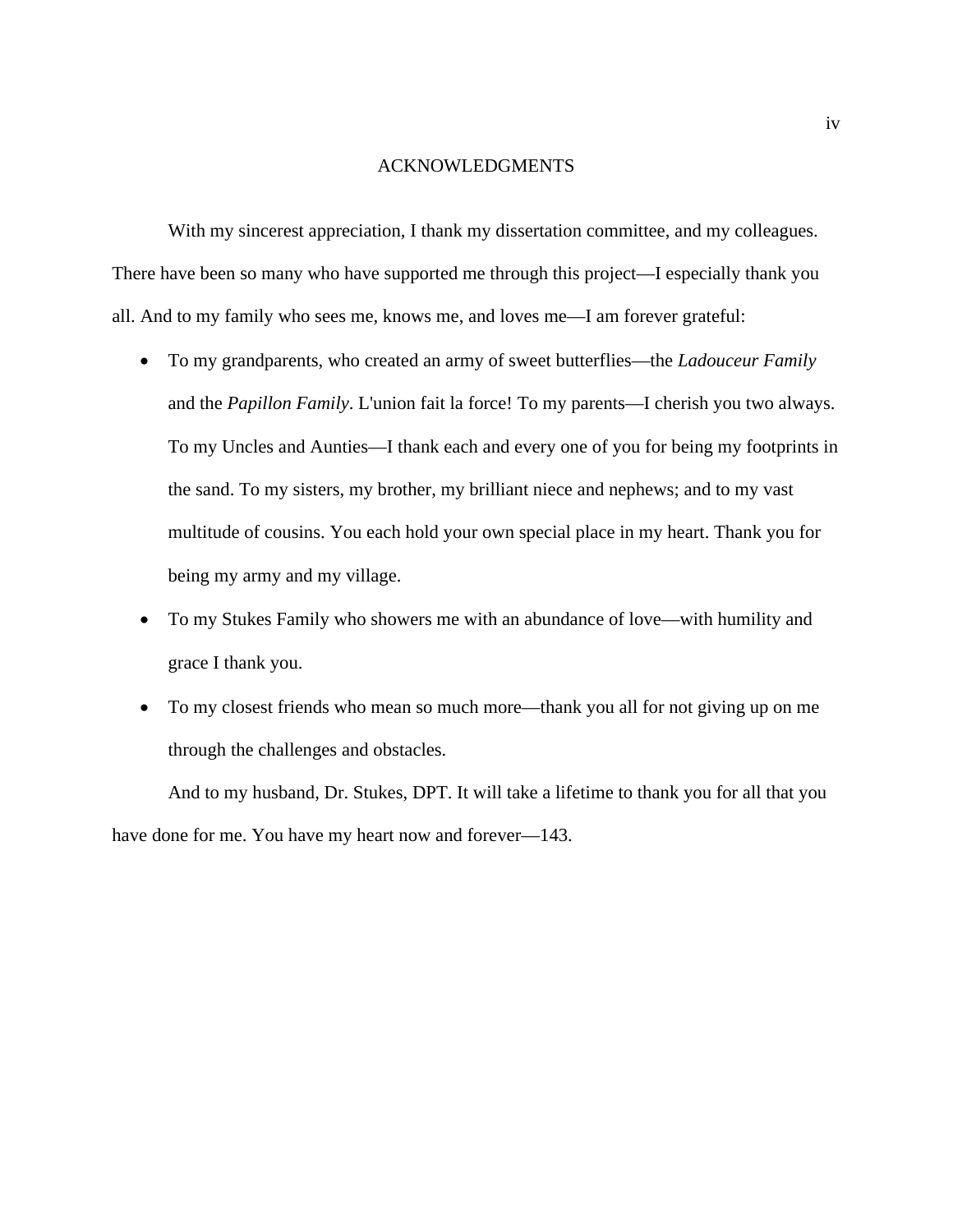# ACKNOWLEDGMENTS

With my sincerest appreciation, I thank my dissertation committee, and my colleagues. There have been so many who have supported me through this project—I especially thank you all. And to my family who sees me, knows me, and loves me—I am forever grateful:

- To my grandparents, who created an army of sweet butterflies—the *Ladouceur Family* and the *Papillon Family*. L'union fait la force! To my parents—I cherish you two always. To my Uncles and Aunties—I thank each and every one of you for being my footprints in the sand. To my sisters, my brother, my brilliant niece and nephews; and to my vast multitude of cousins. You each hold your own special place in my heart. Thank you for being my army and my village.
- To my Stukes Family who showers me with an abundance of love—with humility and grace I thank you.
- To my closest friends who mean so much more—thank you all for not giving up on me through the challenges and obstacles.

And to my husband, Dr. Stukes, DPT. It will take a lifetime to thank you for all that you have done for me. You have my heart now and forever—143.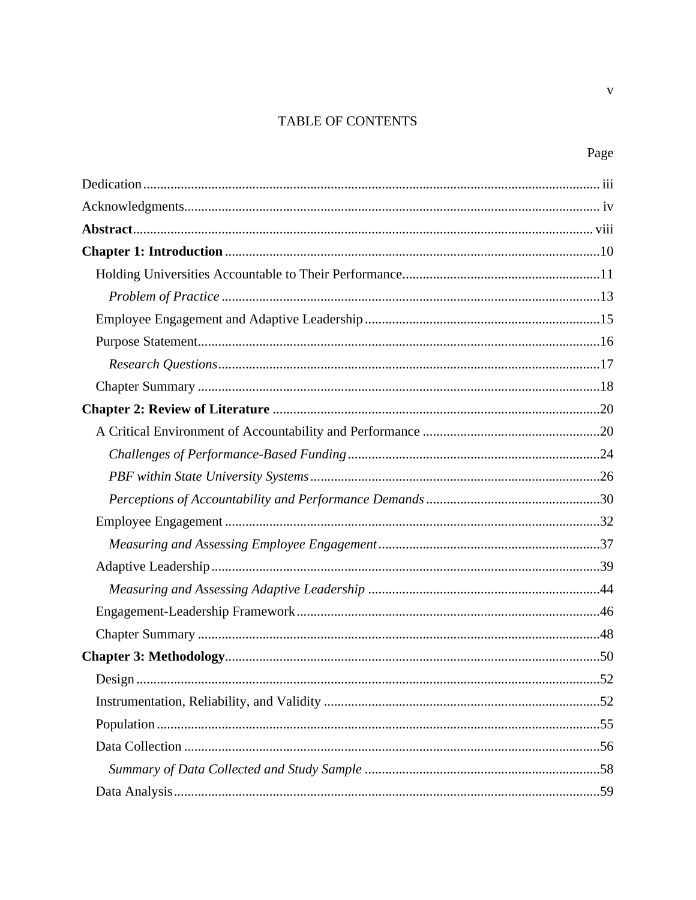TABLE OF CONTENTS

Page

Dedication ........ iii

Acknowledgments ........ iv

**Abstract** ........ viii

**Chapter 1: Introduction** ........ 10

- Holding Universities Accountable to Their Performance ........ 11
  - *Problem of Practice* ........ 13
- Employee Engagement and Adaptive Leadership ........ 15
- Purpose Statement ........ 16
  - *Research Questions* ........ 17
- Chapter Summary ........ 18

**Chapter 2: Review of Literature** ........ 20

- A Critical Environment of Accountability and Performance ........ 20
  - *Challenges of Performance-Based Funding* ........ 24
  - *PBF within State University Systems* ........ 26
  - *Perceptions of Accountability and Performance Demands* ........ 30
- Employee Engagement ........ 32
  - *Measuring and Assessing Employee Engagement* ........ 37
- Adaptive Leadership ........ 39
  - *Measuring and Assessing Adaptive Leadership* ........ 44
- Engagement-Leadership Framework ........ 46
- Chapter Summary ........ 48

**Chapter 3: Methodology** ........ 50

- Design ........ 52
- Instrumentation, Reliability, and Validity ........ 52
- Population ........ 55
- Data Collection ........ 56
  - *Summary of Data Collected and Study Sample* ........ 58
- Data Analysis ........ 59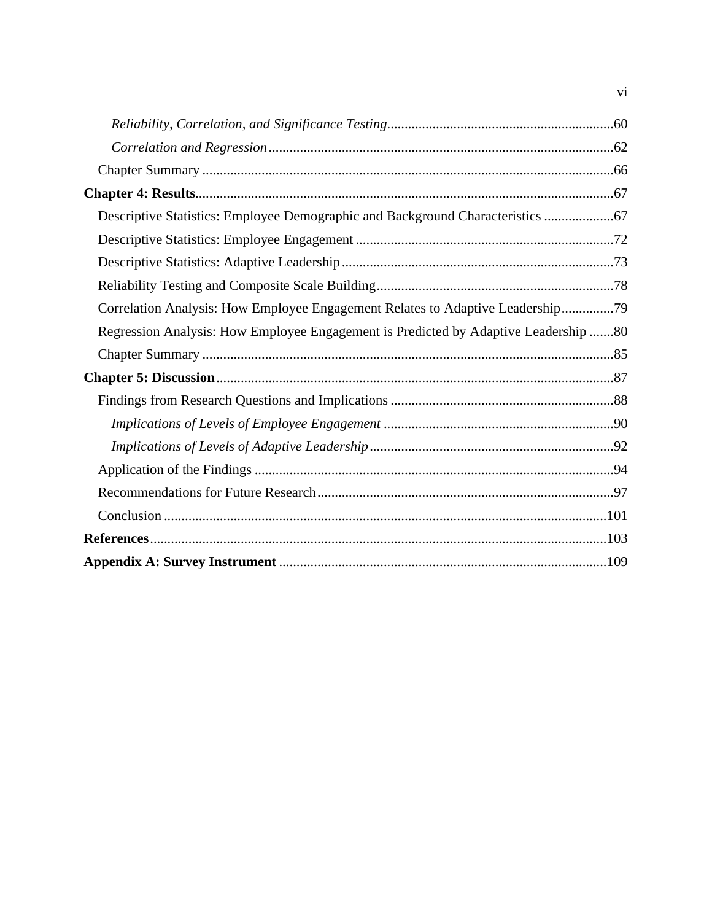*Reliability, Correlation, and Significance Testing* ................................................................. 60

*Correlation and Regression* ................................................................................................. 62

Chapter Summary ...................................................................................................................... 66

**Chapter 4: Results** ........................................................................................................................ 67

Descriptive Statistics: Employee Demographic and Background Characteristics .................... 67

Descriptive Statistics: Employee Engagement .......................................................................... 72

Descriptive Statistics: Adaptive Leadership ............................................................................... 73

Reliability Testing and Composite Scale Building ..................................................................... 78

Correlation Analysis: How Employee Engagement Relates to Adaptive Leadership ............... 79

Regression Analysis: How Employee Engagement is Predicted by Adaptive Leadership ....... 80

Chapter Summary ...................................................................................................................... 85

**Chapter 5: Discussion** .................................................................................................................. 87

Findings from Research Questions and Implications ................................................................ 88

*Implications of Levels of Employee Engagement* .................................................................. 90

*Implications of Levels of Adaptive Leadership* ..................................................................... 92

Application of the Findings ....................................................................................................... 94

Recommendations for Future Research ..................................................................................... 97

Conclusion ............................................................................................................................... 101

**References** ................................................................................................................................. 103

**Appendix A: Survey Instrument** ............................................................................................. 109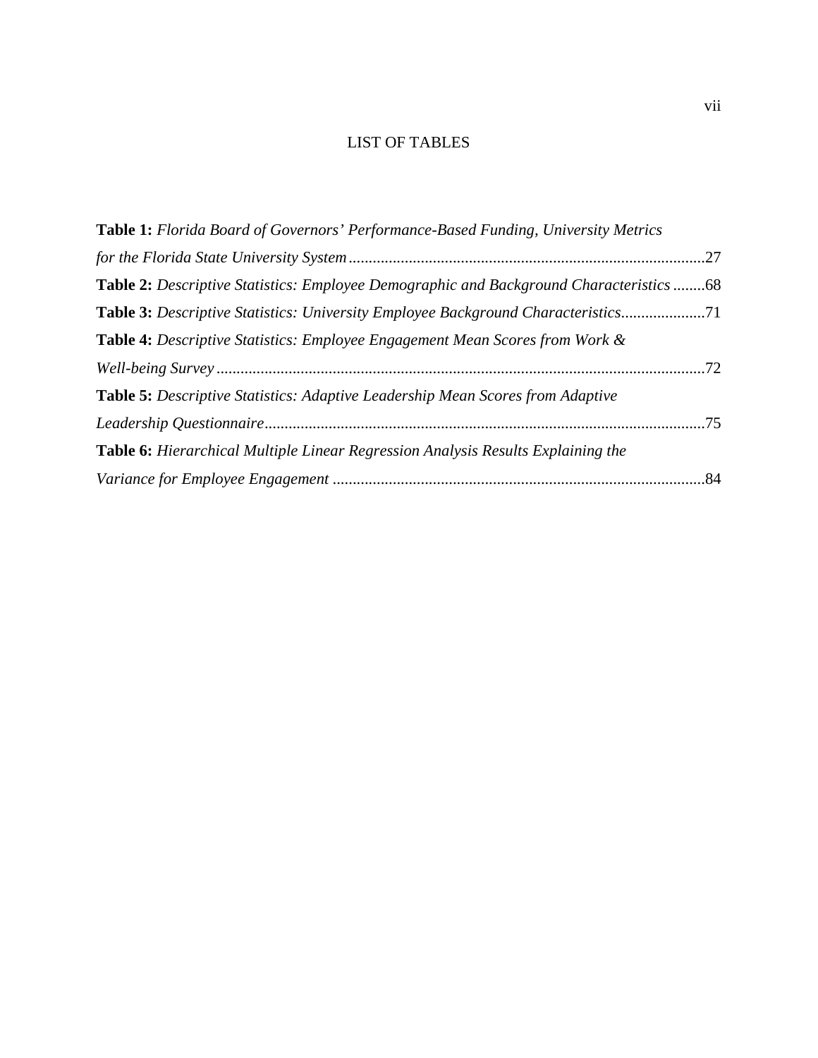# LIST OF TABLES

**Table 1:** *Florida Board of Governors' Performance-Based Funding, University Metrics for the Florida State University System* ........................................................................................27

**Table 2:** *Descriptive Statistics: Employee Demographic and Background Characteristics* ........68

**Table 3:** *Descriptive Statistics: University Employee Background Characteristics*.....................71

**Table 4:** *Descriptive Statistics: Employee Engagement Mean Scores from Work & Well-being Survey* ..........................................................................................................................72

**Table 5:** *Descriptive Statistics: Adaptive Leadership Mean Scores from Adaptive Leadership Questionnaire*.............................................................................................................75

**Table 6:** *Hierarchical Multiple Linear Regression Analysis Results Explaining the Variance for Employee Engagement* ............................................................................................84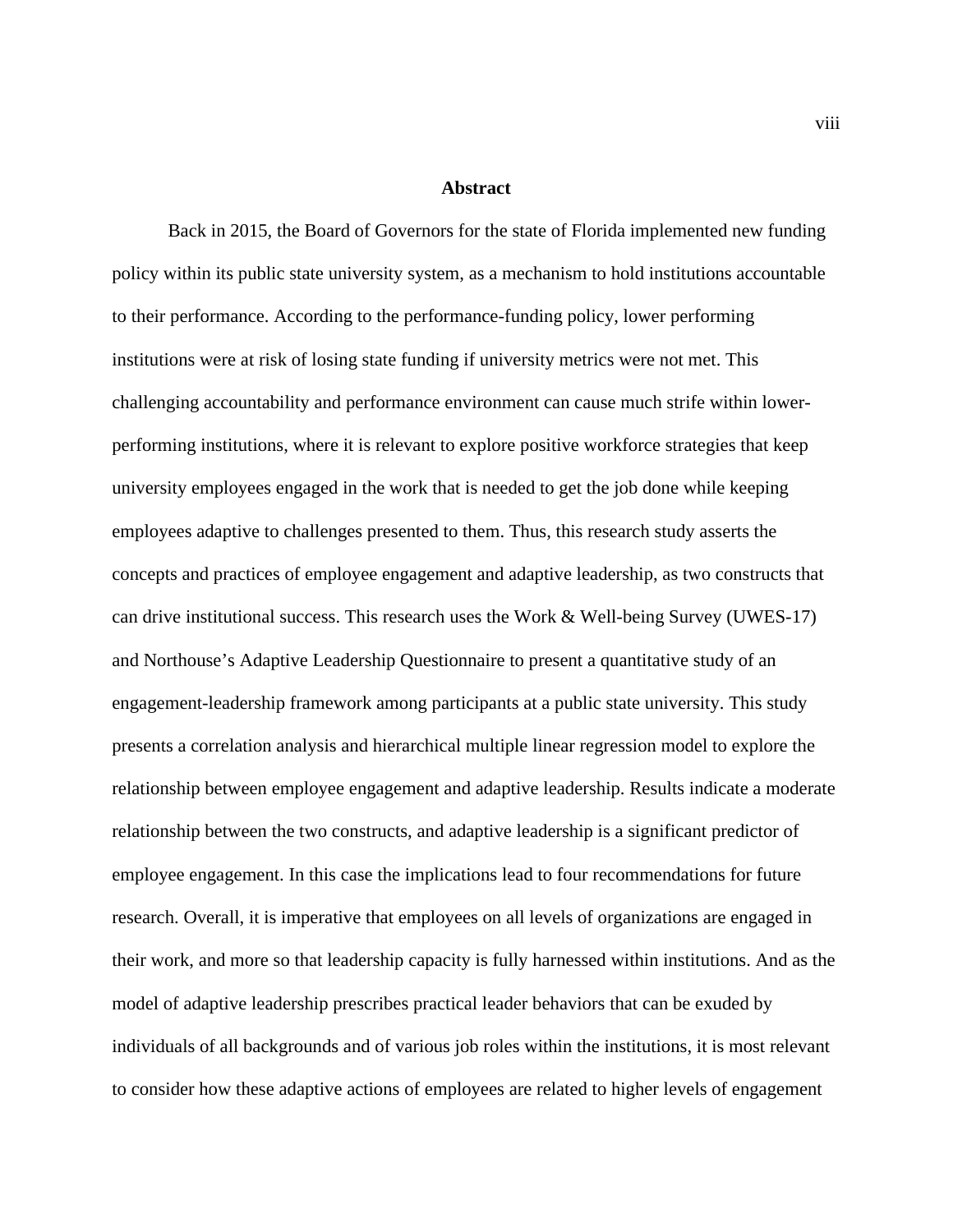## Abstract

Back in 2015, the Board of Governors for the state of Florida implemented new funding policy within its public state university system, as a mechanism to hold institutions accountable to their performance. According to the performance-funding policy, lower performing institutions were at risk of losing state funding if university metrics were not met. This challenging accountability and performance environment can cause much strife within lower-performing institutions, where it is relevant to explore positive workforce strategies that keep university employees engaged in the work that is needed to get the job done while keeping employees adaptive to challenges presented to them. Thus, this research study asserts the concepts and practices of employee engagement and adaptive leadership, as two constructs that can drive institutional success. This research uses the Work & Well-being Survey (UWES-17) and Northouse's Adaptive Leadership Questionnaire to present a quantitative study of an engagement-leadership framework among participants at a public state university. This study presents a correlation analysis and hierarchical multiple linear regression model to explore the relationship between employee engagement and adaptive leadership. Results indicate a moderate relationship between the two constructs, and adaptive leadership is a significant predictor of employee engagement. In this case the implications lead to four recommendations for future research. Overall, it is imperative that employees on all levels of organizations are engaged in their work, and more so that leadership capacity is fully harnessed within institutions. And as the model of adaptive leadership prescribes practical leader behaviors that can be exuded by individuals of all backgrounds and of various job roles within the institutions, it is most relevant to consider how these adaptive actions of employees are related to higher levels of engagement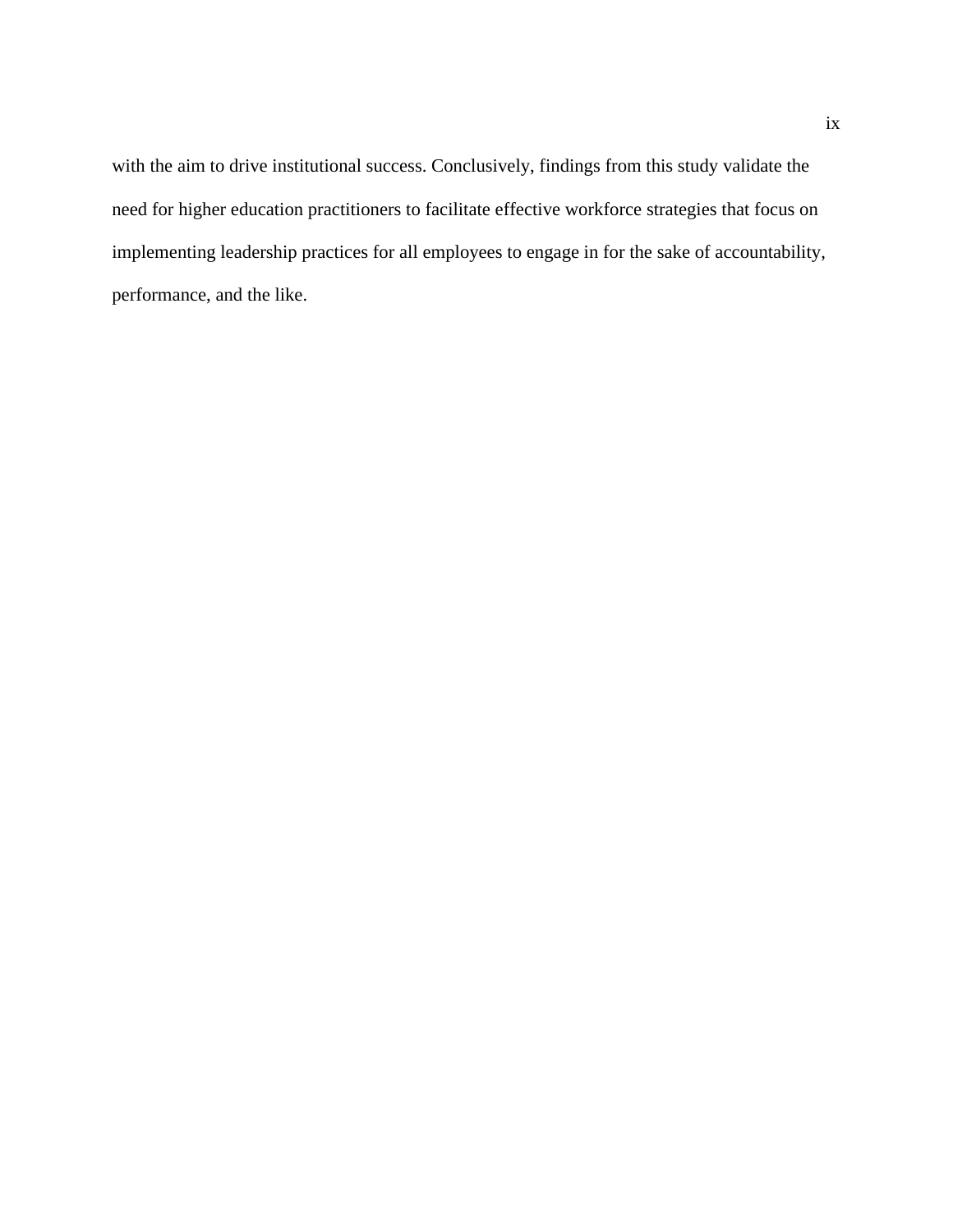with the aim to drive institutional success. Conclusively, findings from this study validate the need for higher education practitioners to facilitate effective workforce strategies that focus on implementing leadership practices for all employees to engage in for the sake of accountability, performance, and the like.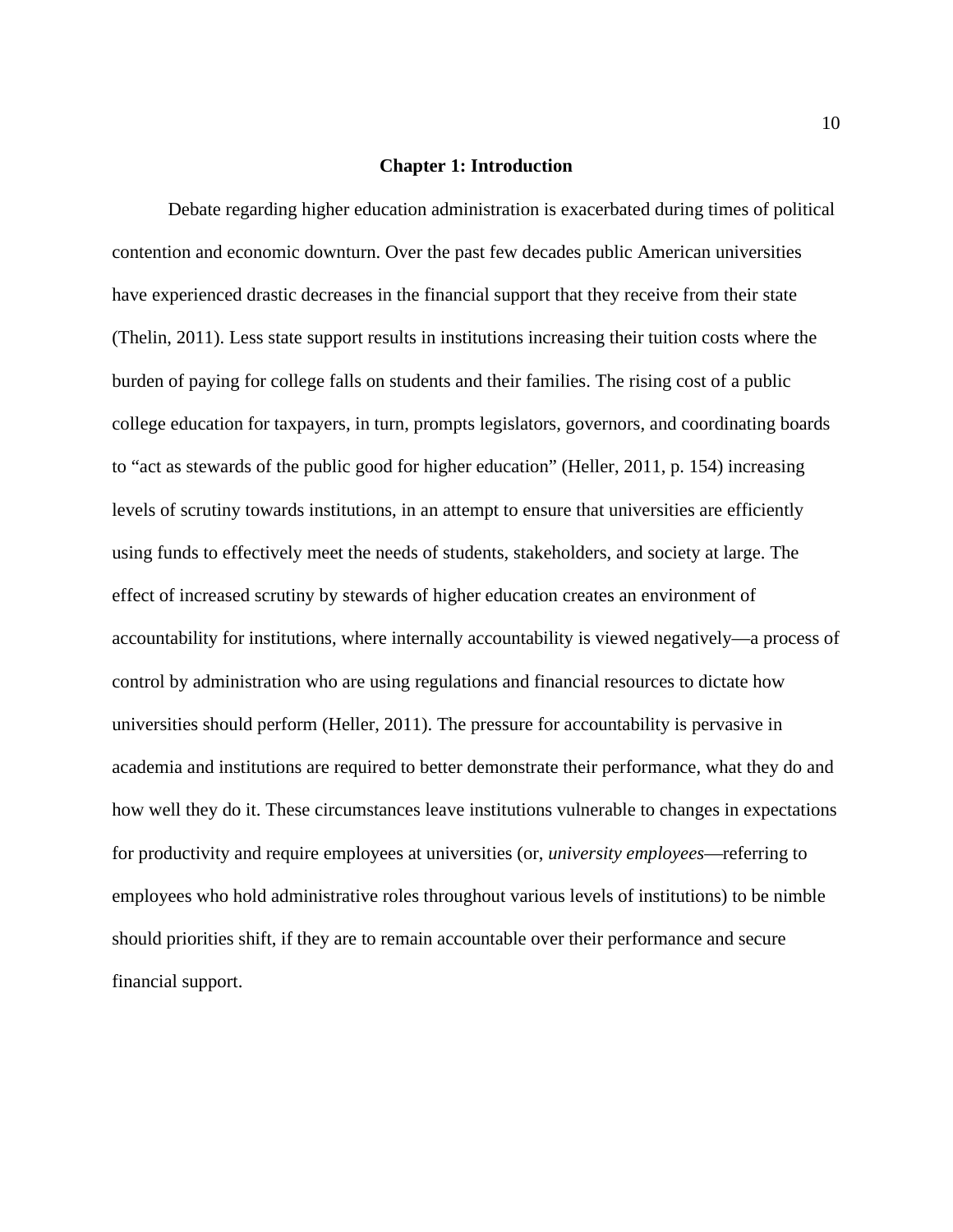# Chapter 1: Introduction

Debate regarding higher education administration is exacerbated during times of political contention and economic downturn. Over the past few decades public American universities have experienced drastic decreases in the financial support that they receive from their state (Thelin, 2011). Less state support results in institutions increasing their tuition costs where the burden of paying for college falls on students and their families. The rising cost of a public college education for taxpayers, in turn, prompts legislators, governors, and coordinating boards to "act as stewards of the public good for higher education" (Heller, 2011, p. 154) increasing levels of scrutiny towards institutions, in an attempt to ensure that universities are efficiently using funds to effectively meet the needs of students, stakeholders, and society at large. The effect of increased scrutiny by stewards of higher education creates an environment of accountability for institutions, where internally accountability is viewed negatively—a process of control by administration who are using regulations and financial resources to dictate how universities should perform (Heller, 2011). The pressure for accountability is pervasive in academia and institutions are required to better demonstrate their performance, what they do and how well they do it. These circumstances leave institutions vulnerable to changes in expectations for productivity and require employees at universities (or, *university employees*—referring to employees who hold administrative roles throughout various levels of institutions) to be nimble should priorities shift, if they are to remain accountable over their performance and secure financial support.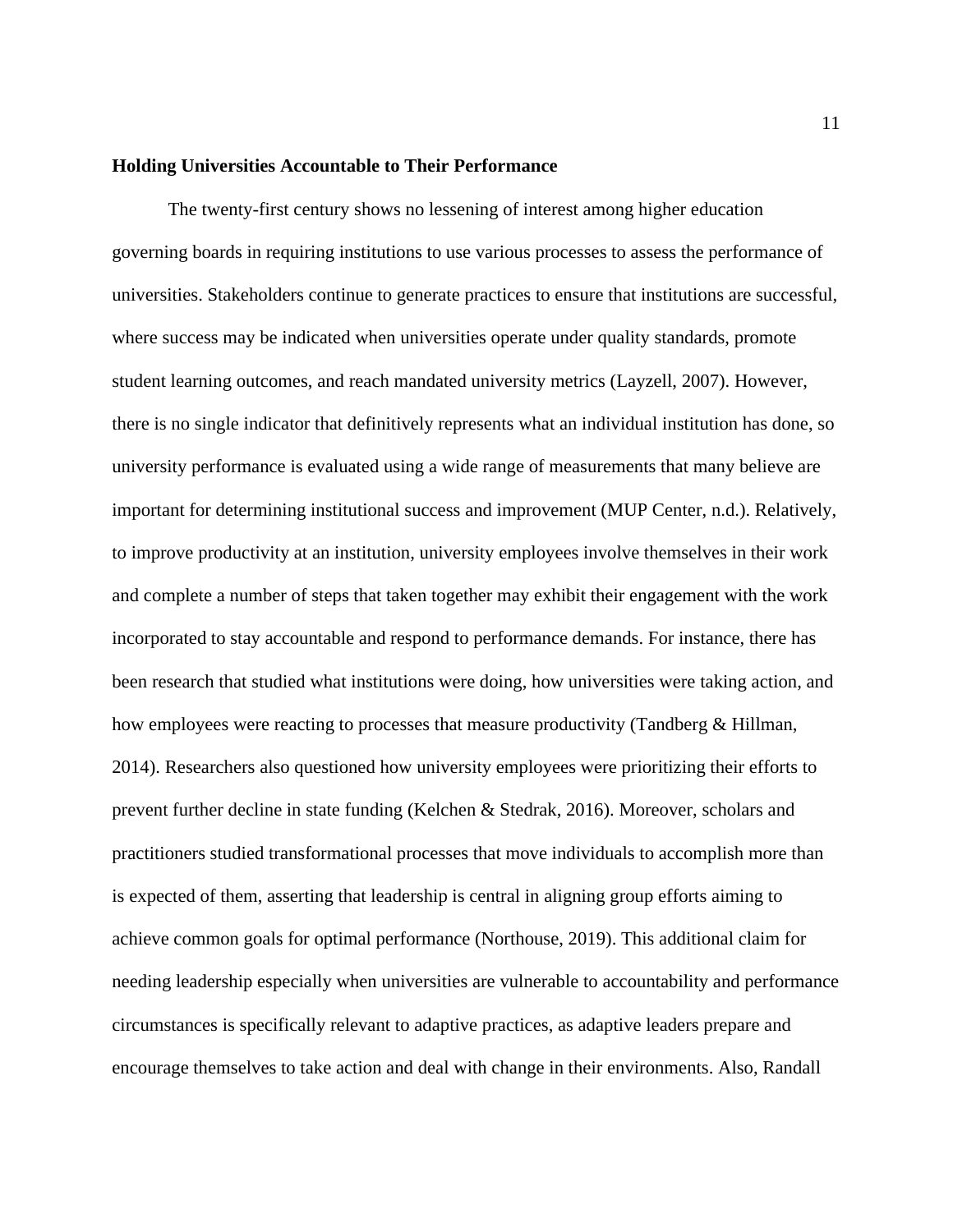**Holding Universities Accountable to Their Performance**

The twenty-first century shows no lessening of interest among higher education governing boards in requiring institutions to use various processes to assess the performance of universities. Stakeholders continue to generate practices to ensure that institutions are successful, where success may be indicated when universities operate under quality standards, promote student learning outcomes, and reach mandated university metrics (Layzell, 2007). However, there is no single indicator that definitively represents what an individual institution has done, so university performance is evaluated using a wide range of measurements that many believe are important for determining institutional success and improvement (MUP Center, n.d.). Relatively, to improve productivity at an institution, university employees involve themselves in their work and complete a number of steps that taken together may exhibit their engagement with the work incorporated to stay accountable and respond to performance demands. For instance, there has been research that studied what institutions were doing, how universities were taking action, and how employees were reacting to processes that measure productivity (Tandberg & Hillman, 2014). Researchers also questioned how university employees were prioritizing their efforts to prevent further decline in state funding (Kelchen & Stedrak, 2016). Moreover, scholars and practitioners studied transformational processes that move individuals to accomplish more than is expected of them, asserting that leadership is central in aligning group efforts aiming to achieve common goals for optimal performance (Northouse, 2019). This additional claim for needing leadership especially when universities are vulnerable to accountability and performance circumstances is specifically relevant to adaptive practices, as adaptive leaders prepare and encourage themselves to take action and deal with change in their environments. Also, Randall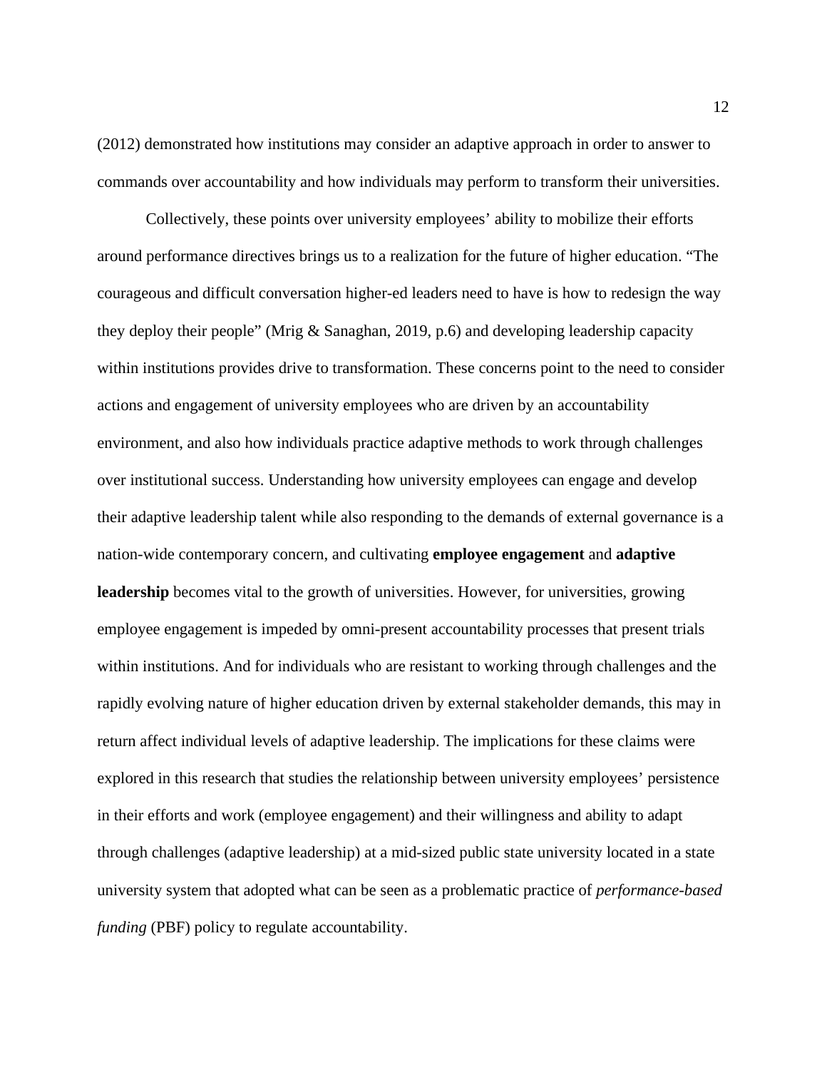(2012) demonstrated how institutions may consider an adaptive approach in order to answer to commands over accountability and how individuals may perform to transform their universities.

Collectively, these points over university employees' ability to mobilize their efforts around performance directives brings us to a realization for the future of higher education. "The courageous and difficult conversation higher-ed leaders need to have is how to redesign the way they deploy their people" (Mrig & Sanaghan, 2019, p.6) and developing leadership capacity within institutions provides drive to transformation. These concerns point to the need to consider actions and engagement of university employees who are driven by an accountability environment, and also how individuals practice adaptive methods to work through challenges over institutional success. Understanding how university employees can engage and develop their adaptive leadership talent while also responding to the demands of external governance is a nation-wide contemporary concern, and cultivating **employee engagement** and **adaptive leadership** becomes vital to the growth of universities. However, for universities, growing employee engagement is impeded by omni-present accountability processes that present trials within institutions. And for individuals who are resistant to working through challenges and the rapidly evolving nature of higher education driven by external stakeholder demands, this may in return affect individual levels of adaptive leadership. The implications for these claims were explored in this research that studies the relationship between university employees' persistence in their efforts and work (employee engagement) and their willingness and ability to adapt through challenges (adaptive leadership) at a mid-sized public state university located in a state university system that adopted what can be seen as a problematic practice of *performance-based funding* (PBF) policy to regulate accountability.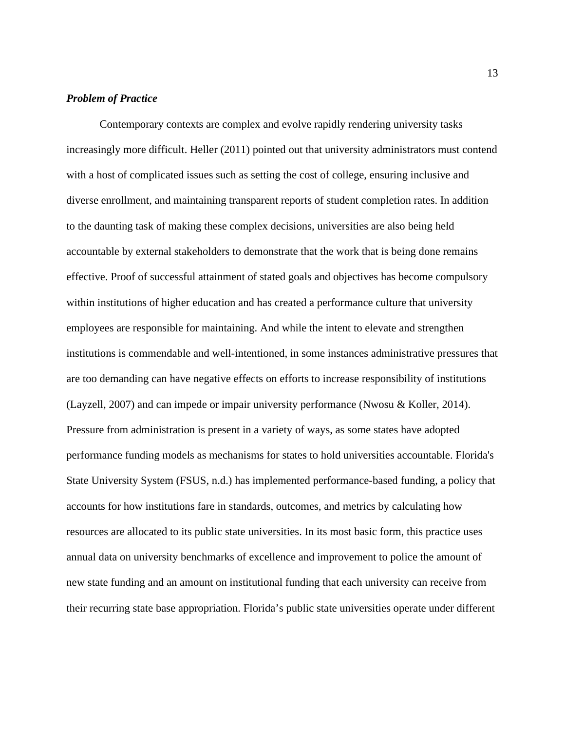### ***Problem of Practice***

Contemporary contexts are complex and evolve rapidly rendering university tasks increasingly more difficult. Heller (2011) pointed out that university administrators must contend with a host of complicated issues such as setting the cost of college, ensuring inclusive and diverse enrollment, and maintaining transparent reports of student completion rates. In addition to the daunting task of making these complex decisions, universities are also being held accountable by external stakeholders to demonstrate that the work that is being done remains effective. Proof of successful attainment of stated goals and objectives has become compulsory within institutions of higher education and has created a performance culture that university employees are responsible for maintaining. And while the intent to elevate and strengthen institutions is commendable and well-intentioned, in some instances administrative pressures that are too demanding can have negative effects on efforts to increase responsibility of institutions (Layzell, 2007) and can impede or impair university performance (Nwosu & Koller, 2014). Pressure from administration is present in a variety of ways, as some states have adopted performance funding models as mechanisms for states to hold universities accountable. Florida's State University System (FSUS, n.d.) has implemented performance-based funding, a policy that accounts for how institutions fare in standards, outcomes, and metrics by calculating how resources are allocated to its public state universities. In its most basic form, this practice uses annual data on university benchmarks of excellence and improvement to police the amount of new state funding and an amount on institutional funding that each university can receive from their recurring state base appropriation. Florida's public state universities operate under different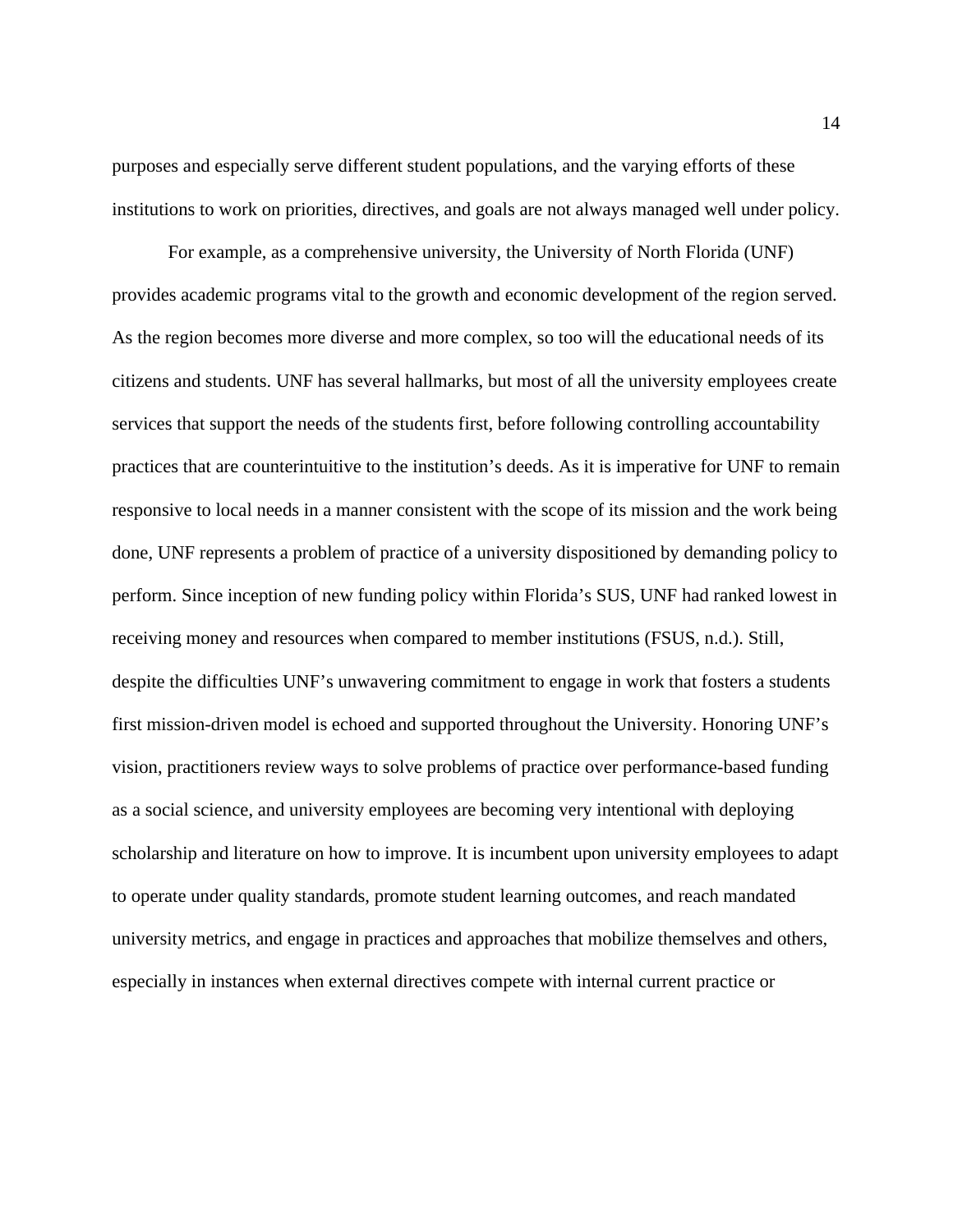purposes and especially serve different student populations, and the varying efforts of these institutions to work on priorities, directives, and goals are not always managed well under policy.

For example, as a comprehensive university, the University of North Florida (UNF) provides academic programs vital to the growth and economic development of the region served. As the region becomes more diverse and more complex, so too will the educational needs of its citizens and students. UNF has several hallmarks, but most of all the university employees create services that support the needs of the students first, before following controlling accountability practices that are counterintuitive to the institution's deeds. As it is imperative for UNF to remain responsive to local needs in a manner consistent with the scope of its mission and the work being done, UNF represents a problem of practice of a university dispositioned by demanding policy to perform. Since inception of new funding policy within Florida's SUS, UNF had ranked lowest in receiving money and resources when compared to member institutions (FSUS, n.d.). Still, despite the difficulties UNF's unwavering commitment to engage in work that fosters a students first mission-driven model is echoed and supported throughout the University. Honoring UNF's vision, practitioners review ways to solve problems of practice over performance-based funding as a social science, and university employees are becoming very intentional with deploying scholarship and literature on how to improve. It is incumbent upon university employees to adapt to operate under quality standards, promote student learning outcomes, and reach mandated university metrics, and engage in practices and approaches that mobilize themselves and others, especially in instances when external directives compete with internal current practice or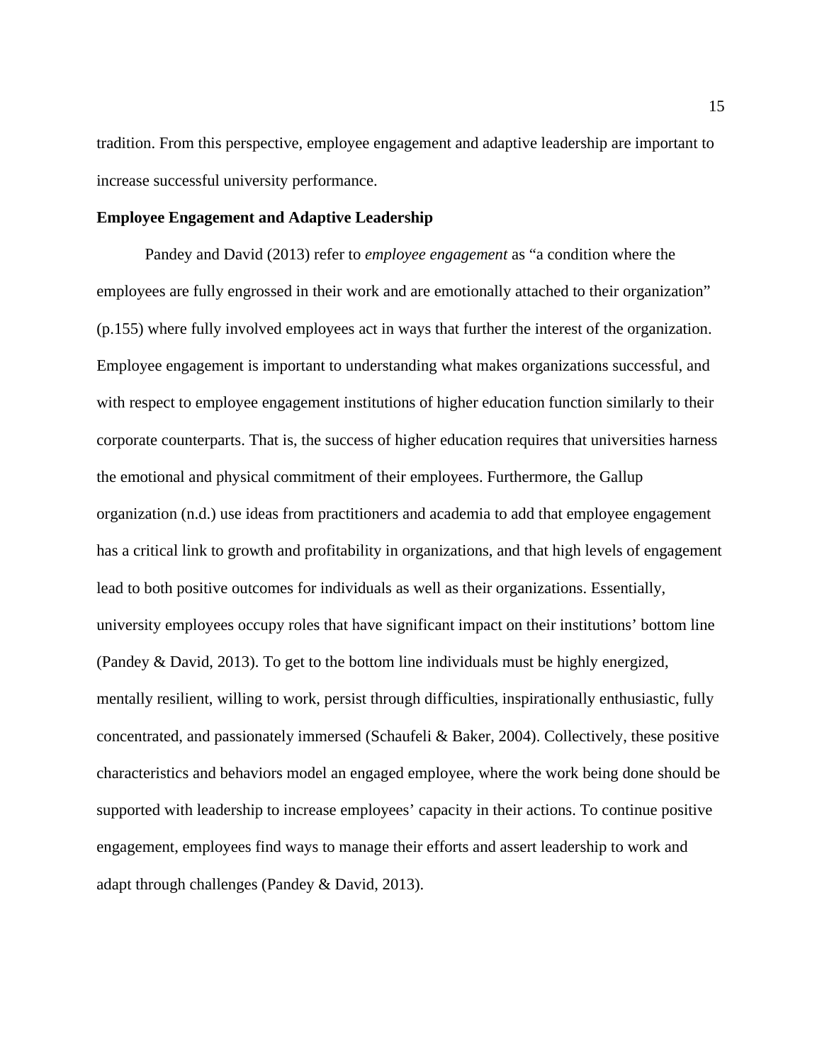tradition. From this perspective, employee engagement and adaptive leadership are important to increase successful university performance.

**Employee Engagement and Adaptive Leadership**

Pandey and David (2013) refer to *employee engagement* as “a condition where the employees are fully engrossed in their work and are emotionally attached to their organization” (p.155) where fully involved employees act in ways that further the interest of the organization. Employee engagement is important to understanding what makes organizations successful, and with respect to employee engagement institutions of higher education function similarly to their corporate counterparts. That is, the success of higher education requires that universities harness the emotional and physical commitment of their employees. Furthermore, the Gallup organization (n.d.) use ideas from practitioners and academia to add that employee engagement has a critical link to growth and profitability in organizations, and that high levels of engagement lead to both positive outcomes for individuals as well as their organizations. Essentially, university employees occupy roles that have significant impact on their institutions’ bottom line (Pandey & David, 2013). To get to the bottom line individuals must be highly energized, mentally resilient, willing to work, persist through difficulties, inspirationally enthusiastic, fully concentrated, and passionately immersed (Schaufeli & Baker, 2004). Collectively, these positive characteristics and behaviors model an engaged employee, where the work being done should be supported with leadership to increase employees’ capacity in their actions. To continue positive engagement, employees find ways to manage their efforts and assert leadership to work and adapt through challenges (Pandey & David, 2013).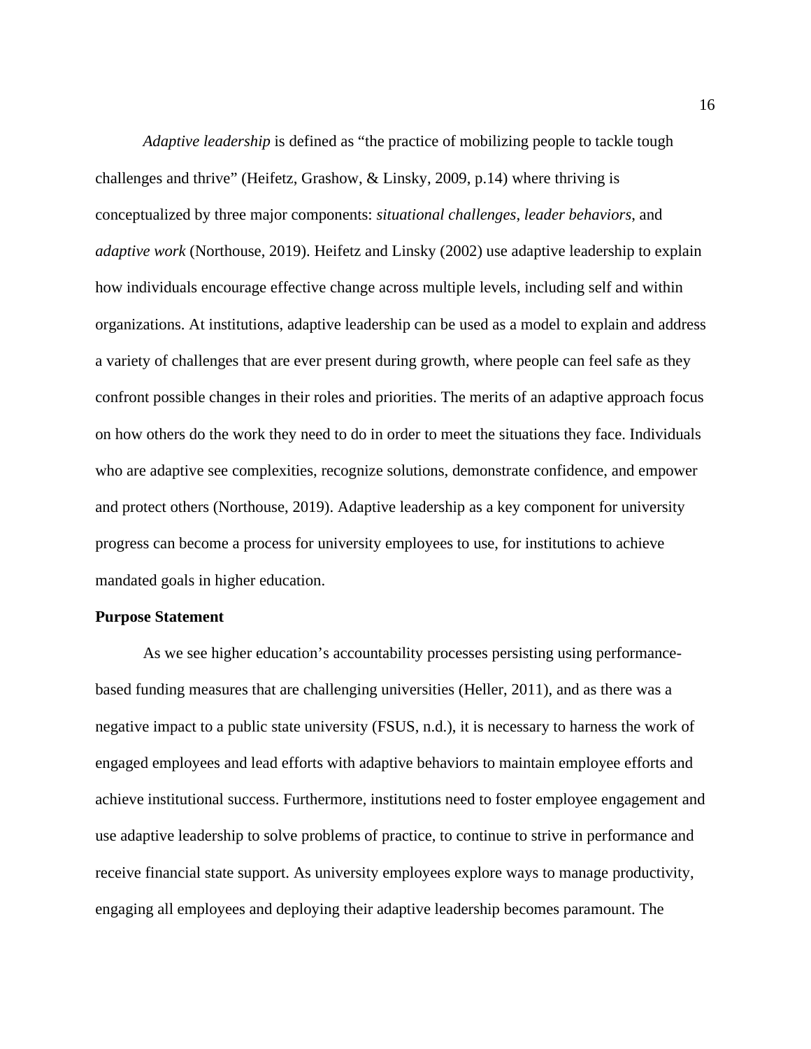*Adaptive leadership* is defined as "the practice of mobilizing people to tackle tough challenges and thrive" (Heifetz, Grashow, & Linsky, 2009, p.14) where thriving is conceptualized by three major components: *situational challenges*, *leader behaviors*, and *adaptive work* (Northouse, 2019). Heifetz and Linsky (2002) use adaptive leadership to explain how individuals encourage effective change across multiple levels, including self and within organizations. At institutions, adaptive leadership can be used as a model to explain and address a variety of challenges that are ever present during growth, where people can feel safe as they confront possible changes in their roles and priorities. The merits of an adaptive approach focus on how others do the work they need to do in order to meet the situations they face. Individuals who are adaptive see complexities, recognize solutions, demonstrate confidence, and empower and protect others (Northouse, 2019). Adaptive leadership as a key component for university progress can become a process for university employees to use, for institutions to achieve mandated goals in higher education.

**Purpose Statement**

As we see higher education's accountability processes persisting using performance-based funding measures that are challenging universities (Heller, 2011), and as there was a negative impact to a public state university (FSUS, n.d.), it is necessary to harness the work of engaged employees and lead efforts with adaptive behaviors to maintain employee efforts and achieve institutional success. Furthermore, institutions need to foster employee engagement and use adaptive leadership to solve problems of practice, to continue to strive in performance and receive financial state support. As university employees explore ways to manage productivity, engaging all employees and deploying their adaptive leadership becomes paramount. The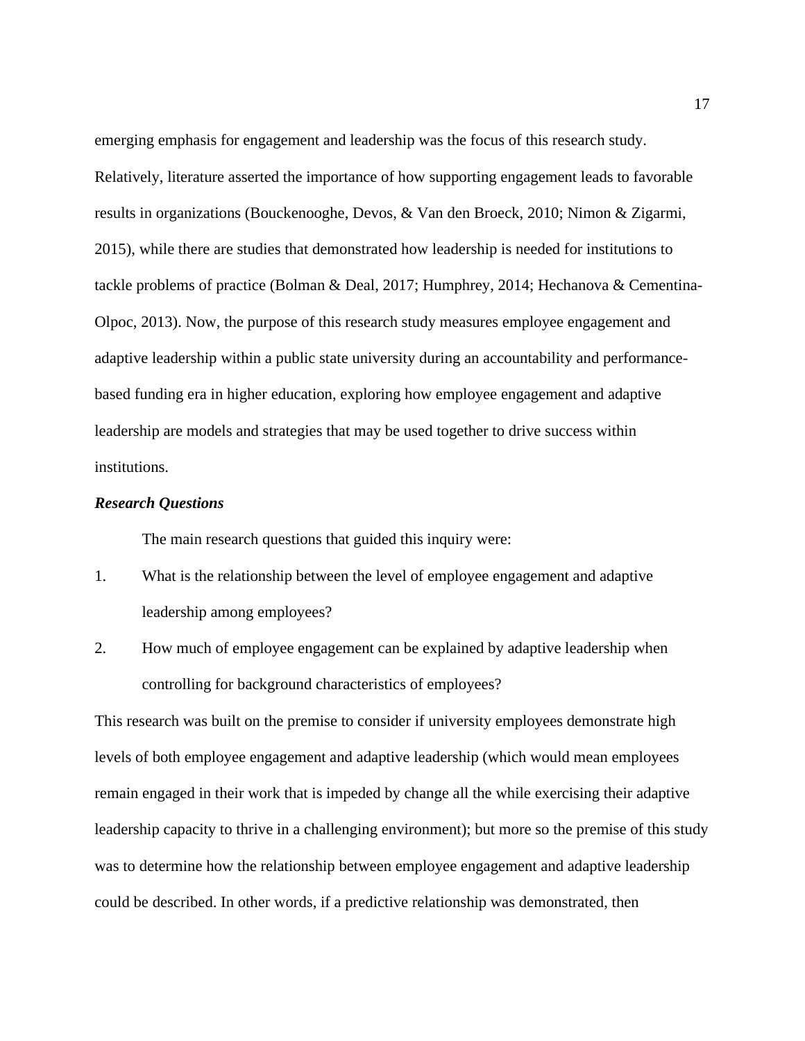emerging emphasis for engagement and leadership was the focus of this research study. Relatively, literature asserted the importance of how supporting engagement leads to favorable results in organizations (Bouckenooghe, Devos, & Van den Broeck, 2010; Nimon & Zigarmi, 2015), while there are studies that demonstrated how leadership is needed for institutions to tackle problems of practice (Bolman & Deal, 2017; Humphrey, 2014; Hechanova & Cementina-Olpoc, 2013). Now, the purpose of this research study measures employee engagement and adaptive leadership within a public state university during an accountability and performance-based funding era in higher education, exploring how employee engagement and adaptive leadership are models and strategies that may be used together to drive success within institutions.

### *Research Questions*

The main research questions that guided this inquiry were:

1. What is the relationship between the level of employee engagement and adaptive leadership among employees?
2. How much of employee engagement can be explained by adaptive leadership when controlling for background characteristics of employees?

This research was built on the premise to consider if university employees demonstrate high levels of both employee engagement and adaptive leadership (which would mean employees remain engaged in their work that is impeded by change all the while exercising their adaptive leadership capacity to thrive in a challenging environment); but more so the premise of this study was to determine how the relationship between employee engagement and adaptive leadership could be described. In other words, if a predictive relationship was demonstrated, then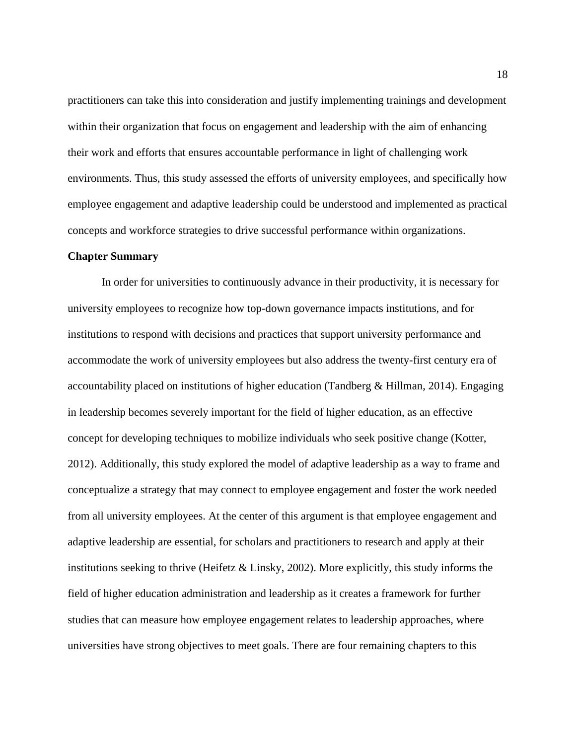practitioners can take this into consideration and justify implementing trainings and development within their organization that focus on engagement and leadership with the aim of enhancing their work and efforts that ensures accountable performance in light of challenging work environments. Thus, this study assessed the efforts of university employees, and specifically how employee engagement and adaptive leadership could be understood and implemented as practical concepts and workforce strategies to drive successful performance within organizations.

**Chapter Summary**

In order for universities to continuously advance in their productivity, it is necessary for university employees to recognize how top-down governance impacts institutions, and for institutions to respond with decisions and practices that support university performance and accommodate the work of university employees but also address the twenty-first century era of accountability placed on institutions of higher education (Tandberg & Hillman, 2014). Engaging in leadership becomes severely important for the field of higher education, as an effective concept for developing techniques to mobilize individuals who seek positive change (Kotter, 2012). Additionally, this study explored the model of adaptive leadership as a way to frame and conceptualize a strategy that may connect to employee engagement and foster the work needed from all university employees. At the center of this argument is that employee engagement and adaptive leadership are essential, for scholars and practitioners to research and apply at their institutions seeking to thrive (Heifetz & Linsky, 2002). More explicitly, this study informs the field of higher education administration and leadership as it creates a framework for further studies that can measure how employee engagement relates to leadership approaches, where universities have strong objectives to meet goals. There are four remaining chapters to this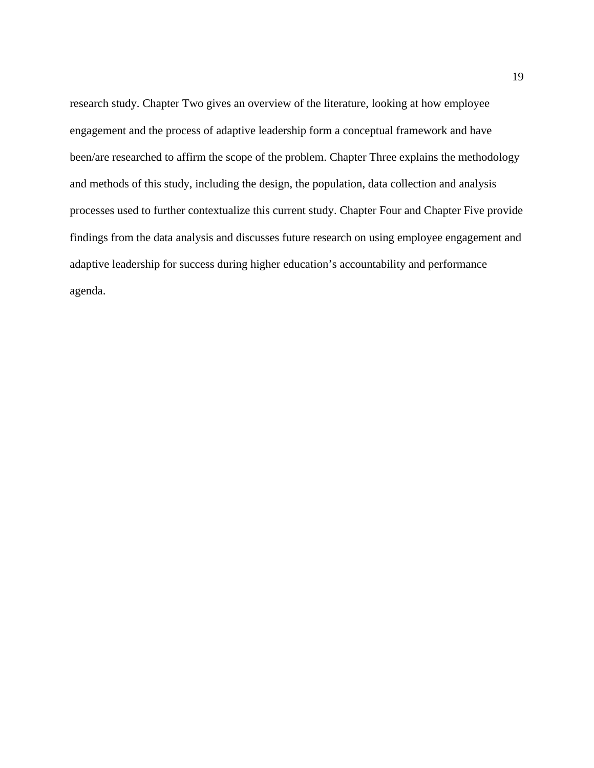research study. Chapter Two gives an overview of the literature, looking at how employee engagement and the process of adaptive leadership form a conceptual framework and have been/are researched to affirm the scope of the problem. Chapter Three explains the methodology and methods of this study, including the design, the population, data collection and analysis processes used to further contextualize this current study. Chapter Four and Chapter Five provide findings from the data analysis and discusses future research on using employee engagement and adaptive leadership for success during higher education's accountability and performance agenda.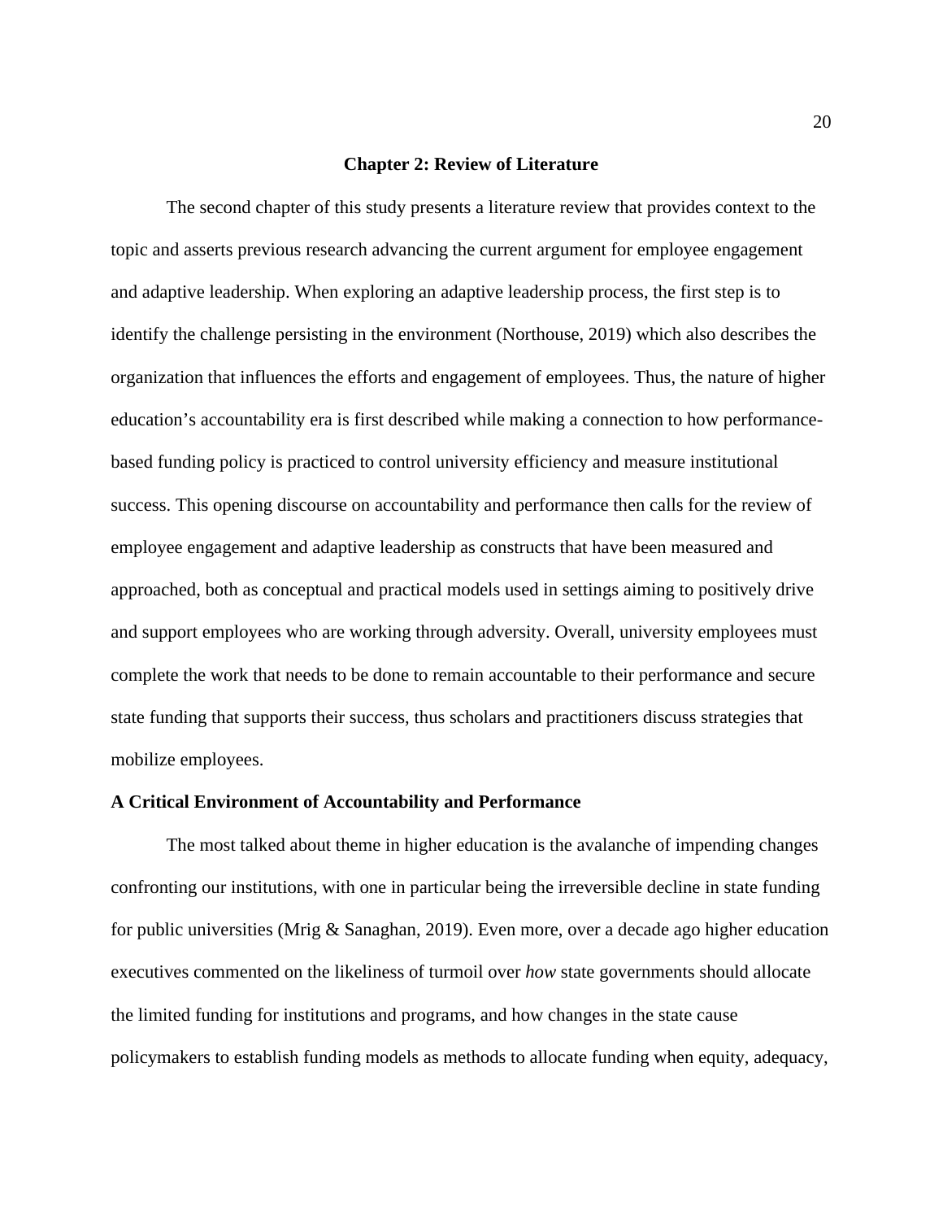# Chapter 2: Review of Literature

The second chapter of this study presents a literature review that provides context to the topic and asserts previous research advancing the current argument for employee engagement and adaptive leadership. When exploring an adaptive leadership process, the first step is to identify the challenge persisting in the environment (Northouse, 2019) which also describes the organization that influences the efforts and engagement of employees. Thus, the nature of higher education's accountability era is first described while making a connection to how performance-based funding policy is practiced to control university efficiency and measure institutional success. This opening discourse on accountability and performance then calls for the review of employee engagement and adaptive leadership as constructs that have been measured and approached, both as conceptual and practical models used in settings aiming to positively drive and support employees who are working through adversity. Overall, university employees must complete the work that needs to be done to remain accountable to their performance and secure state funding that supports their success, thus scholars and practitioners discuss strategies that mobilize employees.

## A Critical Environment of Accountability and Performance

The most talked about theme in higher education is the avalanche of impending changes confronting our institutions, with one in particular being the irreversible decline in state funding for public universities (Mrig & Sanaghan, 2019). Even more, over a decade ago higher education executives commented on the likeliness of turmoil over *how* state governments should allocate the limited funding for institutions and programs, and how changes in the state cause policymakers to establish funding models as methods to allocate funding when equity, adequacy,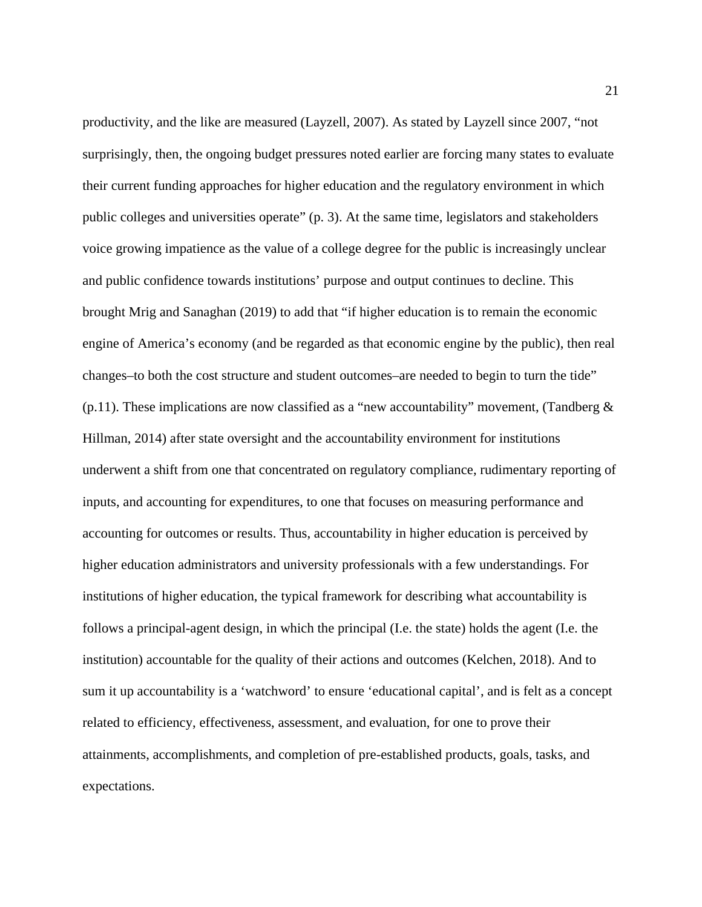productivity, and the like are measured (Layzell, 2007). As stated by Layzell since 2007, "not surprisingly, then, the ongoing budget pressures noted earlier are forcing many states to evaluate their current funding approaches for higher education and the regulatory environment in which public colleges and universities operate" (p. 3). At the same time, legislators and stakeholders voice growing impatience as the value of a college degree for the public is increasingly unclear and public confidence towards institutions' purpose and output continues to decline. This brought Mrig and Sanaghan (2019) to add that "if higher education is to remain the economic engine of America's economy (and be regarded as that economic engine by the public), then real changes–to both the cost structure and student outcomes–are needed to begin to turn the tide" (p.11). These implications are now classified as a "new accountability" movement, (Tandberg & Hillman, 2014) after state oversight and the accountability environment for institutions underwent a shift from one that concentrated on regulatory compliance, rudimentary reporting of inputs, and accounting for expenditures, to one that focuses on measuring performance and accounting for outcomes or results. Thus, accountability in higher education is perceived by higher education administrators and university professionals with a few understandings. For institutions of higher education, the typical framework for describing what accountability is follows a principal-agent design, in which the principal (I.e. the state) holds the agent (I.e. the institution) accountable for the quality of their actions and outcomes (Kelchen, 2018). And to sum it up accountability is a 'watchword' to ensure 'educational capital', and is felt as a concept related to efficiency, effectiveness, assessment, and evaluation, for one to prove their attainments, accomplishments, and completion of pre-established products, goals, tasks, and expectations.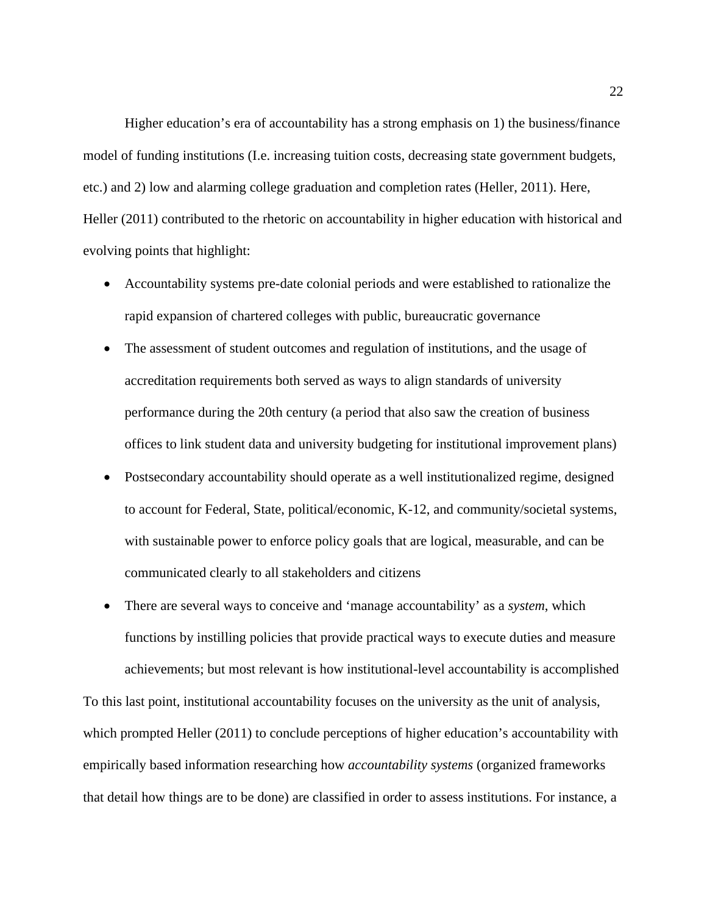Higher education's era of accountability has a strong emphasis on 1) the business/finance model of funding institutions (I.e. increasing tuition costs, decreasing state government budgets, etc.) and 2) low and alarming college graduation and completion rates (Heller, 2011). Here, Heller (2011) contributed to the rhetoric on accountability in higher education with historical and evolving points that highlight:

- Accountability systems pre-date colonial periods and were established to rationalize the rapid expansion of chartered colleges with public, bureaucratic governance
- The assessment of student outcomes and regulation of institutions, and the usage of accreditation requirements both served as ways to align standards of university performance during the 20th century (a period that also saw the creation of business offices to link student data and university budgeting for institutional improvement plans)
- Postsecondary accountability should operate as a well institutionalized regime, designed to account for Federal, State, political/economic, K-12, and community/societal systems, with sustainable power to enforce policy goals that are logical, measurable, and can be communicated clearly to all stakeholders and citizens
- There are several ways to conceive and 'manage accountability' as a *system*, which functions by instilling policies that provide practical ways to execute duties and measure achievements; but most relevant is how institutional-level accountability is accomplished

To this last point, institutional accountability focuses on the university as the unit of analysis, which prompted Heller (2011) to conclude perceptions of higher education's accountability with empirically based information researching how *accountability systems* (organized frameworks that detail how things are to be done) are classified in order to assess institutions. For instance, a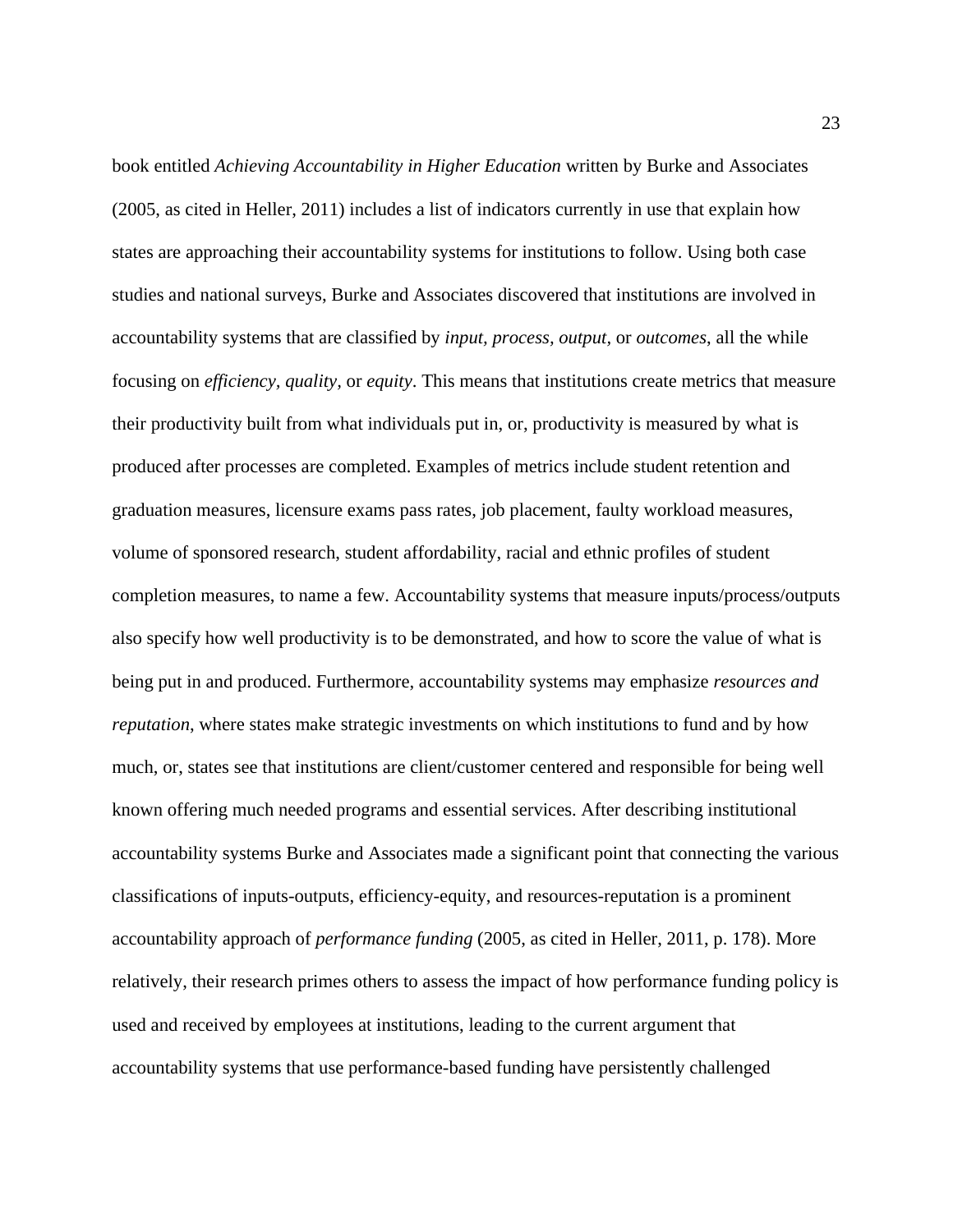book entitled *Achieving Accountability in Higher Education* written by Burke and Associates (2005, as cited in Heller, 2011) includes a list of indicators currently in use that explain how states are approaching their accountability systems for institutions to follow. Using both case studies and national surveys, Burke and Associates discovered that institutions are involved in accountability systems that are classified by *input*, *process*, *output*, or *outcomes*, all the while focusing on *efficiency*, *quality*, or *equity*. This means that institutions create metrics that measure their productivity built from what individuals put in, or, productivity is measured by what is produced after processes are completed. Examples of metrics include student retention and graduation measures, licensure exams pass rates, job placement, faulty workload measures, volume of sponsored research, student affordability, racial and ethnic profiles of student completion measures, to name a few. Accountability systems that measure inputs/process/outputs also specify how well productivity is to be demonstrated, and how to score the value of what is being put in and produced. Furthermore, accountability systems may emphasize *resources and reputation*, where states make strategic investments on which institutions to fund and by how much, or, states see that institutions are client/customer centered and responsible for being well known offering much needed programs and essential services. After describing institutional accountability systems Burke and Associates made a significant point that connecting the various classifications of inputs-outputs, efficiency-equity, and resources-reputation is a prominent accountability approach of *performance funding* (2005, as cited in Heller, 2011, p. 178). More relatively, their research primes others to assess the impact of how performance funding policy is used and received by employees at institutions, leading to the current argument that accountability systems that use performance-based funding have persistently challenged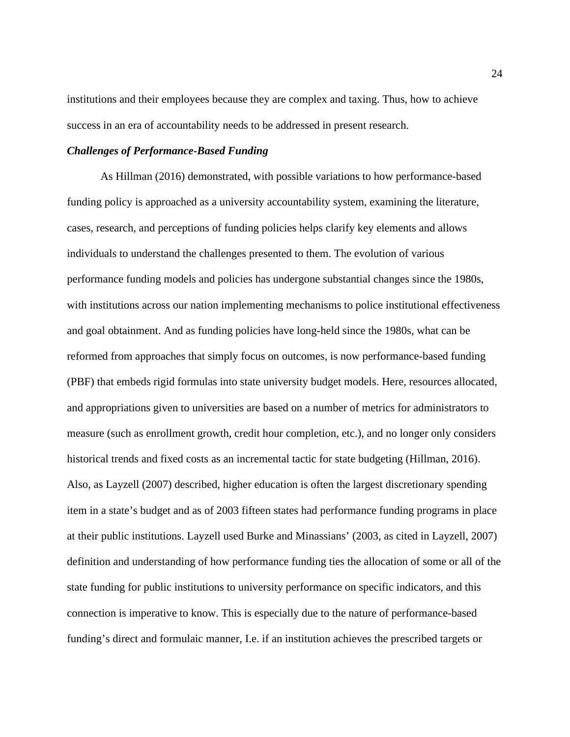institutions and their employees because they are complex and taxing. Thus, how to achieve success in an era of accountability needs to be addressed in present research.

### *Challenges of Performance-Based Funding*

As Hillman (2016) demonstrated, with possible variations to how performance-based funding policy is approached as a university accountability system, examining the literature, cases, research, and perceptions of funding policies helps clarify key elements and allows individuals to understand the challenges presented to them. The evolution of various performance funding models and policies has undergone substantial changes since the 1980s, with institutions across our nation implementing mechanisms to police institutional effectiveness and goal obtainment. And as funding policies have long-held since the 1980s, what can be reformed from approaches that simply focus on outcomes, is now performance-based funding (PBF) that embeds rigid formulas into state university budget models. Here, resources allocated, and appropriations given to universities are based on a number of metrics for administrators to measure (such as enrollment growth, credit hour completion, etc.), and no longer only considers historical trends and fixed costs as an incremental tactic for state budgeting (Hillman, 2016). Also, as Layzell (2007) described, higher education is often the largest discretionary spending item in a state's budget and as of 2003 fifteen states had performance funding programs in place at their public institutions. Layzell used Burke and Minassians' (2003, as cited in Layzell, 2007) definition and understanding of how performance funding ties the allocation of some or all of the state funding for public institutions to university performance on specific indicators, and this connection is imperative to know. This is especially due to the nature of performance-based funding's direct and formulaic manner, I.e. if an institution achieves the prescribed targets or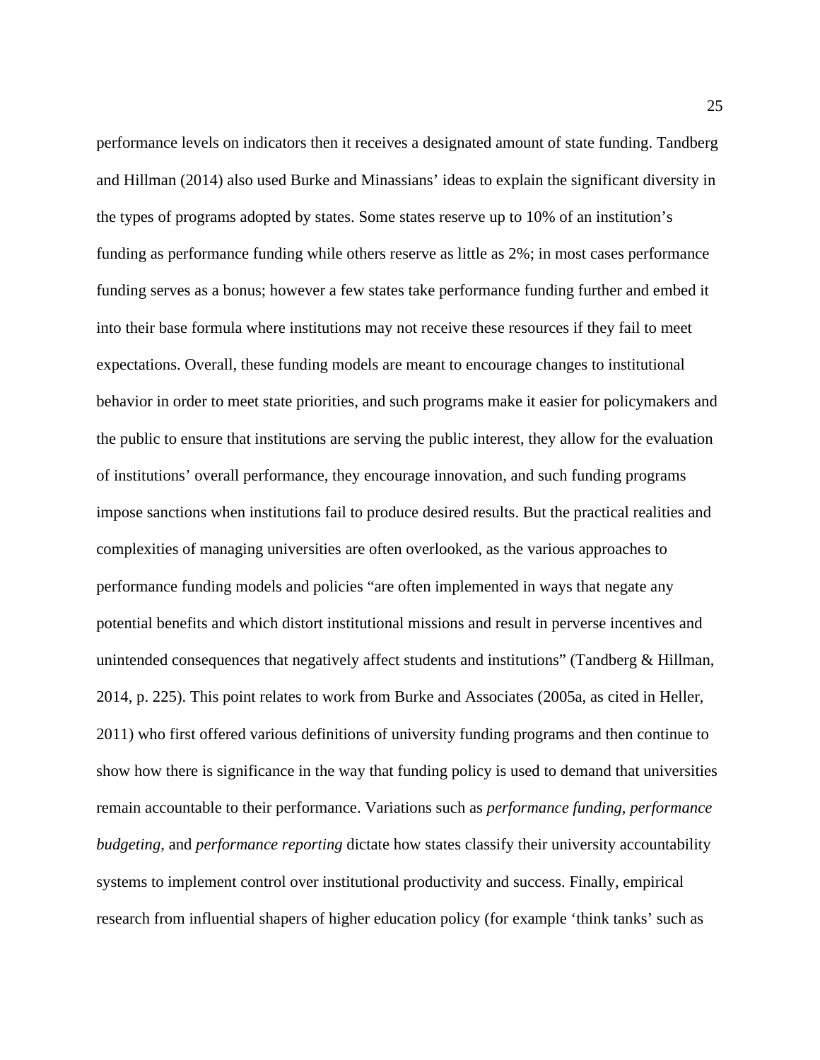performance levels on indicators then it receives a designated amount of state funding. Tandberg and Hillman (2014) also used Burke and Minassians' ideas to explain the significant diversity in the types of programs adopted by states. Some states reserve up to 10% of an institution's funding as performance funding while others reserve as little as 2%; in most cases performance funding serves as a bonus; however a few states take performance funding further and embed it into their base formula where institutions may not receive these resources if they fail to meet expectations. Overall, these funding models are meant to encourage changes to institutional behavior in order to meet state priorities, and such programs make it easier for policymakers and the public to ensure that institutions are serving the public interest, they allow for the evaluation of institutions' overall performance, they encourage innovation, and such funding programs impose sanctions when institutions fail to produce desired results. But the practical realities and complexities of managing universities are often overlooked, as the various approaches to performance funding models and policies "are often implemented in ways that negate any potential benefits and which distort institutional missions and result in perverse incentives and unintended consequences that negatively affect students and institutions" (Tandberg & Hillman, 2014, p. 225). This point relates to work from Burke and Associates (2005a, as cited in Heller, 2011) who first offered various definitions of university funding programs and then continue to show how there is significance in the way that funding policy is used to demand that universities remain accountable to their performance. Variations such as *performance funding*, *performance budgeting*, and *performance reporting* dictate how states classify their university accountability systems to implement control over institutional productivity and success. Finally, empirical research from influential shapers of higher education policy (for example 'think tanks' such as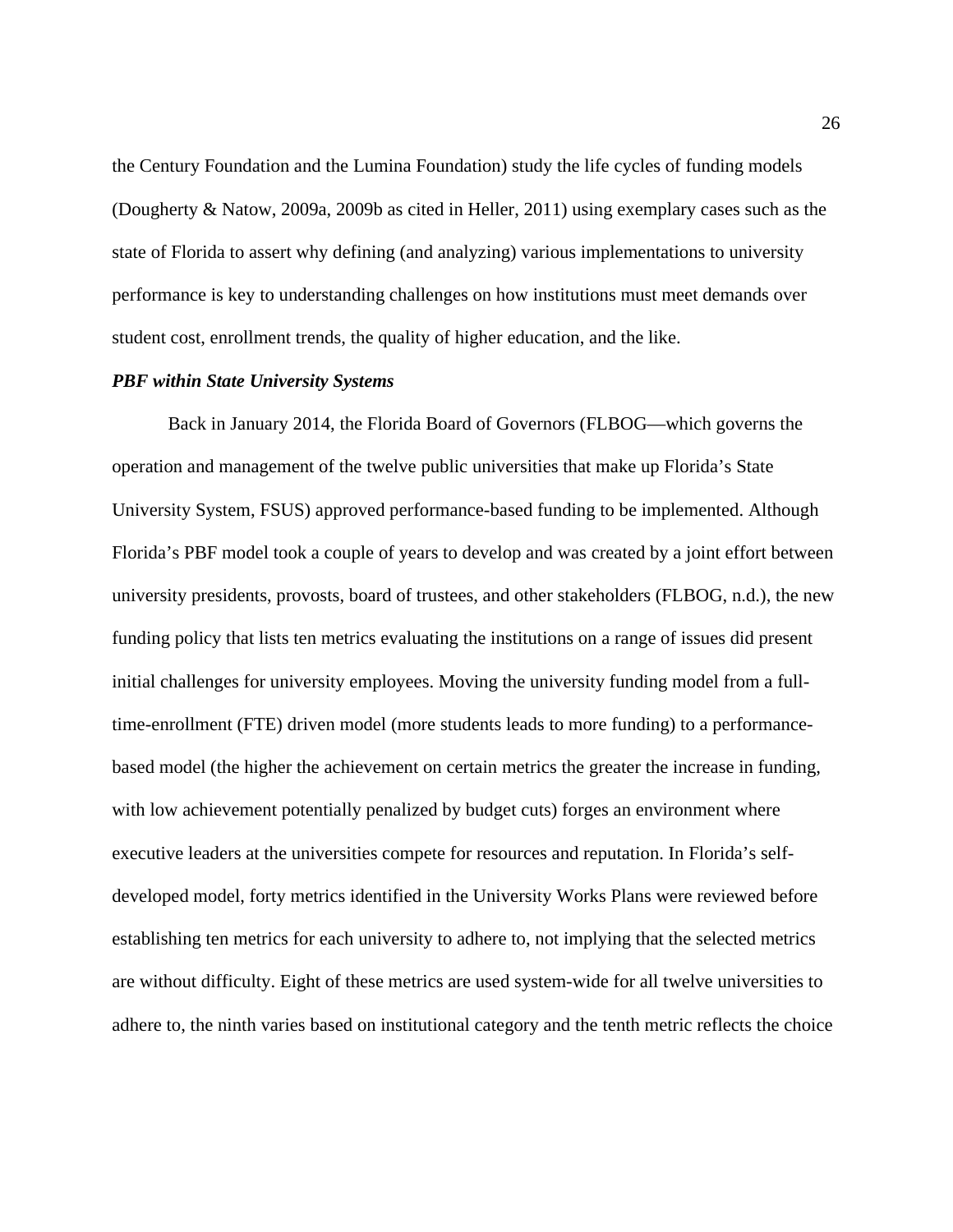the Century Foundation and the Lumina Foundation) study the life cycles of funding models (Dougherty & Natow, 2009a, 2009b as cited in Heller, 2011) using exemplary cases such as the state of Florida to assert why defining (and analyzing) various implementations to university performance is key to understanding challenges on how institutions must meet demands over student cost, enrollment trends, the quality of higher education, and the like.

***PBF within State University Systems***

Back in January 2014, the Florida Board of Governors (FLBOG—which governs the operation and management of the twelve public universities that make up Florida's State University System, FSUS) approved performance-based funding to be implemented. Although Florida's PBF model took a couple of years to develop and was created by a joint effort between university presidents, provosts, board of trustees, and other stakeholders (FLBOG, n.d.), the new funding policy that lists ten metrics evaluating the institutions on a range of issues did present initial challenges for university employees. Moving the university funding model from a full-time-enrollment (FTE) driven model (more students leads to more funding) to a performance-based model (the higher the achievement on certain metrics the greater the increase in funding, with low achievement potentially penalized by budget cuts) forges an environment where executive leaders at the universities compete for resources and reputation. In Florida's self-developed model, forty metrics identified in the University Works Plans were reviewed before establishing ten metrics for each university to adhere to, not implying that the selected metrics are without difficulty. Eight of these metrics are used system-wide for all twelve universities to adhere to, the ninth varies based on institutional category and the tenth metric reflects the choice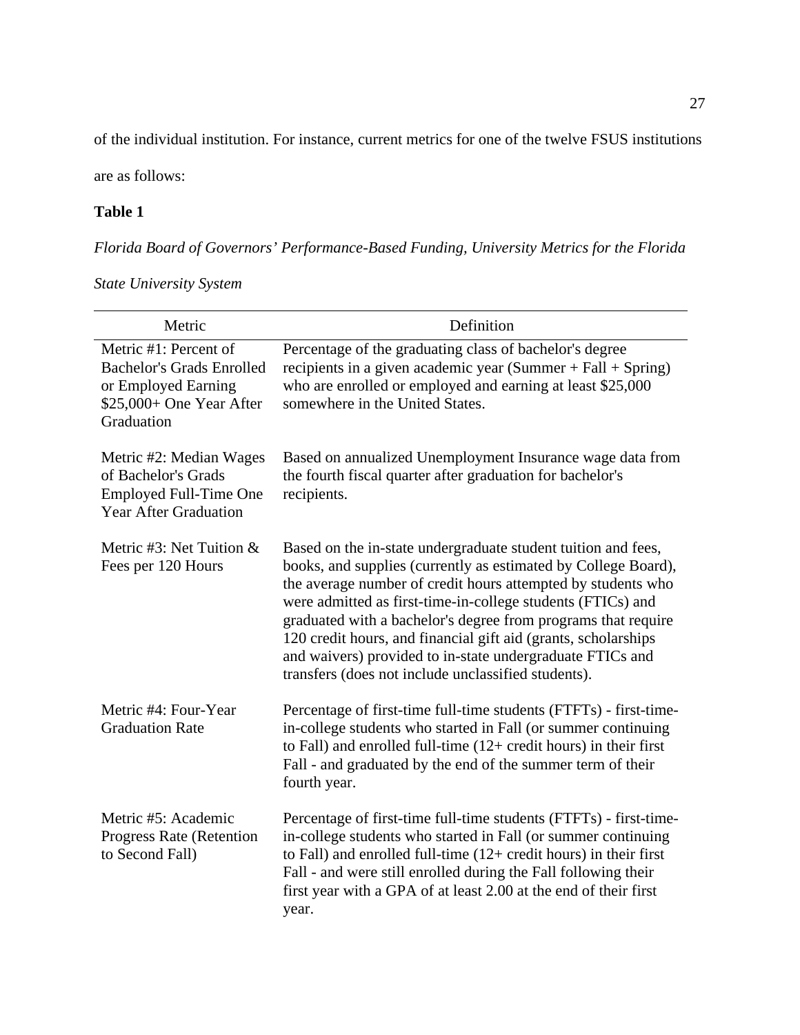of the individual institution. For instance, current metrics for one of the twelve FSUS institutions are as follows:

**Table 1**

*Florida Board of Governors' Performance-Based Funding, University Metrics for the Florida State University System*

| Metric | Definition |
|---|---|
| Metric #1: Percent of Bachelor's Grads Enrolled or Employed Earning $25,000+ One Year After Graduation | Percentage of the graduating class of bachelor's degree recipients in a given academic year (Summer + Fall + Spring) who are enrolled or employed and earning at least $25,000 somewhere in the United States. |
| Metric #2: Median Wages of Bachelor's Grads Employed Full-Time One Year After Graduation | Based on annualized Unemployment Insurance wage data from the fourth fiscal quarter after graduation for bachelor's recipients. |
| Metric #3: Net Tuition & Fees per 120 Hours | Based on the in-state undergraduate student tuition and fees, books, and supplies (currently as estimated by College Board), the average number of credit hours attempted by students who were admitted as first-time-in-college students (FTICs) and graduated with a bachelor's degree from programs that require 120 credit hours, and financial gift aid (grants, scholarships and waivers) provided to in-state undergraduate FTICs and transfers (does not include unclassified students). |
| Metric #4: Four-Year Graduation Rate | Percentage of first-time full-time students (FTFTs) - first-time-in-college students who started in Fall (or summer continuing to Fall) and enrolled full-time (12+ credit hours) in their first Fall - and graduated by the end of the summer term of their fourth year. |
| Metric #5: Academic Progress Rate (Retention to Second Fall) | Percentage of first-time full-time students (FTFTs) - first-time-in-college students who started in Fall (or summer continuing to Fall) and enrolled full-time (12+ credit hours) in their first Fall - and were still enrolled during the Fall following their first year with a GPA of at least 2.00 at the end of their first year. |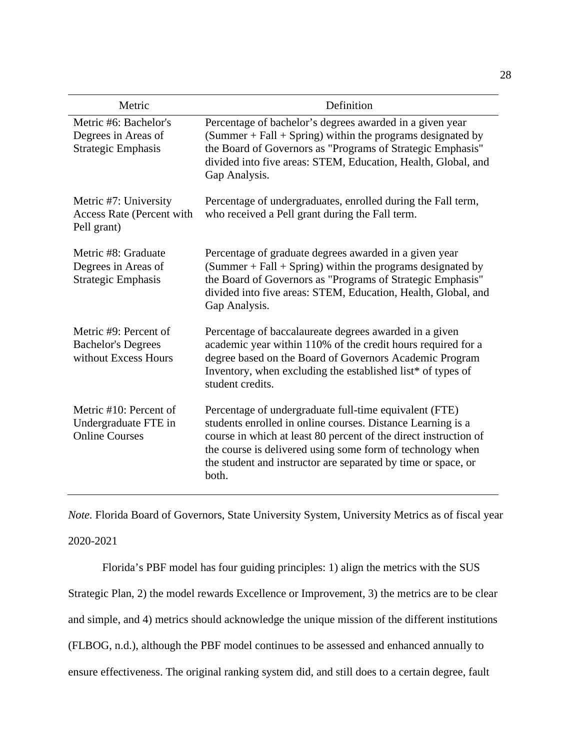| Metric | Definition |
|---|---|
| Metric #6: Bachelor's Degrees in Areas of Strategic Emphasis | Percentage of bachelor's degrees awarded in a given year (Summer + Fall + Spring) within the programs designated by the Board of Governors as "Programs of Strategic Emphasis" divided into five areas: STEM, Education, Health, Global, and Gap Analysis. |
| Metric #7: University Access Rate (Percent with Pell grant) | Percentage of undergraduates, enrolled during the Fall term, who received a Pell grant during the Fall term. |
| Metric #8: Graduate Degrees in Areas of Strategic Emphasis | Percentage of graduate degrees awarded in a given year (Summer + Fall + Spring) within the programs designated by the Board of Governors as "Programs of Strategic Emphasis" divided into five areas: STEM, Education, Health, Global, and Gap Analysis. |
| Metric #9: Percent of Bachelor's Degrees without Excess Hours | Percentage of baccalaureate degrees awarded in a given academic year within 110% of the credit hours required for a degree based on the Board of Governors Academic Program Inventory, when excluding the established list* of types of student credits. |
| Metric #10: Percent of Undergraduate FTE in Online Courses | Percentage of undergraduate full-time equivalent (FTE) students enrolled in online courses. Distance Learning is a course in which at least 80 percent of the direct instruction of the course is delivered using some form of technology when the student and instructor are separated by time or space, or both. |

*Note.* Florida Board of Governors, State University System, University Metrics as of fiscal year 2020-2021

Florida's PBF model has four guiding principles: 1) align the metrics with the SUS Strategic Plan, 2) the model rewards Excellence or Improvement, 3) the metrics are to be clear and simple, and 4) metrics should acknowledge the unique mission of the different institutions (FLBOG, n.d.), although the PBF model continues to be assessed and enhanced annually to ensure effectiveness. The original ranking system did, and still does to a certain degree, fault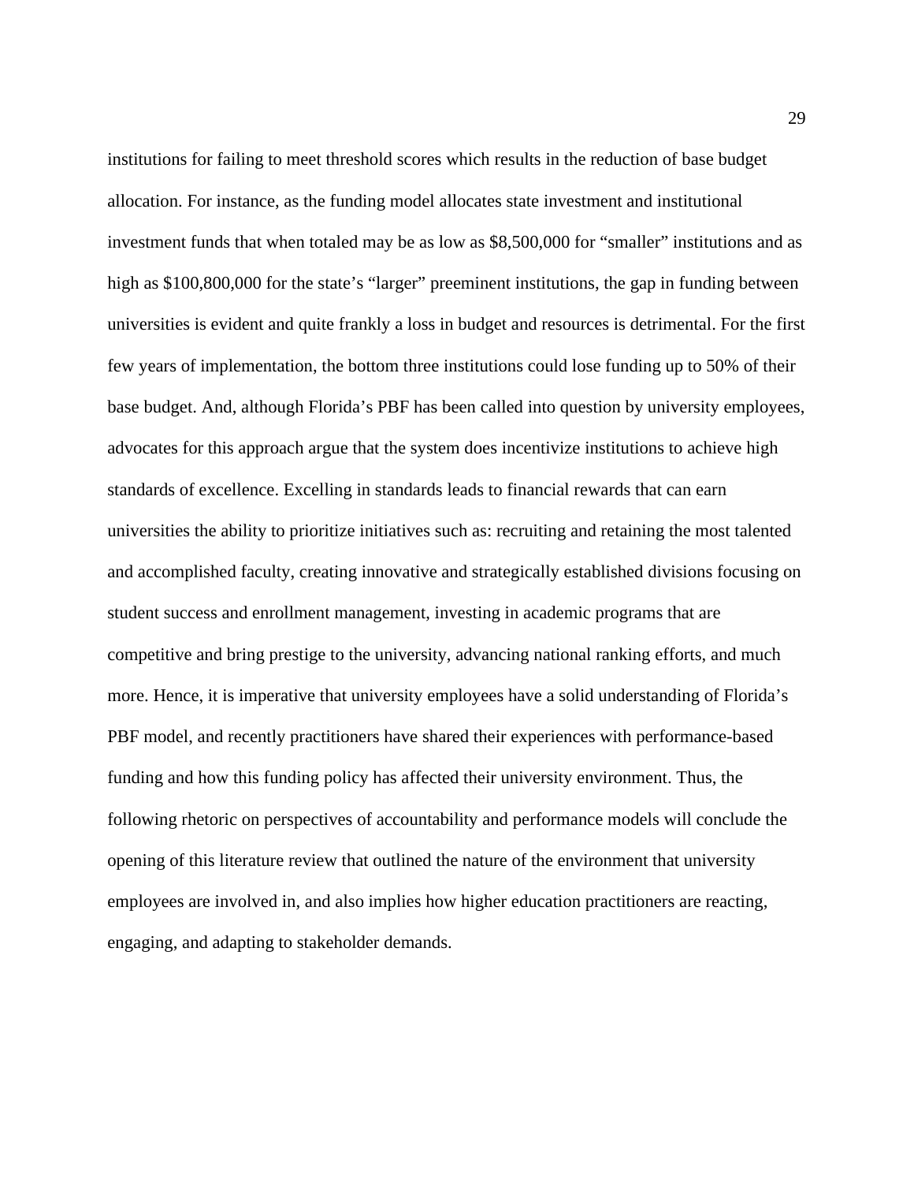institutions for failing to meet threshold scores which results in the reduction of base budget allocation. For instance, as the funding model allocates state investment and institutional investment funds that when totaled may be as low as $8,500,000 for “smaller” institutions and as high as $100,800,000 for the state’s “larger” preeminent institutions, the gap in funding between universities is evident and quite frankly a loss in budget and resources is detrimental. For the first few years of implementation, the bottom three institutions could lose funding up to 50% of their base budget. And, although Florida’s PBF has been called into question by university employees, advocates for this approach argue that the system does incentivize institutions to achieve high standards of excellence. Excelling in standards leads to financial rewards that can earn universities the ability to prioritize initiatives such as: recruiting and retaining the most talented and accomplished faculty, creating innovative and strategically established divisions focusing on student success and enrollment management, investing in academic programs that are competitive and bring prestige to the university, advancing national ranking efforts, and much more. Hence, it is imperative that university employees have a solid understanding of Florida’s PBF model, and recently practitioners have shared their experiences with performance-based funding and how this funding policy has affected their university environment. Thus, the following rhetoric on perspectives of accountability and performance models will conclude the opening of this literature review that outlined the nature of the environment that university employees are involved in, and also implies how higher education practitioners are reacting, engaging, and adapting to stakeholder demands.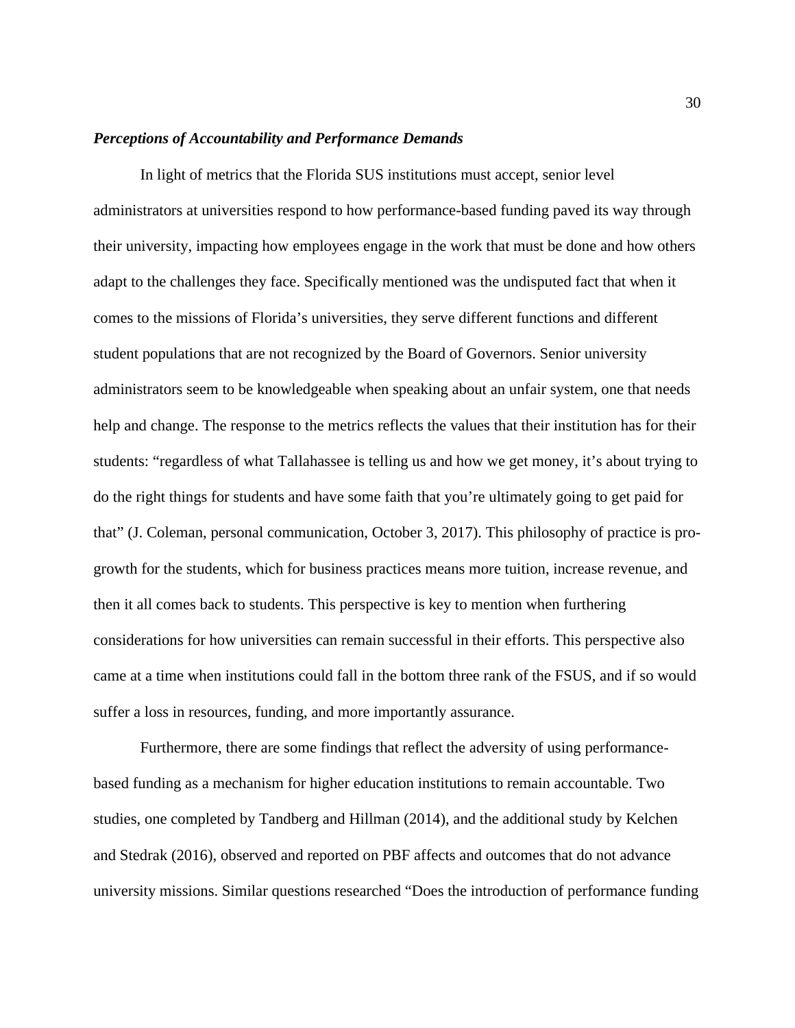### ***Perceptions of Accountability and Performance Demands***

In light of metrics that the Florida SUS institutions must accept, senior level administrators at universities respond to how performance-based funding paved its way through their university, impacting how employees engage in the work that must be done and how others adapt to the challenges they face. Specifically mentioned was the undisputed fact that when it comes to the missions of Florida's universities, they serve different functions and different student populations that are not recognized by the Board of Governors. Senior university administrators seem to be knowledgeable when speaking about an unfair system, one that needs help and change. The response to the metrics reflects the values that their institution has for their students: "regardless of what Tallahassee is telling us and how we get money, it's about trying to do the right things for students and have some faith that you're ultimately going to get paid for that" (J. Coleman, personal communication, October 3, 2017). This philosophy of practice is pro-growth for the students, which for business practices means more tuition, increase revenue, and then it all comes back to students. This perspective is key to mention when furthering considerations for how universities can remain successful in their efforts. This perspective also came at a time when institutions could fall in the bottom three rank of the FSUS, and if so would suffer a loss in resources, funding, and more importantly assurance.

Furthermore, there are some findings that reflect the adversity of using performance-based funding as a mechanism for higher education institutions to remain accountable. Two studies, one completed by Tandberg and Hillman (2014), and the additional study by Kelchen and Stedrak (2016), observed and reported on PBF affects and outcomes that do not advance university missions. Similar questions researched "Does the introduction of performance funding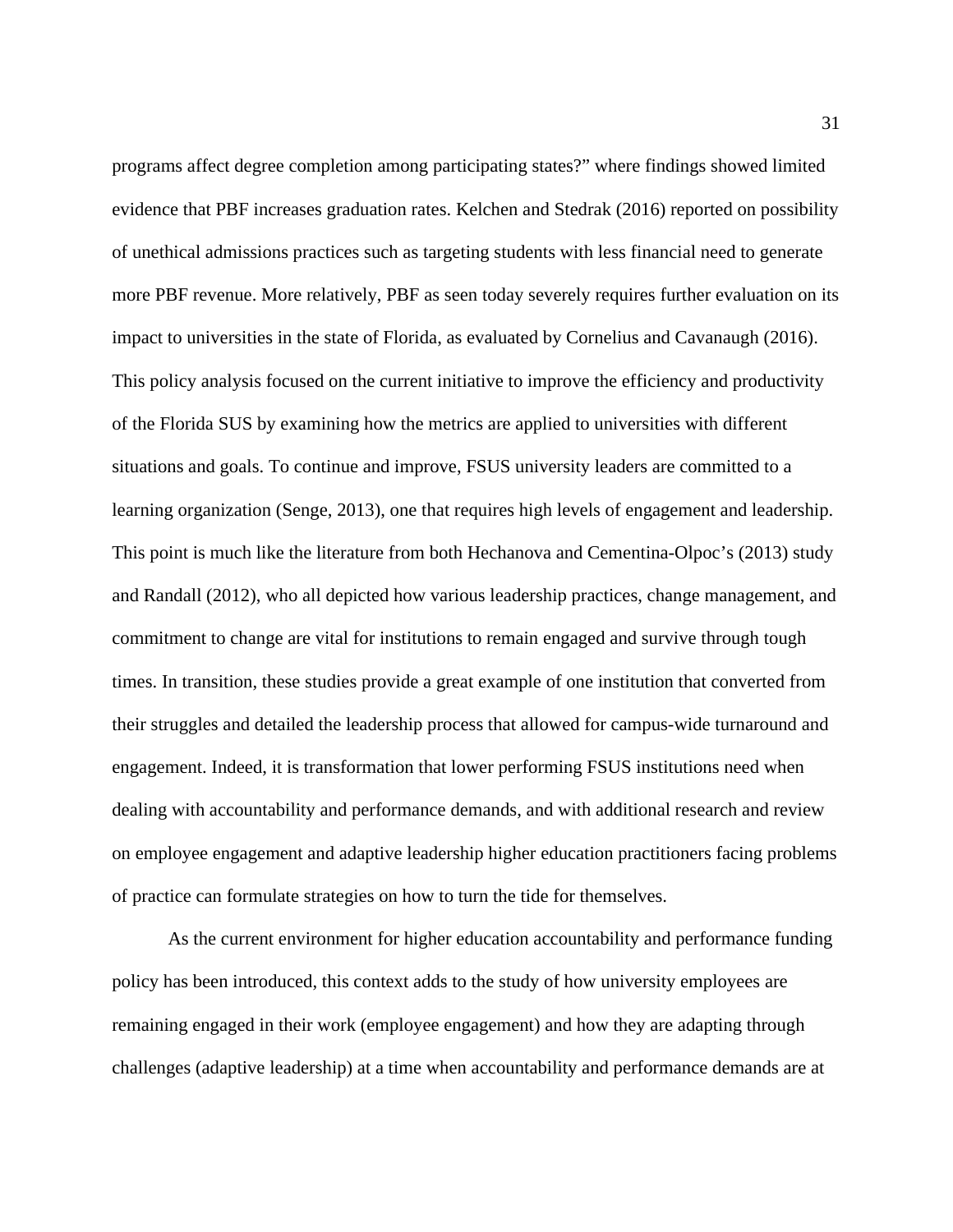programs affect degree completion among participating states?" where findings showed limited evidence that PBF increases graduation rates. Kelchen and Stedrak (2016) reported on possibility of unethical admissions practices such as targeting students with less financial need to generate more PBF revenue. More relatively, PBF as seen today severely requires further evaluation on its impact to universities in the state of Florida, as evaluated by Cornelius and Cavanaugh (2016). This policy analysis focused on the current initiative to improve the efficiency and productivity of the Florida SUS by examining how the metrics are applied to universities with different situations and goals. To continue and improve, FSUS university leaders are committed to a learning organization (Senge, 2013), one that requires high levels of engagement and leadership. This point is much like the literature from both Hechanova and Cementina-Olpoc's (2013) study and Randall (2012), who all depicted how various leadership practices, change management, and commitment to change are vital for institutions to remain engaged and survive through tough times. In transition, these studies provide a great example of one institution that converted from their struggles and detailed the leadership process that allowed for campus-wide turnaround and engagement. Indeed, it is transformation that lower performing FSUS institutions need when dealing with accountability and performance demands, and with additional research and review on employee engagement and adaptive leadership higher education practitioners facing problems of practice can formulate strategies on how to turn the tide for themselves.

As the current environment for higher education accountability and performance funding policy has been introduced, this context adds to the study of how university employees are remaining engaged in their work (employee engagement) and how they are adapting through challenges (adaptive leadership) at a time when accountability and performance demands are at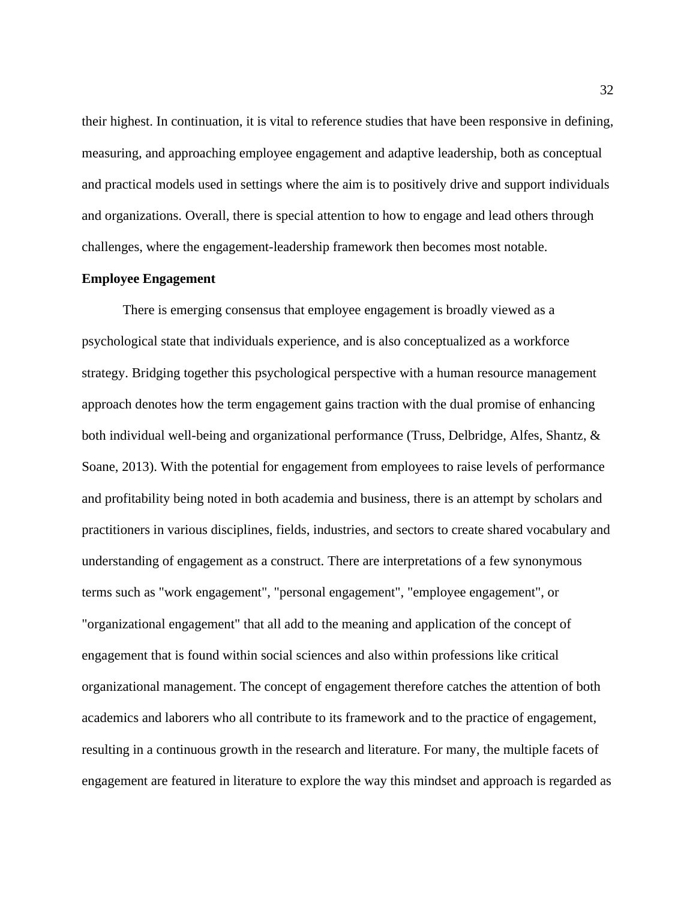their highest. In continuation, it is vital to reference studies that have been responsive in defining, measuring, and approaching employee engagement and adaptive leadership, both as conceptual and practical models used in settings where the aim is to positively drive and support individuals and organizations. Overall, there is special attention to how to engage and lead others through challenges, where the engagement-leadership framework then becomes most notable.

**Employee Engagement**

There is emerging consensus that employee engagement is broadly viewed as a psychological state that individuals experience, and is also conceptualized as a workforce strategy. Bridging together this psychological perspective with a human resource management approach denotes how the term engagement gains traction with the dual promise of enhancing both individual well-being and organizational performance (Truss, Delbridge, Alfes, Shantz, & Soane, 2013). With the potential for engagement from employees to raise levels of performance and profitability being noted in both academia and business, there is an attempt by scholars and practitioners in various disciplines, fields, industries, and sectors to create shared vocabulary and understanding of engagement as a construct. There are interpretations of a few synonymous terms such as "work engagement", "personal engagement", "employee engagement", or "organizational engagement" that all add to the meaning and application of the concept of engagement that is found within social sciences and also within professions like critical organizational management. The concept of engagement therefore catches the attention of both academics and laborers who all contribute to its framework and to the practice of engagement, resulting in a continuous growth in the research and literature. For many, the multiple facets of engagement are featured in literature to explore the way this mindset and approach is regarded as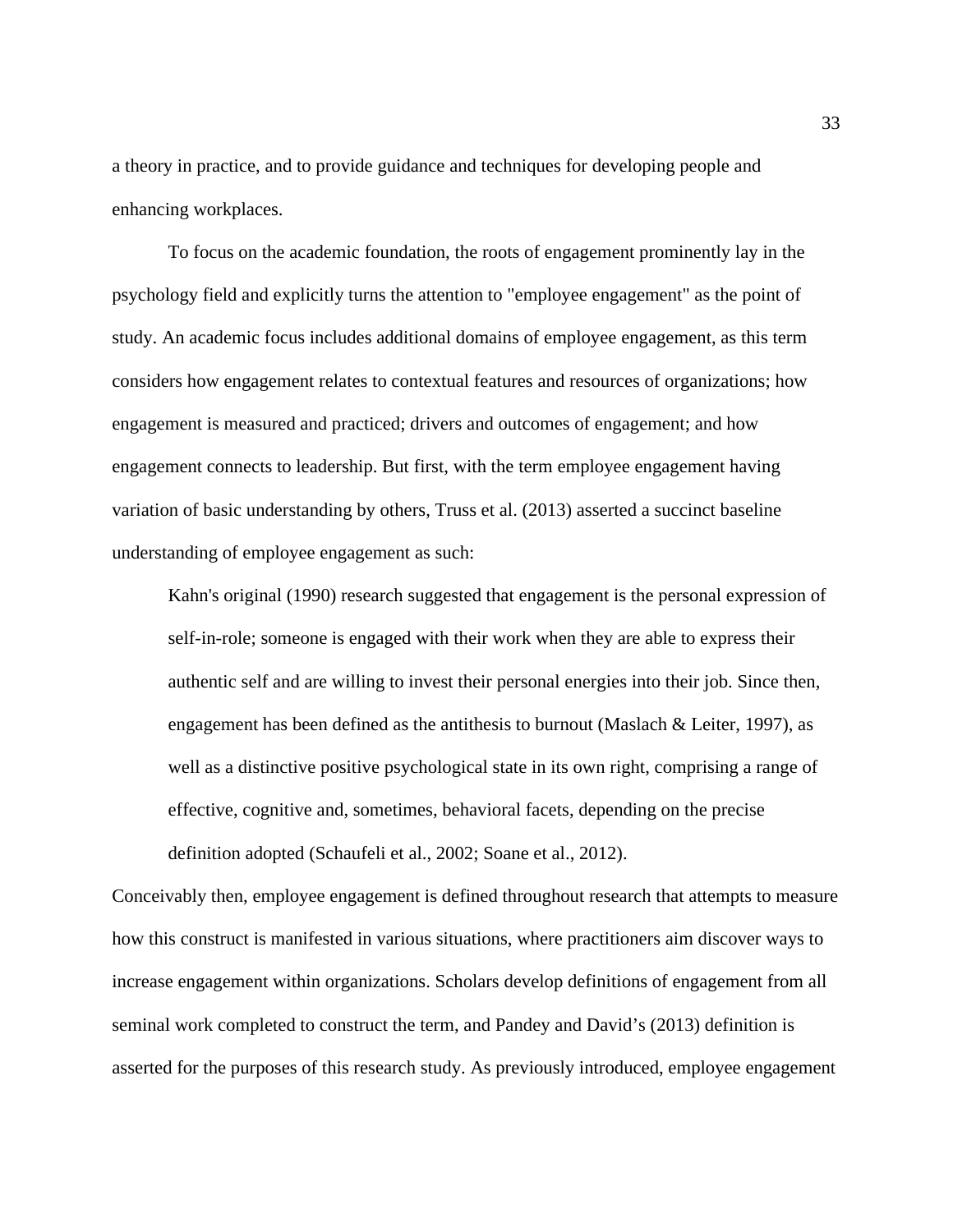a theory in practice, and to provide guidance and techniques for developing people and enhancing workplaces.

To focus on the academic foundation, the roots of engagement prominently lay in the psychology field and explicitly turns the attention to "employee engagement" as the point of study. An academic focus includes additional domains of employee engagement, as this term considers how engagement relates to contextual features and resources of organizations; how engagement is measured and practiced; drivers and outcomes of engagement; and how engagement connects to leadership. But first, with the term employee engagement having variation of basic understanding by others, Truss et al. (2013) asserted a succinct baseline understanding of employee engagement as such:

> Kahn's original (1990) research suggested that engagement is the personal expression of self-in-role; someone is engaged with their work when they are able to express their authentic self and are willing to invest their personal energies into their job. Since then, engagement has been defined as the antithesis to burnout (Maslach & Leiter, 1997), as well as a distinctive positive psychological state in its own right, comprising a range of effective, cognitive and, sometimes, behavioral facets, depending on the precise definition adopted (Schaufeli et al., 2002; Soane et al., 2012).

Conceivably then, employee engagement is defined throughout research that attempts to measure how this construct is manifested in various situations, where practitioners aim discover ways to increase engagement within organizations. Scholars develop definitions of engagement from all seminal work completed to construct the term, and Pandey and David's (2013) definition is asserted for the purposes of this research study. As previously introduced, employee engagement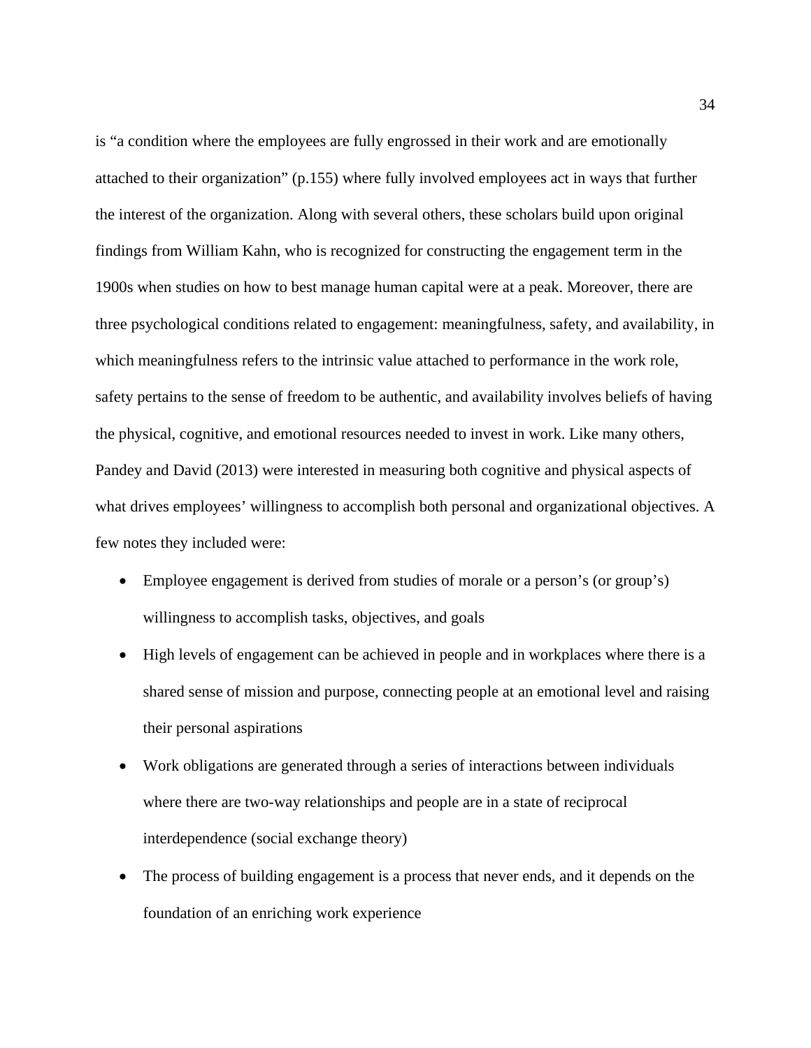is “a condition where the employees are fully engrossed in their work and are emotionally attached to their organization” (p.155) where fully involved employees act in ways that further the interest of the organization. Along with several others, these scholars build upon original findings from William Kahn, who is recognized for constructing the engagement term in the 1900s when studies on how to best manage human capital were at a peak. Moreover, there are three psychological conditions related to engagement: meaningfulness, safety, and availability, in which meaningfulness refers to the intrinsic value attached to performance in the work role, safety pertains to the sense of freedom to be authentic, and availability involves beliefs of having the physical, cognitive, and emotional resources needed to invest in work. Like many others, Pandey and David (2013) were interested in measuring both cognitive and physical aspects of what drives employees’ willingness to accomplish both personal and organizational objectives. A few notes they included were:

- Employee engagement is derived from studies of morale or a person’s (or group’s) willingness to accomplish tasks, objectives, and goals
- High levels of engagement can be achieved in people and in workplaces where there is a shared sense of mission and purpose, connecting people at an emotional level and raising their personal aspirations
- Work obligations are generated through a series of interactions between individuals where there are two-way relationships and people are in a state of reciprocal interdependence (social exchange theory)
- The process of building engagement is a process that never ends, and it depends on the foundation of an enriching work experience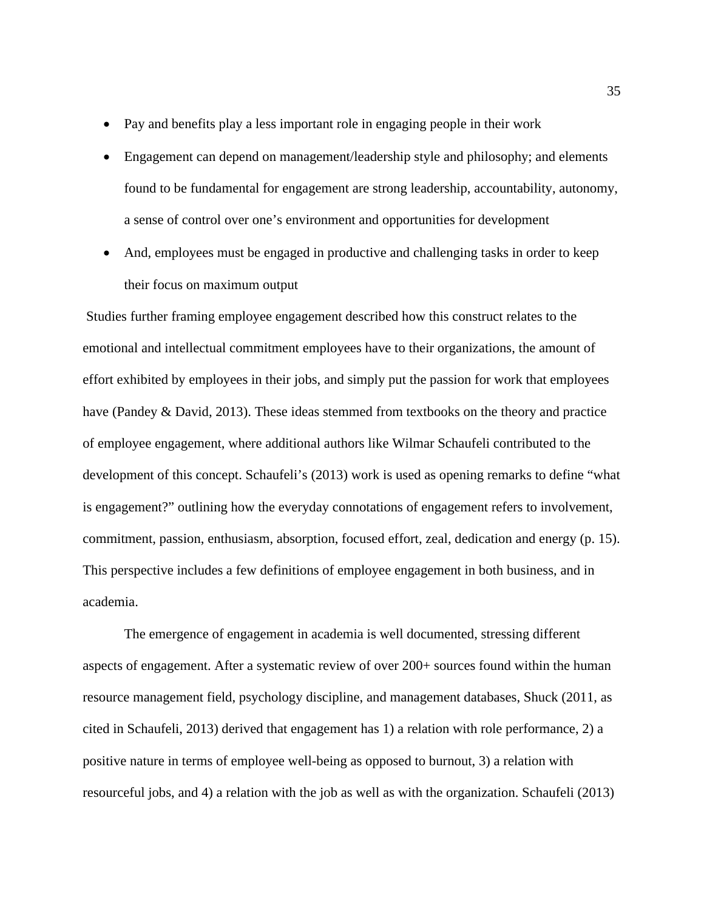- Pay and benefits play a less important role in engaging people in their work
- Engagement can depend on management/leadership style and philosophy; and elements found to be fundamental for engagement are strong leadership, accountability, autonomy, a sense of control over one's environment and opportunities for development
- And, employees must be engaged in productive and challenging tasks in order to keep their focus on maximum output

Studies further framing employee engagement described how this construct relates to the emotional and intellectual commitment employees have to their organizations, the amount of effort exhibited by employees in their jobs, and simply put the passion for work that employees have (Pandey & David, 2013). These ideas stemmed from textbooks on the theory and practice of employee engagement, where additional authors like Wilmar Schaufeli contributed to the development of this concept. Schaufeli's (2013) work is used as opening remarks to define "what is engagement?" outlining how the everyday connotations of engagement refers to involvement, commitment, passion, enthusiasm, absorption, focused effort, zeal, dedication and energy (p. 15). This perspective includes a few definitions of employee engagement in both business, and in academia.

The emergence of engagement in academia is well documented, stressing different aspects of engagement. After a systematic review of over 200+ sources found within the human resource management field, psychology discipline, and management databases, Shuck (2011, as cited in Schaufeli, 2013) derived that engagement has 1) a relation with role performance, 2) a positive nature in terms of employee well-being as opposed to burnout, 3) a relation with resourceful jobs, and 4) a relation with the job as well as with the organization. Schaufeli (2013)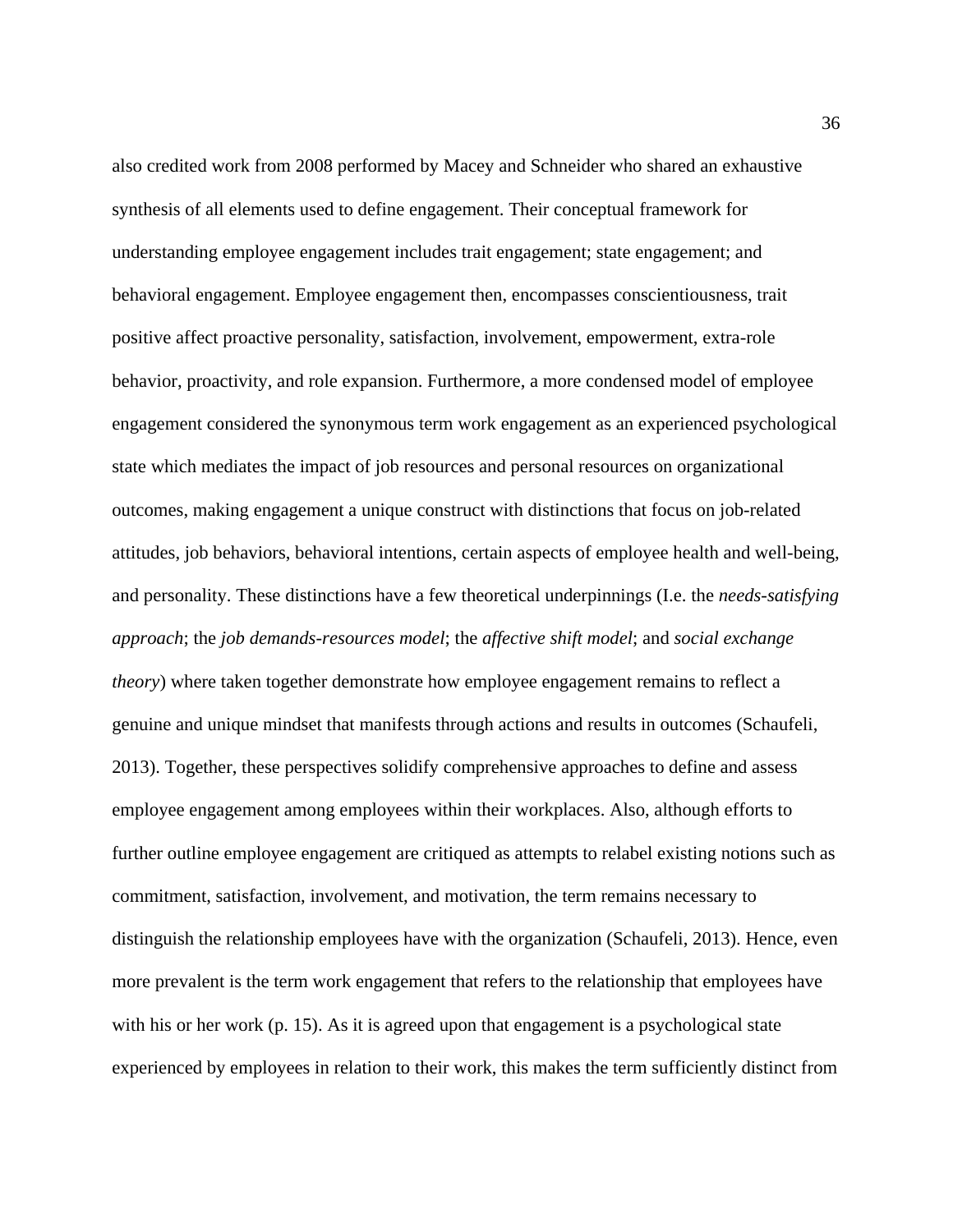also credited work from 2008 performed by Macey and Schneider who shared an exhaustive synthesis of all elements used to define engagement. Their conceptual framework for understanding employee engagement includes trait engagement; state engagement; and behavioral engagement. Employee engagement then, encompasses conscientiousness, trait positive affect proactive personality, satisfaction, involvement, empowerment, extra-role behavior, proactivity, and role expansion. Furthermore, a more condensed model of employee engagement considered the synonymous term work engagement as an experienced psychological state which mediates the impact of job resources and personal resources on organizational outcomes, making engagement a unique construct with distinctions that focus on job-related attitudes, job behaviors, behavioral intentions, certain aspects of employee health and well-being, and personality. These distinctions have a few theoretical underpinnings (I.e. the *needs-satisfying approach*; the *job demands-resources model*; the *affective shift model*; and *social exchange theory*) where taken together demonstrate how employee engagement remains to reflect a genuine and unique mindset that manifests through actions and results in outcomes (Schaufeli, 2013). Together, these perspectives solidify comprehensive approaches to define and assess employee engagement among employees within their workplaces. Also, although efforts to further outline employee engagement are critiqued as attempts to relabel existing notions such as commitment, satisfaction, involvement, and motivation, the term remains necessary to distinguish the relationship employees have with the organization (Schaufeli, 2013). Hence, even more prevalent is the term work engagement that refers to the relationship that employees have with his or her work (p. 15). As it is agreed upon that engagement is a psychological state experienced by employees in relation to their work, this makes the term sufficiently distinct from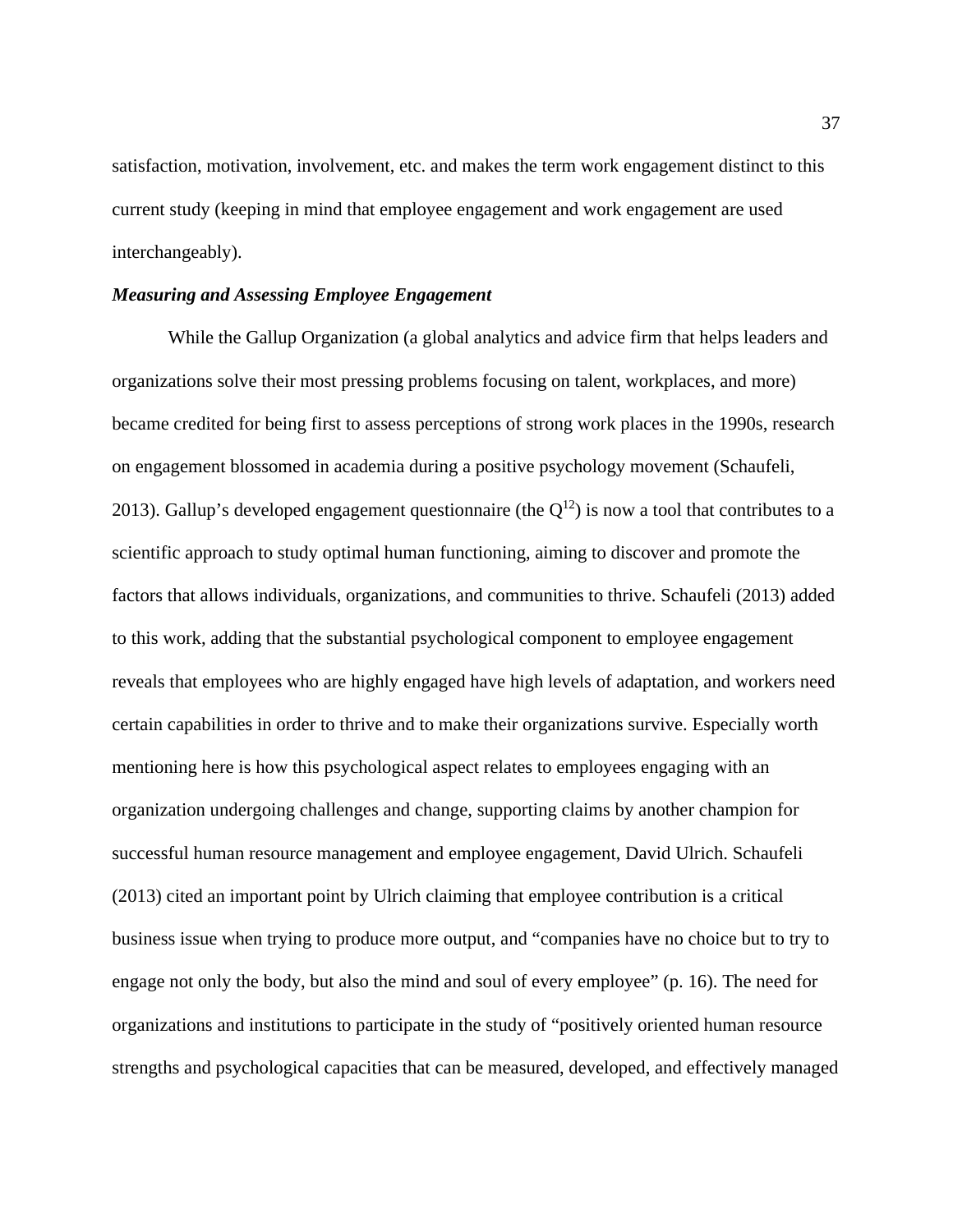satisfaction, motivation, involvement, etc. and makes the term work engagement distinct to this current study (keeping in mind that employee engagement and work engagement are used interchangeably).

### ***Measuring and Assessing Employee Engagement***

While the Gallup Organization (a global analytics and advice firm that helps leaders and organizations solve their most pressing problems focusing on talent, workplaces, and more) became credited for being first to assess perceptions of strong work places in the 1990s, research on engagement blossomed in academia during a positive psychology movement (Schaufeli, 2013). Gallup's developed engagement questionnaire (the $Q^{12}$) is now a tool that contributes to a scientific approach to study optimal human functioning, aiming to discover and promote the factors that allows individuals, organizations, and communities to thrive. Schaufeli (2013) added to this work, adding that the substantial psychological component to employee engagement reveals that employees who are highly engaged have high levels of adaptation, and workers need certain capabilities in order to thrive and to make their organizations survive. Especially worth mentioning here is how this psychological aspect relates to employees engaging with an organization undergoing challenges and change, supporting claims by another champion for successful human resource management and employee engagement, David Ulrich. Schaufeli (2013) cited an important point by Ulrich claiming that employee contribution is a critical business issue when trying to produce more output, and "companies have no choice but to try to engage not only the body, but also the mind and soul of every employee" (p. 16). The need for organizations and institutions to participate in the study of "positively oriented human resource strengths and psychological capacities that can be measured, developed, and effectively managed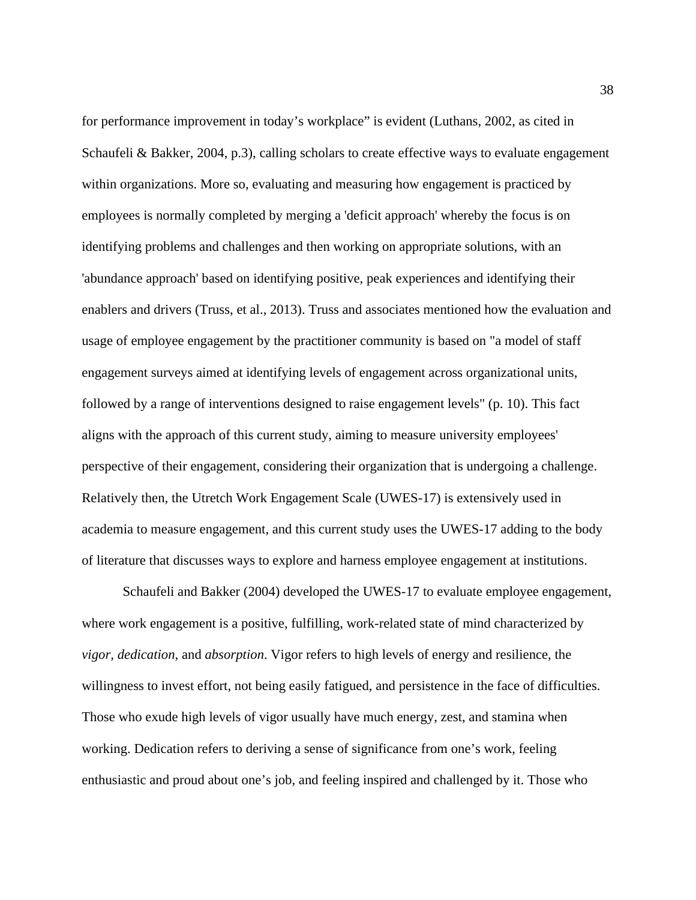for performance improvement in today's workplace" is evident (Luthans, 2002, as cited in Schaufeli & Bakker, 2004, p.3), calling scholars to create effective ways to evaluate engagement within organizations. More so, evaluating and measuring how engagement is practiced by employees is normally completed by merging a 'deficit approach' whereby the focus is on identifying problems and challenges and then working on appropriate solutions, with an 'abundance approach' based on identifying positive, peak experiences and identifying their enablers and drivers (Truss, et al., 2013). Truss and associates mentioned how the evaluation and usage of employee engagement by the practitioner community is based on "a model of staff engagement surveys aimed at identifying levels of engagement across organizational units, followed by a range of interventions designed to raise engagement levels" (p. 10). This fact aligns with the approach of this current study, aiming to measure university employees' perspective of their engagement, considering their organization that is undergoing a challenge. Relatively then, the Utretch Work Engagement Scale (UWES-17) is extensively used in academia to measure engagement, and this current study uses the UWES-17 adding to the body of literature that discusses ways to explore and harness employee engagement at institutions.

Schaufeli and Bakker (2004) developed the UWES-17 to evaluate employee engagement, where work engagement is a positive, fulfilling, work-related state of mind characterized by *vigor, dedication,* and *absorption*. Vigor refers to high levels of energy and resilience, the willingness to invest effort, not being easily fatigued, and persistence in the face of difficulties. Those who exude high levels of vigor usually have much energy, zest, and stamina when working. Dedication refers to deriving a sense of significance from one's work, feeling enthusiastic and proud about one's job, and feeling inspired and challenged by it. Those who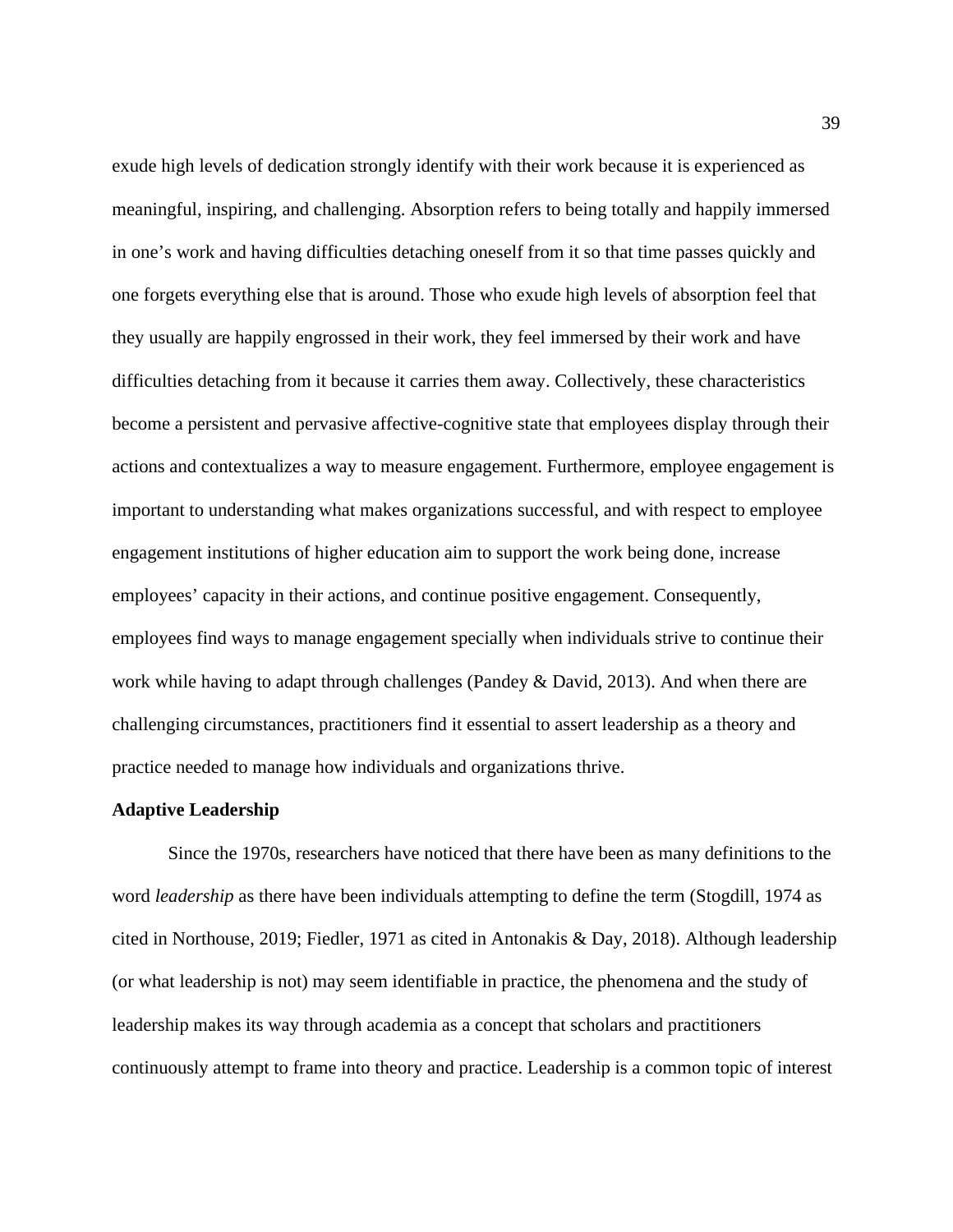exude high levels of dedication strongly identify with their work because it is experienced as meaningful, inspiring, and challenging. Absorption refers to being totally and happily immersed in one's work and having difficulties detaching oneself from it so that time passes quickly and one forgets everything else that is around. Those who exude high levels of absorption feel that they usually are happily engrossed in their work, they feel immersed by their work and have difficulties detaching from it because it carries them away. Collectively, these characteristics become a persistent and pervasive affective-cognitive state that employees display through their actions and contextualizes a way to measure engagement. Furthermore, employee engagement is important to understanding what makes organizations successful, and with respect to employee engagement institutions of higher education aim to support the work being done, increase employees' capacity in their actions, and continue positive engagement. Consequently, employees find ways to manage engagement specially when individuals strive to continue their work while having to adapt through challenges (Pandey & David, 2013). And when there are challenging circumstances, practitioners find it essential to assert leadership as a theory and practice needed to manage how individuals and organizations thrive.

### Adaptive Leadership

Since the 1970s, researchers have noticed that there have been as many definitions to the word *leadership* as there have been individuals attempting to define the term (Stogdill, 1974 as cited in Northouse, 2019; Fiedler, 1971 as cited in Antonakis & Day, 2018). Although leadership (or what leadership is not) may seem identifiable in practice, the phenomena and the study of leadership makes its way through academia as a concept that scholars and practitioners continuously attempt to frame into theory and practice. Leadership is a common topic of interest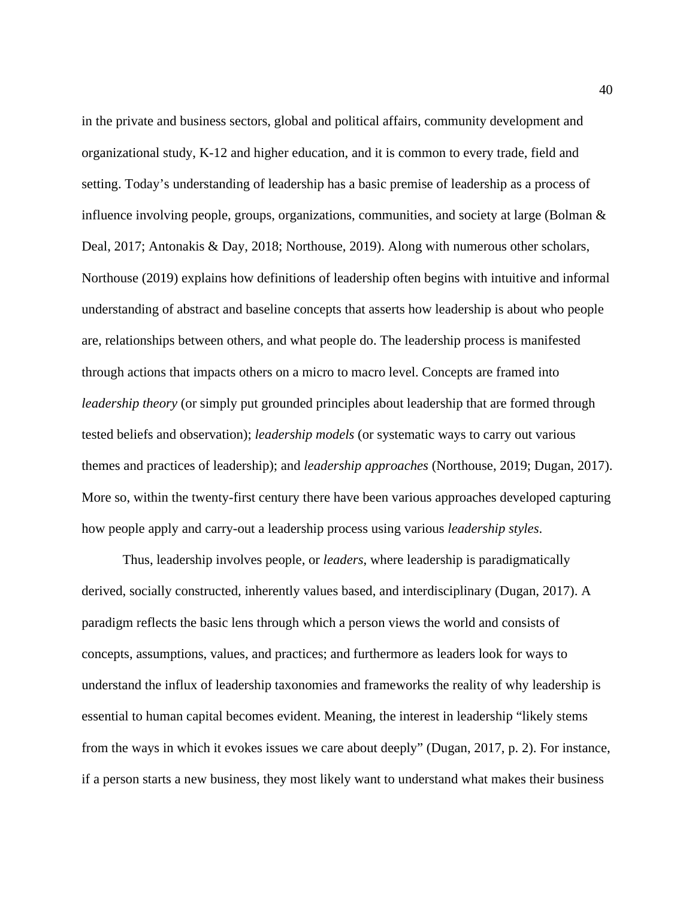in the private and business sectors, global and political affairs, community development and organizational study, K-12 and higher education, and it is common to every trade, field and setting. Today's understanding of leadership has a basic premise of leadership as a process of influence involving people, groups, organizations, communities, and society at large (Bolman & Deal, 2017; Antonakis & Day, 2018; Northouse, 2019). Along with numerous other scholars, Northouse (2019) explains how definitions of leadership often begins with intuitive and informal understanding of abstract and baseline concepts that asserts how leadership is about who people are, relationships between others, and what people do. The leadership process is manifested through actions that impacts others on a micro to macro level. Concepts are framed into *leadership theory* (or simply put grounded principles about leadership that are formed through tested beliefs and observation); *leadership models* (or systematic ways to carry out various themes and practices of leadership); and *leadership approaches* (Northouse, 2019; Dugan, 2017). More so, within the twenty-first century there have been various approaches developed capturing how people apply and carry-out a leadership process using various *leadership styles*.

Thus, leadership involves people, or *leaders*, where leadership is paradigmatically derived, socially constructed, inherently values based, and interdisciplinary (Dugan, 2017). A paradigm reflects the basic lens through which a person views the world and consists of concepts, assumptions, values, and practices; and furthermore as leaders look for ways to understand the influx of leadership taxonomies and frameworks the reality of why leadership is essential to human capital becomes evident. Meaning, the interest in leadership "likely stems from the ways in which it evokes issues we care about deeply" (Dugan, 2017, p. 2). For instance, if a person starts a new business, they most likely want to understand what makes their business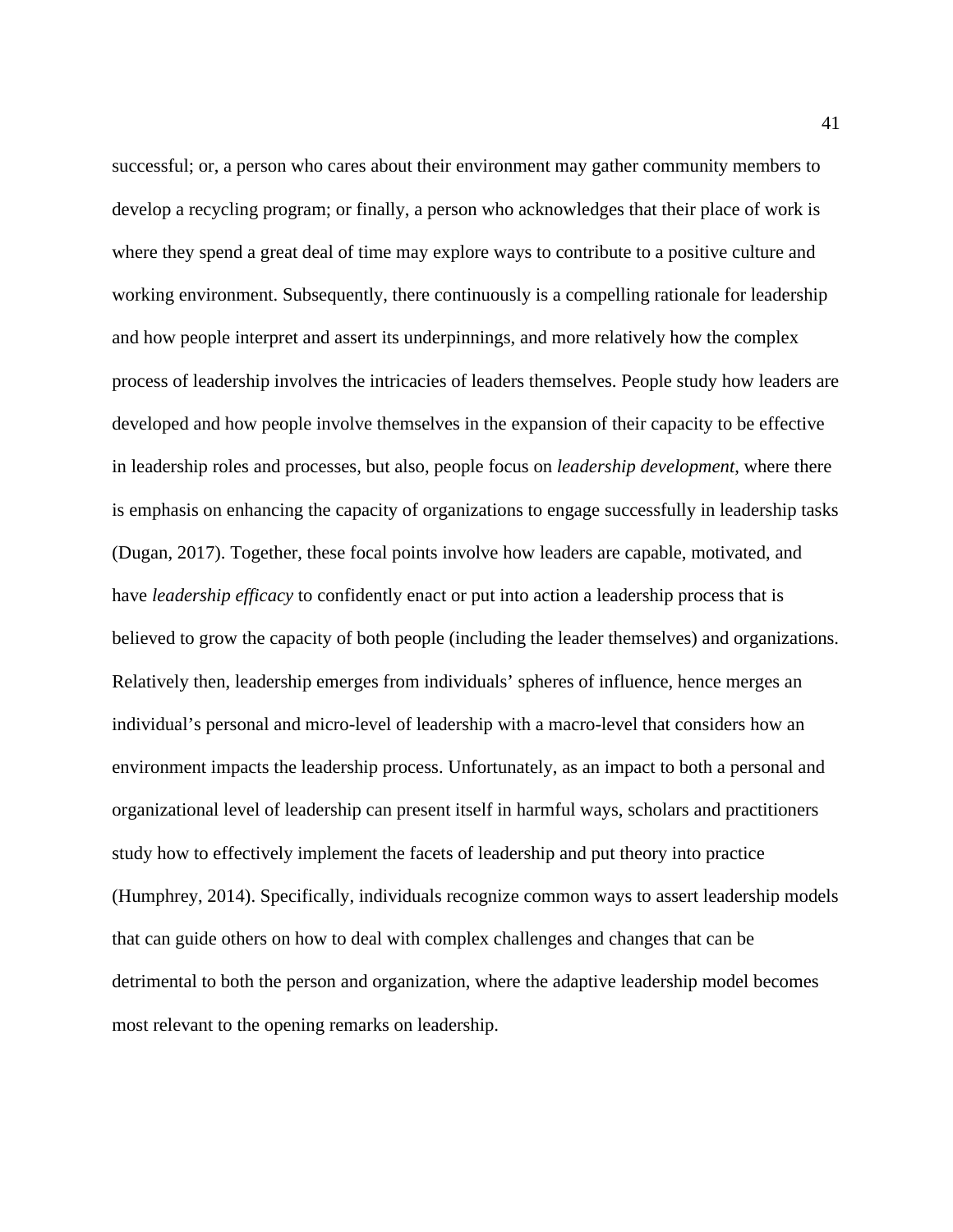successful; or, a person who cares about their environment may gather community members to develop a recycling program; or finally, a person who acknowledges that their place of work is where they spend a great deal of time may explore ways to contribute to a positive culture and working environment. Subsequently, there continuously is a compelling rationale for leadership and how people interpret and assert its underpinnings, and more relatively how the complex process of leadership involves the intricacies of leaders themselves. People study how leaders are developed and how people involve themselves in the expansion of their capacity to be effective in leadership roles and processes, but also, people focus on *leadership development*, where there is emphasis on enhancing the capacity of organizations to engage successfully in leadership tasks (Dugan, 2017). Together, these focal points involve how leaders are capable, motivated, and have *leadership efficacy* to confidently enact or put into action a leadership process that is believed to grow the capacity of both people (including the leader themselves) and organizations. Relatively then, leadership emerges from individuals' spheres of influence, hence merges an individual's personal and micro-level of leadership with a macro-level that considers how an environment impacts the leadership process. Unfortunately, as an impact to both a personal and organizational level of leadership can present itself in harmful ways, scholars and practitioners study how to effectively implement the facets of leadership and put theory into practice (Humphrey, 2014). Specifically, individuals recognize common ways to assert leadership models that can guide others on how to deal with complex challenges and changes that can be detrimental to both the person and organization, where the adaptive leadership model becomes most relevant to the opening remarks on leadership.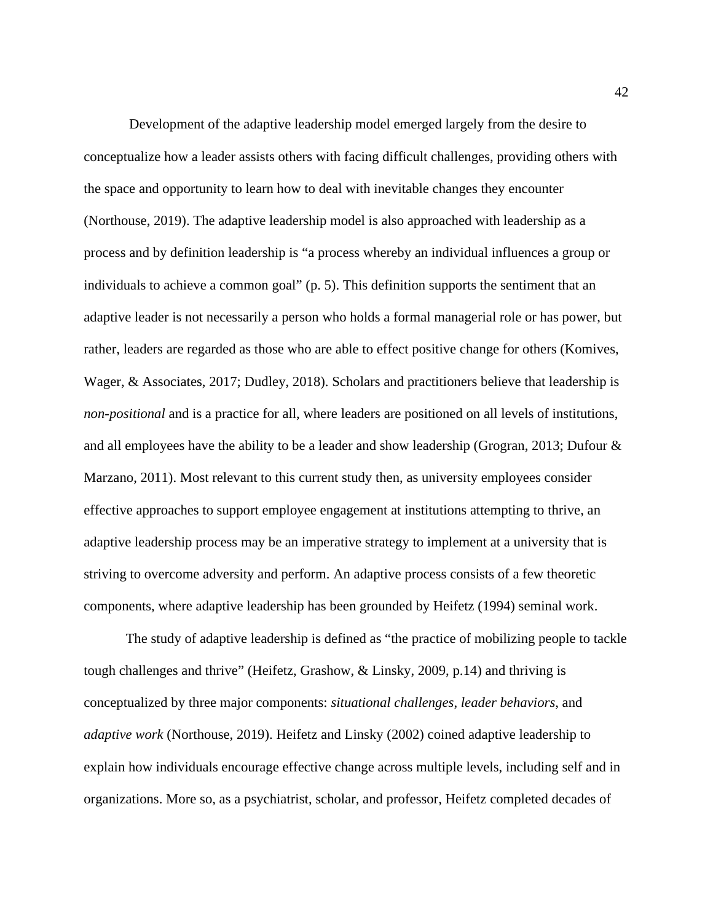Development of the adaptive leadership model emerged largely from the desire to conceptualize how a leader assists others with facing difficult challenges, providing others with the space and opportunity to learn how to deal with inevitable changes they encounter (Northouse, 2019). The adaptive leadership model is also approached with leadership as a process and by definition leadership is "a process whereby an individual influences a group or individuals to achieve a common goal" (p. 5). This definition supports the sentiment that an adaptive leader is not necessarily a person who holds a formal managerial role or has power, but rather, leaders are regarded as those who are able to effect positive change for others (Komives, Wager, & Associates, 2017; Dudley, 2018). Scholars and practitioners believe that leadership is *non-positional* and is a practice for all, where leaders are positioned on all levels of institutions, and all employees have the ability to be a leader and show leadership (Grogran, 2013; Dufour & Marzano, 2011). Most relevant to this current study then, as university employees consider effective approaches to support employee engagement at institutions attempting to thrive, an adaptive leadership process may be an imperative strategy to implement at a university that is striving to overcome adversity and perform. An adaptive process consists of a few theoretic components, where adaptive leadership has been grounded by Heifetz (1994) seminal work.

The study of adaptive leadership is defined as "the practice of mobilizing people to tackle tough challenges and thrive" (Heifetz, Grashow, & Linsky, 2009, p.14) and thriving is conceptualized by three major components: *situational challenges*, *leader behaviors*, and *adaptive work* (Northouse, 2019). Heifetz and Linsky (2002) coined adaptive leadership to explain how individuals encourage effective change across multiple levels, including self and in organizations. More so, as a psychiatrist, scholar, and professor, Heifetz completed decades of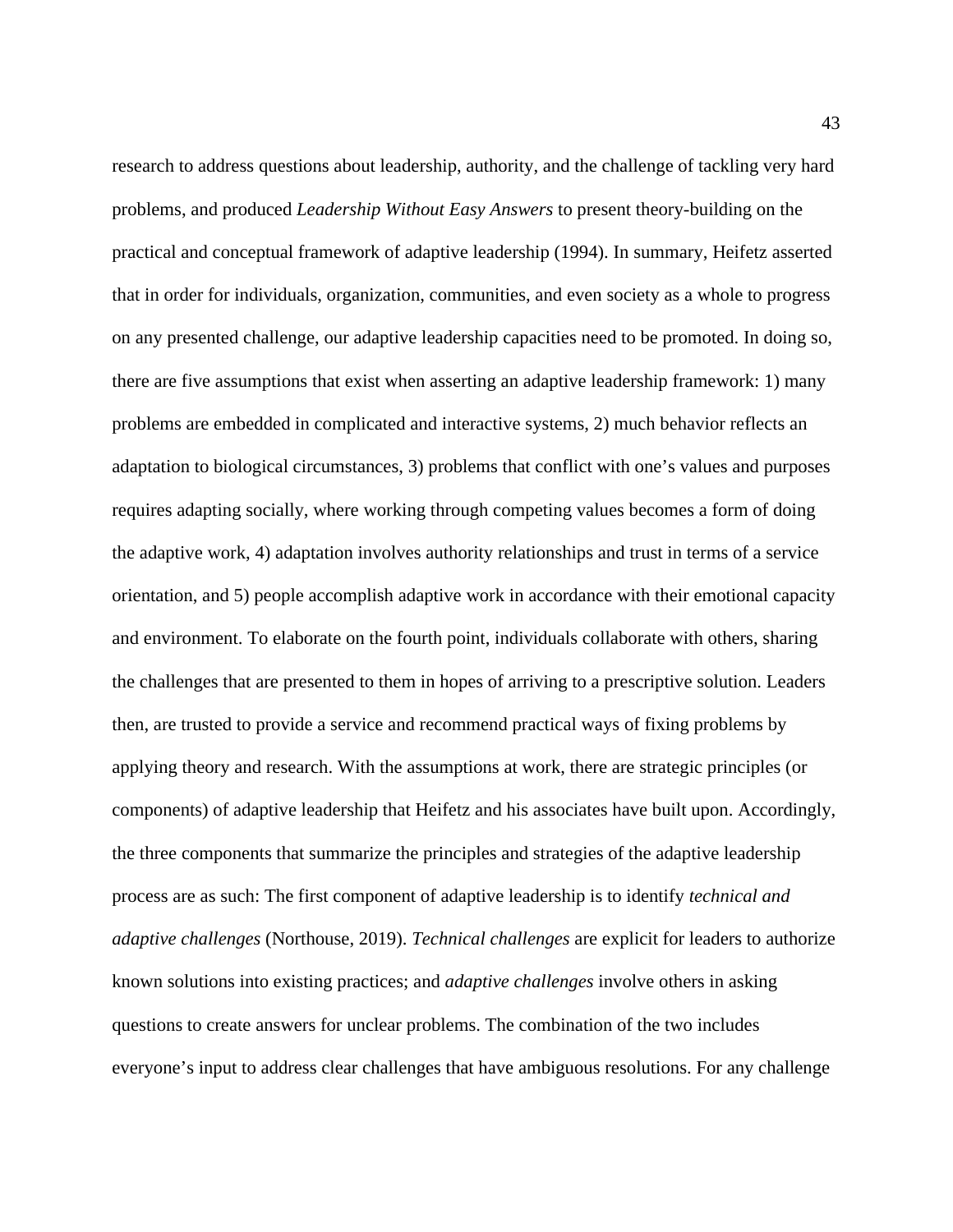research to address questions about leadership, authority, and the challenge of tackling very hard problems, and produced *Leadership Without Easy Answers* to present theory-building on the practical and conceptual framework of adaptive leadership (1994). In summary, Heifetz asserted that in order for individuals, organization, communities, and even society as a whole to progress on any presented challenge, our adaptive leadership capacities need to be promoted. In doing so, there are five assumptions that exist when asserting an adaptive leadership framework: 1) many problems are embedded in complicated and interactive systems, 2) much behavior reflects an adaptation to biological circumstances, 3) problems that conflict with one's values and purposes requires adapting socially, where working through competing values becomes a form of doing the adaptive work, 4) adaptation involves authority relationships and trust in terms of a service orientation, and 5) people accomplish adaptive work in accordance with their emotional capacity and environment. To elaborate on the fourth point, individuals collaborate with others, sharing the challenges that are presented to them in hopes of arriving to a prescriptive solution. Leaders then, are trusted to provide a service and recommend practical ways of fixing problems by applying theory and research. With the assumptions at work, there are strategic principles (or components) of adaptive leadership that Heifetz and his associates have built upon. Accordingly, the three components that summarize the principles and strategies of the adaptive leadership process are as such: The first component of adaptive leadership is to identify *technical and adaptive challenges* (Northouse, 2019). *Technical challenges* are explicit for leaders to authorize known solutions into existing practices; and *adaptive challenges* involve others in asking questions to create answers for unclear problems. The combination of the two includes everyone's input to address clear challenges that have ambiguous resolutions. For any challenge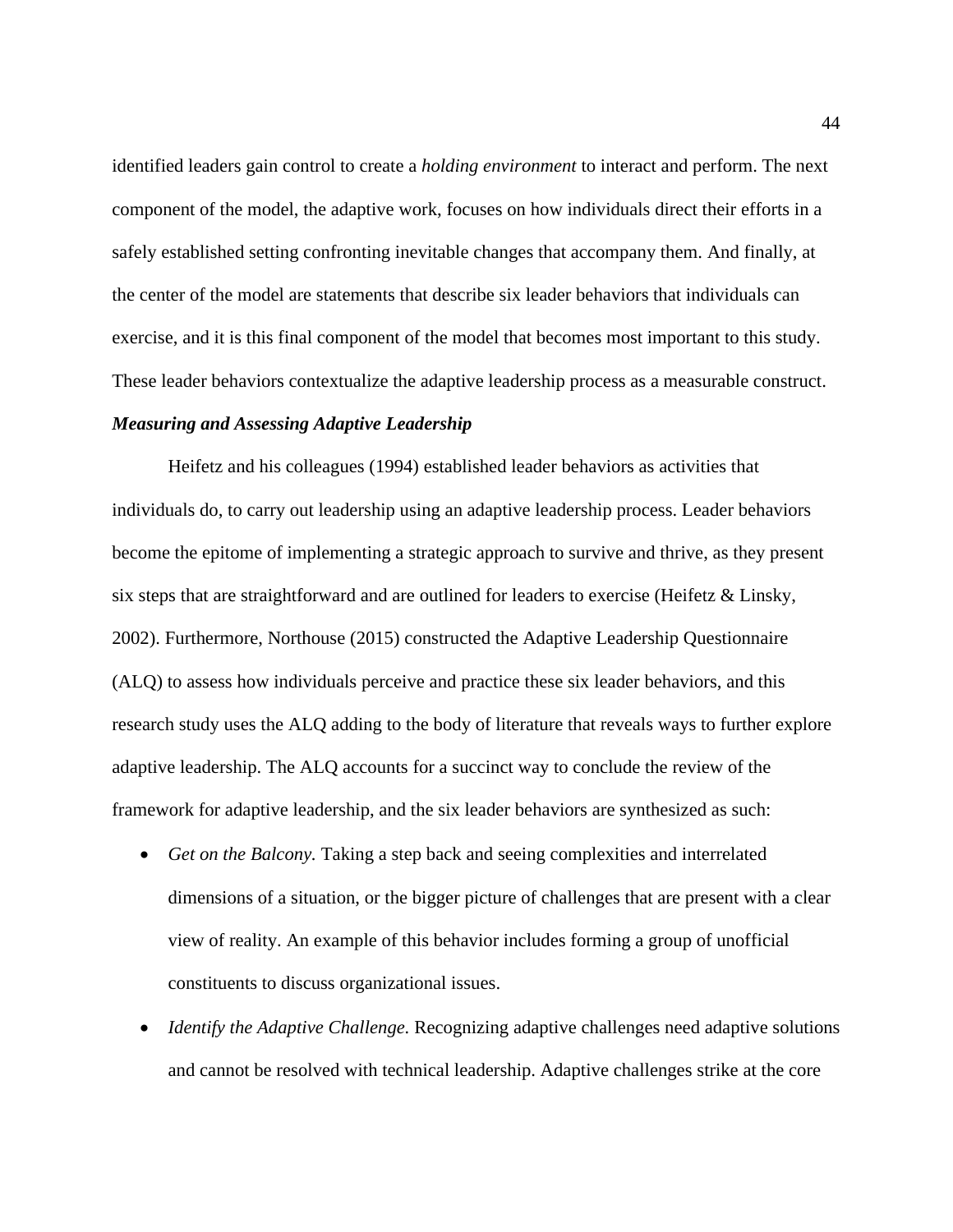identified leaders gain control to create a *holding environment* to interact and perform. The next component of the model, the adaptive work, focuses on how individuals direct their efforts in a safely established setting confronting inevitable changes that accompany them. And finally, at the center of the model are statements that describe six leader behaviors that individuals can exercise, and it is this final component of the model that becomes most important to this study. These leader behaviors contextualize the adaptive leadership process as a measurable construct.

### *Measuring and Assessing Adaptive Leadership*

Heifetz and his colleagues (1994) established leader behaviors as activities that individuals do, to carry out leadership using an adaptive leadership process. Leader behaviors become the epitome of implementing a strategic approach to survive and thrive, as they present six steps that are straightforward and are outlined for leaders to exercise (Heifetz & Linsky, 2002). Furthermore, Northouse (2015) constructed the Adaptive Leadership Questionnaire (ALQ) to assess how individuals perceive and practice these six leader behaviors, and this research study uses the ALQ adding to the body of literature that reveals ways to further explore adaptive leadership. The ALQ accounts for a succinct way to conclude the review of the framework for adaptive leadership, and the six leader behaviors are synthesized as such:

- *Get on the Balcony.* Taking a step back and seeing complexities and interrelated dimensions of a situation, or the bigger picture of challenges that are present with a clear view of reality. An example of this behavior includes forming a group of unofficial constituents to discuss organizational issues.
- *Identify the Adaptive Challenge.* Recognizing adaptive challenges need adaptive solutions and cannot be resolved with technical leadership. Adaptive challenges strike at the core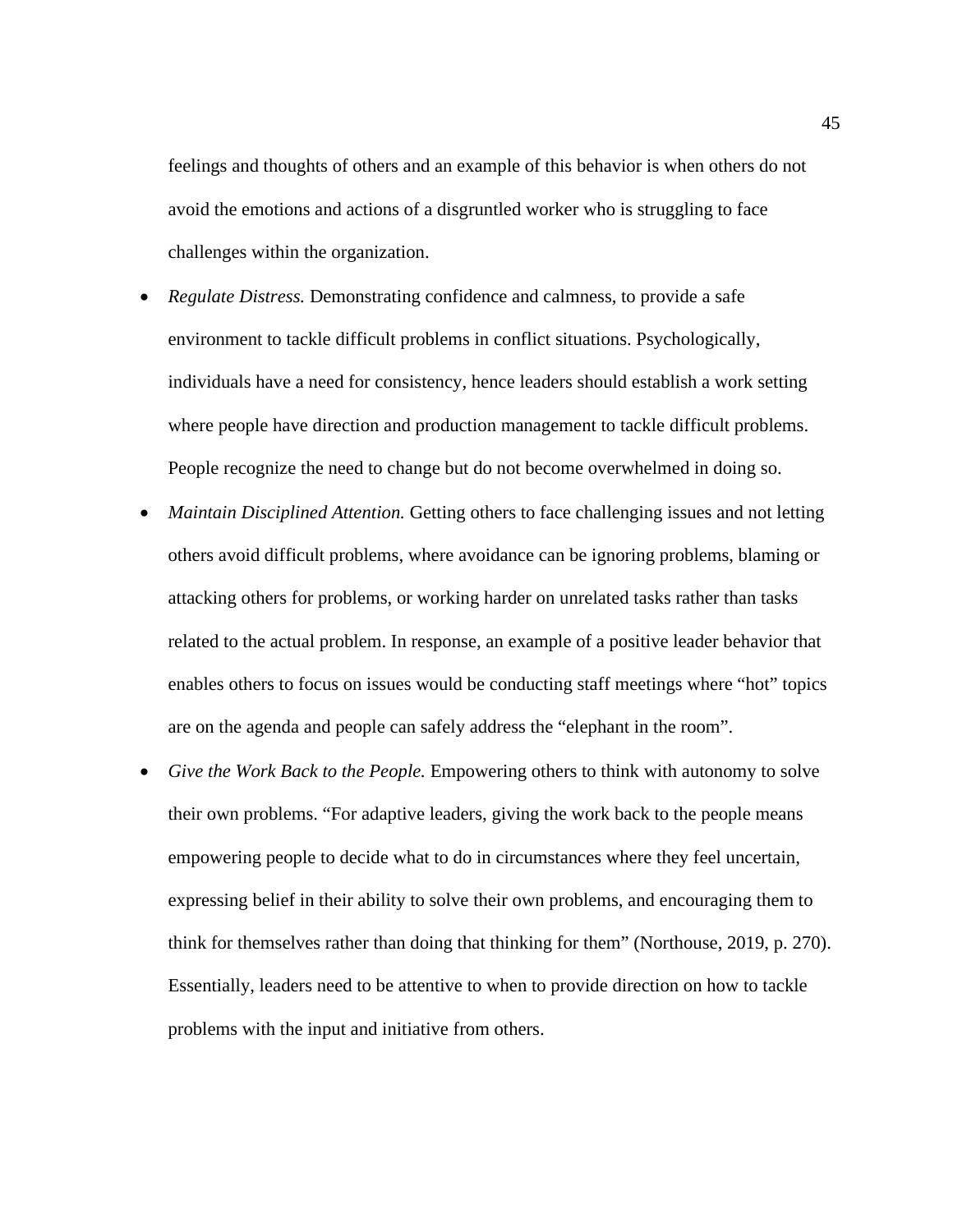feelings and thoughts of others and an example of this behavior is when others do not avoid the emotions and actions of a disgruntled worker who is struggling to face challenges within the organization.

- *Regulate Distress.* Demonstrating confidence and calmness, to provide a safe environment to tackle difficult problems in conflict situations. Psychologically, individuals have a need for consistency, hence leaders should establish a work setting where people have direction and production management to tackle difficult problems. People recognize the need to change but do not become overwhelmed in doing so.
- *Maintain Disciplined Attention.* Getting others to face challenging issues and not letting others avoid difficult problems, where avoidance can be ignoring problems, blaming or attacking others for problems, or working harder on unrelated tasks rather than tasks related to the actual problem. In response, an example of a positive leader behavior that enables others to focus on issues would be conducting staff meetings where "hot" topics are on the agenda and people can safely address the "elephant in the room".
- *Give the Work Back to the People.* Empowering others to think with autonomy to solve their own problems. "For adaptive leaders, giving the work back to the people means empowering people to decide what to do in circumstances where they feel uncertain, expressing belief in their ability to solve their own problems, and encouraging them to think for themselves rather than doing that thinking for them" (Northouse, 2019, p. 270). Essentially, leaders need to be attentive to when to provide direction on how to tackle problems with the input and initiative from others.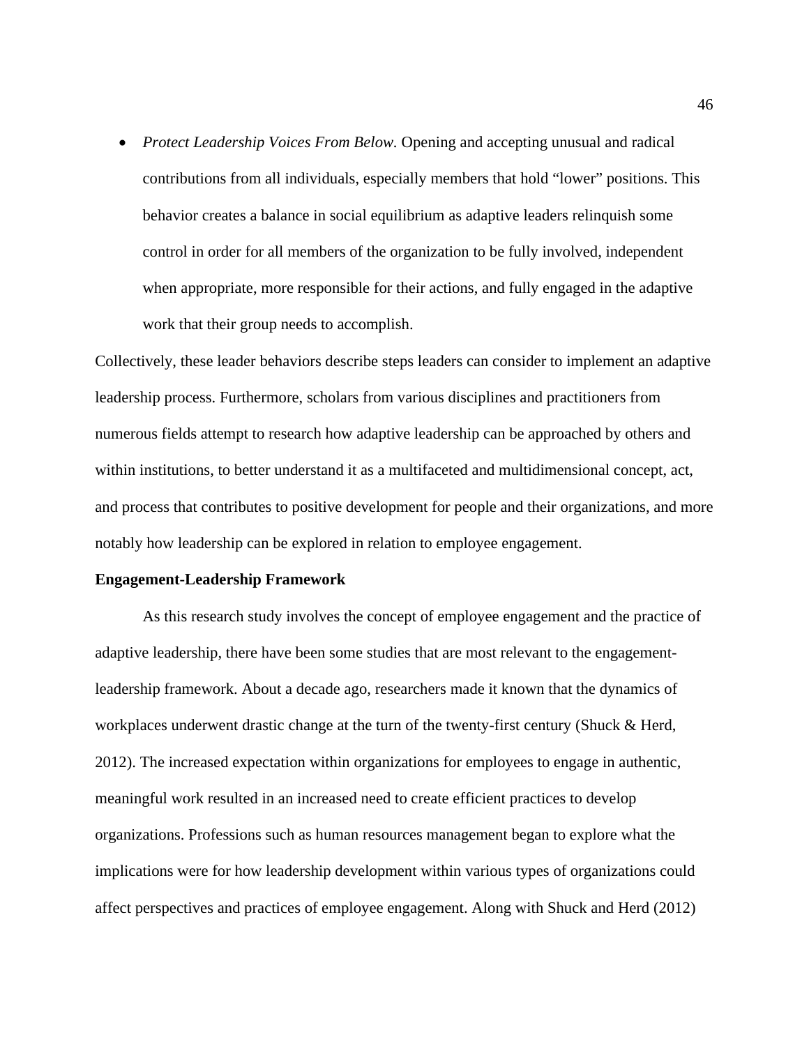- *Protect Leadership Voices From Below.* Opening and accepting unusual and radical contributions from all individuals, especially members that hold "lower" positions. This behavior creates a balance in social equilibrium as adaptive leaders relinquish some control in order for all members of the organization to be fully involved, independent when appropriate, more responsible for their actions, and fully engaged in the adaptive work that their group needs to accomplish.

Collectively, these leader behaviors describe steps leaders can consider to implement an adaptive leadership process. Furthermore, scholars from various disciplines and practitioners from numerous fields attempt to research how adaptive leadership can be approached by others and within institutions, to better understand it as a multifaceted and multidimensional concept, act, and process that contributes to positive development for people and their organizations, and more notably how leadership can be explored in relation to employee engagement.

**Engagement-Leadership Framework**

As this research study involves the concept of employee engagement and the practice of adaptive leadership, there have been some studies that are most relevant to the engagement-leadership framework. About a decade ago, researchers made it known that the dynamics of workplaces underwent drastic change at the turn of the twenty-first century (Shuck & Herd, 2012). The increased expectation within organizations for employees to engage in authentic, meaningful work resulted in an increased need to create efficient practices to develop organizations. Professions such as human resources management began to explore what the implications were for how leadership development within various types of organizations could affect perspectives and practices of employee engagement. Along with Shuck and Herd (2012)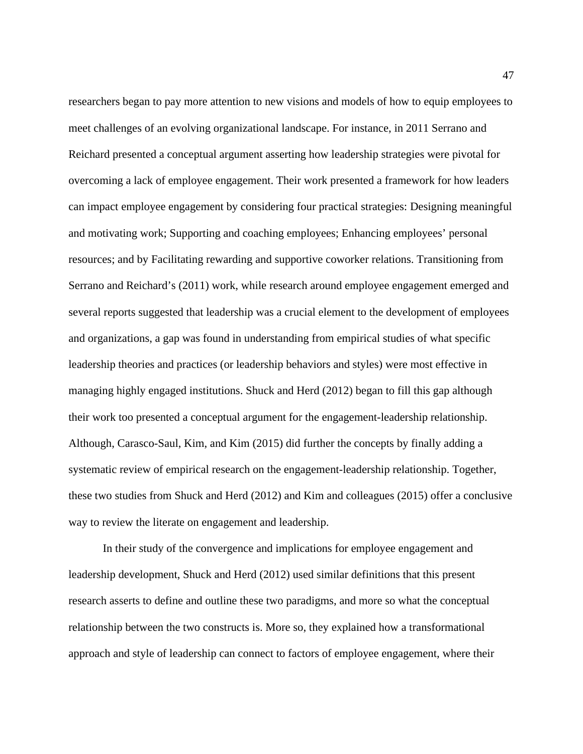researchers began to pay more attention to new visions and models of how to equip employees to meet challenges of an evolving organizational landscape. For instance, in 2011 Serrano and Reichard presented a conceptual argument asserting how leadership strategies were pivotal for overcoming a lack of employee engagement. Their work presented a framework for how leaders can impact employee engagement by considering four practical strategies: Designing meaningful and motivating work; Supporting and coaching employees; Enhancing employees' personal resources; and by Facilitating rewarding and supportive coworker relations. Transitioning from Serrano and Reichard's (2011) work, while research around employee engagement emerged and several reports suggested that leadership was a crucial element to the development of employees and organizations, a gap was found in understanding from empirical studies of what specific leadership theories and practices (or leadership behaviors and styles) were most effective in managing highly engaged institutions. Shuck and Herd (2012) began to fill this gap although their work too presented a conceptual argument for the engagement-leadership relationship. Although, Carasco-Saul, Kim, and Kim (2015) did further the concepts by finally adding a systematic review of empirical research on the engagement-leadership relationship. Together, these two studies from Shuck and Herd (2012) and Kim and colleagues (2015) offer a conclusive way to review the literate on engagement and leadership.

In their study of the convergence and implications for employee engagement and leadership development, Shuck and Herd (2012) used similar definitions that this present research asserts to define and outline these two paradigms, and more so what the conceptual relationship between the two constructs is. More so, they explained how a transformational approach and style of leadership can connect to factors of employee engagement, where their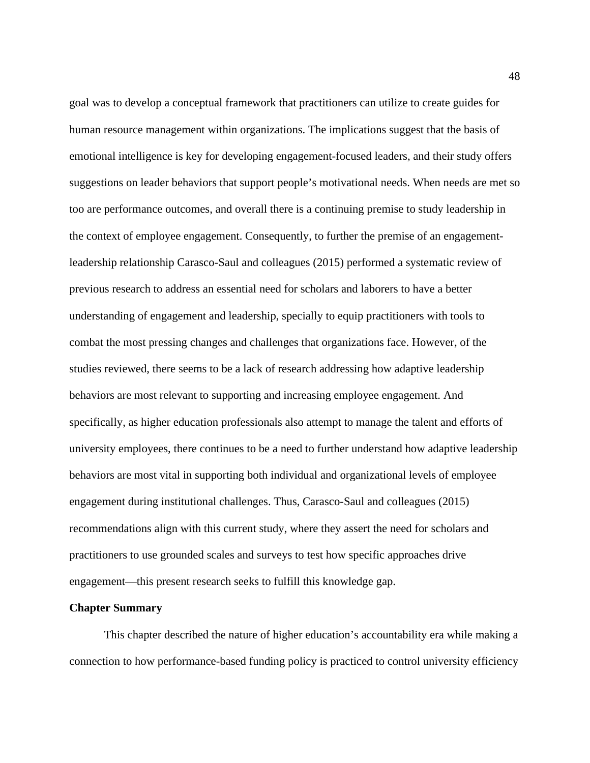goal was to develop a conceptual framework that practitioners can utilize to create guides for human resource management within organizations. The implications suggest that the basis of emotional intelligence is key for developing engagement-focused leaders, and their study offers suggestions on leader behaviors that support people's motivational needs. When needs are met so too are performance outcomes, and overall there is a continuing premise to study leadership in the context of employee engagement. Consequently, to further the premise of an engagement-leadership relationship Carasco-Saul and colleagues (2015) performed a systematic review of previous research to address an essential need for scholars and laborers to have a better understanding of engagement and leadership, specially to equip practitioners with tools to combat the most pressing changes and challenges that organizations face. However, of the studies reviewed, there seems to be a lack of research addressing how adaptive leadership behaviors are most relevant to supporting and increasing employee engagement. And specifically, as higher education professionals also attempt to manage the talent and efforts of university employees, there continues to be a need to further understand how adaptive leadership behaviors are most vital in supporting both individual and organizational levels of employee engagement during institutional challenges. Thus, Carasco-Saul and colleagues (2015) recommendations align with this current study, where they assert the need for scholars and practitioners to use grounded scales and surveys to test how specific approaches drive engagement—this present research seeks to fulfill this knowledge gap.

**Chapter Summary**

This chapter described the nature of higher education's accountability era while making a connection to how performance-based funding policy is practiced to control university efficiency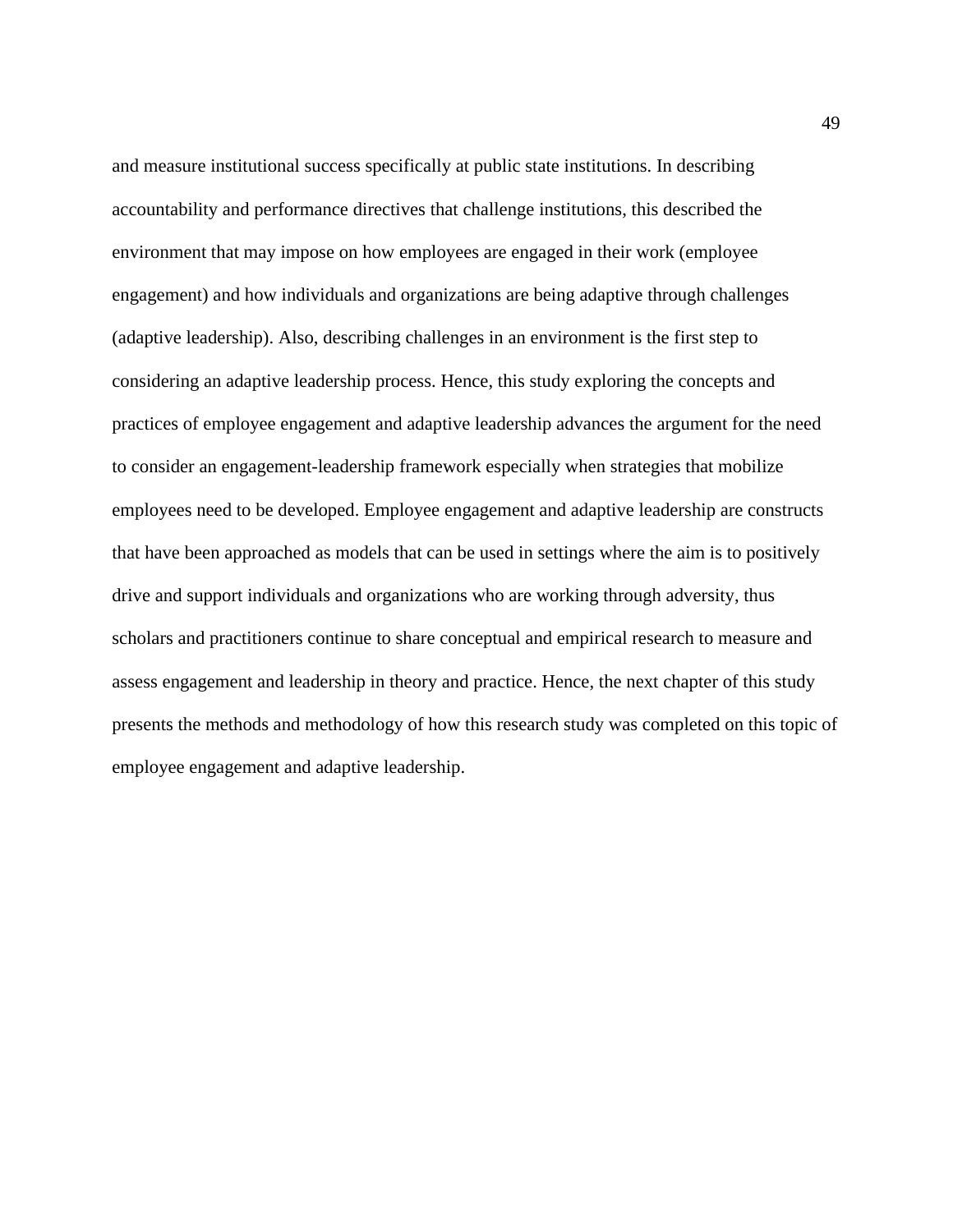and measure institutional success specifically at public state institutions. In describing accountability and performance directives that challenge institutions, this described the environment that may impose on how employees are engaged in their work (employee engagement) and how individuals and organizations are being adaptive through challenges (adaptive leadership). Also, describing challenges in an environment is the first step to considering an adaptive leadership process. Hence, this study exploring the concepts and practices of employee engagement and adaptive leadership advances the argument for the need to consider an engagement-leadership framework especially when strategies that mobilize employees need to be developed. Employee engagement and adaptive leadership are constructs that have been approached as models that can be used in settings where the aim is to positively drive and support individuals and organizations who are working through adversity, thus scholars and practitioners continue to share conceptual and empirical research to measure and assess engagement and leadership in theory and practice. Hence, the next chapter of this study presents the methods and methodology of how this research study was completed on this topic of employee engagement and adaptive leadership.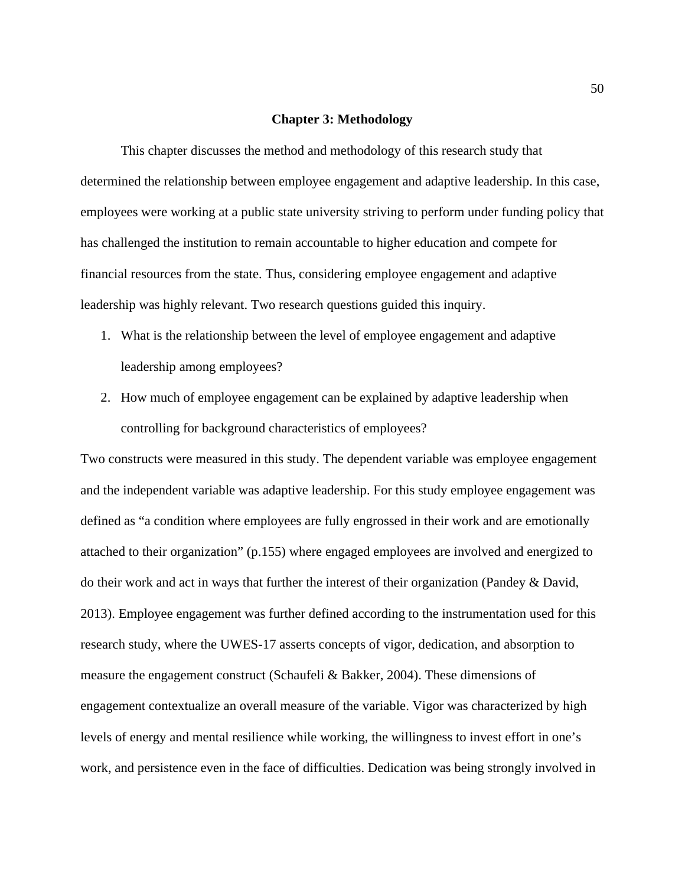# Chapter 3: Methodology

This chapter discusses the method and methodology of this research study that determined the relationship between employee engagement and adaptive leadership. In this case, employees were working at a public state university striving to perform under funding policy that has challenged the institution to remain accountable to higher education and compete for financial resources from the state. Thus, considering employee engagement and adaptive leadership was highly relevant. Two research questions guided this inquiry.

1. What is the relationship between the level of employee engagement and adaptive leadership among employees?
2. How much of employee engagement can be explained by adaptive leadership when controlling for background characteristics of employees?

Two constructs were measured in this study. The dependent variable was employee engagement and the independent variable was adaptive leadership. For this study employee engagement was defined as "a condition where employees are fully engrossed in their work and are emotionally attached to their organization" (p.155) where engaged employees are involved and energized to do their work and act in ways that further the interest of their organization (Pandey & David, 2013). Employee engagement was further defined according to the instrumentation used for this research study, where the UWES-17 asserts concepts of vigor, dedication, and absorption to measure the engagement construct (Schaufeli & Bakker, 2004). These dimensions of engagement contextualize an overall measure of the variable. Vigor was characterized by high levels of energy and mental resilience while working, the willingness to invest effort in one's work, and persistence even in the face of difficulties. Dedication was being strongly involved in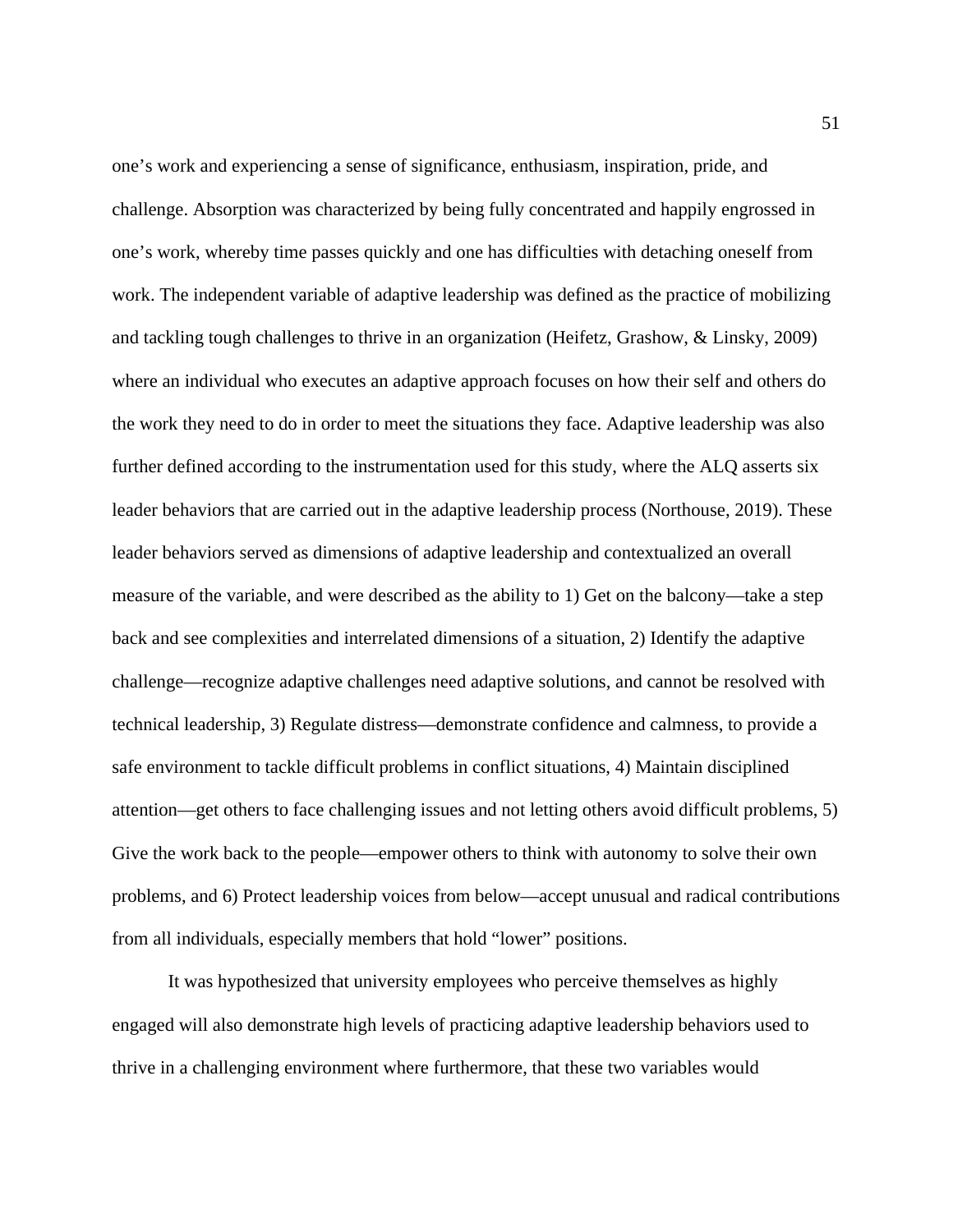one's work and experiencing a sense of significance, enthusiasm, inspiration, pride, and challenge. Absorption was characterized by being fully concentrated and happily engrossed in one's work, whereby time passes quickly and one has difficulties with detaching oneself from work. The independent variable of adaptive leadership was defined as the practice of mobilizing and tackling tough challenges to thrive in an organization (Heifetz, Grashow, & Linsky, 2009) where an individual who executes an adaptive approach focuses on how their self and others do the work they need to do in order to meet the situations they face. Adaptive leadership was also further defined according to the instrumentation used for this study, where the ALQ asserts six leader behaviors that are carried out in the adaptive leadership process (Northouse, 2019). These leader behaviors served as dimensions of adaptive leadership and contextualized an overall measure of the variable, and were described as the ability to 1) Get on the balcony—take a step back and see complexities and interrelated dimensions of a situation, 2) Identify the adaptive challenge—recognize adaptive challenges need adaptive solutions, and cannot be resolved with technical leadership, 3) Regulate distress—demonstrate confidence and calmness, to provide a safe environment to tackle difficult problems in conflict situations, 4) Maintain disciplined attention—get others to face challenging issues and not letting others avoid difficult problems, 5) Give the work back to the people—empower others to think with autonomy to solve their own problems, and 6) Protect leadership voices from below—accept unusual and radical contributions from all individuals, especially members that hold "lower" positions.

It was hypothesized that university employees who perceive themselves as highly engaged will also demonstrate high levels of practicing adaptive leadership behaviors used to thrive in a challenging environment where furthermore, that these two variables would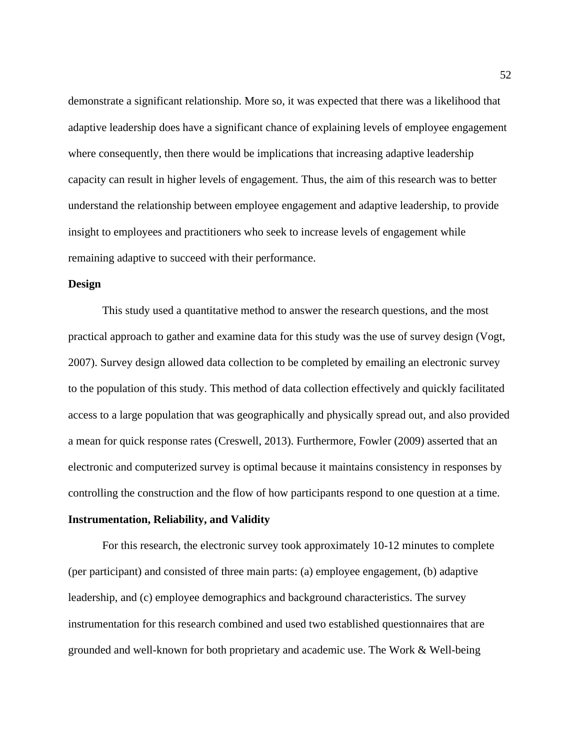demonstrate a significant relationship. More so, it was expected that there was a likelihood that adaptive leadership does have a significant chance of explaining levels of employee engagement where consequently, then there would be implications that increasing adaptive leadership capacity can result in higher levels of engagement. Thus, the aim of this research was to better understand the relationship between employee engagement and adaptive leadership, to provide insight to employees and practitioners who seek to increase levels of engagement while remaining adaptive to succeed with their performance.

**Design**

This study used a quantitative method to answer the research questions, and the most practical approach to gather and examine data for this study was the use of survey design (Vogt, 2007). Survey design allowed data collection to be completed by emailing an electronic survey to the population of this study. This method of data collection effectively and quickly facilitated access to a large population that was geographically and physically spread out, and also provided a mean for quick response rates (Creswell, 2013). Furthermore, Fowler (2009) asserted that an electronic and computerized survey is optimal because it maintains consistency in responses by controlling the construction and the flow of how participants respond to one question at a time.

**Instrumentation, Reliability, and Validity**

For this research, the electronic survey took approximately 10-12 minutes to complete (per participant) and consisted of three main parts: (a) employee engagement, (b) adaptive leadership, and (c) employee demographics and background characteristics. The survey instrumentation for this research combined and used two established questionnaires that are grounded and well-known for both proprietary and academic use. The Work & Well-being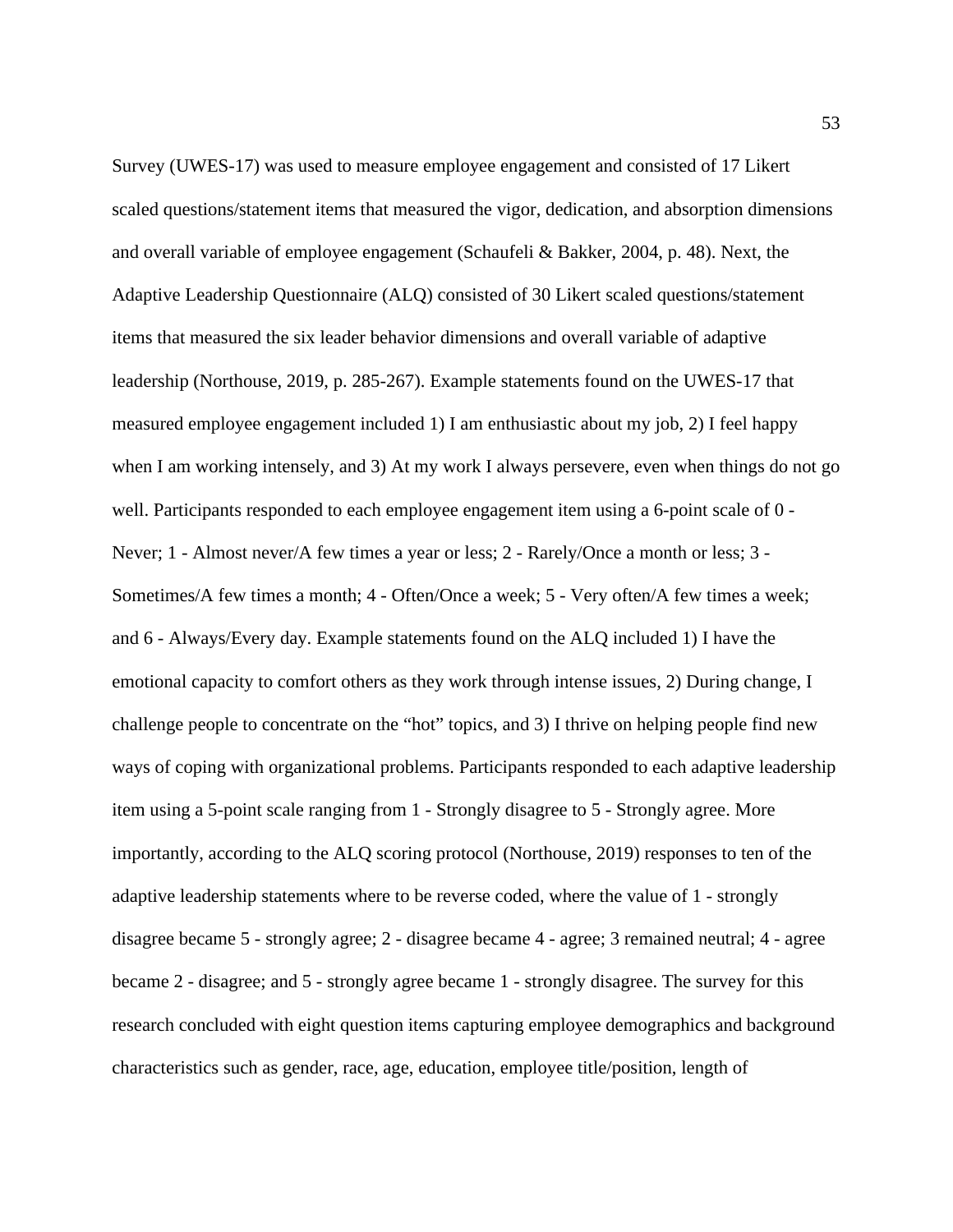Survey (UWES-17) was used to measure employee engagement and consisted of 17 Likert scaled questions/statement items that measured the vigor, dedication, and absorption dimensions and overall variable of employee engagement (Schaufeli & Bakker, 2004, p. 48). Next, the Adaptive Leadership Questionnaire (ALQ) consisted of 30 Likert scaled questions/statement items that measured the six leader behavior dimensions and overall variable of adaptive leadership (Northouse, 2019, p. 285-267). Example statements found on the UWES-17 that measured employee engagement included 1) I am enthusiastic about my job, 2) I feel happy when I am working intensely, and 3) At my work I always persevere, even when things do not go well. Participants responded to each employee engagement item using a 6-point scale of 0 - Never; 1 - Almost never/A few times a year or less; 2 - Rarely/Once a month or less; 3 - Sometimes/A few times a month; 4 - Often/Once a week; 5 - Very often/A few times a week; and 6 - Always/Every day. Example statements found on the ALQ included 1) I have the emotional capacity to comfort others as they work through intense issues, 2) During change, I challenge people to concentrate on the "hot" topics, and 3) I thrive on helping people find new ways of coping with organizational problems. Participants responded to each adaptive leadership item using a 5-point scale ranging from 1 - Strongly disagree to 5 - Strongly agree. More importantly, according to the ALQ scoring protocol (Northouse, 2019) responses to ten of the adaptive leadership statements where to be reverse coded, where the value of 1 - strongly disagree became 5 - strongly agree; 2 - disagree became 4 - agree; 3 remained neutral; 4 - agree became 2 - disagree; and 5 - strongly agree became 1 - strongly disagree. The survey for this research concluded with eight question items capturing employee demographics and background characteristics such as gender, race, age, education, employee title/position, length of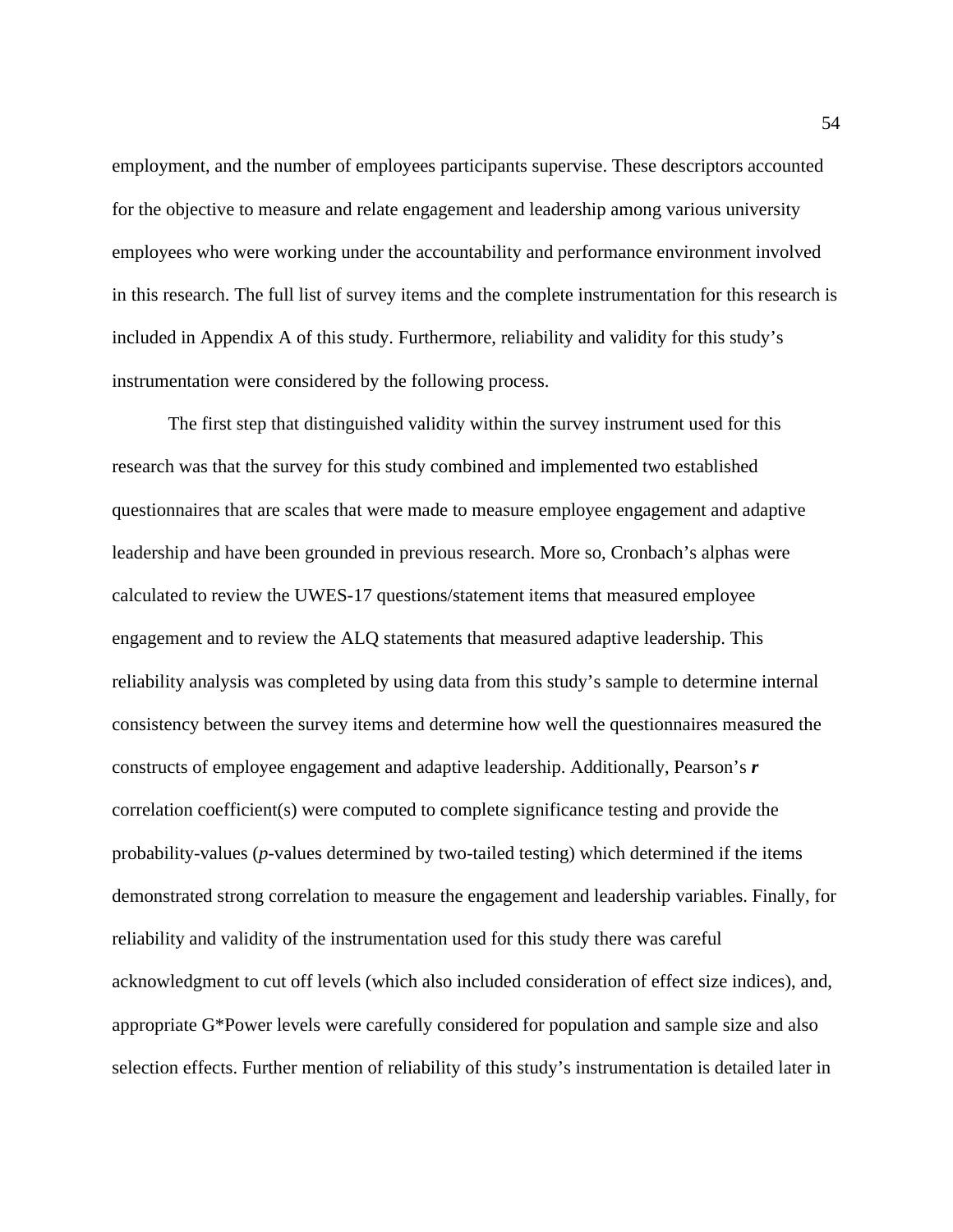employment, and the number of employees participants supervise. These descriptors accounted for the objective to measure and relate engagement and leadership among various university employees who were working under the accountability and performance environment involved in this research. The full list of survey items and the complete instrumentation for this research is included in Appendix A of this study. Furthermore, reliability and validity for this study's instrumentation were considered by the following process.

The first step that distinguished validity within the survey instrument used for this research was that the survey for this study combined and implemented two established questionnaires that are scales that were made to measure employee engagement and adaptive leadership and have been grounded in previous research. More so, Cronbach's alphas were calculated to review the UWES-17 questions/statement items that measured employee engagement and to review the ALQ statements that measured adaptive leadership. This reliability analysis was completed by using data from this study's sample to determine internal consistency between the survey items and determine how well the questionnaires measured the constructs of employee engagement and adaptive leadership. Additionally, Pearson's ***r*** correlation coefficient(s) were computed to complete significance testing and provide the probability-values (*p*-values determined by two-tailed testing) which determined if the items demonstrated strong correlation to measure the engagement and leadership variables. Finally, for reliability and validity of the instrumentation used for this study there was careful acknowledgment to cut off levels (which also included consideration of effect size indices), and, appropriate G*Power levels were carefully considered for population and sample size and also selection effects. Further mention of reliability of this study's instrumentation is detailed later in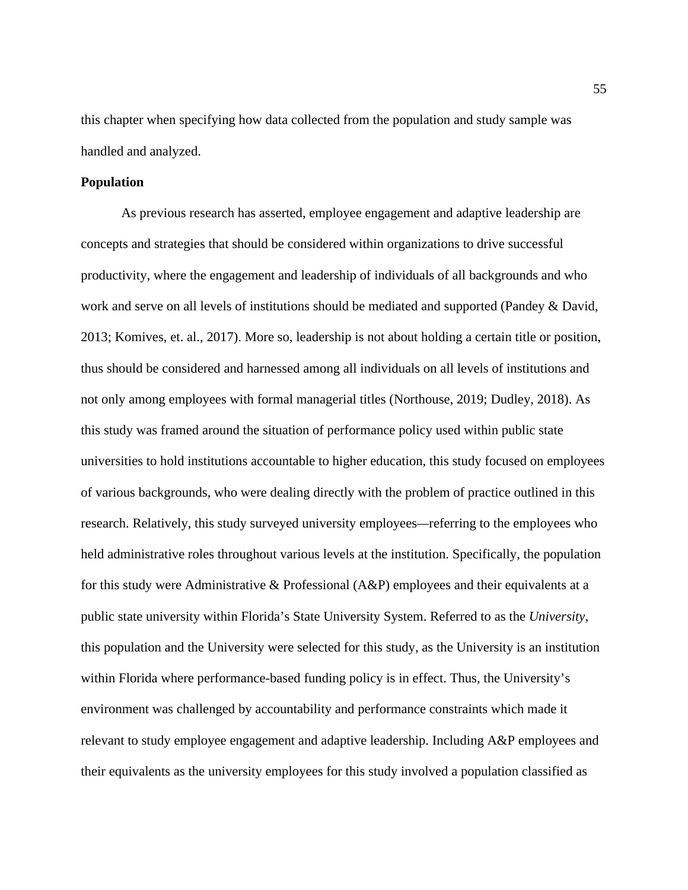this chapter when specifying how data collected from the population and study sample was handled and analyzed.

**Population**

As previous research has asserted, employee engagement and adaptive leadership are concepts and strategies that should be considered within organizations to drive successful productivity, where the engagement and leadership of individuals of all backgrounds and who work and serve on all levels of institutions should be mediated and supported (Pandey & David, 2013; Komives, et. al., 2017). More so, leadership is not about holding a certain title or position, thus should be considered and harnessed among all individuals on all levels of institutions and not only among employees with formal managerial titles (Northouse, 2019; Dudley, 2018). As this study was framed around the situation of performance policy used within public state universities to hold institutions accountable to higher education, this study focused on employees of various backgrounds, who were dealing directly with the problem of practice outlined in this research. Relatively, this study surveyed university employees—referring to the employees who held administrative roles throughout various levels at the institution. Specifically, the population for this study were Administrative & Professional (A&P) employees and their equivalents at a public state university within Florida's State University System. Referred to as the *University*, this population and the University were selected for this study, as the University is an institution within Florida where performance-based funding policy is in effect. Thus, the University's environment was challenged by accountability and performance constraints which made it relevant to study employee engagement and adaptive leadership. Including A&P employees and their equivalents as the university employees for this study involved a population classified as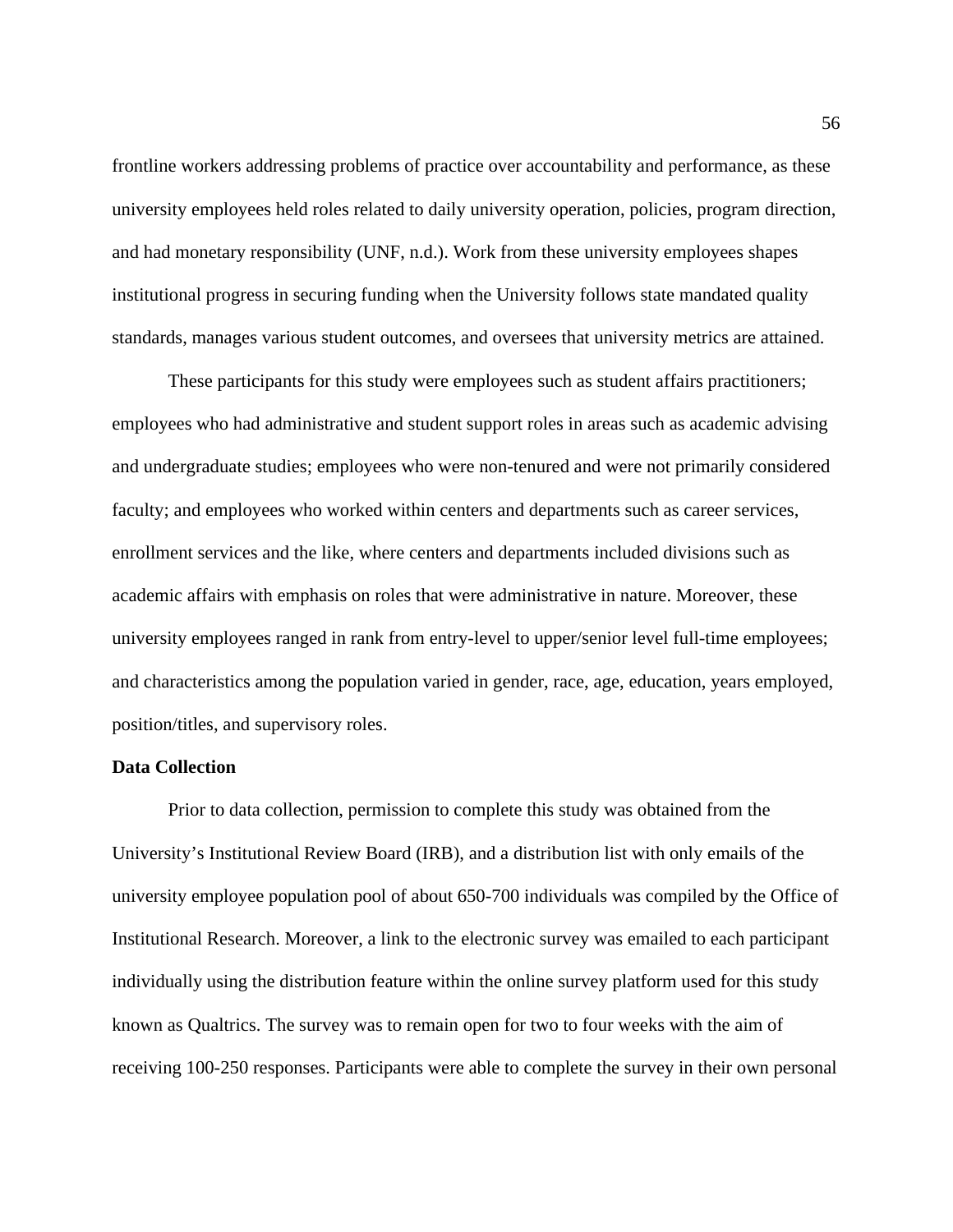frontline workers addressing problems of practice over accountability and performance, as these university employees held roles related to daily university operation, policies, program direction, and had monetary responsibility (UNF, n.d.). Work from these university employees shapes institutional progress in securing funding when the University follows state mandated quality standards, manages various student outcomes, and oversees that university metrics are attained.

These participants for this study were employees such as student affairs practitioners; employees who had administrative and student support roles in areas such as academic advising and undergraduate studies; employees who were non-tenured and were not primarily considered faculty; and employees who worked within centers and departments such as career services, enrollment services and the like, where centers and departments included divisions such as academic affairs with emphasis on roles that were administrative in nature. Moreover, these university employees ranged in rank from entry-level to upper/senior level full-time employees; and characteristics among the population varied in gender, race, age, education, years employed, position/titles, and supervisory roles.

**Data Collection**

Prior to data collection, permission to complete this study was obtained from the University's Institutional Review Board (IRB), and a distribution list with only emails of the university employee population pool of about 650-700 individuals was compiled by the Office of Institutional Research. Moreover, a link to the electronic survey was emailed to each participant individually using the distribution feature within the online survey platform used for this study known as Qualtrics. The survey was to remain open for two to four weeks with the aim of receiving 100-250 responses. Participants were able to complete the survey in their own personal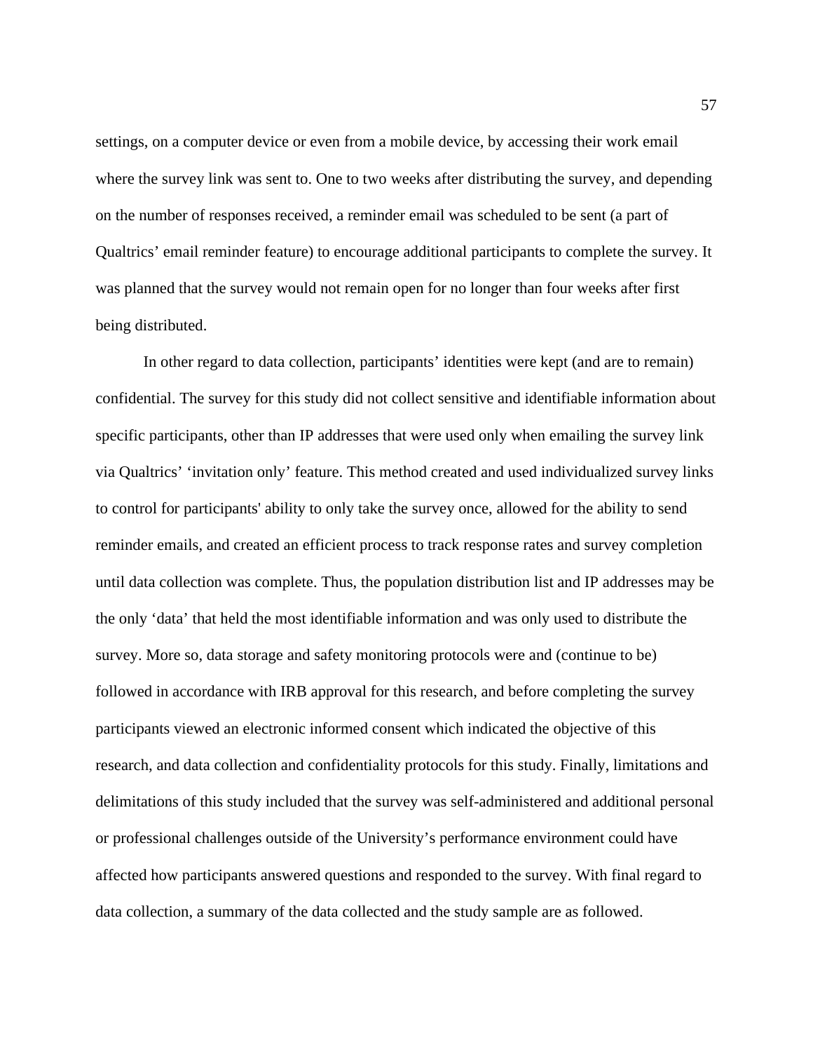settings, on a computer device or even from a mobile device, by accessing their work email where the survey link was sent to. One to two weeks after distributing the survey, and depending on the number of responses received, a reminder email was scheduled to be sent (a part of Qualtrics' email reminder feature) to encourage additional participants to complete the survey. It was planned that the survey would not remain open for no longer than four weeks after first being distributed.

In other regard to data collection, participants' identities were kept (and are to remain) confidential. The survey for this study did not collect sensitive and identifiable information about specific participants, other than IP addresses that were used only when emailing the survey link via Qualtrics' 'invitation only' feature. This method created and used individualized survey links to control for participants' ability to only take the survey once, allowed for the ability to send reminder emails, and created an efficient process to track response rates and survey completion until data collection was complete. Thus, the population distribution list and IP addresses may be the only 'data' that held the most identifiable information and was only used to distribute the survey. More so, data storage and safety monitoring protocols were and (continue to be) followed in accordance with IRB approval for this research, and before completing the survey participants viewed an electronic informed consent which indicated the objective of this research, and data collection and confidentiality protocols for this study. Finally, limitations and delimitations of this study included that the survey was self-administered and additional personal or professional challenges outside of the University's performance environment could have affected how participants answered questions and responded to the survey. With final regard to data collection, a summary of the data collected and the study sample are as followed.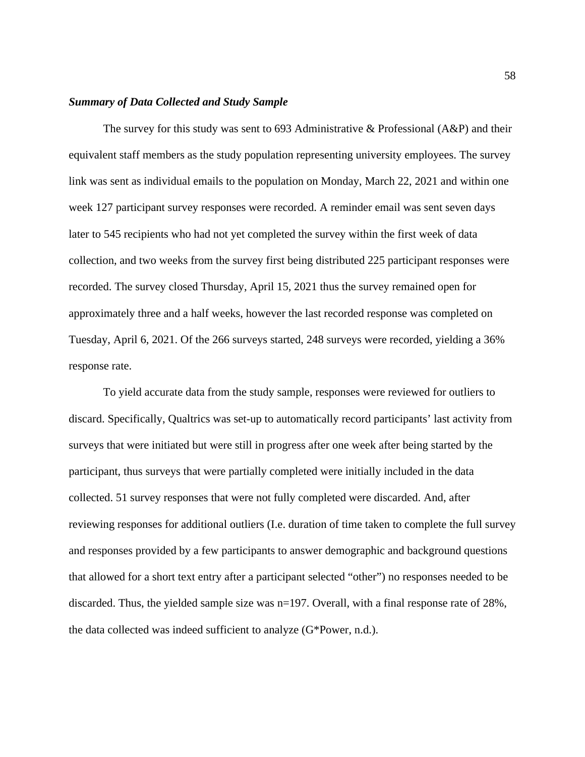***Summary of Data Collected and Study Sample***

The survey for this study was sent to 693 Administrative & Professional (A&P) and their equivalent staff members as the study population representing university employees. The survey link was sent as individual emails to the population on Monday, March 22, 2021 and within one week 127 participant survey responses were recorded. A reminder email was sent seven days later to 545 recipients who had not yet completed the survey within the first week of data collection, and two weeks from the survey first being distributed 225 participant responses were recorded. The survey closed Thursday, April 15, 2021 thus the survey remained open for approximately three and a half weeks, however the last recorded response was completed on Tuesday, April 6, 2021. Of the 266 surveys started, 248 surveys were recorded, yielding a 36% response rate.

To yield accurate data from the study sample, responses were reviewed for outliers to discard. Specifically, Qualtrics was set-up to automatically record participants' last activity from surveys that were initiated but were still in progress after one week after being started by the participant, thus surveys that were partially completed were initially included in the data collected. 51 survey responses that were not fully completed were discarded. And, after reviewing responses for additional outliers (I.e. duration of time taken to complete the full survey and responses provided by a few participants to answer demographic and background questions that allowed for a short text entry after a participant selected "other") no responses needed to be discarded. Thus, the yielded sample size was n=197. Overall, with a final response rate of 28%, the data collected was indeed sufficient to analyze (G*Power, n.d.).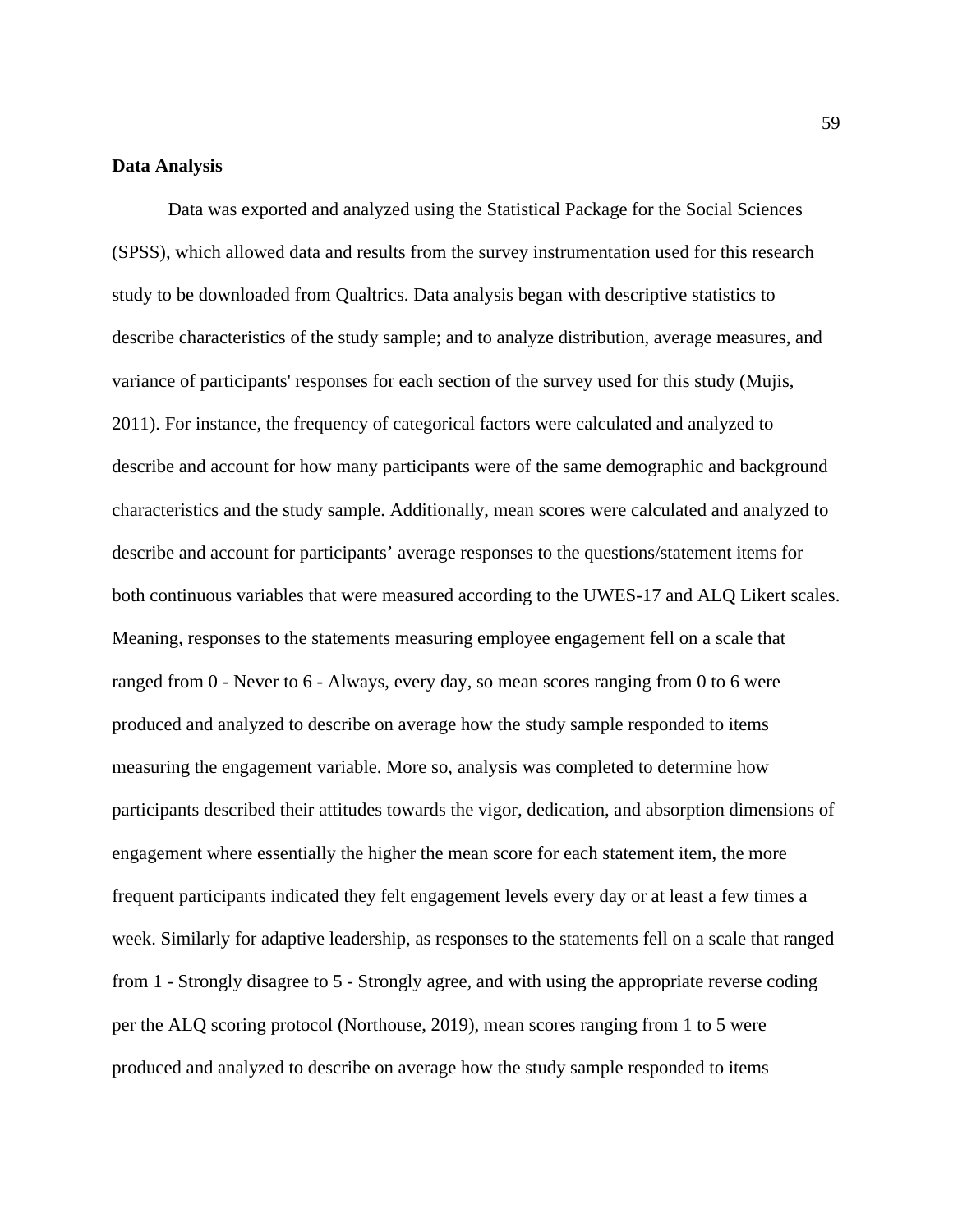**Data Analysis**

Data was exported and analyzed using the Statistical Package for the Social Sciences (SPSS), which allowed data and results from the survey instrumentation used for this research study to be downloaded from Qualtrics. Data analysis began with descriptive statistics to describe characteristics of the study sample; and to analyze distribution, average measures, and variance of participants' responses for each section of the survey used for this study (Mujis, 2011). For instance, the frequency of categorical factors were calculated and analyzed to describe and account for how many participants were of the same demographic and background characteristics and the study sample. Additionally, mean scores were calculated and analyzed to describe and account for participants' average responses to the questions/statement items for both continuous variables that were measured according to the UWES-17 and ALQ Likert scales. Meaning, responses to the statements measuring employee engagement fell on a scale that ranged from 0 - Never to 6 - Always, every day, so mean scores ranging from 0 to 6 were produced and analyzed to describe on average how the study sample responded to items measuring the engagement variable. More so, analysis was completed to determine how participants described their attitudes towards the vigor, dedication, and absorption dimensions of engagement where essentially the higher the mean score for each statement item, the more frequent participants indicated they felt engagement levels every day or at least a few times a week. Similarly for adaptive leadership, as responses to the statements fell on a scale that ranged from 1 - Strongly disagree to 5 - Strongly agree, and with using the appropriate reverse coding per the ALQ scoring protocol (Northouse, 2019), mean scores ranging from 1 to 5 were produced and analyzed to describe on average how the study sample responded to items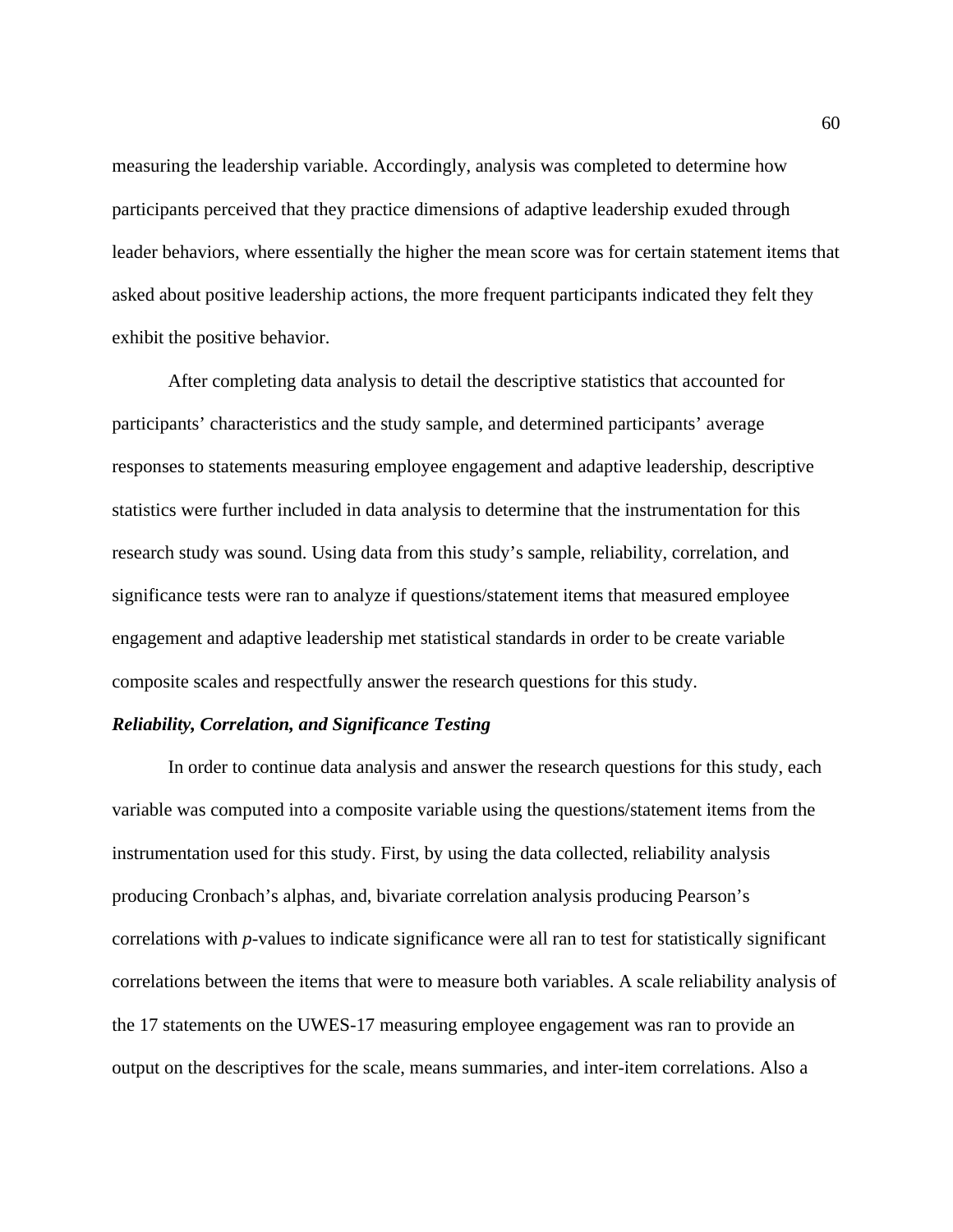measuring the leadership variable. Accordingly, analysis was completed to determine how participants perceived that they practice dimensions of adaptive leadership exuded through leader behaviors, where essentially the higher the mean score was for certain statement items that asked about positive leadership actions, the more frequent participants indicated they felt they exhibit the positive behavior.

After completing data analysis to detail the descriptive statistics that accounted for participants' characteristics and the study sample, and determined participants' average responses to statements measuring employee engagement and adaptive leadership, descriptive statistics were further included in data analysis to determine that the instrumentation for this research study was sound. Using data from this study's sample, reliability, correlation, and significance tests were ran to analyze if questions/statement items that measured employee engagement and adaptive leadership met statistical standards in order to be create variable composite scales and respectfully answer the research questions for this study.

***Reliability, Correlation, and Significance Testing***

In order to continue data analysis and answer the research questions for this study, each variable was computed into a composite variable using the questions/statement items from the instrumentation used for this study. First, by using the data collected, reliability analysis producing Cronbach's alphas, and, bivariate correlation analysis producing Pearson's correlations with *p*-values to indicate significance were all ran to test for statistically significant correlations between the items that were to measure both variables. A scale reliability analysis of the 17 statements on the UWES-17 measuring employee engagement was ran to provide an output on the descriptives for the scale, means summaries, and inter-item correlations. Also a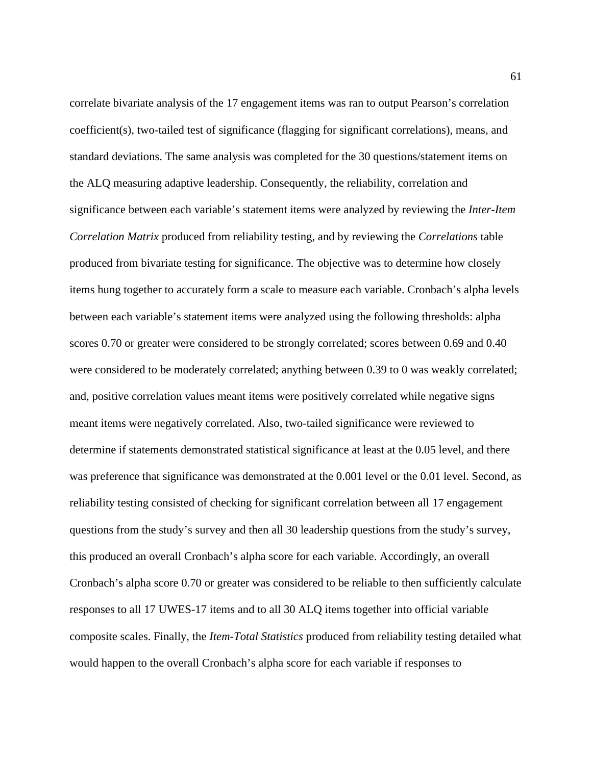correlate bivariate analysis of the 17 engagement items was ran to output Pearson's correlation coefficient(s), two-tailed test of significance (flagging for significant correlations), means, and standard deviations. The same analysis was completed for the 30 questions/statement items on the ALQ measuring adaptive leadership. Consequently, the reliability, correlation and significance between each variable's statement items were analyzed by reviewing the *Inter-Item Correlation Matrix* produced from reliability testing, and by reviewing the *Correlations* table produced from bivariate testing for significance. The objective was to determine how closely items hung together to accurately form a scale to measure each variable. Cronbach's alpha levels between each variable's statement items were analyzed using the following thresholds: alpha scores 0.70 or greater were considered to be strongly correlated; scores between 0.69 and 0.40 were considered to be moderately correlated; anything between 0.39 to 0 was weakly correlated; and, positive correlation values meant items were positively correlated while negative signs meant items were negatively correlated. Also, two-tailed significance were reviewed to determine if statements demonstrated statistical significance at least at the 0.05 level, and there was preference that significance was demonstrated at the 0.001 level or the 0.01 level. Second, as reliability testing consisted of checking for significant correlation between all 17 engagement questions from the study's survey and then all 30 leadership questions from the study's survey, this produced an overall Cronbach's alpha score for each variable. Accordingly, an overall Cronbach's alpha score 0.70 or greater was considered to be reliable to then sufficiently calculate responses to all 17 UWES-17 items and to all 30 ALQ items together into official variable composite scales. Finally, the *Item-Total Statistics* produced from reliability testing detailed what would happen to the overall Cronbach's alpha score for each variable if responses to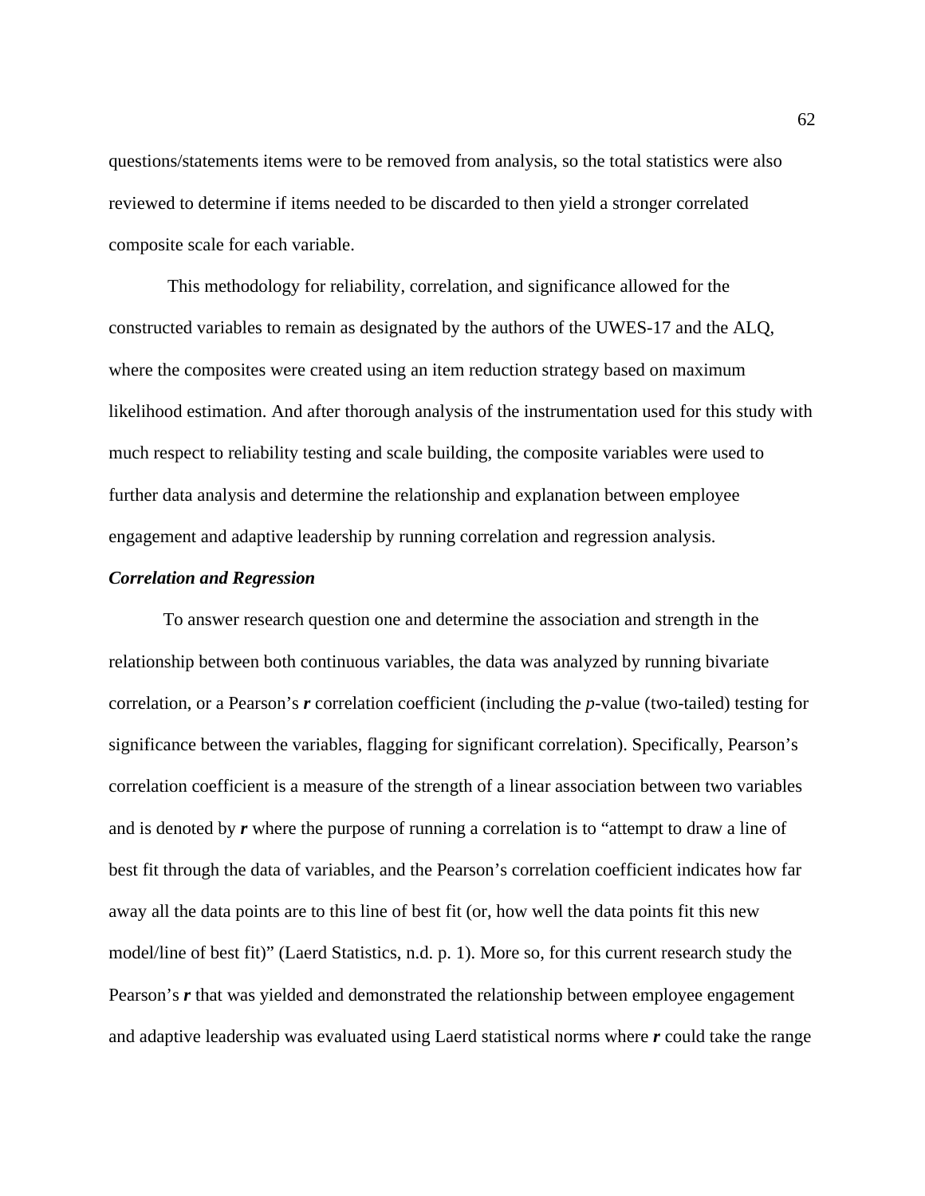questions/statements items were to be removed from analysis, so the total statistics were also reviewed to determine if items needed to be discarded to then yield a stronger correlated composite scale for each variable.

This methodology for reliability, correlation, and significance allowed for the constructed variables to remain as designated by the authors of the UWES-17 and the ALQ, where the composites were created using an item reduction strategy based on maximum likelihood estimation. And after thorough analysis of the instrumentation used for this study with much respect to reliability testing and scale building, the composite variables were used to further data analysis and determine the relationship and explanation between employee engagement and adaptive leadership by running correlation and regression analysis.

### *Correlation and Regression*

To answer research question one and determine the association and strength in the relationship between both continuous variables, the data was analyzed by running bivariate correlation, or a Pearson's ***r*** correlation coefficient (including the *p*-value (two-tailed) testing for significance between the variables, flagging for significant correlation). Specifically, Pearson's correlation coefficient is a measure of the strength of a linear association between two variables and is denoted by ***r*** where the purpose of running a correlation is to "attempt to draw a line of best fit through the data of variables, and the Pearson's correlation coefficient indicates how far away all the data points are to this line of best fit (or, how well the data points fit this new model/line of best fit)" (Laerd Statistics, n.d. p. 1). More so, for this current research study the Pearson's ***r*** that was yielded and demonstrated the relationship between employee engagement and adaptive leadership was evaluated using Laerd statistical norms where ***r*** could take the range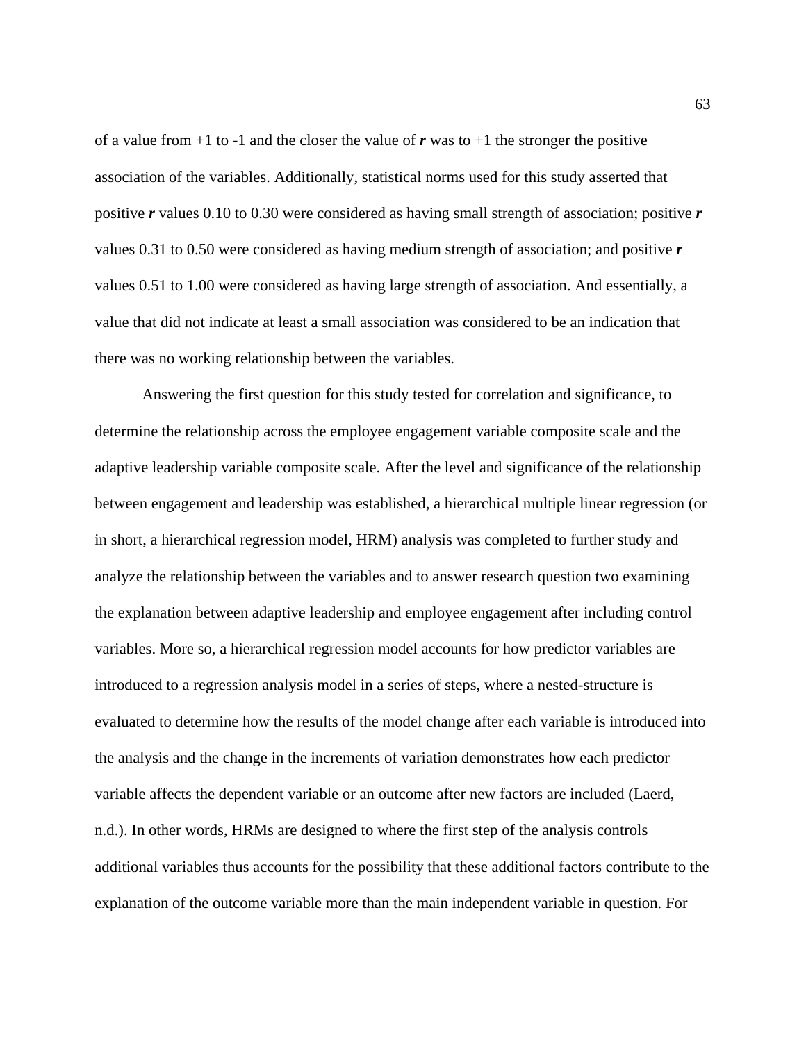of a value from +1 to -1 and the closer the value of ***r*** was to +1 the stronger the positive association of the variables. Additionally, statistical norms used for this study asserted that positive ***r*** values 0.10 to 0.30 were considered as having small strength of association; positive ***r*** values 0.31 to 0.50 were considered as having medium strength of association; and positive ***r*** values 0.51 to 1.00 were considered as having large strength of association. And essentially, a value that did not indicate at least a small association was considered to be an indication that there was no working relationship between the variables.

Answering the first question for this study tested for correlation and significance, to determine the relationship across the employee engagement variable composite scale and the adaptive leadership variable composite scale. After the level and significance of the relationship between engagement and leadership was established, a hierarchical multiple linear regression (or in short, a hierarchical regression model, HRM) analysis was completed to further study and analyze the relationship between the variables and to answer research question two examining the explanation between adaptive leadership and employee engagement after including control variables. More so, a hierarchical regression model accounts for how predictor variables are introduced to a regression analysis model in a series of steps, where a nested-structure is evaluated to determine how the results of the model change after each variable is introduced into the analysis and the change in the increments of variation demonstrates how each predictor variable affects the dependent variable or an outcome after new factors are included (Laerd, n.d.). In other words, HRMs are designed to where the first step of the analysis controls additional variables thus accounts for the possibility that these additional factors contribute to the explanation of the outcome variable more than the main independent variable in question. For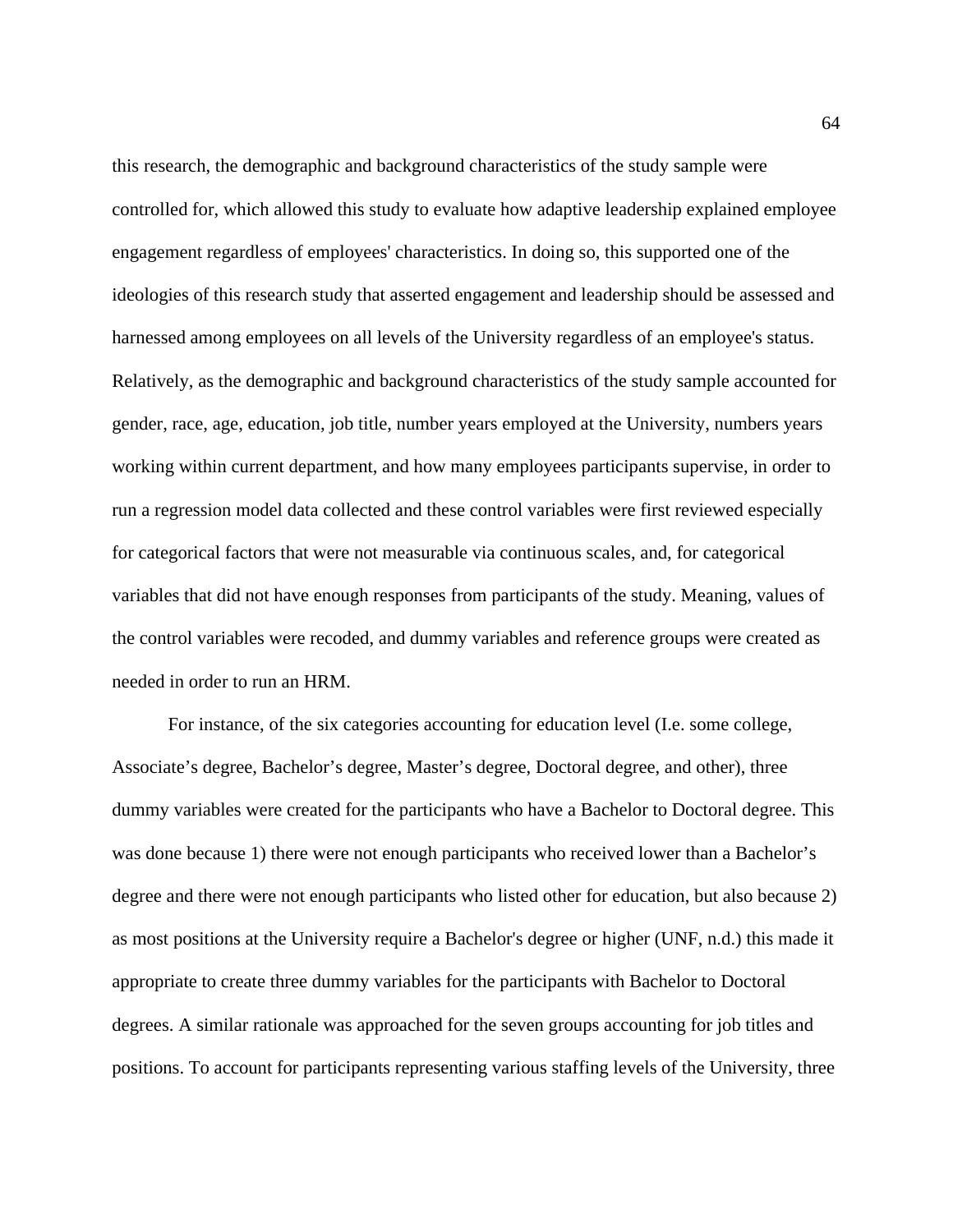this research, the demographic and background characteristics of the study sample were controlled for, which allowed this study to evaluate how adaptive leadership explained employee engagement regardless of employees' characteristics. In doing so, this supported one of the ideologies of this research study that asserted engagement and leadership should be assessed and harnessed among employees on all levels of the University regardless of an employee's status. Relatively, as the demographic and background characteristics of the study sample accounted for gender, race, age, education, job title, number years employed at the University, numbers years working within current department, and how many employees participants supervise, in order to run a regression model data collected and these control variables were first reviewed especially for categorical factors that were not measurable via continuous scales, and, for categorical variables that did not have enough responses from participants of the study. Meaning, values of the control variables were recoded, and dummy variables and reference groups were created as needed in order to run an HRM.

For instance, of the six categories accounting for education level (I.e. some college, Associate's degree, Bachelor's degree, Master's degree, Doctoral degree, and other), three dummy variables were created for the participants who have a Bachelor to Doctoral degree. This was done because 1) there were not enough participants who received lower than a Bachelor's degree and there were not enough participants who listed other for education, but also because 2) as most positions at the University require a Bachelor's degree or higher (UNF, n.d.) this made it appropriate to create three dummy variables for the participants with Bachelor to Doctoral degrees. A similar rationale was approached for the seven groups accounting for job titles and positions. To account for participants representing various staffing levels of the University, three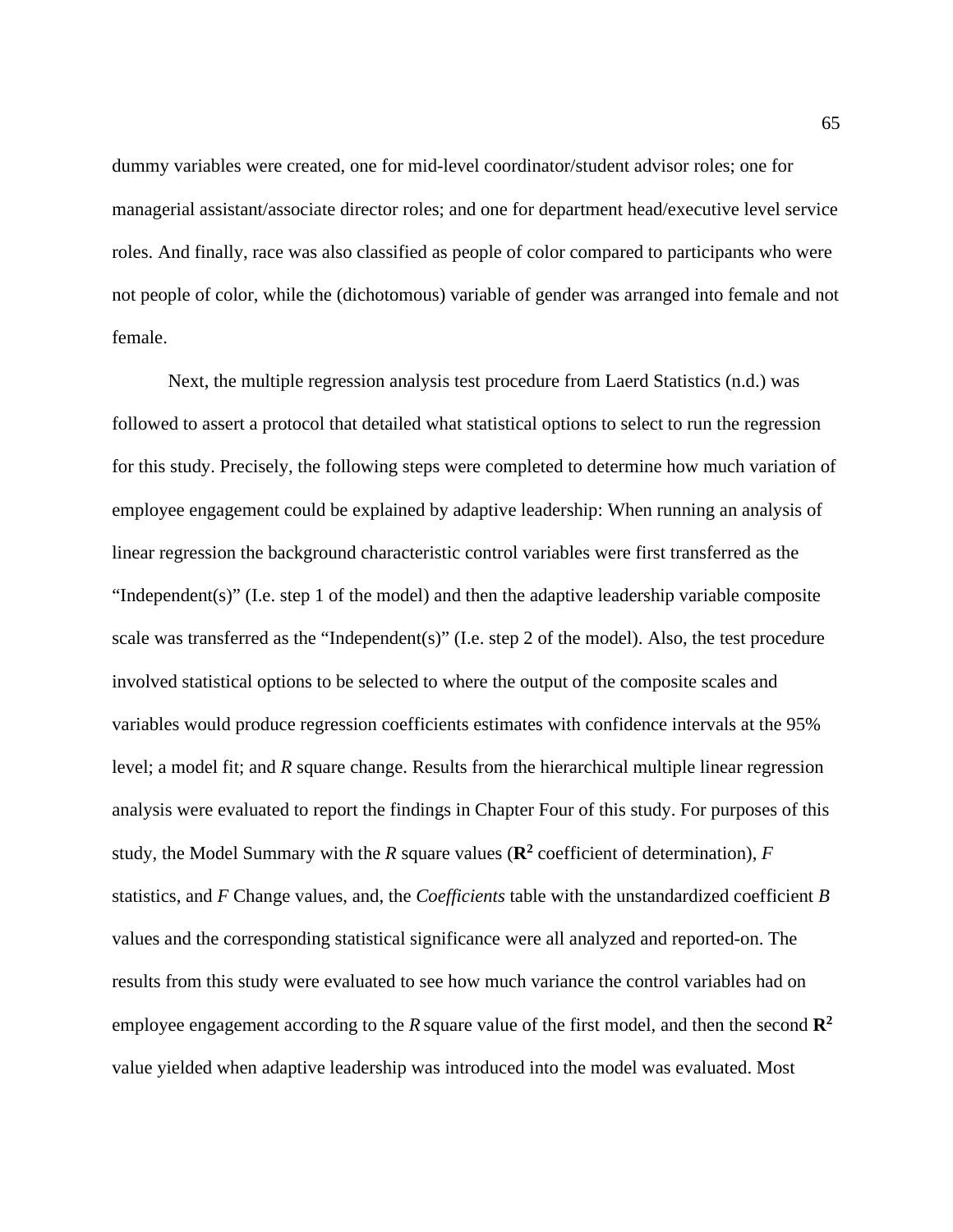dummy variables were created, one for mid-level coordinator/student advisor roles; one for managerial assistant/associate director roles; and one for department head/executive level service roles. And finally, race was also classified as people of color compared to participants who were not people of color, while the (dichotomous) variable of gender was arranged into female and not female.

Next, the multiple regression analysis test procedure from Laerd Statistics (n.d.) was followed to assert a protocol that detailed what statistical options to select to run the regression for this study. Precisely, the following steps were completed to determine how much variation of employee engagement could be explained by adaptive leadership: When running an analysis of linear regression the background characteristic control variables were first transferred as the "Independent(s)" (I.e. step 1 of the model) and then the adaptive leadership variable composite scale was transferred as the "Independent(s)" (I.e. step 2 of the model). Also, the test procedure involved statistical options to be selected to where the output of the composite scales and variables would produce regression coefficients estimates with confidence intervals at the 95% level; a model fit; and *R* square change. Results from the hierarchical multiple linear regression analysis were evaluated to report the findings in Chapter Four of this study. For purposes of this study, the Model Summary with the *R* square values ($\mathbf{R^2}$ coefficient of determination), *F* statistics, and *F* Change values, and, the *Coefficients* table with the unstandardized coefficient *B* values and the corresponding statistical significance were all analyzed and reported-on. The results from this study were evaluated to see how much variance the control variables had on employee engagement according to the *R* square value of the first model, and then the second $\mathbf{R^2}$ value yielded when adaptive leadership was introduced into the model was evaluated. Most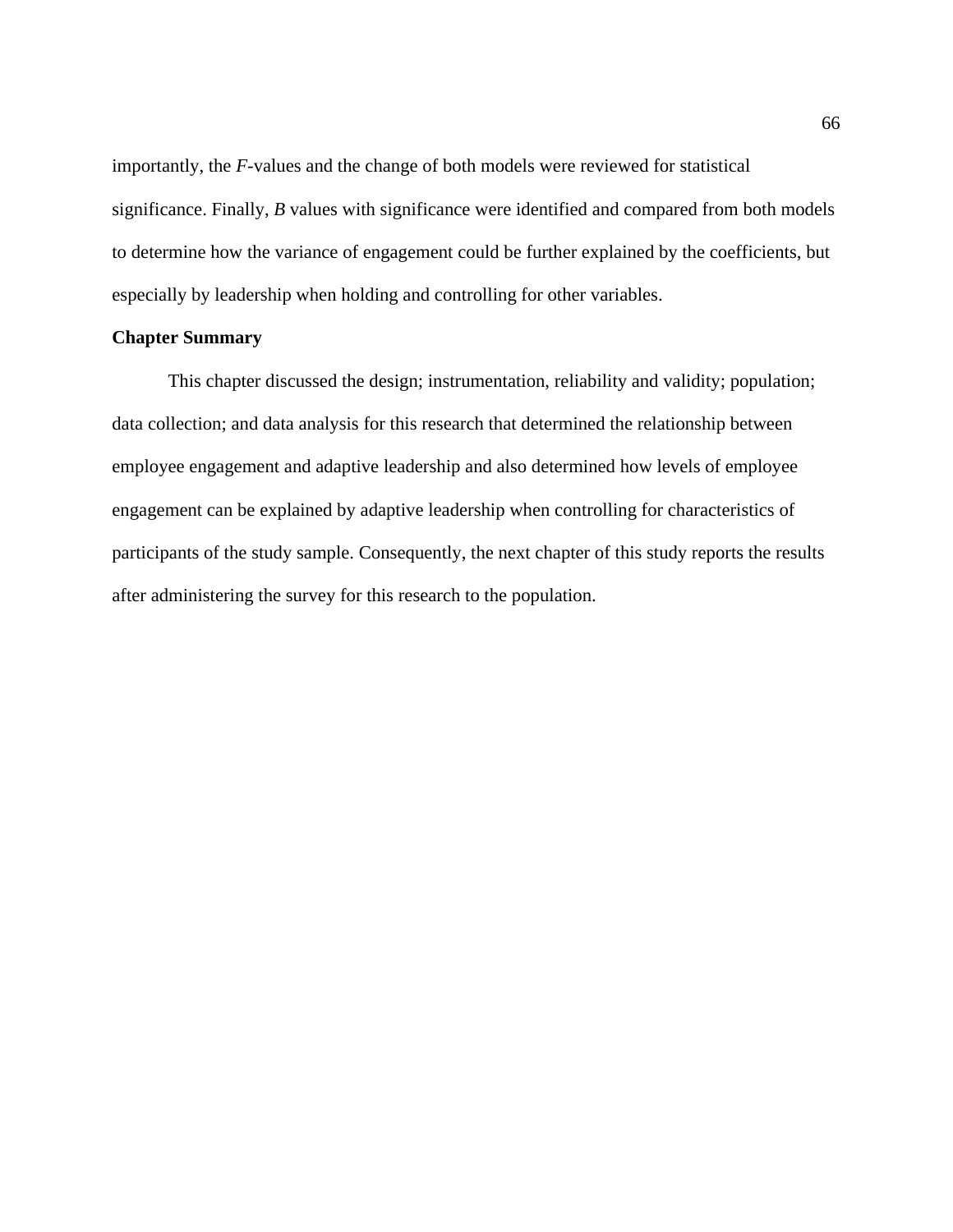importantly, the *F*-values and the change of both models were reviewed for statistical significance. Finally, *B* values with significance were identified and compared from both models to determine how the variance of engagement could be further explained by the coefficients, but especially by leadership when holding and controlling for other variables.

**Chapter Summary**

This chapter discussed the design; instrumentation, reliability and validity; population; data collection; and data analysis for this research that determined the relationship between employee engagement and adaptive leadership and also determined how levels of employee engagement can be explained by adaptive leadership when controlling for characteristics of participants of the study sample. Consequently, the next chapter of this study reports the results after administering the survey for this research to the population.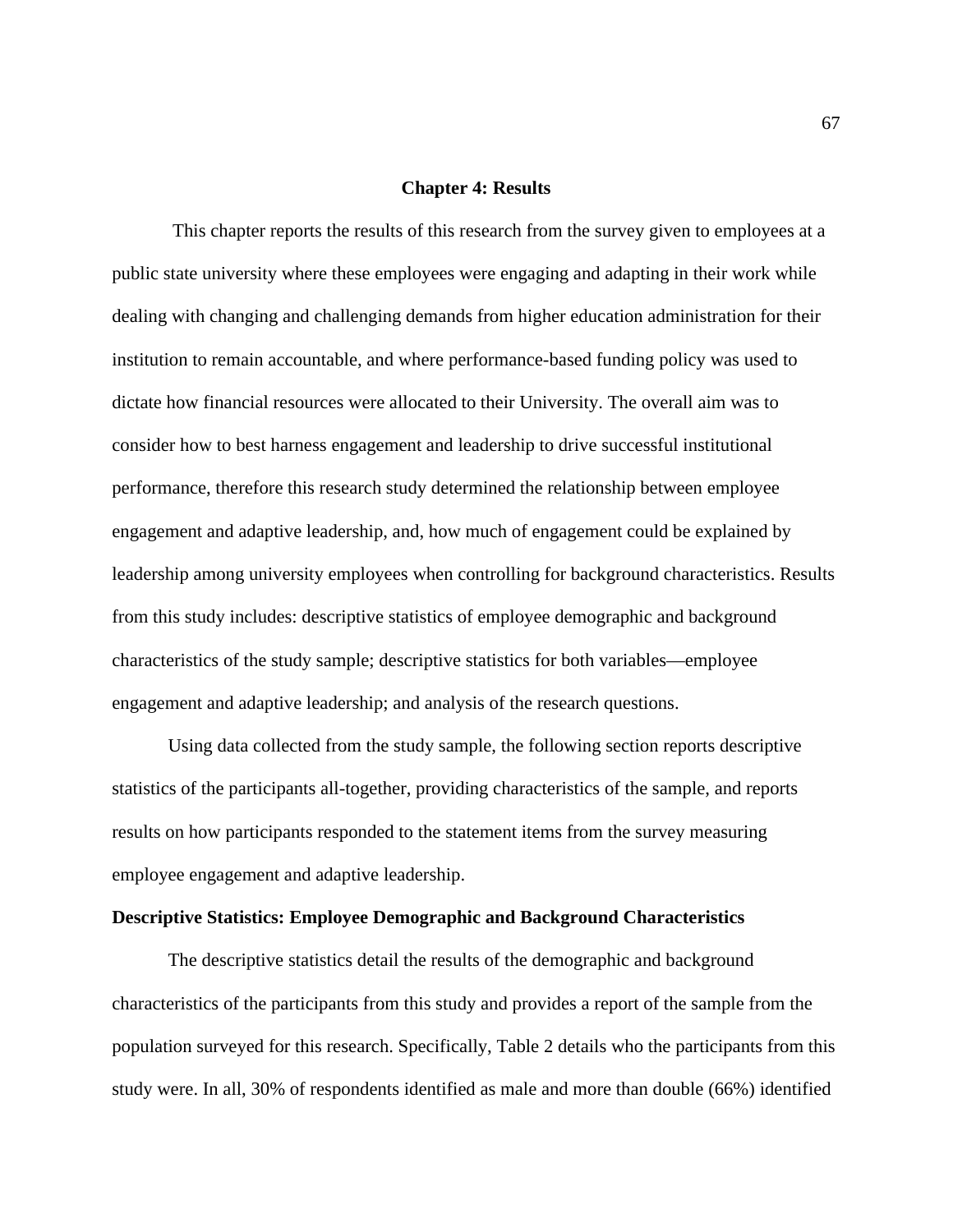# Chapter 4: Results

This chapter reports the results of this research from the survey given to employees at a public state university where these employees were engaging and adapting in their work while dealing with changing and challenging demands from higher education administration for their institution to remain accountable, and where performance-based funding policy was used to dictate how financial resources were allocated to their University. The overall aim was to consider how to best harness engagement and leadership to drive successful institutional performance, therefore this research study determined the relationship between employee engagement and adaptive leadership, and, how much of engagement could be explained by leadership among university employees when controlling for background characteristics. Results from this study includes: descriptive statistics of employee demographic and background characteristics of the study sample; descriptive statistics for both variables—employee engagement and adaptive leadership; and analysis of the research questions.

Using data collected from the study sample, the following section reports descriptive statistics of the participants all-together, providing characteristics of the sample, and reports results on how participants responded to the statement items from the survey measuring employee engagement and adaptive leadership.

## Descriptive Statistics: Employee Demographic and Background Characteristics

The descriptive statistics detail the results of the demographic and background characteristics of the participants from this study and provides a report of the sample from the population surveyed for this research. Specifically, Table 2 details who the participants from this study were. In all, 30% of respondents identified as male and more than double (66%) identified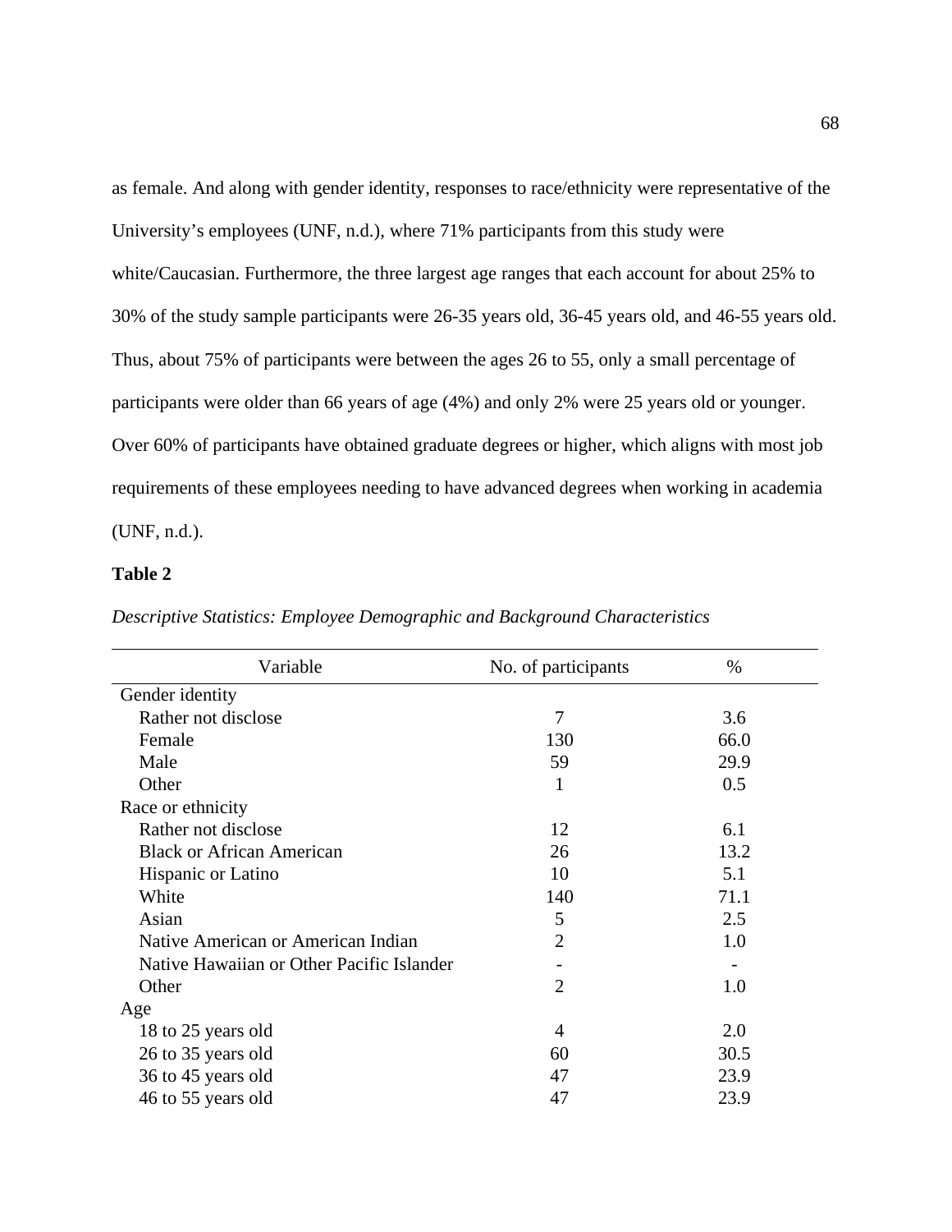as female. And along with gender identity, responses to race/ethnicity were representative of the University's employees (UNF, n.d.), where 71% participants from this study were white/Caucasian. Furthermore, the three largest age ranges that each account for about 25% to 30% of the study sample participants were 26-35 years old, 36-45 years old, and 46-55 years old. Thus, about 75% of participants were between the ages 26 to 55, only a small percentage of participants were older than 66 years of age (4%) and only 2% were 25 years old or younger. Over 60% of participants have obtained graduate degrees or higher, which aligns with most job requirements of these employees needing to have advanced degrees when working in academia (UNF, n.d.).

**Table 2**

*Descriptive Statistics: Employee Demographic and Background Characteristics*

| Variable | No. of participants | % |
|---|---|---|
| Gender identity | | |
| Rather not disclose | 7 | 3.6 |
| Female | 130 | 66.0 |
| Male | 59 | 29.9 |
| Other | 1 | 0.5 |
| Race or ethnicity | | |
| Rather not disclose | 12 | 6.1 |
| Black or African American | 26 | 13.2 |
| Hispanic or Latino | 10 | 5.1 |
| White | 140 | 71.1 |
| Asian | 5 | 2.5 |
| Native American or American Indian | 2 | 1.0 |
| Native Hawaiian or Other Pacific Islander | - | - |
| Other | 2 | 1.0 |
| Age | | |
| 18 to 25 years old | 4 | 2.0 |
| 26 to 35 years old | 60 | 30.5 |
| 36 to 45 years old | 47 | 23.9 |
| 46 to 55 years old | 47 | 23.9 |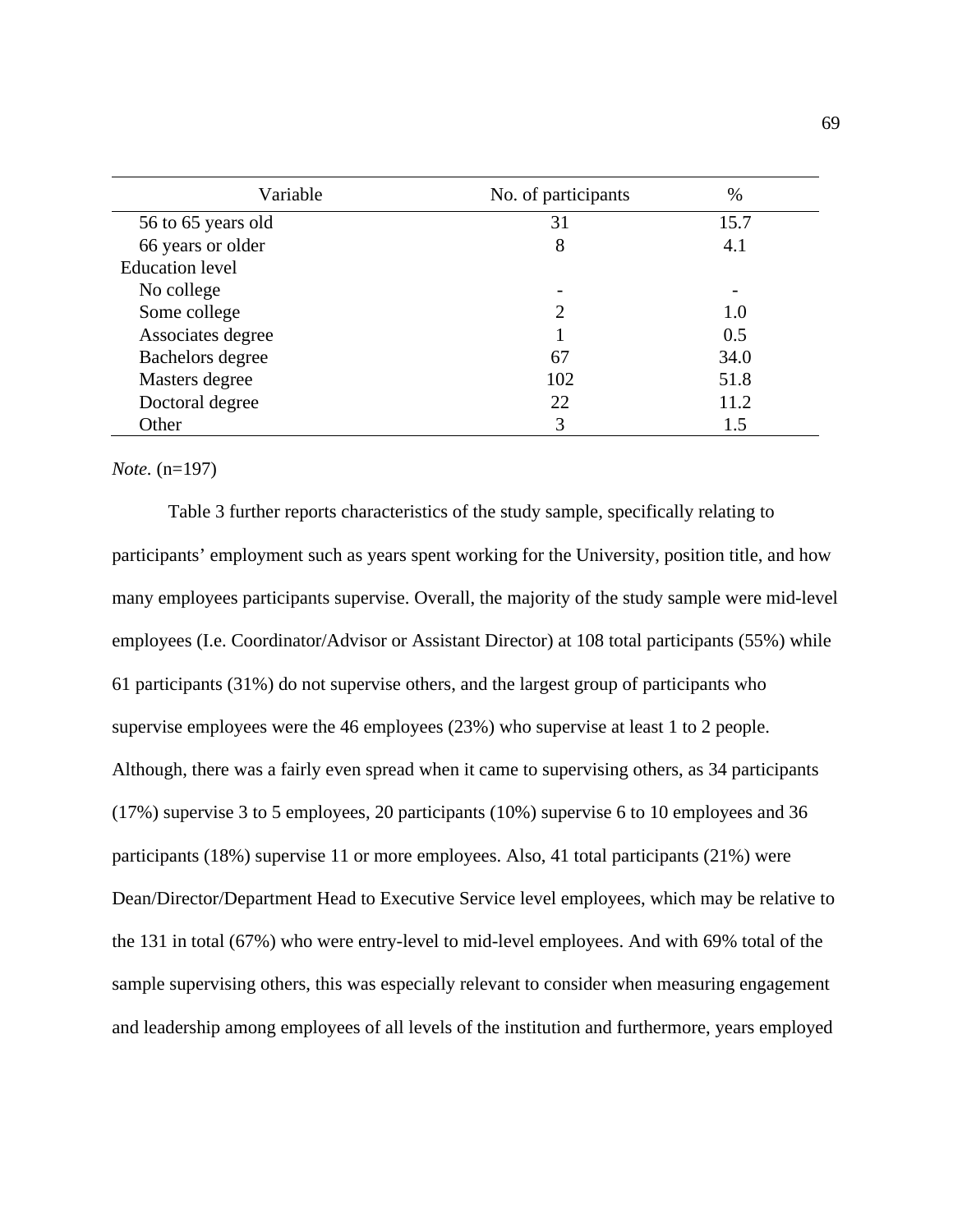| Variable | No. of participants | % |
|---|---|---|
| 56 to 65 years old | 31 | 15.7 |
| 66 years or older | 8 | 4.1 |
| Education level | | |
| No college | - | - |
| Some college | 2 | 1.0 |
| Associates degree | 1 | 0.5 |
| Bachelors degree | 67 | 34.0 |
| Masters degree | 102 | 51.8 |
| Doctoral degree | 22 | 11.2 |
| Other | 3 | 1.5 |

*Note.* (n=197)

Table 3 further reports characteristics of the study sample, specifically relating to participants' employment such as years spent working for the University, position title, and how many employees participants supervise. Overall, the majority of the study sample were mid-level employees (I.e. Coordinator/Advisor or Assistant Director) at 108 total participants (55%) while 61 participants (31%) do not supervise others, and the largest group of participants who supervise employees were the 46 employees (23%) who supervise at least 1 to 2 people. Although, there was a fairly even spread when it came to supervising others, as 34 participants (17%) supervise 3 to 5 employees, 20 participants (10%) supervise 6 to 10 employees and 36 participants (18%) supervise 11 or more employees. Also, 41 total participants (21%) were Dean/Director/Department Head to Executive Service level employees, which may be relative to the 131 in total (67%) who were entry-level to mid-level employees. And with 69% total of the sample supervising others, this was especially relevant to consider when measuring engagement and leadership among employees of all levels of the institution and furthermore, years employed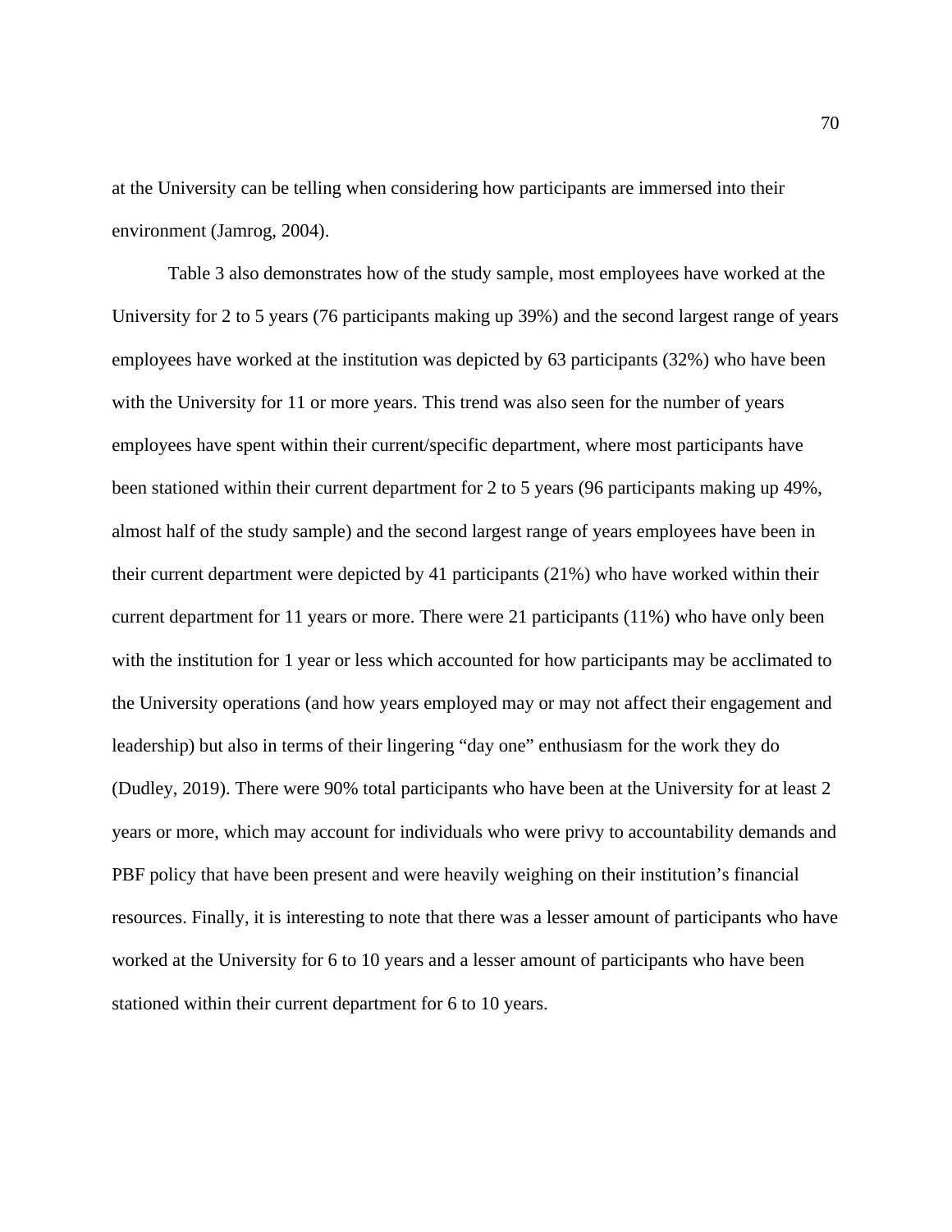at the University can be telling when considering how participants are immersed into their environment (Jamrog, 2004).

Table 3 also demonstrates how of the study sample, most employees have worked at the University for 2 to 5 years (76 participants making up 39%) and the second largest range of years employees have worked at the institution was depicted by 63 participants (32%) who have been with the University for 11 or more years. This trend was also seen for the number of years employees have spent within their current/specific department, where most participants have been stationed within their current department for 2 to 5 years (96 participants making up 49%, almost half of the study sample) and the second largest range of years employees have been in their current department were depicted by 41 participants (21%) who have worked within their current department for 11 years or more. There were 21 participants (11%) who have only been with the institution for 1 year or less which accounted for how participants may be acclimated to the University operations (and how years employed may or may not affect their engagement and leadership) but also in terms of their lingering "day one" enthusiasm for the work they do (Dudley, 2019). There were 90% total participants who have been at the University for at least 2 years or more, which may account for individuals who were privy to accountability demands and PBF policy that have been present and were heavily weighing on their institution's financial resources. Finally, it is interesting to note that there was a lesser amount of participants who have worked at the University for 6 to 10 years and a lesser amount of participants who have been stationed within their current department for 6 to 10 years.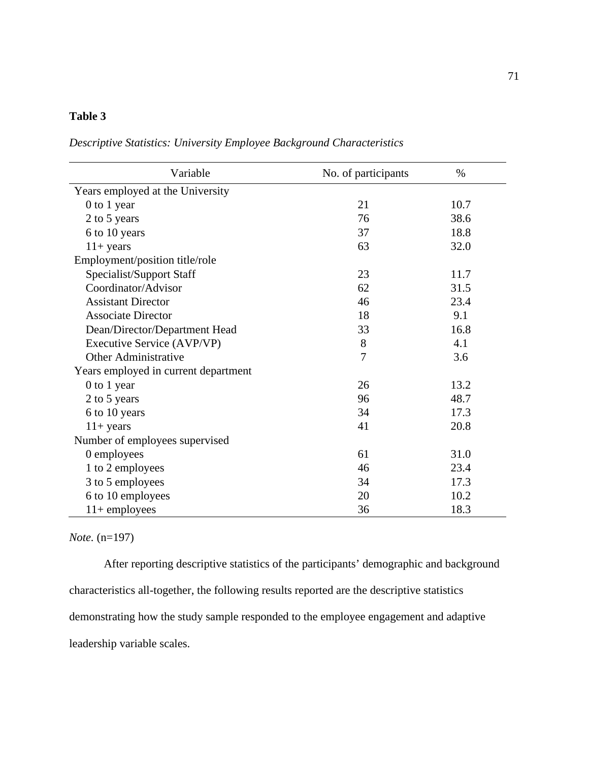**Table 3**

*Descriptive Statistics: University Employee Background Characteristics*

| Variable | No. of participants | % |
|---|---|---|
| Years employed at the University | | |
| 0 to 1 year | 21 | 10.7 |
| 2 to 5 years | 76 | 38.6 |
| 6 to 10 years | 37 | 18.8 |
| 11+ years | 63 | 32.0 |
| Employment/position title/role | | |
| Specialist/Support Staff | 23 | 11.7 |
| Coordinator/Advisor | 62 | 31.5 |
| Assistant Director | 46 | 23.4 |
| Associate Director | 18 | 9.1 |
| Dean/Director/Department Head | 33 | 16.8 |
| Executive Service (AVP/VP) | 8 | 4.1 |
| Other Administrative | 7 | 3.6 |
| Years employed in current department | | |
| 0 to 1 year | 26 | 13.2 |
| 2 to 5 years | 96 | 48.7 |
| 6 to 10 years | 34 | 17.3 |
| 11+ years | 41 | 20.8 |
| Number of employees supervised | | |
| 0 employees | 61 | 31.0 |
| 1 to 2 employees | 46 | 23.4 |
| 3 to 5 employees | 34 | 17.3 |
| 6 to 10 employees | 20 | 10.2 |
| 11+ employees | 36 | 18.3 |

*Note.* (n=197)

After reporting descriptive statistics of the participants' demographic and background characteristics all-together, the following results reported are the descriptive statistics demonstrating how the study sample responded to the employee engagement and adaptive leadership variable scales.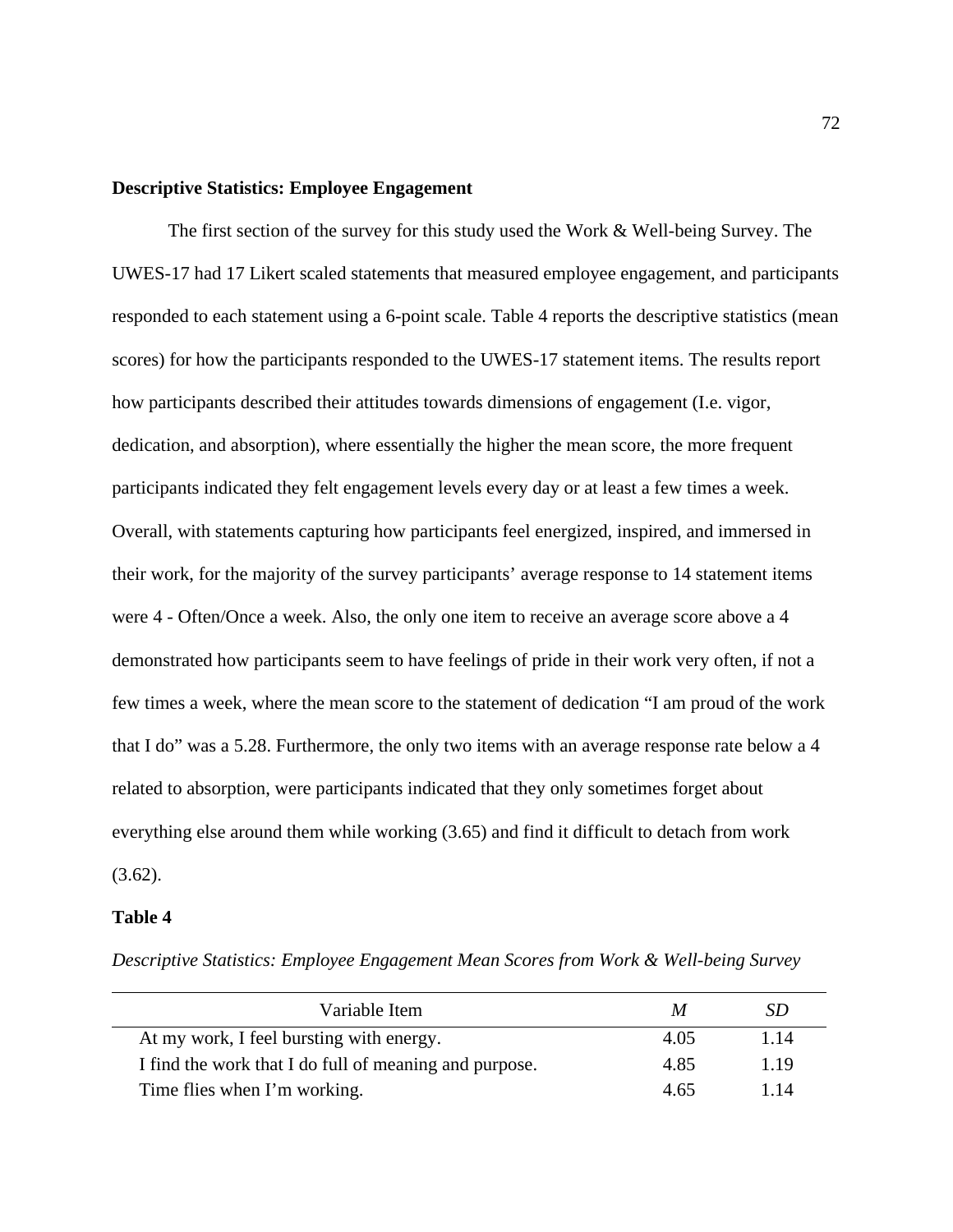**Descriptive Statistics: Employee Engagement**

The first section of the survey for this study used the Work & Well-being Survey. The UWES-17 had 17 Likert scaled statements that measured employee engagement, and participants responded to each statement using a 6-point scale. Table 4 reports the descriptive statistics (mean scores) for how the participants responded to the UWES-17 statement items. The results report how participants described their attitudes towards dimensions of engagement (I.e. vigor, dedication, and absorption), where essentially the higher the mean score, the more frequent participants indicated they felt engagement levels every day or at least a few times a week. Overall, with statements capturing how participants feel energized, inspired, and immersed in their work, for the majority of the survey participants' average response to 14 statement items were 4 - Often/Once a week. Also, the only one item to receive an average score above a 4 demonstrated how participants seem to have feelings of pride in their work very often, if not a few times a week, where the mean score to the statement of dedication "I am proud of the work that I do" was a 5.28. Furthermore, the only two items with an average response rate below a 4 related to absorption, were participants indicated that they only sometimes forget about everything else around them while working (3.65) and find it difficult to detach from work (3.62).

**Table 4**

*Descriptive Statistics: Employee Engagement Mean Scores from Work & Well-being Survey*

| Variable Item | *M* | *SD* |
|---|---|---|
| At my work, I feel bursting with energy. | 4.05 | 1.14 |
| I find the work that I do full of meaning and purpose. | 4.85 | 1.19 |
| Time flies when I'm working. | 4.65 | 1.14 |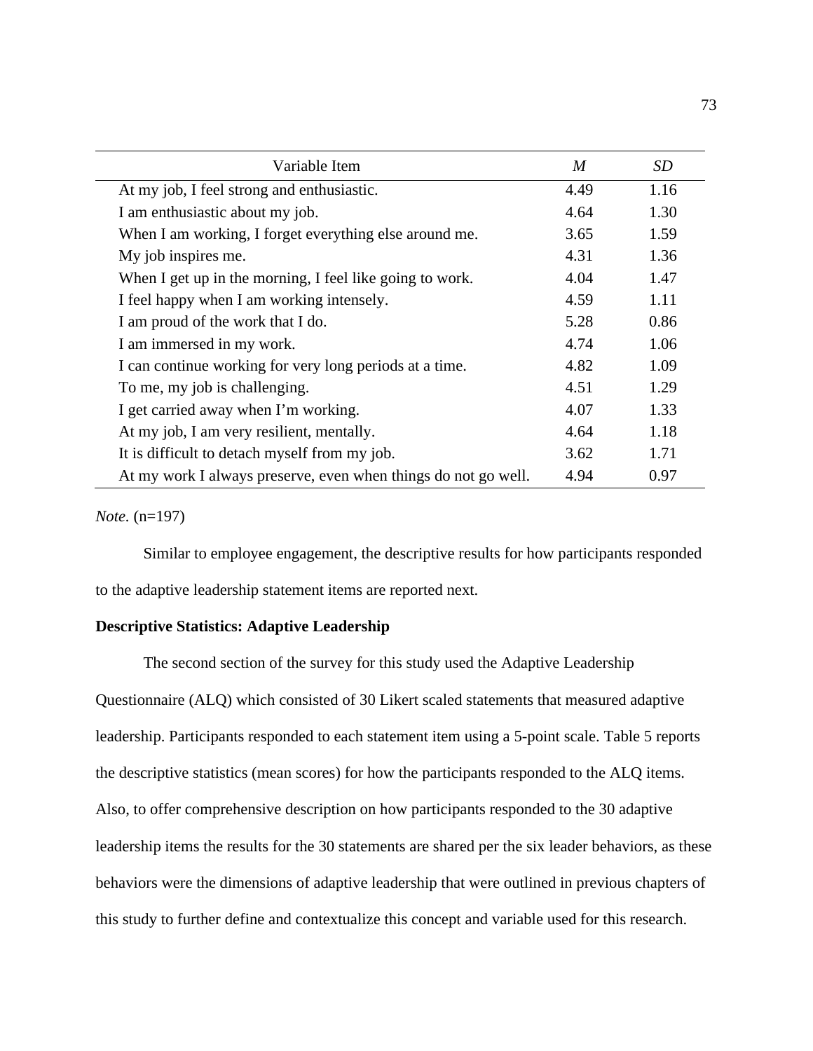| Variable Item | *M* | *SD* |
|---|---|---|
| At my job, I feel strong and enthusiastic. | 4.49 | 1.16 |
| I am enthusiastic about my job. | 4.64 | 1.30 |
| When I am working, I forget everything else around me. | 3.65 | 1.59 |
| My job inspires me. | 4.31 | 1.36 |
| When I get up in the morning, I feel like going to work. | 4.04 | 1.47 |
| I feel happy when I am working intensely. | 4.59 | 1.11 |
| I am proud of the work that I do. | 5.28 | 0.86 |
| I am immersed in my work. | 4.74 | 1.06 |
| I can continue working for very long periods at a time. | 4.82 | 1.09 |
| To me, my job is challenging. | 4.51 | 1.29 |
| I get carried away when I'm working. | 4.07 | 1.33 |
| At my job, I am very resilient, mentally. | 4.64 | 1.18 |
| It is difficult to detach myself from my job. | 3.62 | 1.71 |
| At my work I always preserve, even when things do not go well. | 4.94 | 0.97 |

*Note.* (n=197)

Similar to employee engagement, the descriptive results for how participants responded to the adaptive leadership statement items are reported next.

**Descriptive Statistics: Adaptive Leadership**

The second section of the survey for this study used the Adaptive Leadership Questionnaire (ALQ) which consisted of 30 Likert scaled statements that measured adaptive leadership. Participants responded to each statement item using a 5-point scale. Table 5 reports the descriptive statistics (mean scores) for how the participants responded to the ALQ items. Also, to offer comprehensive description on how participants responded to the 30 adaptive leadership items the results for the 30 statements are shared per the six leader behaviors, as these behaviors were the dimensions of adaptive leadership that were outlined in previous chapters of this study to further define and contextualize this concept and variable used for this research.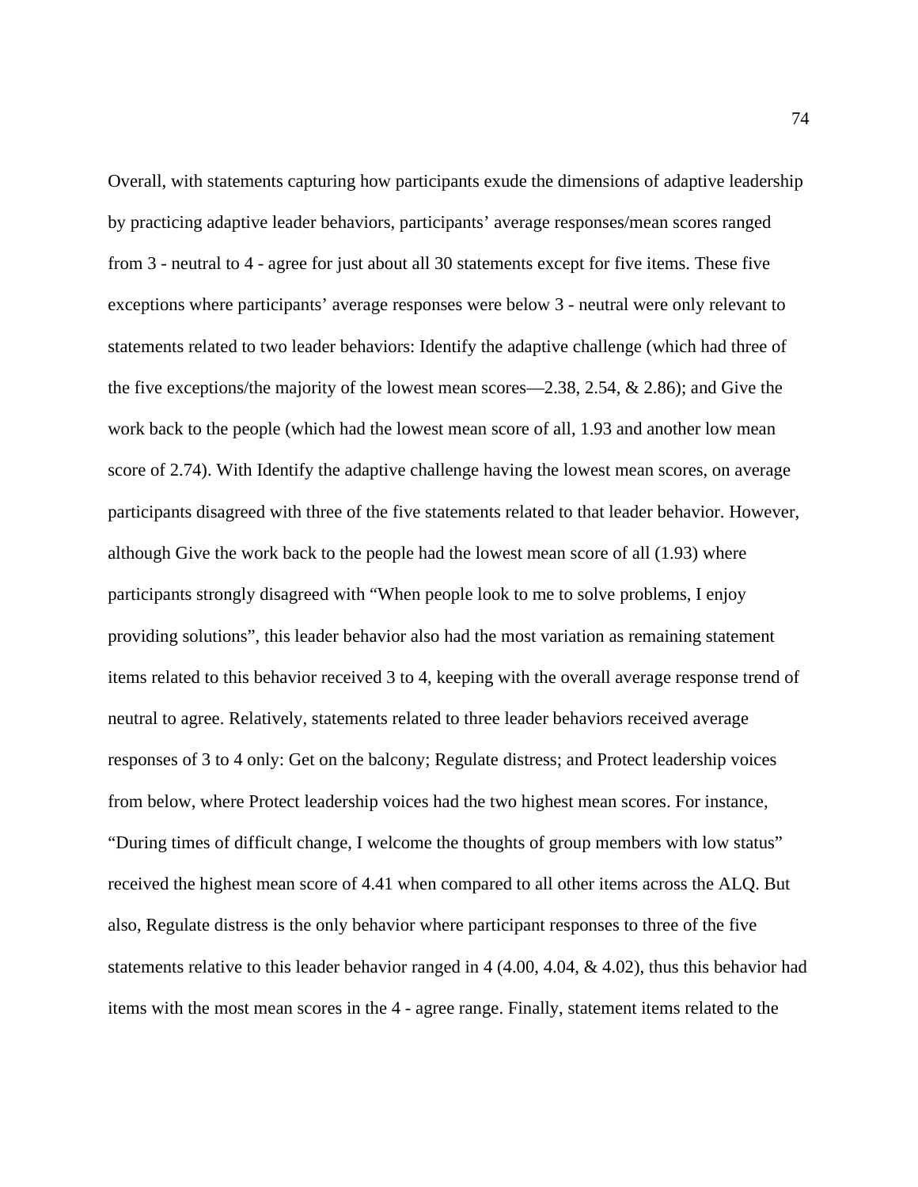Overall, with statements capturing how participants exude the dimensions of adaptive leadership by practicing adaptive leader behaviors, participants' average responses/mean scores ranged from 3 - neutral to 4 - agree for just about all 30 statements except for five items. These five exceptions where participants' average responses were below 3 - neutral were only relevant to statements related to two leader behaviors: Identify the adaptive challenge (which had three of the five exceptions/the majority of the lowest mean scores—2.38, 2.54, & 2.86); and Give the work back to the people (which had the lowest mean score of all, 1.93 and another low mean score of 2.74). With Identify the adaptive challenge having the lowest mean scores, on average participants disagreed with three of the five statements related to that leader behavior. However, although Give the work back to the people had the lowest mean score of all (1.93) where participants strongly disagreed with "When people look to me to solve problems, I enjoy providing solutions", this leader behavior also had the most variation as remaining statement items related to this behavior received 3 to 4, keeping with the overall average response trend of neutral to agree. Relatively, statements related to three leader behaviors received average responses of 3 to 4 only: Get on the balcony; Regulate distress; and Protect leadership voices from below, where Protect leadership voices had the two highest mean scores. For instance, "During times of difficult change, I welcome the thoughts of group members with low status" received the highest mean score of 4.41 when compared to all other items across the ALQ. But also, Regulate distress is the only behavior where participant responses to three of the five statements relative to this leader behavior ranged in 4 (4.00, 4.04, & 4.02), thus this behavior had items with the most mean scores in the 4 - agree range. Finally, statement items related to the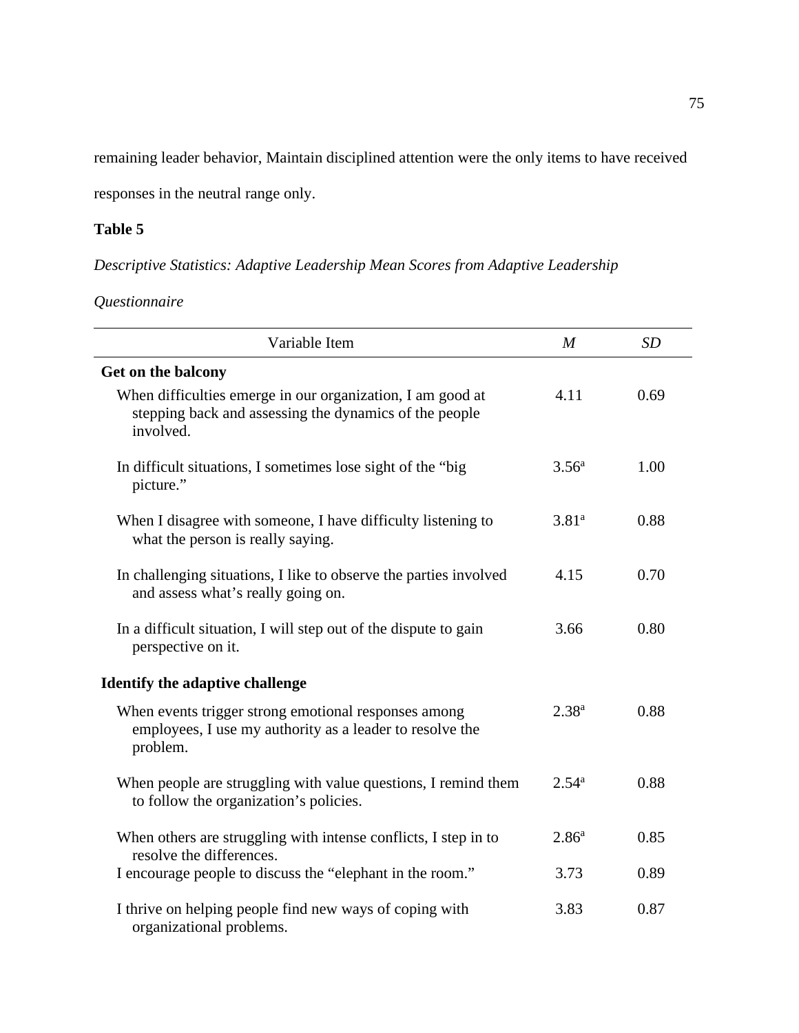remaining leader behavior, Maintain disciplined attention were the only items to have received responses in the neutral range only.

**Table 5**

*Descriptive Statistics: Adaptive Leadership Mean Scores from Adaptive Leadership Questionnaire*

| Variable Item | *M* | *SD* |
|---|---|---|
| **Get on the balcony** | | |
| When difficulties emerge in our organization, I am good at stepping back and assessing the dynamics of the people involved. | 4.11 | 0.69 |
| In difficult situations, I sometimes lose sight of the "big picture." | 3.56[a] | 1.00 |
| When I disagree with someone, I have difficulty listening to what the person is really saying. | 3.81[a] | 0.88 |
| In challenging situations, I like to observe the parties involved and assess what's really going on. | 4.15 | 0.70 |
| In a difficult situation, I will step out of the dispute to gain perspective on it. | 3.66 | 0.80 |
| **Identify the adaptive challenge** | | |
| When events trigger strong emotional responses among employees, I use my authority as a leader to resolve the problem. | 2.38[a] | 0.88 |
| When people are struggling with value questions, I remind them to follow the organization's policies. | 2.54[a] | 0.88 |
| When others are struggling with intense conflicts, I step in to resolve the differences. | 2.86[a] | 0.85 |
| I encourage people to discuss the "elephant in the room." | 3.73 | 0.89 |
| I thrive on helping people find new ways of coping with organizational problems. | 3.83 | 0.87 |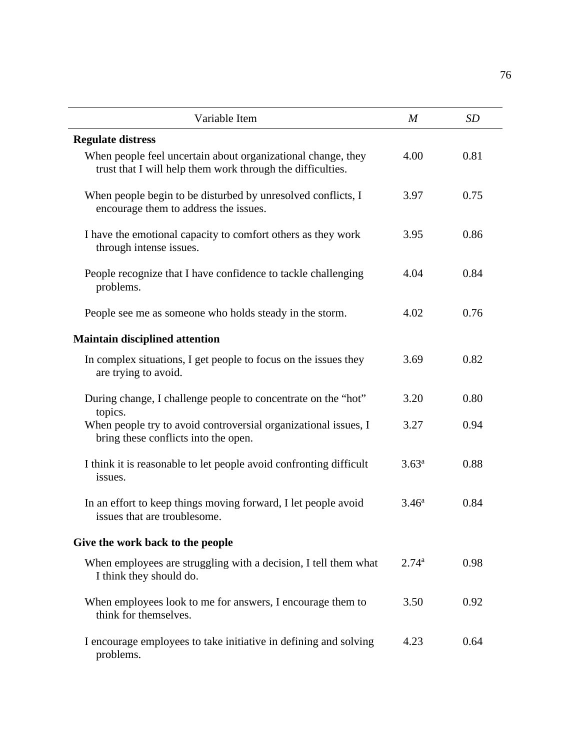| Variable Item | *M* | *SD* |
|---|---|---|
| **Regulate distress** | | |
| When people feel uncertain about organizational change, they trust that I will help them work through the difficulties. | 4.00 | 0.81 |
| When people begin to be disturbed by unresolved conflicts, I encourage them to address the issues. | 3.97 | 0.75 |
| I have the emotional capacity to comfort others as they work through intense issues. | 3.95 | 0.86 |
| People recognize that I have confidence to tackle challenging problems. | 4.04 | 0.84 |
| People see me as someone who holds steady in the storm. | 4.02 | 0.76 |
| **Maintain disciplined attention** | | |
| In complex situations, I get people to focus on the issues they are trying to avoid. | 3.69 | 0.82 |
| During change, I challenge people to concentrate on the "hot" topics. | 3.20 | 0.80 |
| When people try to avoid controversial organizational issues, I bring these conflicts into the open. | 3.27 | 0.94 |
| I think it is reasonable to let people avoid confronting difficult issues. | 3.63[a] | 0.88 |
| In an effort to keep things moving forward, I let people avoid issues that are troublesome. | 3.46[a] | 0.84 |
| **Give the work back to the people** | | |
| When employees are struggling with a decision, I tell them what I think they should do. | 2.74[a] | 0.98 |
| When employees look to me for answers, I encourage them to think for themselves. | 3.50 | 0.92 |
| I encourage employees to take initiative in defining and solving problems. | 4.23 | 0.64 |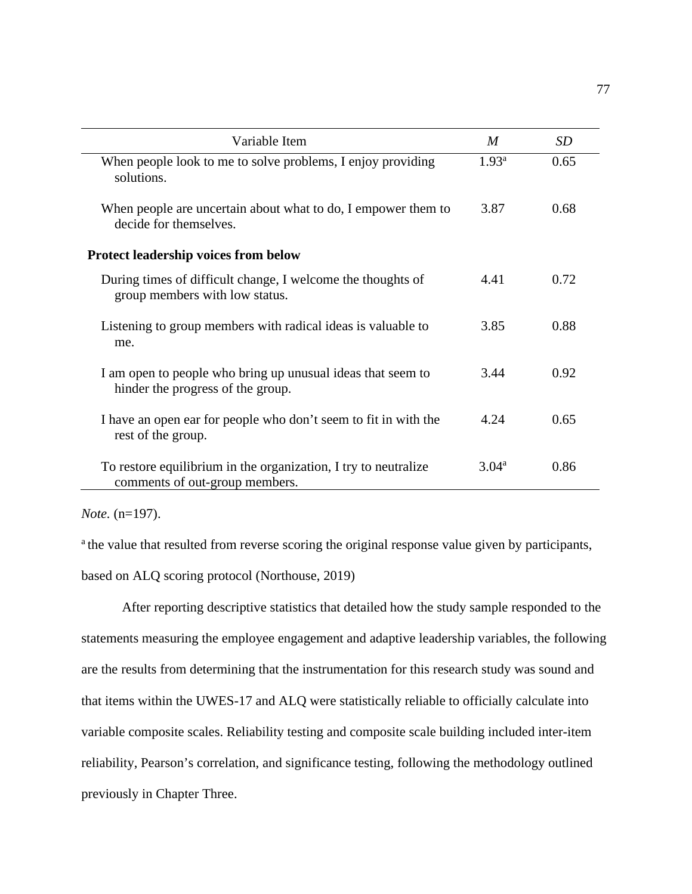| Variable Item | *M* | *SD* |
|---|---|---|
| When people look to me to solve problems, I enjoy providing solutions. | 1.93[a] | 0.65 |
| When people are uncertain about what to do, I empower them to decide for themselves. | 3.87 | 0.68 |
| **Protect leadership voices from below** | | |
| During times of difficult change, I welcome the thoughts of group members with low status. | 4.41 | 0.72 |
| Listening to group members with radical ideas is valuable to me. | 3.85 | 0.88 |
| I am open to people who bring up unusual ideas that seem to hinder the progress of the group. | 3.44 | 0.92 |
| I have an open ear for people who don't seem to fit in with the rest of the group. | 4.24 | 0.65 |
| To restore equilibrium in the organization, I try to neutralize comments of out-group members. | 3.04[a] | 0.86 |

*Note*. (n=197).

[a] the value that resulted from reverse scoring the original response value given by participants, based on ALQ scoring protocol (Northouse, 2019)

After reporting descriptive statistics that detailed how the study sample responded to the statements measuring the employee engagement and adaptive leadership variables, the following are the results from determining that the instrumentation for this research study was sound and that items within the UWES-17 and ALQ were statistically reliable to officially calculate into variable composite scales. Reliability testing and composite scale building included inter-item reliability, Pearson's correlation, and significance testing, following the methodology outlined previously in Chapter Three.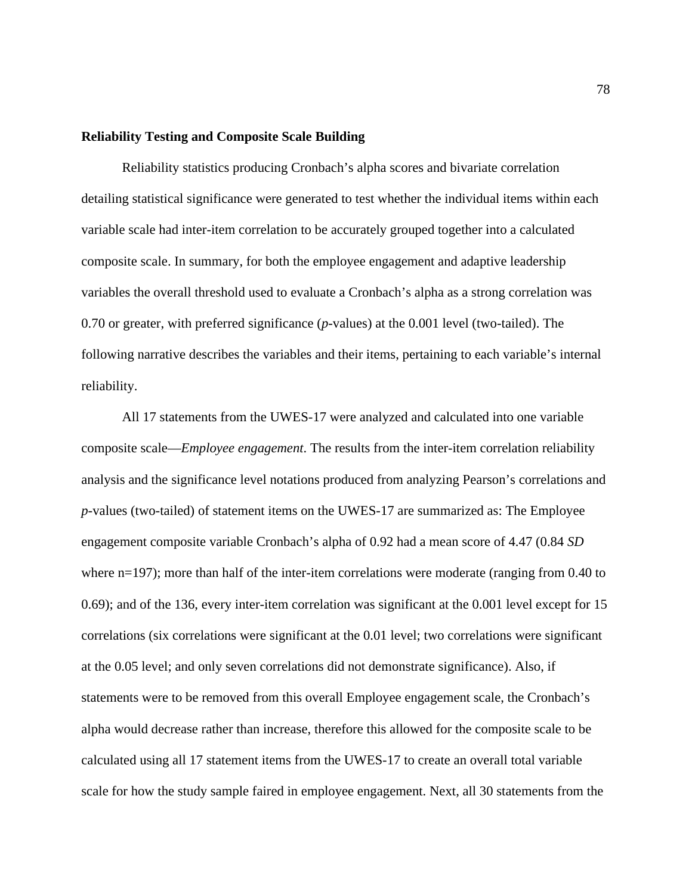**Reliability Testing and Composite Scale Building**

Reliability statistics producing Cronbach's alpha scores and bivariate correlation detailing statistical significance were generated to test whether the individual items within each variable scale had inter-item correlation to be accurately grouped together into a calculated composite scale. In summary, for both the employee engagement and adaptive leadership variables the overall threshold used to evaluate a Cronbach's alpha as a strong correlation was 0.70 or greater, with preferred significance (*p*-values) at the 0.001 level (two-tailed). The following narrative describes the variables and their items, pertaining to each variable's internal reliability.

All 17 statements from the UWES-17 were analyzed and calculated into one variable composite scale—*Employee engagement*. The results from the inter-item correlation reliability analysis and the significance level notations produced from analyzing Pearson's correlations and *p*-values (two-tailed) of statement items on the UWES-17 are summarized as: The Employee engagement composite variable Cronbach's alpha of 0.92 had a mean score of 4.47 (0.84 *SD* where n=197); more than half of the inter-item correlations were moderate (ranging from 0.40 to 0.69); and of the 136, every inter-item correlation was significant at the 0.001 level except for 15 correlations (six correlations were significant at the 0.01 level; two correlations were significant at the 0.05 level; and only seven correlations did not demonstrate significance). Also, if statements were to be removed from this overall Employee engagement scale, the Cronbach's alpha would decrease rather than increase, therefore this allowed for the composite scale to be calculated using all 17 statement items from the UWES-17 to create an overall total variable scale for how the study sample faired in employee engagement. Next, all 30 statements from the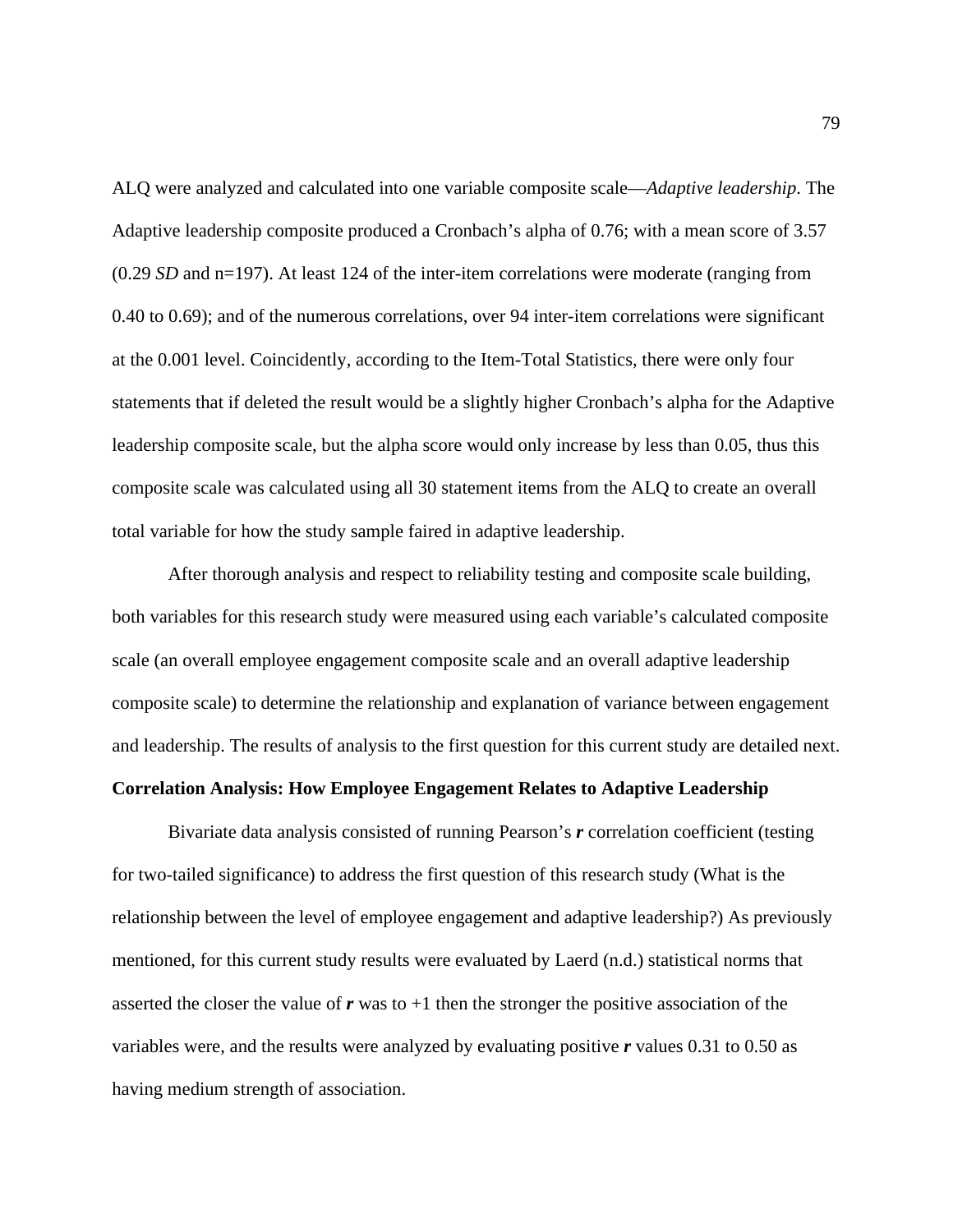ALQ were analyzed and calculated into one variable composite scale—*Adaptive leadership*. The Adaptive leadership composite produced a Cronbach's alpha of 0.76; with a mean score of 3.57 (0.29 *SD* and n=197). At least 124 of the inter-item correlations were moderate (ranging from 0.40 to 0.69); and of the numerous correlations, over 94 inter-item correlations were significant at the 0.001 level. Coincidently, according to the Item-Total Statistics, there were only four statements that if deleted the result would be a slightly higher Cronbach's alpha for the Adaptive leadership composite scale, but the alpha score would only increase by less than 0.05, thus this composite scale was calculated using all 30 statement items from the ALQ to create an overall total variable for how the study sample faired in adaptive leadership.

After thorough analysis and respect to reliability testing and composite scale building, both variables for this research study were measured using each variable's calculated composite scale (an overall employee engagement composite scale and an overall adaptive leadership composite scale) to determine the relationship and explanation of variance between engagement and leadership. The results of analysis to the first question for this current study are detailed next.

**Correlation Analysis: How Employee Engagement Relates to Adaptive Leadership**

Bivariate data analysis consisted of running Pearson's ***r*** correlation coefficient (testing for two-tailed significance) to address the first question of this research study (What is the relationship between the level of employee engagement and adaptive leadership?) As previously mentioned, for this current study results were evaluated by Laerd (n.d.) statistical norms that asserted the closer the value of ***r*** was to +1 then the stronger the positive association of the variables were, and the results were analyzed by evaluating positive ***r*** values 0.31 to 0.50 as having medium strength of association.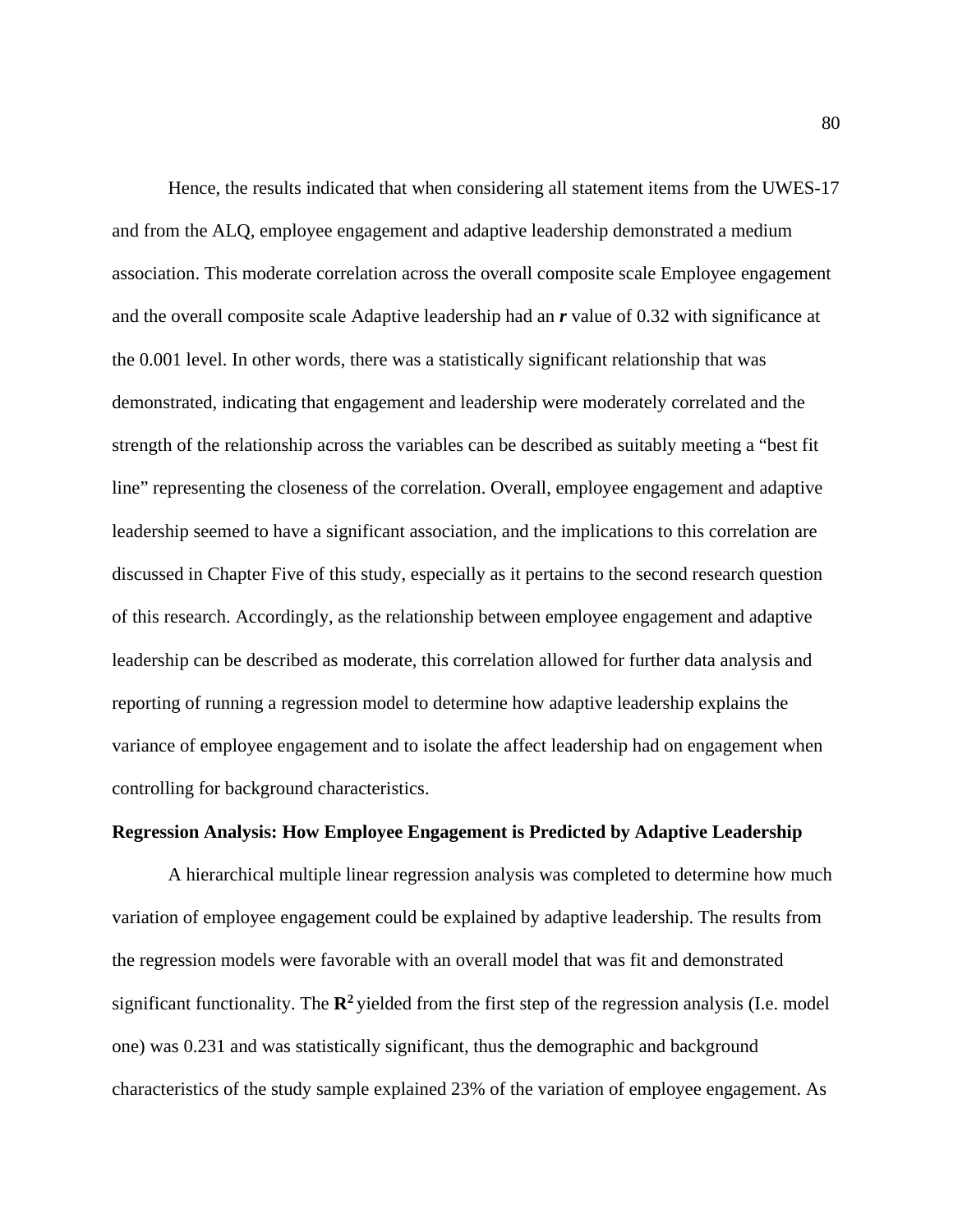Hence, the results indicated that when considering all statement items from the UWES-17 and from the ALQ, employee engagement and adaptive leadership demonstrated a medium association. This moderate correlation across the overall composite scale Employee engagement and the overall composite scale Adaptive leadership had an ***r*** value of 0.32 with significance at the 0.001 level. In other words, there was a statistically significant relationship that was demonstrated, indicating that engagement and leadership were moderately correlated and the strength of the relationship across the variables can be described as suitably meeting a "best fit line" representing the closeness of the correlation. Overall, employee engagement and adaptive leadership seemed to have a significant association, and the implications to this correlation are discussed in Chapter Five of this study, especially as it pertains to the second research question of this research. Accordingly, as the relationship between employee engagement and adaptive leadership can be described as moderate, this correlation allowed for further data analysis and reporting of running a regression model to determine how adaptive leadership explains the variance of employee engagement and to isolate the affect leadership had on engagement when controlling for background characteristics.

**Regression Analysis: How Employee Engagement is Predicted by Adaptive Leadership**

A hierarchical multiple linear regression analysis was completed to determine how much variation of employee engagement could be explained by adaptive leadership. The results from the regression models were favorable with an overall model that was fit and demonstrated significant functionality. The $\mathbf{R^2}$ yielded from the first step of the regression analysis (I.e. model one) was 0.231 and was statistically significant, thus the demographic and background characteristics of the study sample explained 23% of the variation of employee engagement. As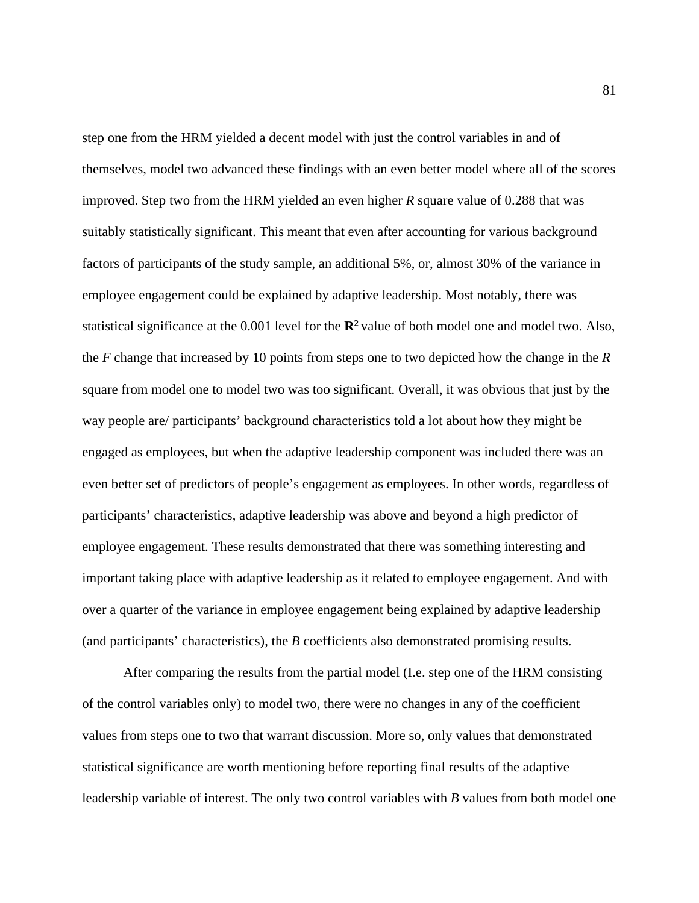step one from the HRM yielded a decent model with just the control variables in and of themselves, model two advanced these findings with an even better model where all of the scores improved. Step two from the HRM yielded an even higher *R* square value of 0.288 that was suitably statistically significant. This meant that even after accounting for various background factors of participants of the study sample, an additional 5%, or, almost 30% of the variance in employee engagement could be explained by adaptive leadership. Most notably, there was statistical significance at the 0.001 level for the $\mathbf{R^2}$ value of both model one and model two. Also, the *F* change that increased by 10 points from steps one to two depicted how the change in the *R* square from model one to model two was too significant. Overall, it was obvious that just by the way people are/ participants' background characteristics told a lot about how they might be engaged as employees, but when the adaptive leadership component was included there was an even better set of predictors of people's engagement as employees. In other words, regardless of participants' characteristics, adaptive leadership was above and beyond a high predictor of employee engagement. These results demonstrated that there was something interesting and important taking place with adaptive leadership as it related to employee engagement. And with over a quarter of the variance in employee engagement being explained by adaptive leadership (and participants' characteristics), the *B* coefficients also demonstrated promising results.

After comparing the results from the partial model (I.e. step one of the HRM consisting of the control variables only) to model two, there were no changes in any of the coefficient values from steps one to two that warrant discussion. More so, only values that demonstrated statistical significance are worth mentioning before reporting final results of the adaptive leadership variable of interest. The only two control variables with *B* values from both model one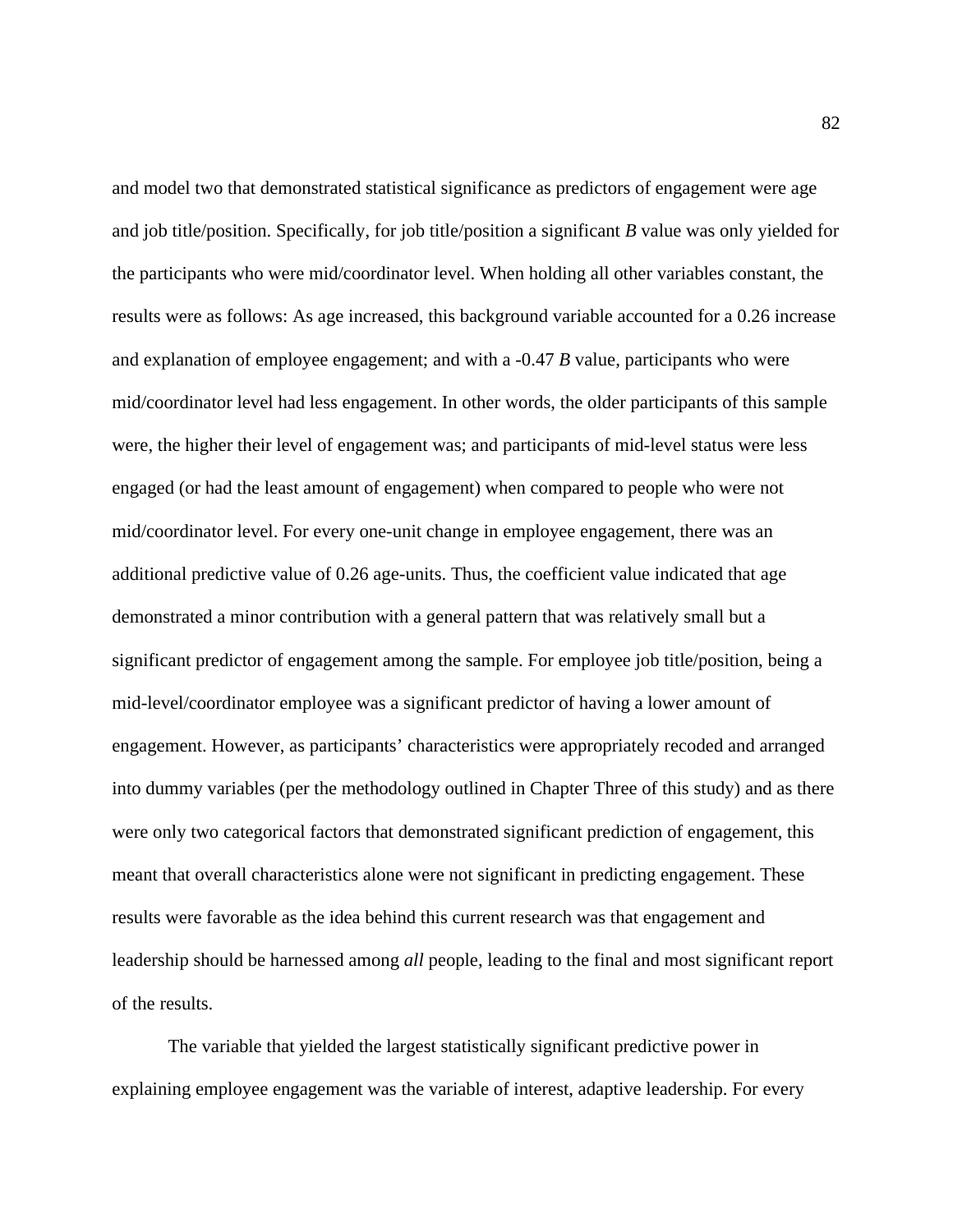and model two that demonstrated statistical significance as predictors of engagement were age and job title/position. Specifically, for job title/position a significant *B* value was only yielded for the participants who were mid/coordinator level. When holding all other variables constant, the results were as follows: As age increased, this background variable accounted for a 0.26 increase and explanation of employee engagement; and with a -0.47 *B* value, participants who were mid/coordinator level had less engagement. In other words, the older participants of this sample were, the higher their level of engagement was; and participants of mid-level status were less engaged (or had the least amount of engagement) when compared to people who were not mid/coordinator level. For every one-unit change in employee engagement, there was an additional predictive value of 0.26 age-units. Thus, the coefficient value indicated that age demonstrated a minor contribution with a general pattern that was relatively small but a significant predictor of engagement among the sample. For employee job title/position, being a mid-level/coordinator employee was a significant predictor of having a lower amount of engagement. However, as participants' characteristics were appropriately recoded and arranged into dummy variables (per the methodology outlined in Chapter Three of this study) and as there were only two categorical factors that demonstrated significant prediction of engagement, this meant that overall characteristics alone were not significant in predicting engagement. These results were favorable as the idea behind this current research was that engagement and leadership should be harnessed among *all* people, leading to the final and most significant report of the results.

The variable that yielded the largest statistically significant predictive power in explaining employee engagement was the variable of interest, adaptive leadership. For every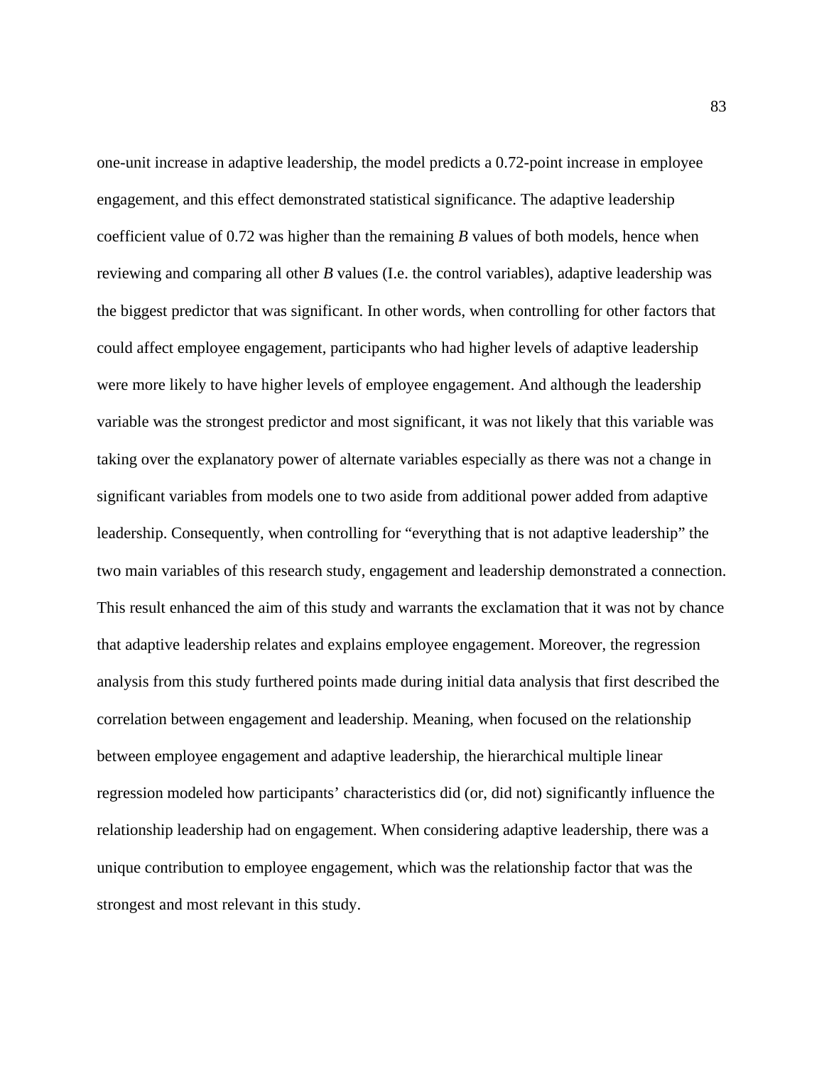one-unit increase in adaptive leadership, the model predicts a 0.72-point increase in employee engagement, and this effect demonstrated statistical significance. The adaptive leadership coefficient value of 0.72 was higher than the remaining *B* values of both models, hence when reviewing and comparing all other *B* values (I.e. the control variables), adaptive leadership was the biggest predictor that was significant. In other words, when controlling for other factors that could affect employee engagement, participants who had higher levels of adaptive leadership were more likely to have higher levels of employee engagement. And although the leadership variable was the strongest predictor and most significant, it was not likely that this variable was taking over the explanatory power of alternate variables especially as there was not a change in significant variables from models one to two aside from additional power added from adaptive leadership. Consequently, when controlling for "everything that is not adaptive leadership" the two main variables of this research study, engagement and leadership demonstrated a connection. This result enhanced the aim of this study and warrants the exclamation that it was not by chance that adaptive leadership relates and explains employee engagement. Moreover, the regression analysis from this study furthered points made during initial data analysis that first described the correlation between engagement and leadership. Meaning, when focused on the relationship between employee engagement and adaptive leadership, the hierarchical multiple linear regression modeled how participants' characteristics did (or, did not) significantly influence the relationship leadership had on engagement. When considering adaptive leadership, there was a unique contribution to employee engagement, which was the relationship factor that was the strongest and most relevant in this study.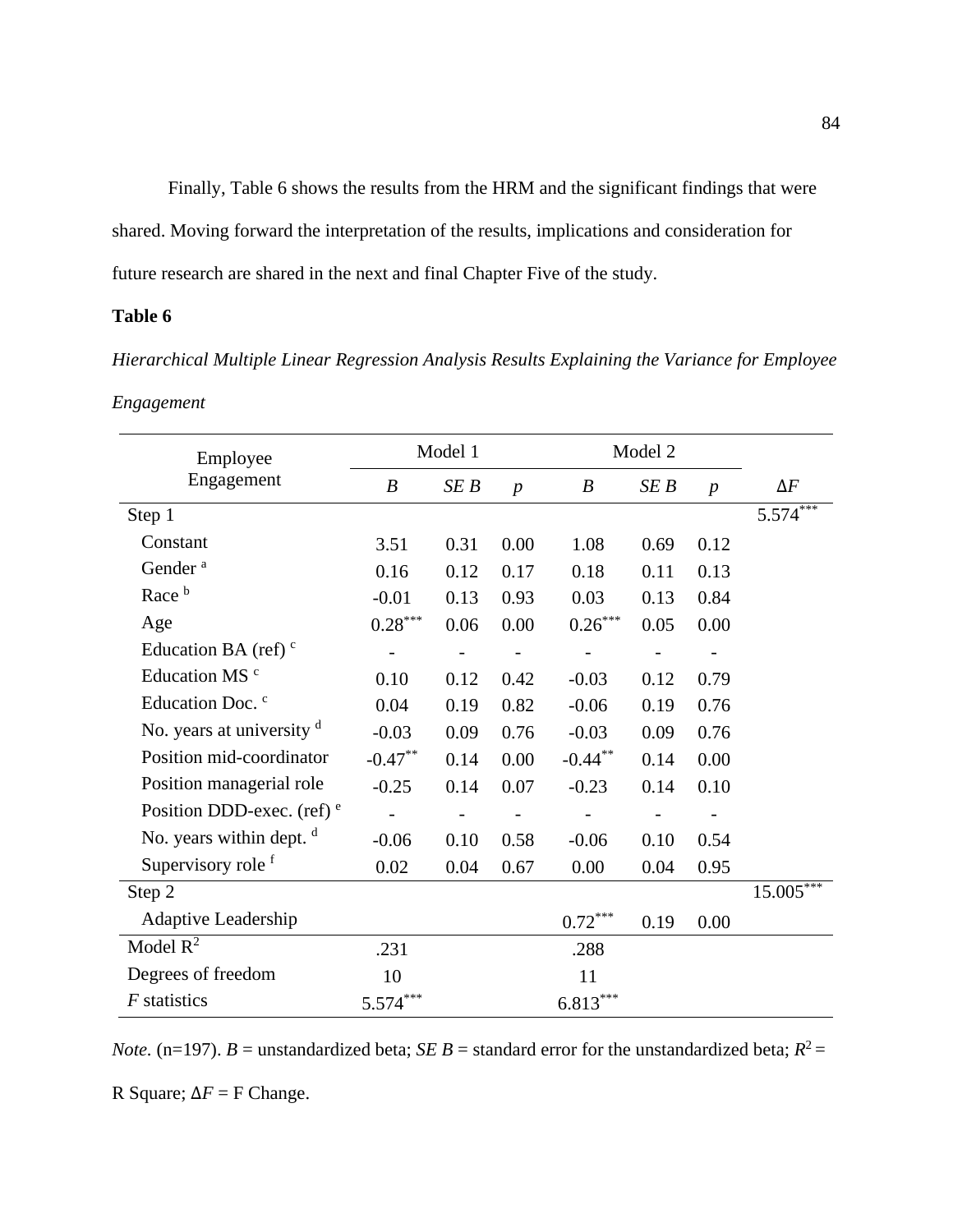Finally, Table 6 shows the results from the HRM and the significant findings that were shared. Moving forward the interpretation of the results, implications and consideration for future research are shared in the next and final Chapter Five of the study.

**Table 6**

*Hierarchical Multiple Linear Regression Analysis Results Explaining the Variance for Employee Engagement*

| Employee Engagement | Model 1 | | | Model 2 | | | |
|---|---|---|---|---|---|---|---|
| | *B* | *SE B* | *p* | *B* | *SE B* | *p* | Δ*F* |
| Step 1 | | | | | | | 5.574*** |
| Constant | 3.51 | 0.31 | 0.00 | 1.08 | 0.69 | 0.12 | |
| Gender [a] | 0.16 | 0.12 | 0.17 | 0.18 | 0.11 | 0.13 | |
| Race [b] | -0.01 | 0.13 | 0.93 | 0.03 | 0.13 | 0.84 | |
| Age | 0.28*** | 0.06 | 0.00 | 0.26*** | 0.05 | 0.00 | |
| Education BA (ref) [c] | - | - | - | - | - | - | |
| Education MS [c] | 0.10 | 0.12 | 0.42 | -0.03 | 0.12 | 0.79 | |
| Education Doc. [c] | 0.04 | 0.19 | 0.82 | -0.06 | 0.19 | 0.76 | |
| No. years at university [d] | -0.03 | 0.09 | 0.76 | -0.03 | 0.09 | 0.76 | |
| Position mid-coordinator | -0.47** | 0.14 | 0.00 | -0.44** | 0.14 | 0.00 | |
| Position managerial role | -0.25 | 0.14 | 0.07 | -0.23 | 0.14 | 0.10 | |
| Position DDD-exec. (ref) [e] | - | - | - | - | - | - | |
| No. years within dept. [d] | -0.06 | 0.10 | 0.58 | -0.06 | 0.10 | 0.54 | |
| Supervisory role [f] | 0.02 | 0.04 | 0.67 | 0.00 | 0.04 | 0.95 | |
| Step 2 | | | | | | | 15.005*** |
| Adaptive Leadership | | | | 0.72*** | 0.19 | 0.00 | |
| Model $R^2$ | .231 | | | .288 | | | |
| Degrees of freedom | 10 | | | 11 | | | |
| *F* statistics | 5.574*** | | | 6.813*** | | | |

*Note.* (n=197). *B* = unstandardized beta; *SE B* = standard error for the unstandardized beta; $R^2$ = R Square; Δ*F* = F Change.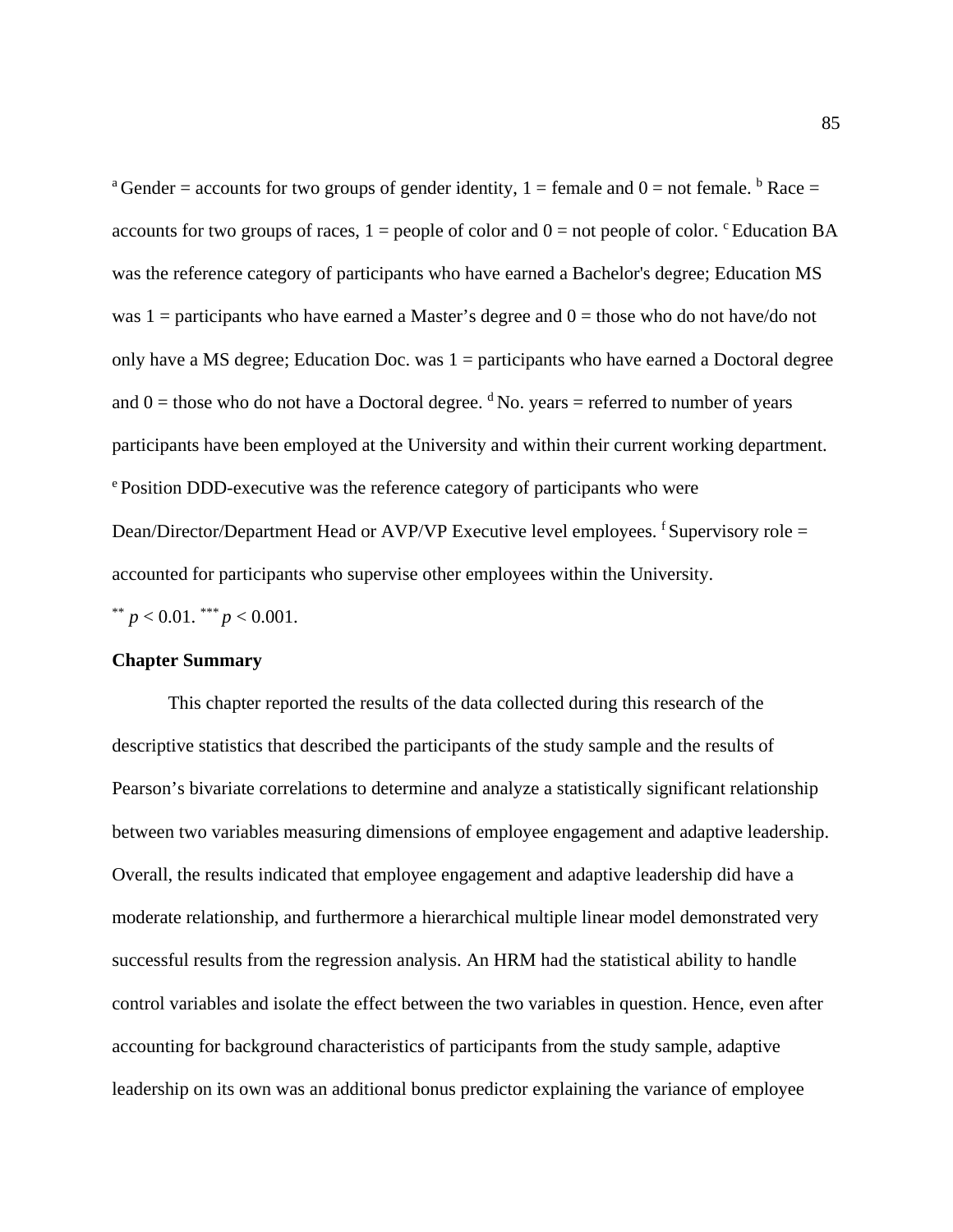[a] Gender = accounts for two groups of gender identity, 1 = female and 0 = not female. [b] Race = accounts for two groups of races, 1 = people of color and 0 = not people of color. [c] Education BA was the reference category of participants who have earned a Bachelor's degree; Education MS was 1 = participants who have earned a Master's degree and 0 = those who do not have/do not only have a MS degree; Education Doc. was 1 = participants who have earned a Doctoral degree and 0 = those who do not have a Doctoral degree. [d] No. years = referred to number of years participants have been employed at the University and within their current working department. [e] Position DDD-executive was the reference category of participants who were Dean/Director/Department Head or AVP/VP Executive level employees. [f] Supervisory role = accounted for participants who supervise other employees within the University.

$^{**}$ $p < 0.01$. $^{***}$ $p < 0.001$.

**Chapter Summary**

This chapter reported the results of the data collected during this research of the descriptive statistics that described the participants of the study sample and the results of Pearson's bivariate correlations to determine and analyze a statistically significant relationship between two variables measuring dimensions of employee engagement and adaptive leadership. Overall, the results indicated that employee engagement and adaptive leadership did have a moderate relationship, and furthermore a hierarchical multiple linear model demonstrated very successful results from the regression analysis. An HRM had the statistical ability to handle control variables and isolate the effect between the two variables in question. Hence, even after accounting for background characteristics of participants from the study sample, adaptive leadership on its own was an additional bonus predictor explaining the variance of employee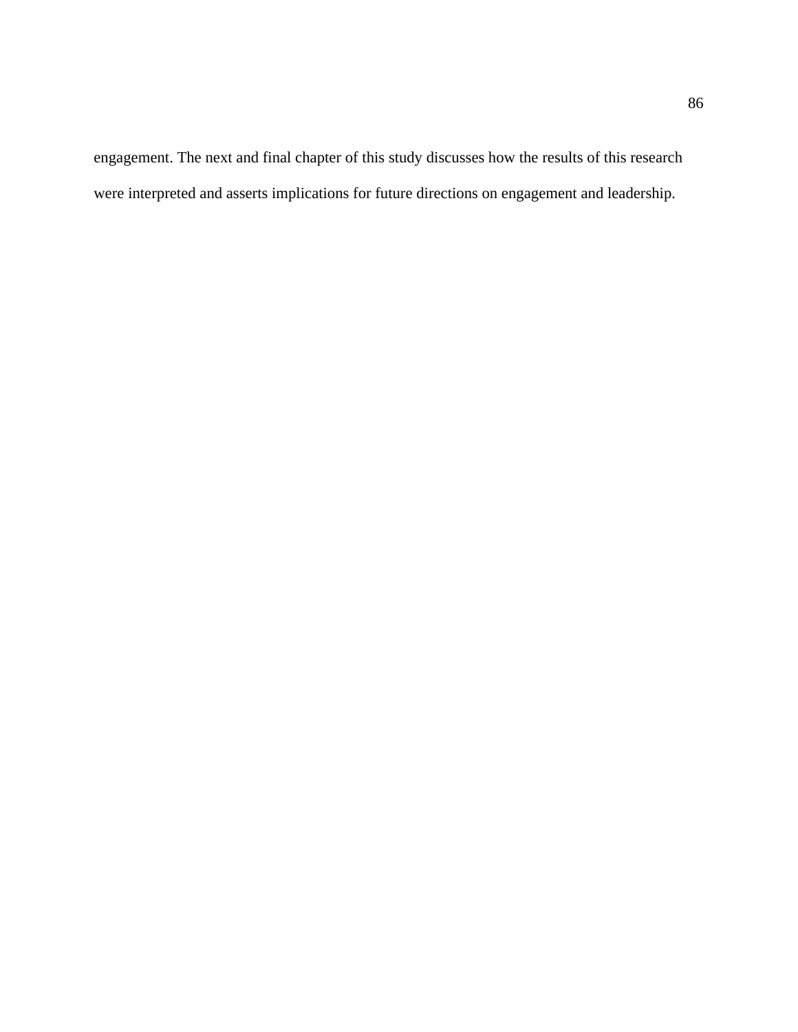engagement. The next and final chapter of this study discusses how the results of this research were interpreted and asserts implications for future directions on engagement and leadership.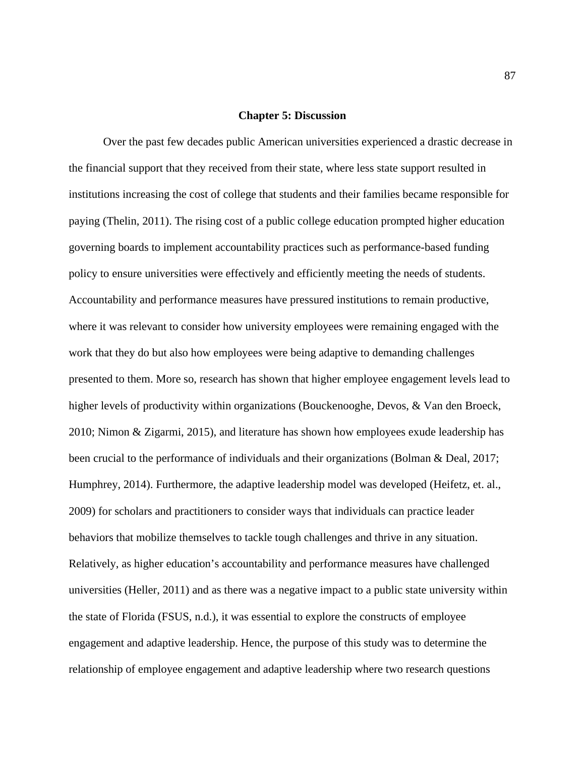## Chapter 5: Discussion

Over the past few decades public American universities experienced a drastic decrease in the financial support that they received from their state, where less state support resulted in institutions increasing the cost of college that students and their families became responsible for paying (Thelin, 2011). The rising cost of a public college education prompted higher education governing boards to implement accountability practices such as performance-based funding policy to ensure universities were effectively and efficiently meeting the needs of students. Accountability and performance measures have pressured institutions to remain productive, where it was relevant to consider how university employees were remaining engaged with the work that they do but also how employees were being adaptive to demanding challenges presented to them. More so, research has shown that higher employee engagement levels lead to higher levels of productivity within organizations (Bouckenooghe, Devos, & Van den Broeck, 2010; Nimon & Zigarmi, 2015), and literature has shown how employees exude leadership has been crucial to the performance of individuals and their organizations (Bolman & Deal, 2017; Humphrey, 2014). Furthermore, the adaptive leadership model was developed (Heifetz, et. al., 2009) for scholars and practitioners to consider ways that individuals can practice leader behaviors that mobilize themselves to tackle tough challenges and thrive in any situation. Relatively, as higher education's accountability and performance measures have challenged universities (Heller, 2011) and as there was a negative impact to a public state university within the state of Florida (FSUS, n.d.), it was essential to explore the constructs of employee engagement and adaptive leadership. Hence, the purpose of this study was to determine the relationship of employee engagement and adaptive leadership where two research questions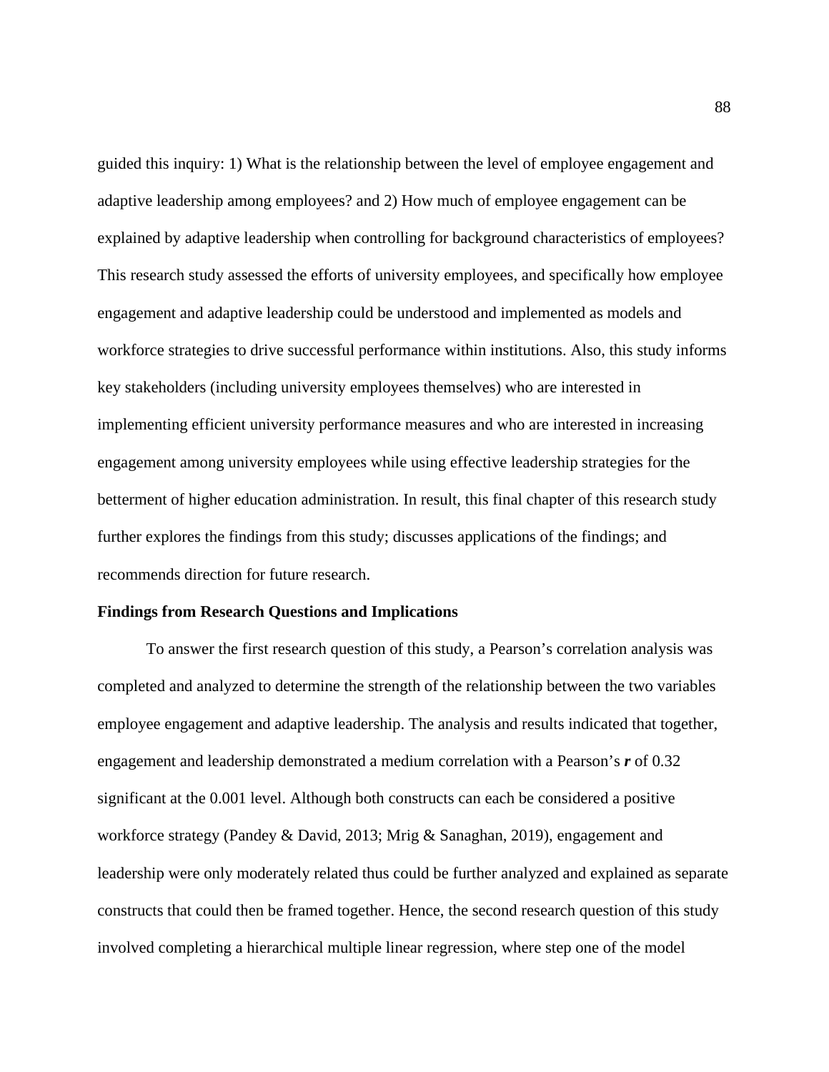guided this inquiry: 1) What is the relationship between the level of employee engagement and adaptive leadership among employees? and 2) How much of employee engagement can be explained by adaptive leadership when controlling for background characteristics of employees? This research study assessed the efforts of university employees, and specifically how employee engagement and adaptive leadership could be understood and implemented as models and workforce strategies to drive successful performance within institutions. Also, this study informs key stakeholders (including university employees themselves) who are interested in implementing efficient university performance measures and who are interested in increasing engagement among university employees while using effective leadership strategies for the betterment of higher education administration. In result, this final chapter of this research study further explores the findings from this study; discusses applications of the findings; and recommends direction for future research.

**Findings from Research Questions and Implications**

To answer the first research question of this study, a Pearson's correlation analysis was completed and analyzed to determine the strength of the relationship between the two variables employee engagement and adaptive leadership. The analysis and results indicated that together, engagement and leadership demonstrated a medium correlation with a Pearson's ***r*** of 0.32 significant at the 0.001 level. Although both constructs can each be considered a positive workforce strategy (Pandey & David, 2013; Mrig & Sanaghan, 2019), engagement and leadership were only moderately related thus could be further analyzed and explained as separate constructs that could then be framed together. Hence, the second research question of this study involved completing a hierarchical multiple linear regression, where step one of the model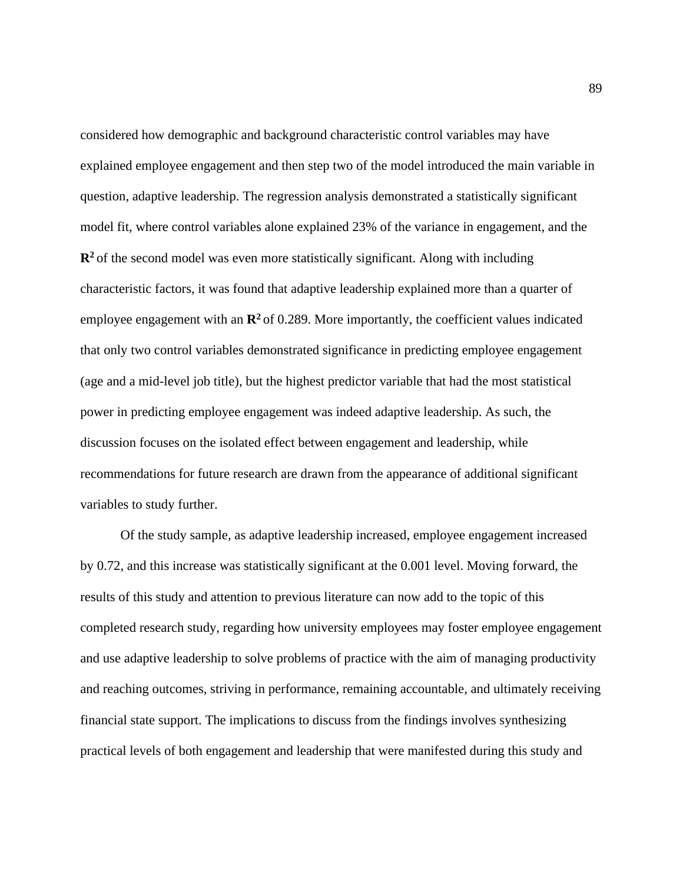considered how demographic and background characteristic control variables may have explained employee engagement and then step two of the model introduced the main variable in question, adaptive leadership. The regression analysis demonstrated a statistically significant model fit, where control variables alone explained 23% of the variance in engagement, and the $\mathbf{R^2}$ of the second model was even more statistically significant. Along with including characteristic factors, it was found that adaptive leadership explained more than a quarter of employee engagement with an $\mathbf{R^2}$ of 0.289. More importantly, the coefficient values indicated that only two control variables demonstrated significance in predicting employee engagement (age and a mid-level job title), but the highest predictor variable that had the most statistical power in predicting employee engagement was indeed adaptive leadership. As such, the discussion focuses on the isolated effect between engagement and leadership, while recommendations for future research are drawn from the appearance of additional significant variables to study further.

Of the study sample, as adaptive leadership increased, employee engagement increased by 0.72, and this increase was statistically significant at the 0.001 level. Moving forward, the results of this study and attention to previous literature can now add to the topic of this completed research study, regarding how university employees may foster employee engagement and use adaptive leadership to solve problems of practice with the aim of managing productivity and reaching outcomes, striving in performance, remaining accountable, and ultimately receiving financial state support. The implications to discuss from the findings involves synthesizing practical levels of both engagement and leadership that were manifested during this study and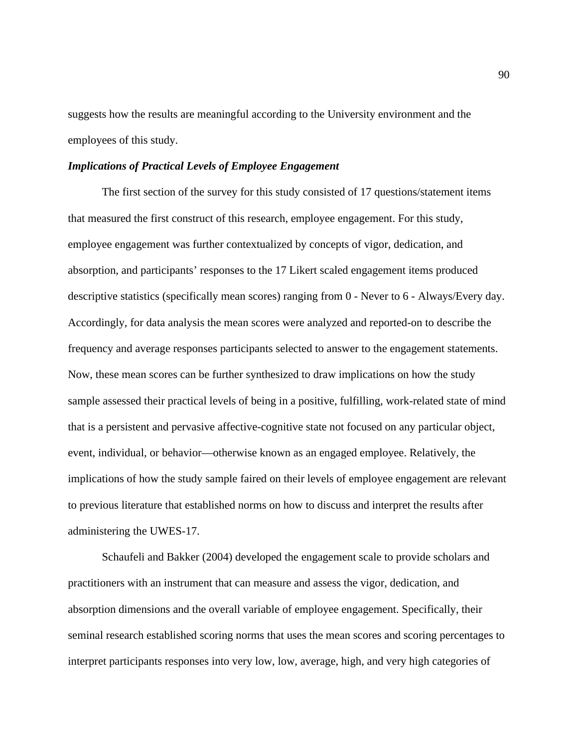suggests how the results are meaningful according to the University environment and the employees of this study.

***Implications of Practical Levels of Employee Engagement***

The first section of the survey for this study consisted of 17 questions/statement items that measured the first construct of this research, employee engagement. For this study, employee engagement was further contextualized by concepts of vigor, dedication, and absorption, and participants' responses to the 17 Likert scaled engagement items produced descriptive statistics (specifically mean scores) ranging from 0 - Never to 6 - Always/Every day. Accordingly, for data analysis the mean scores were analyzed and reported-on to describe the frequency and average responses participants selected to answer to the engagement statements. Now, these mean scores can be further synthesized to draw implications on how the study sample assessed their practical levels of being in a positive, fulfilling, work-related state of mind that is a persistent and pervasive affective-cognitive state not focused on any particular object, event, individual, or behavior—otherwise known as an engaged employee. Relatively, the implications of how the study sample faired on their levels of employee engagement are relevant to previous literature that established norms on how to discuss and interpret the results after administering the UWES-17.

Schaufeli and Bakker (2004) developed the engagement scale to provide scholars and practitioners with an instrument that can measure and assess the vigor, dedication, and absorption dimensions and the overall variable of employee engagement. Specifically, their seminal research established scoring norms that uses the mean scores and scoring percentages to interpret participants responses into very low, low, average, high, and very high categories of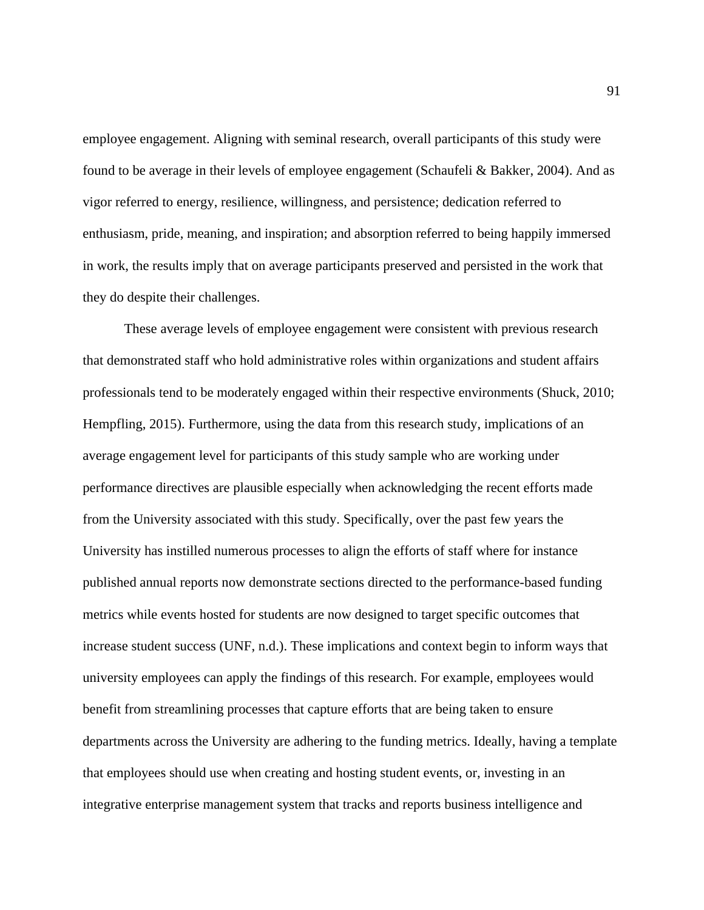employee engagement. Aligning with seminal research, overall participants of this study were found to be average in their levels of employee engagement (Schaufeli & Bakker, 2004). And as vigor referred to energy, resilience, willingness, and persistence; dedication referred to enthusiasm, pride, meaning, and inspiration; and absorption referred to being happily immersed in work, the results imply that on average participants preserved and persisted in the work that they do despite their challenges.

These average levels of employee engagement were consistent with previous research that demonstrated staff who hold administrative roles within organizations and student affairs professionals tend to be moderately engaged within their respective environments (Shuck, 2010; Hempfling, 2015). Furthermore, using the data from this research study, implications of an average engagement level for participants of this study sample who are working under performance directives are plausible especially when acknowledging the recent efforts made from the University associated with this study. Specifically, over the past few years the University has instilled numerous processes to align the efforts of staff where for instance published annual reports now demonstrate sections directed to the performance-based funding metrics while events hosted for students are now designed to target specific outcomes that increase student success (UNF, n.d.). These implications and context begin to inform ways that university employees can apply the findings of this research. For example, employees would benefit from streamlining processes that capture efforts that are being taken to ensure departments across the University are adhering to the funding metrics. Ideally, having a template that employees should use when creating and hosting student events, or, investing in an integrative enterprise management system that tracks and reports business intelligence and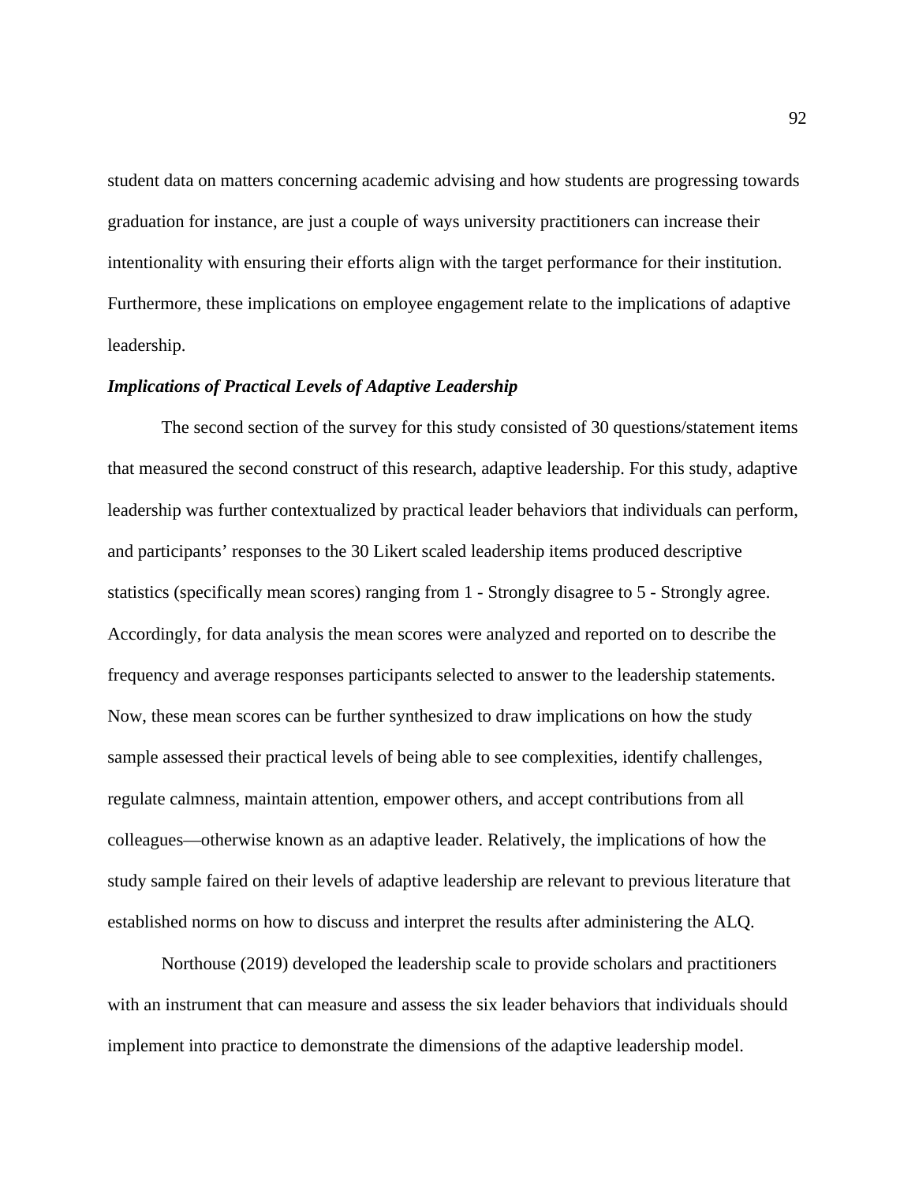student data on matters concerning academic advising and how students are progressing towards graduation for instance, are just a couple of ways university practitioners can increase their intentionality with ensuring their efforts align with the target performance for their institution. Furthermore, these implications on employee engagement relate to the implications of adaptive leadership.

### *Implications of Practical Levels of Adaptive Leadership*

The second section of the survey for this study consisted of 30 questions/statement items that measured the second construct of this research, adaptive leadership. For this study, adaptive leadership was further contextualized by practical leader behaviors that individuals can perform, and participants' responses to the 30 Likert scaled leadership items produced descriptive statistics (specifically mean scores) ranging from 1 - Strongly disagree to 5 - Strongly agree. Accordingly, for data analysis the mean scores were analyzed and reported on to describe the frequency and average responses participants selected to answer to the leadership statements. Now, these mean scores can be further synthesized to draw implications on how the study sample assessed their practical levels of being able to see complexities, identify challenges, regulate calmness, maintain attention, empower others, and accept contributions from all colleagues—otherwise known as an adaptive leader. Relatively, the implications of how the study sample faired on their levels of adaptive leadership are relevant to previous literature that established norms on how to discuss and interpret the results after administering the ALQ.

Northouse (2019) developed the leadership scale to provide scholars and practitioners with an instrument that can measure and assess the six leader behaviors that individuals should implement into practice to demonstrate the dimensions of the adaptive leadership model.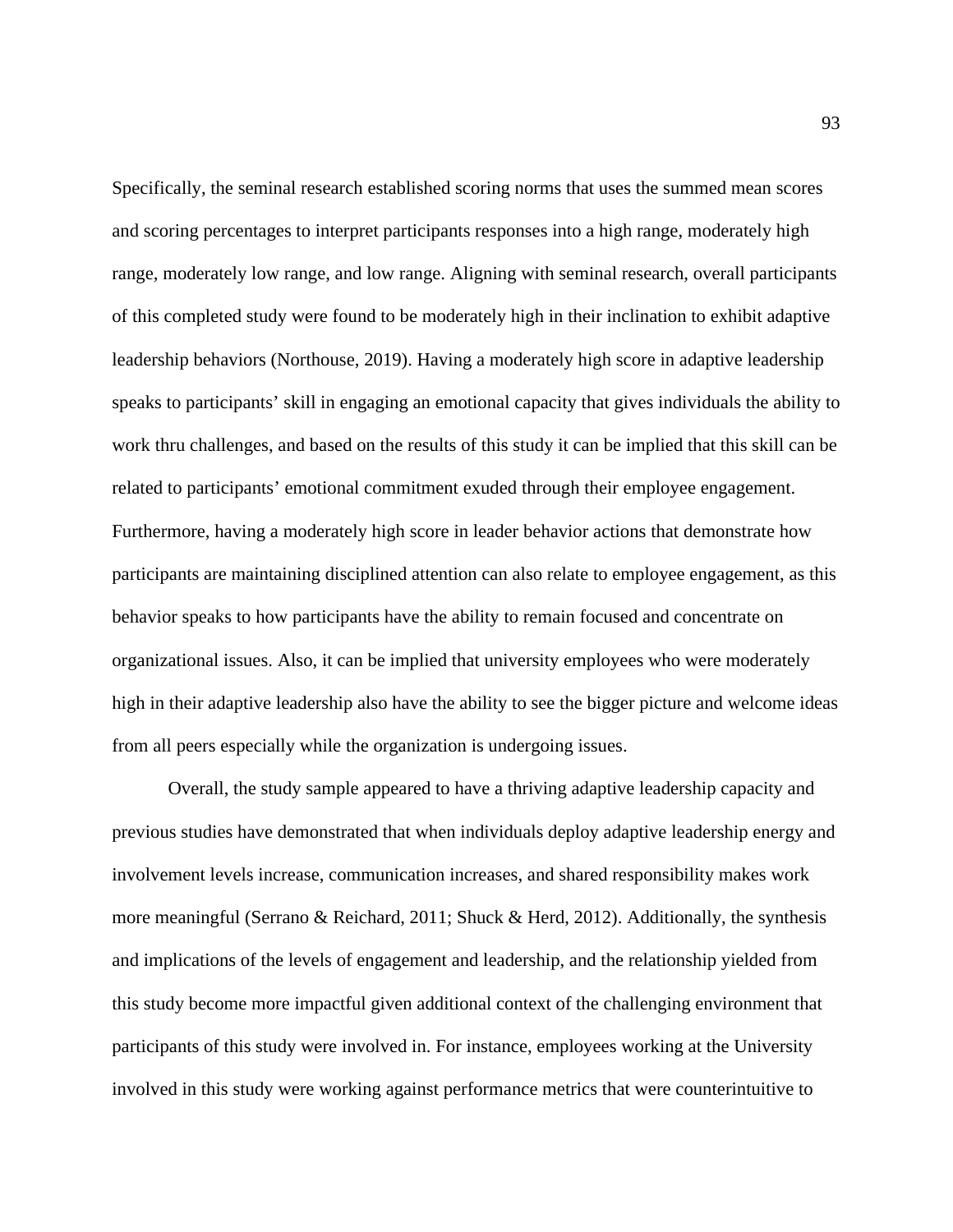Specifically, the seminal research established scoring norms that uses the summed mean scores and scoring percentages to interpret participants responses into a high range, moderately high range, moderately low range, and low range. Aligning with seminal research, overall participants of this completed study were found to be moderately high in their inclination to exhibit adaptive leadership behaviors (Northouse, 2019). Having a moderately high score in adaptive leadership speaks to participants' skill in engaging an emotional capacity that gives individuals the ability to work thru challenges, and based on the results of this study it can be implied that this skill can be related to participants' emotional commitment exuded through their employee engagement. Furthermore, having a moderately high score in leader behavior actions that demonstrate how participants are maintaining disciplined attention can also relate to employee engagement, as this behavior speaks to how participants have the ability to remain focused and concentrate on organizational issues. Also, it can be implied that university employees who were moderately high in their adaptive leadership also have the ability to see the bigger picture and welcome ideas from all peers especially while the organization is undergoing issues.

Overall, the study sample appeared to have a thriving adaptive leadership capacity and previous studies have demonstrated that when individuals deploy adaptive leadership energy and involvement levels increase, communication increases, and shared responsibility makes work more meaningful (Serrano & Reichard, 2011; Shuck & Herd, 2012). Additionally, the synthesis and implications of the levels of engagement and leadership, and the relationship yielded from this study become more impactful given additional context of the challenging environment that participants of this study were involved in. For instance, employees working at the University involved in this study were working against performance metrics that were counterintuitive to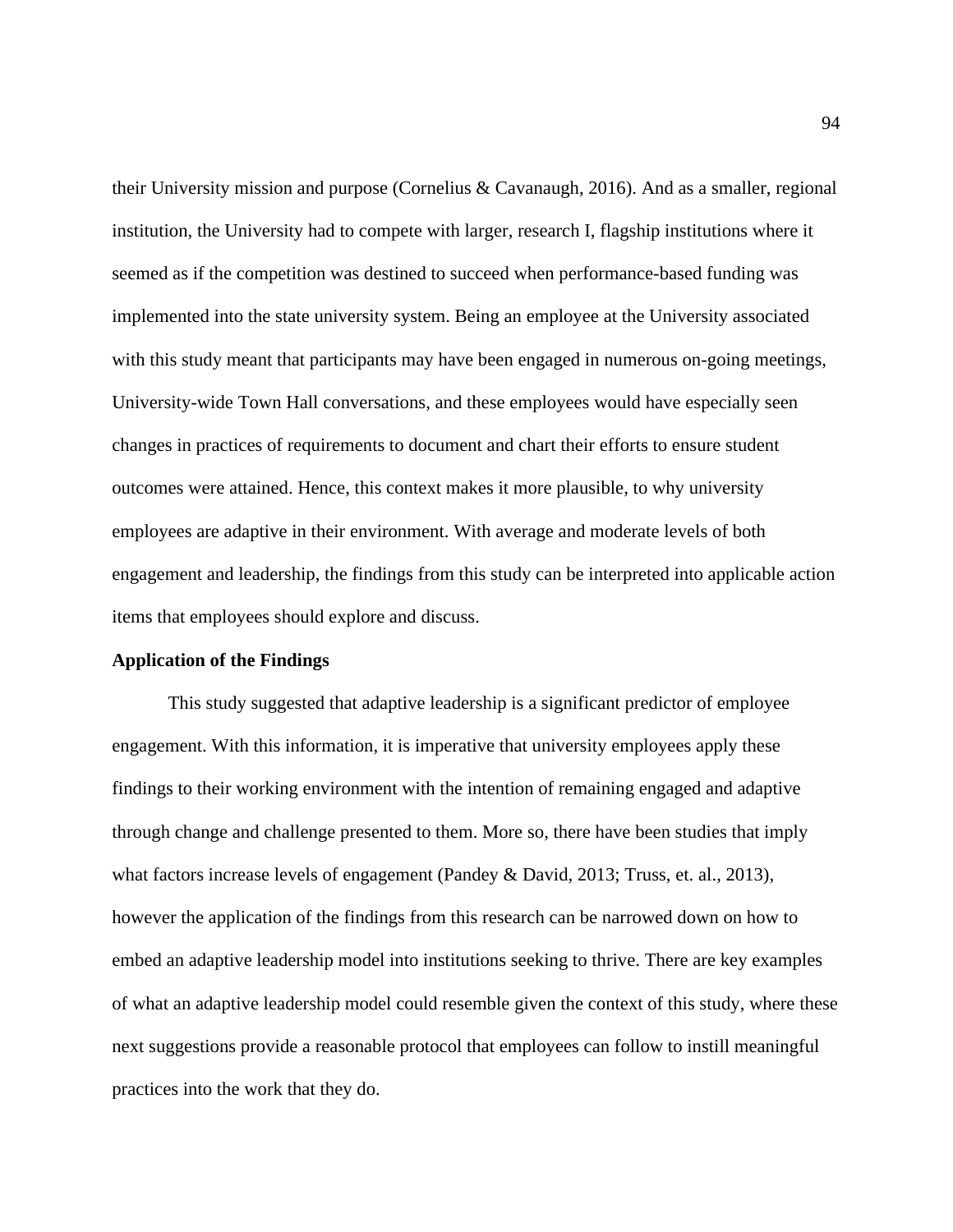their University mission and purpose (Cornelius & Cavanaugh, 2016). And as a smaller, regional institution, the University had to compete with larger, research I, flagship institutions where it seemed as if the competition was destined to succeed when performance-based funding was implemented into the state university system. Being an employee at the University associated with this study meant that participants may have been engaged in numerous on-going meetings, University-wide Town Hall conversations, and these employees would have especially seen changes in practices of requirements to document and chart their efforts to ensure student outcomes were attained. Hence, this context makes it more plausible, to why university employees are adaptive in their environment. With average and moderate levels of both engagement and leadership, the findings from this study can be interpreted into applicable action items that employees should explore and discuss.

**Application of the Findings**

This study suggested that adaptive leadership is a significant predictor of employee engagement. With this information, it is imperative that university employees apply these findings to their working environment with the intention of remaining engaged and adaptive through change and challenge presented to them. More so, there have been studies that imply what factors increase levels of engagement (Pandey & David, 2013; Truss, et. al., 2013), however the application of the findings from this research can be narrowed down on how to embed an adaptive leadership model into institutions seeking to thrive. There are key examples of what an adaptive leadership model could resemble given the context of this study, where these next suggestions provide a reasonable protocol that employees can follow to instill meaningful practices into the work that they do.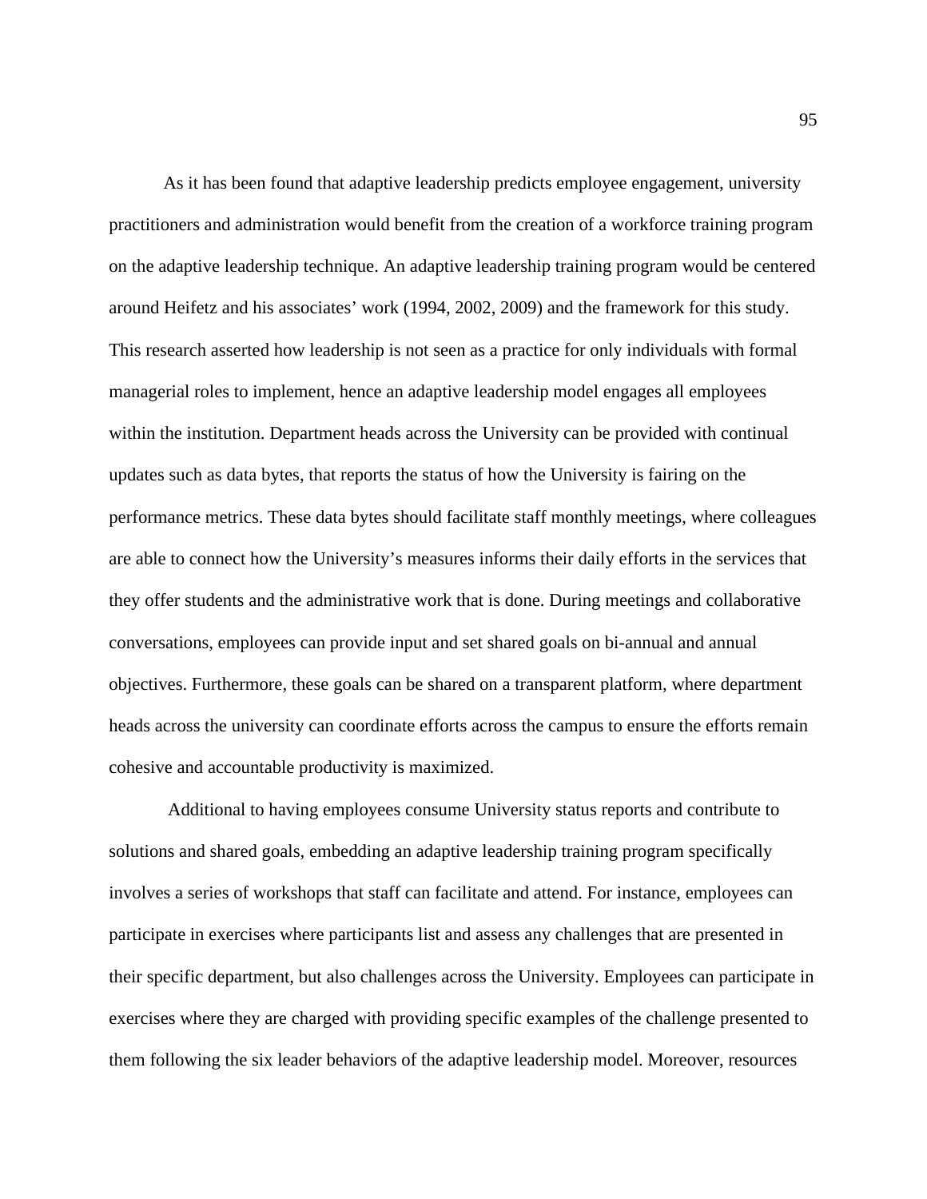As it has been found that adaptive leadership predicts employee engagement, university practitioners and administration would benefit from the creation of a workforce training program on the adaptive leadership technique. An adaptive leadership training program would be centered around Heifetz and his associates' work (1994, 2002, 2009) and the framework for this study. This research asserted how leadership is not seen as a practice for only individuals with formal managerial roles to implement, hence an adaptive leadership model engages all employees within the institution. Department heads across the University can be provided with continual updates such as data bytes, that reports the status of how the University is fairing on the performance metrics. These data bytes should facilitate staff monthly meetings, where colleagues are able to connect how the University's measures informs their daily efforts in the services that they offer students and the administrative work that is done. During meetings and collaborative conversations, employees can provide input and set shared goals on bi-annual and annual objectives. Furthermore, these goals can be shared on a transparent platform, where department heads across the university can coordinate efforts across the campus to ensure the efforts remain cohesive and accountable productivity is maximized.

Additional to having employees consume University status reports and contribute to solutions and shared goals, embedding an adaptive leadership training program specifically involves a series of workshops that staff can facilitate and attend. For instance, employees can participate in exercises where participants list and assess any challenges that are presented in their specific department, but also challenges across the University. Employees can participate in exercises where they are charged with providing specific examples of the challenge presented to them following the six leader behaviors of the adaptive leadership model. Moreover, resources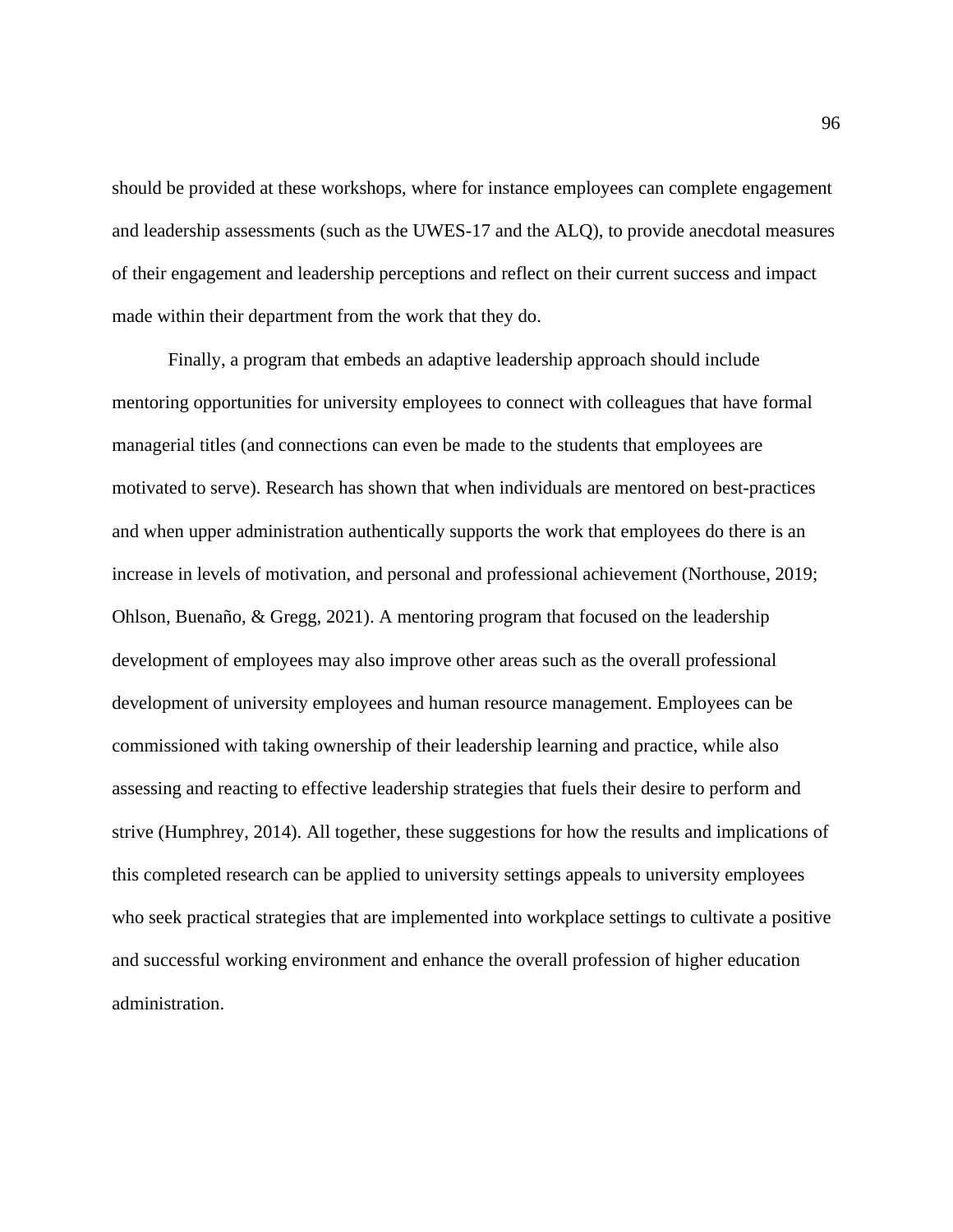should be provided at these workshops, where for instance employees can complete engagement and leadership assessments (such as the UWES-17 and the ALQ), to provide anecdotal measures of their engagement and leadership perceptions and reflect on their current success and impact made within their department from the work that they do.

Finally, a program that embeds an adaptive leadership approach should include mentoring opportunities for university employees to connect with colleagues that have formal managerial titles (and connections can even be made to the students that employees are motivated to serve). Research has shown that when individuals are mentored on best-practices and when upper administration authentically supports the work that employees do there is an increase in levels of motivation, and personal and professional achievement (Northouse, 2019; Ohlson, Buenaño, & Gregg, 2021). A mentoring program that focused on the leadership development of employees may also improve other areas such as the overall professional development of university employees and human resource management. Employees can be commissioned with taking ownership of their leadership learning and practice, while also assessing and reacting to effective leadership strategies that fuels their desire to perform and strive (Humphrey, 2014). All together, these suggestions for how the results and implications of this completed research can be applied to university settings appeals to university employees who seek practical strategies that are implemented into workplace settings to cultivate a positive and successful working environment and enhance the overall profession of higher education administration.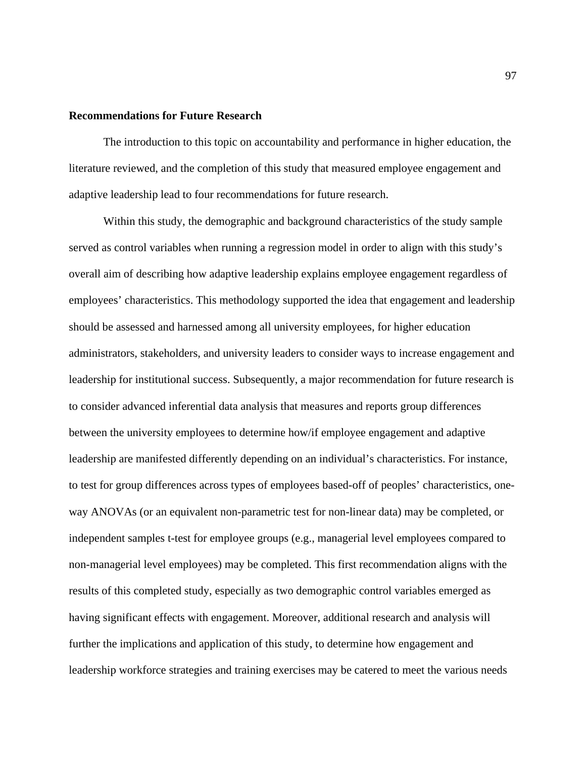**Recommendations for Future Research**

The introduction to this topic on accountability and performance in higher education, the literature reviewed, and the completion of this study that measured employee engagement and adaptive leadership lead to four recommendations for future research.

Within this study, the demographic and background characteristics of the study sample served as control variables when running a regression model in order to align with this study's overall aim of describing how adaptive leadership explains employee engagement regardless of employees' characteristics. This methodology supported the idea that engagement and leadership should be assessed and harnessed among all university employees, for higher education administrators, stakeholders, and university leaders to consider ways to increase engagement and leadership for institutional success. Subsequently, a major recommendation for future research is to consider advanced inferential data analysis that measures and reports group differences between the university employees to determine how/if employee engagement and adaptive leadership are manifested differently depending on an individual's characteristics. For instance, to test for group differences across types of employees based-off of peoples' characteristics, one-way ANOVAs (or an equivalent non-parametric test for non-linear data) may be completed, or independent samples t-test for employee groups (e.g., managerial level employees compared to non-managerial level employees) may be completed. This first recommendation aligns with the results of this completed study, especially as two demographic control variables emerged as having significant effects with engagement. Moreover, additional research and analysis will further the implications and application of this study, to determine how engagement and leadership workforce strategies and training exercises may be catered to meet the various needs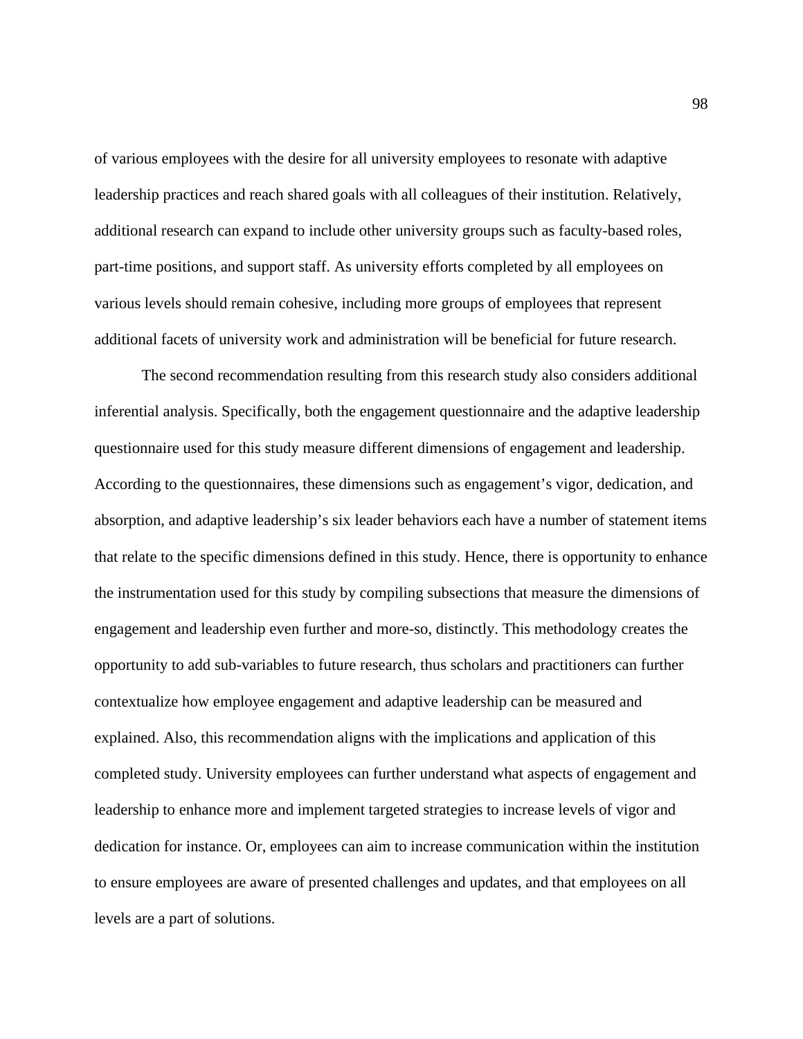of various employees with the desire for all university employees to resonate with adaptive leadership practices and reach shared goals with all colleagues of their institution. Relatively, additional research can expand to include other university groups such as faculty-based roles, part-time positions, and support staff. As university efforts completed by all employees on various levels should remain cohesive, including more groups of employees that represent additional facets of university work and administration will be beneficial for future research.

The second recommendation resulting from this research study also considers additional inferential analysis. Specifically, both the engagement questionnaire and the adaptive leadership questionnaire used for this study measure different dimensions of engagement and leadership. According to the questionnaires, these dimensions such as engagement's vigor, dedication, and absorption, and adaptive leadership's six leader behaviors each have a number of statement items that relate to the specific dimensions defined in this study. Hence, there is opportunity to enhance the instrumentation used for this study by compiling subsections that measure the dimensions of engagement and leadership even further and more-so, distinctly. This methodology creates the opportunity to add sub-variables to future research, thus scholars and practitioners can further contextualize how employee engagement and adaptive leadership can be measured and explained. Also, this recommendation aligns with the implications and application of this completed study. University employees can further understand what aspects of engagement and leadership to enhance more and implement targeted strategies to increase levels of vigor and dedication for instance. Or, employees can aim to increase communication within the institution to ensure employees are aware of presented challenges and updates, and that employees on all levels are a part of solutions.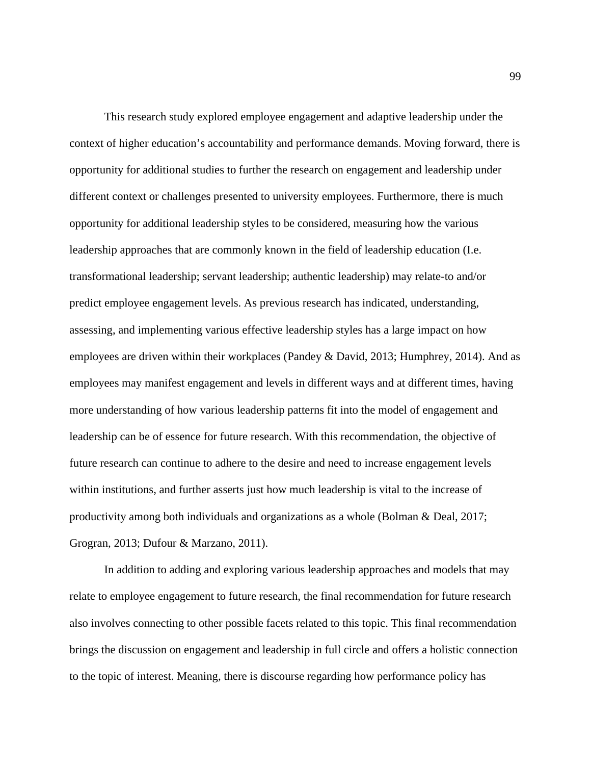This research study explored employee engagement and adaptive leadership under the context of higher education's accountability and performance demands. Moving forward, there is opportunity for additional studies to further the research on engagement and leadership under different context or challenges presented to university employees. Furthermore, there is much opportunity for additional leadership styles to be considered, measuring how the various leadership approaches that are commonly known in the field of leadership education (I.e. transformational leadership; servant leadership; authentic leadership) may relate-to and/or predict employee engagement levels. As previous research has indicated, understanding, assessing, and implementing various effective leadership styles has a large impact on how employees are driven within their workplaces (Pandey & David, 2013; Humphrey, 2014). And as employees may manifest engagement and levels in different ways and at different times, having more understanding of how various leadership patterns fit into the model of engagement and leadership can be of essence for future research. With this recommendation, the objective of future research can continue to adhere to the desire and need to increase engagement levels within institutions, and further asserts just how much leadership is vital to the increase of productivity among both individuals and organizations as a whole (Bolman & Deal, 2017; Grogran, 2013; Dufour & Marzano, 2011).

In addition to adding and exploring various leadership approaches and models that may relate to employee engagement to future research, the final recommendation for future research also involves connecting to other possible facets related to this topic. This final recommendation brings the discussion on engagement and leadership in full circle and offers a holistic connection to the topic of interest. Meaning, there is discourse regarding how performance policy has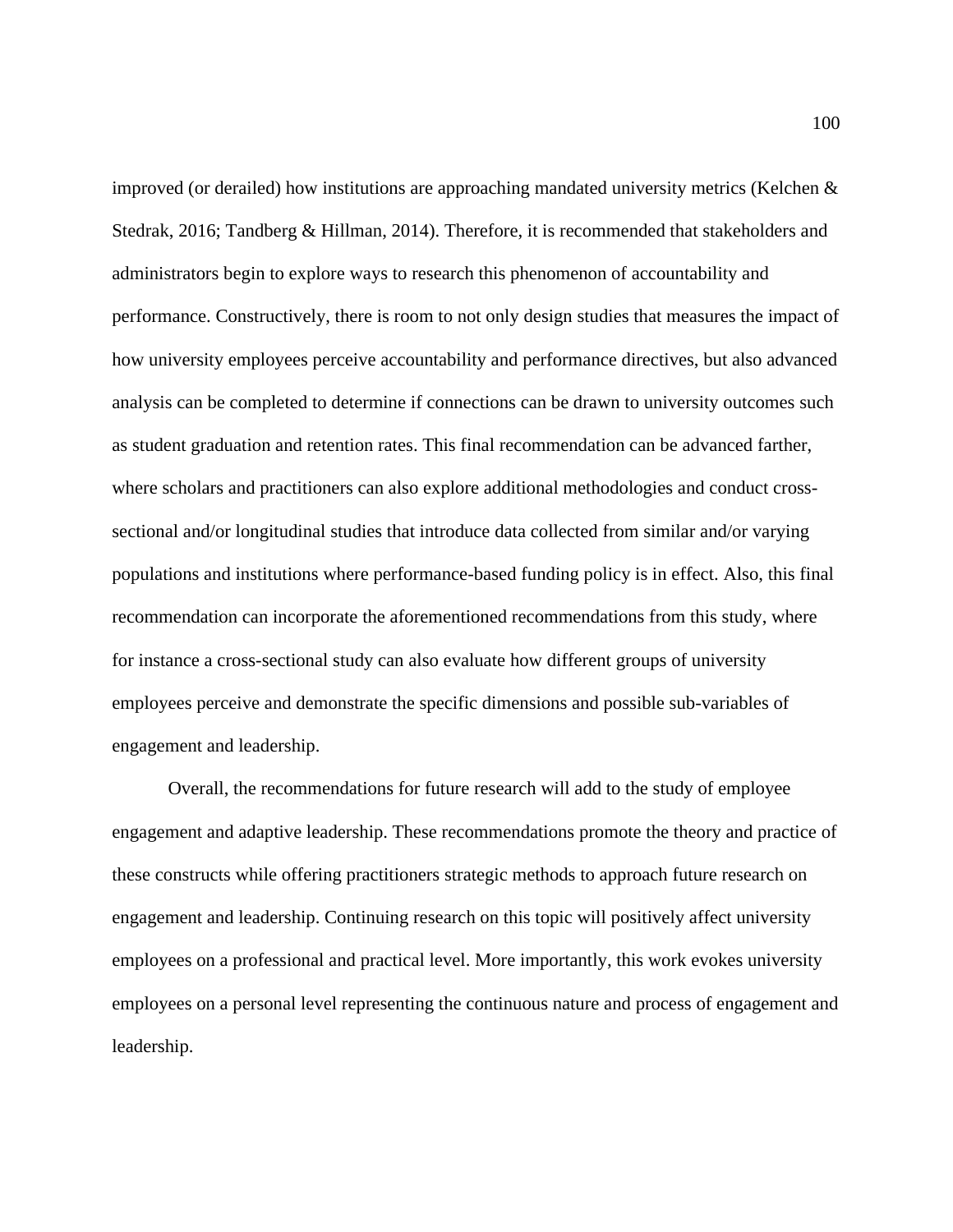improved (or derailed) how institutions are approaching mandated university metrics (Kelchen & Stedrak, 2016; Tandberg & Hillman, 2014). Therefore, it is recommended that stakeholders and administrators begin to explore ways to research this phenomenon of accountability and performance. Constructively, there is room to not only design studies that measures the impact of how university employees perceive accountability and performance directives, but also advanced analysis can be completed to determine if connections can be drawn to university outcomes such as student graduation and retention rates. This final recommendation can be advanced farther, where scholars and practitioners can also explore additional methodologies and conduct cross-sectional and/or longitudinal studies that introduce data collected from similar and/or varying populations and institutions where performance-based funding policy is in effect. Also, this final recommendation can incorporate the aforementioned recommendations from this study, where for instance a cross-sectional study can also evaluate how different groups of university employees perceive and demonstrate the specific dimensions and possible sub-variables of engagement and leadership.

Overall, the recommendations for future research will add to the study of employee engagement and adaptive leadership. These recommendations promote the theory and practice of these constructs while offering practitioners strategic methods to approach future research on engagement and leadership. Continuing research on this topic will positively affect university employees on a professional and practical level. More importantly, this work evokes university employees on a personal level representing the continuous nature and process of engagement and leadership.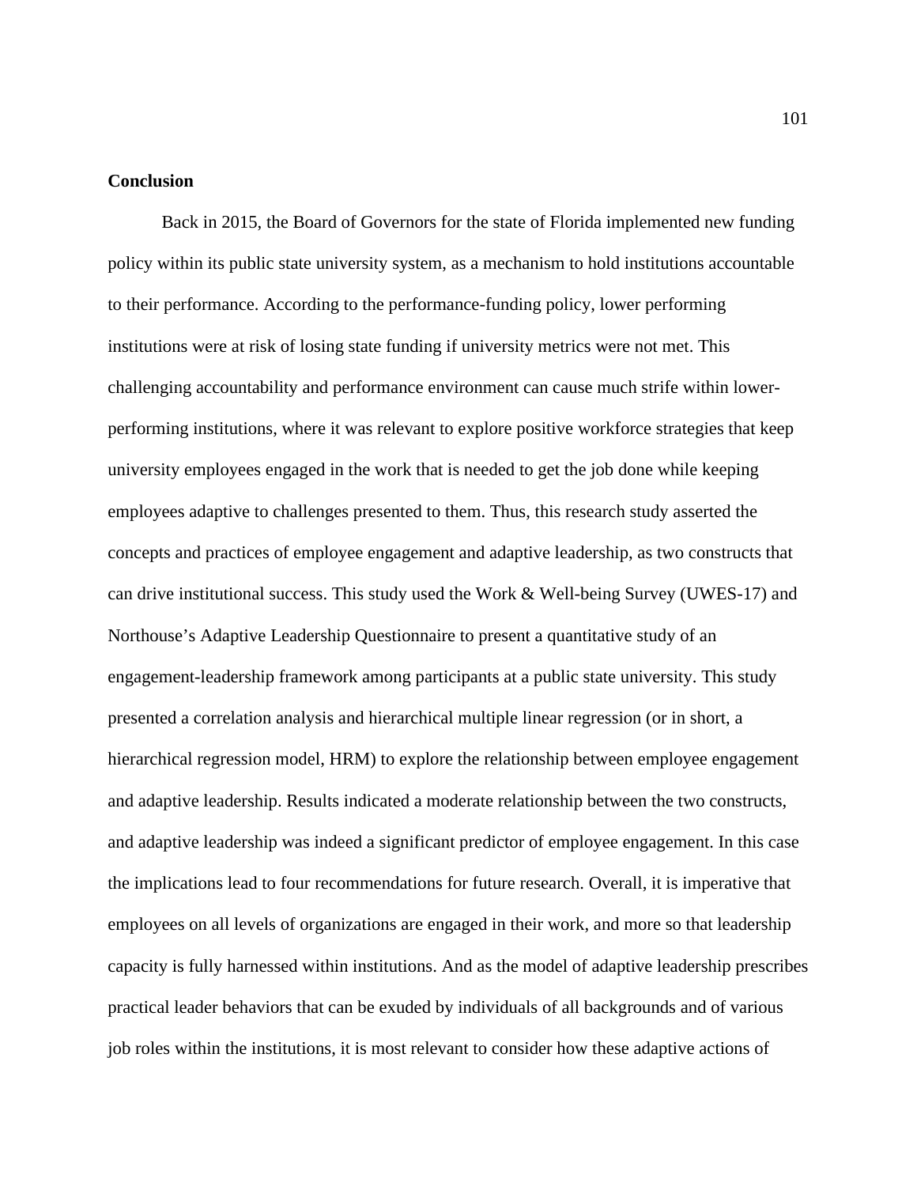## Conclusion

Back in 2015, the Board of Governors for the state of Florida implemented new funding policy within its public state university system, as a mechanism to hold institutions accountable to their performance. According to the performance-funding policy, lower performing institutions were at risk of losing state funding if university metrics were not met. This challenging accountability and performance environment can cause much strife within lower-performing institutions, where it was relevant to explore positive workforce strategies that keep university employees engaged in the work that is needed to get the job done while keeping employees adaptive to challenges presented to them. Thus, this research study asserted the concepts and practices of employee engagement and adaptive leadership, as two constructs that can drive institutional success. This study used the Work & Well-being Survey (UWES-17) and Northouse's Adaptive Leadership Questionnaire to present a quantitative study of an engagement-leadership framework among participants at a public state university. This study presented a correlation analysis and hierarchical multiple linear regression (or in short, a hierarchical regression model, HRM) to explore the relationship between employee engagement and adaptive leadership. Results indicated a moderate relationship between the two constructs, and adaptive leadership was indeed a significant predictor of employee engagement. In this case the implications lead to four recommendations for future research. Overall, it is imperative that employees on all levels of organizations are engaged in their work, and more so that leadership capacity is fully harnessed within institutions. And as the model of adaptive leadership prescribes practical leader behaviors that can be exuded by individuals of all backgrounds and of various job roles within the institutions, it is most relevant to consider how these adaptive actions of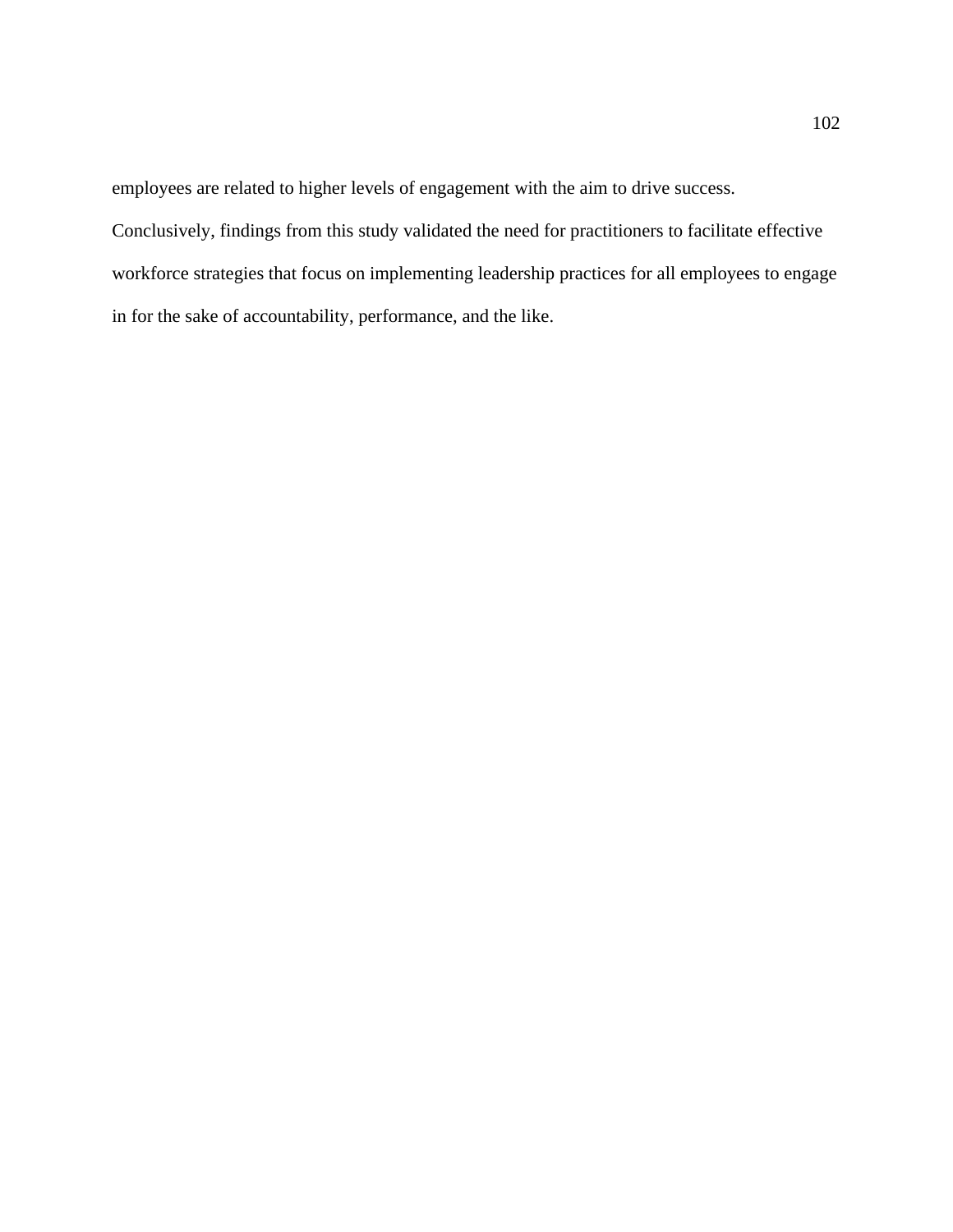employees are related to higher levels of engagement with the aim to drive success. Conclusively, findings from this study validated the need for practitioners to facilitate effective workforce strategies that focus on implementing leadership practices for all employees to engage in for the sake of accountability, performance, and the like.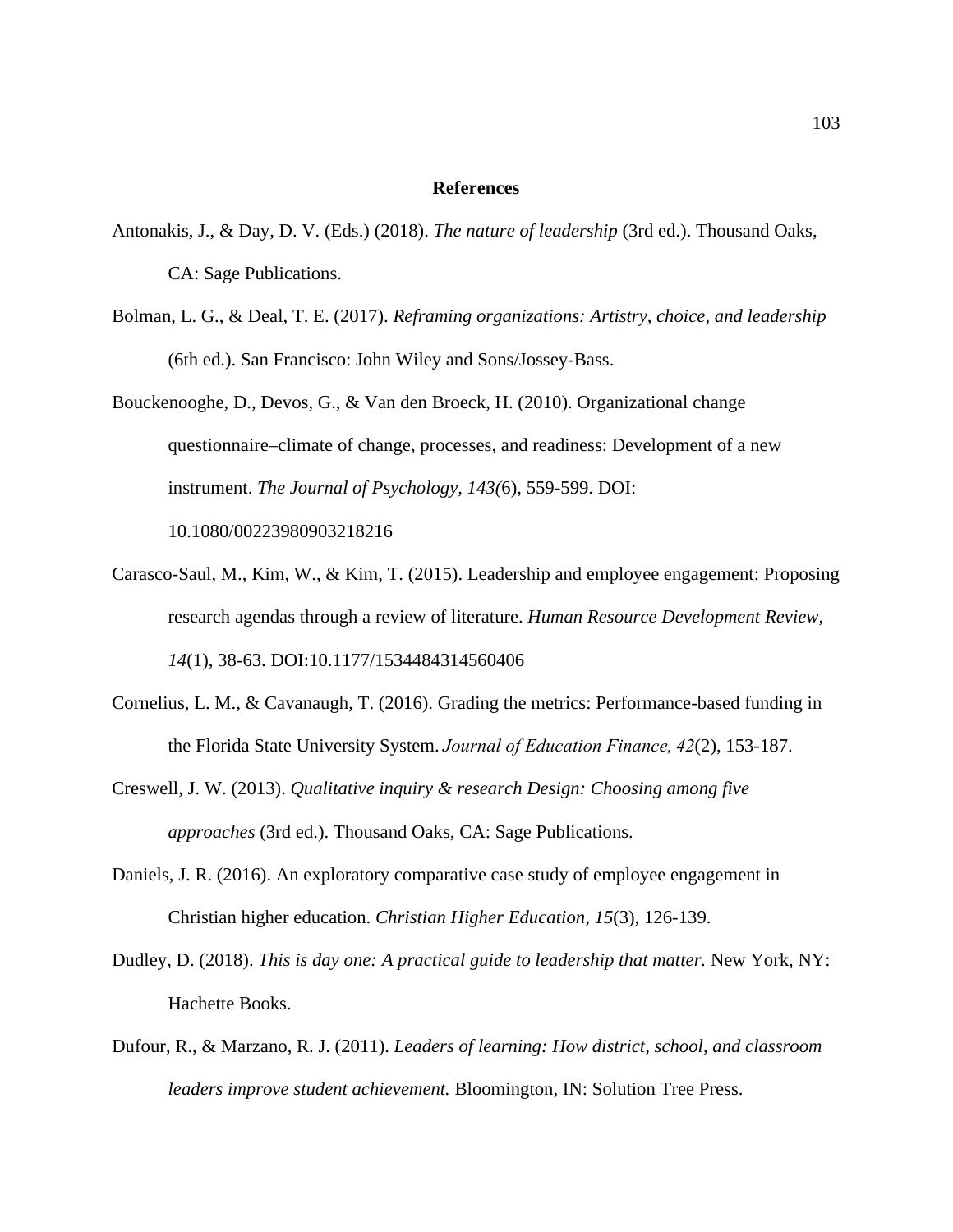# References

Antonakis, J., & Day, D. V. (Eds.) (2018). *The nature of leadership* (3rd ed.). Thousand Oaks, CA: Sage Publications.

Bolman, L. G., & Deal, T. E. (2017). *Reframing organizations: Artistry, choice, and leadership* (6th ed.). San Francisco: John Wiley and Sons/Jossey-Bass.

Bouckenooghe, D., Devos, G., & Van den Broeck, H. (2010). Organizational change questionnaire–climate of change, processes, and readiness: Development of a new instrument. *The Journal of Psychology, 143(*6), 559-599. DOI: 10.1080/00223980903218216

Carasco-Saul, M., Kim, W., & Kim, T. (2015). Leadership and employee engagement: Proposing research agendas through a review of literature. *Human Resource Development Review*, *14*(1), 38-63. DOI:10.1177/1534484314560406

Cornelius, L. M., & Cavanaugh, T. (2016). Grading the metrics: Performance-based funding in the Florida State University System. *Journal of Education Finance, 42*(2), 153-187.

Creswell, J. W. (2013). *Qualitative inquiry & research Design: Choosing among five approaches* (3rd ed.). Thousand Oaks, CA: Sage Publications.

Daniels, J. R. (2016). An exploratory comparative case study of employee engagement in Christian higher education. *Christian Higher Education, 15*(3), 126-139.

Dudley, D. (2018). *This is day one: A practical guide to leadership that matter.* New York, NY: Hachette Books.

Dufour, R., & Marzano, R. J. (2011). *Leaders of learning: How district, school, and classroom leaders improve student achievement.* Bloomington, IN: Solution Tree Press.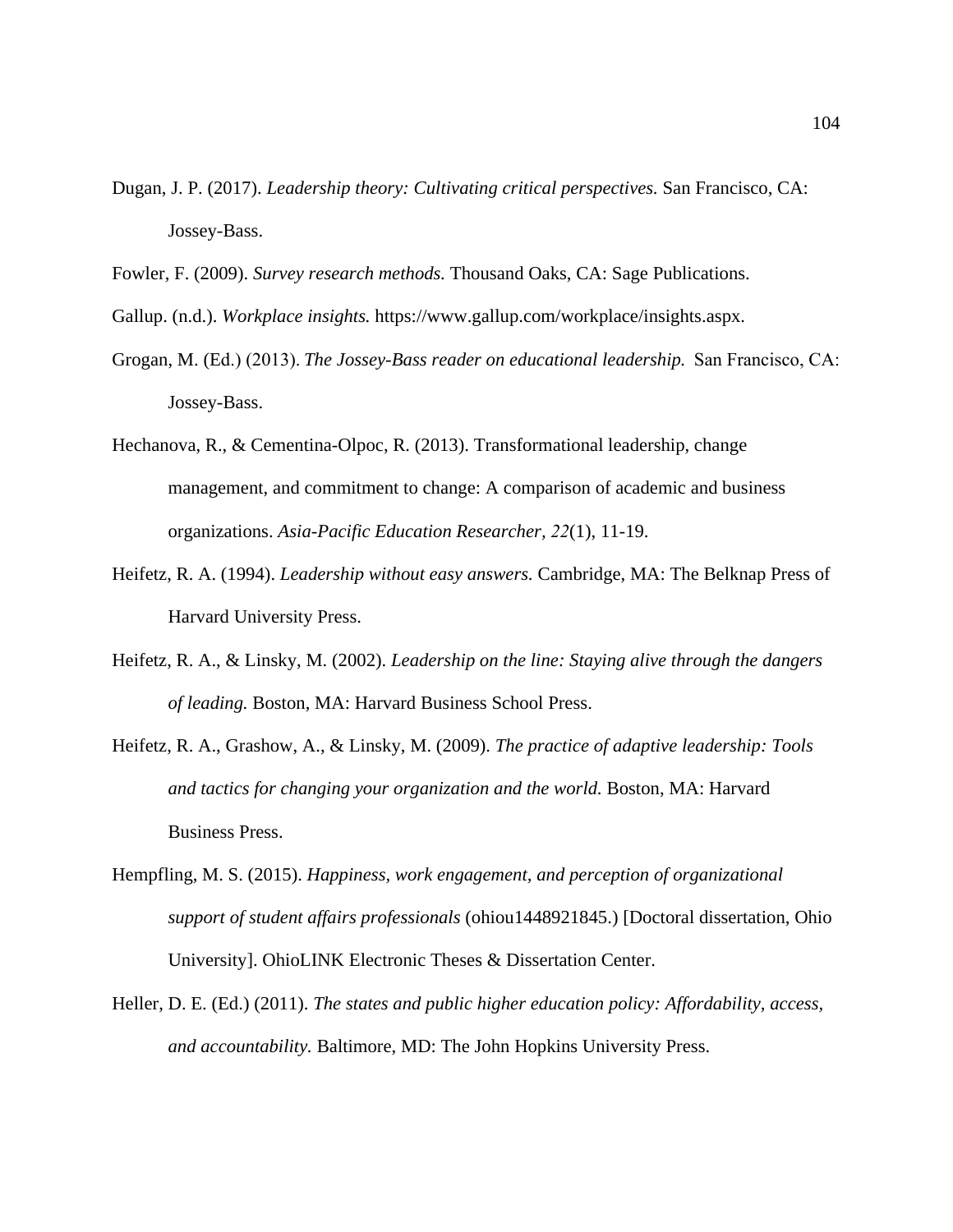Dugan, J. P. (2017). *Leadership theory: Cultivating critical perspectives.* San Francisco, CA: Jossey-Bass.

Fowler, F. (2009). *Survey research methods.* Thousand Oaks, CA: Sage Publications.

Gallup. (n.d.). *Workplace insights.* https://www.gallup.com/workplace/insights.aspx.

Grogan, M. (Ed.) (2013). *The Jossey-Bass reader on educational leadership.* San Francisco, CA: Jossey-Bass.

Hechanova, R., & Cementina-Olpoc, R. (2013). Transformational leadership, change management, and commitment to change: A comparison of academic and business organizations. *Asia-Pacific Education Researcher, 22*(1), 11-19.

Heifetz, R. A. (1994). *Leadership without easy answers.* Cambridge, MA: The Belknap Press of Harvard University Press.

Heifetz, R. A., & Linsky, M. (2002). *Leadership on the line: Staying alive through the dangers of leading.* Boston, MA: Harvard Business School Press.

Heifetz, R. A., Grashow, A., & Linsky, M. (2009). *The practice of adaptive leadership: Tools and tactics for changing your organization and the world.* Boston, MA: Harvard Business Press.

Hempfling, M. S. (2015). *Happiness, work engagement, and perception of organizational support of student affairs professionals* (ohiou1448921845.) [Doctoral dissertation, Ohio University]. OhioLINK Electronic Theses & Dissertation Center.

Heller, D. E. (Ed.) (2011). *The states and public higher education policy: Affordability, access, and accountability.* Baltimore, MD: The John Hopkins University Press.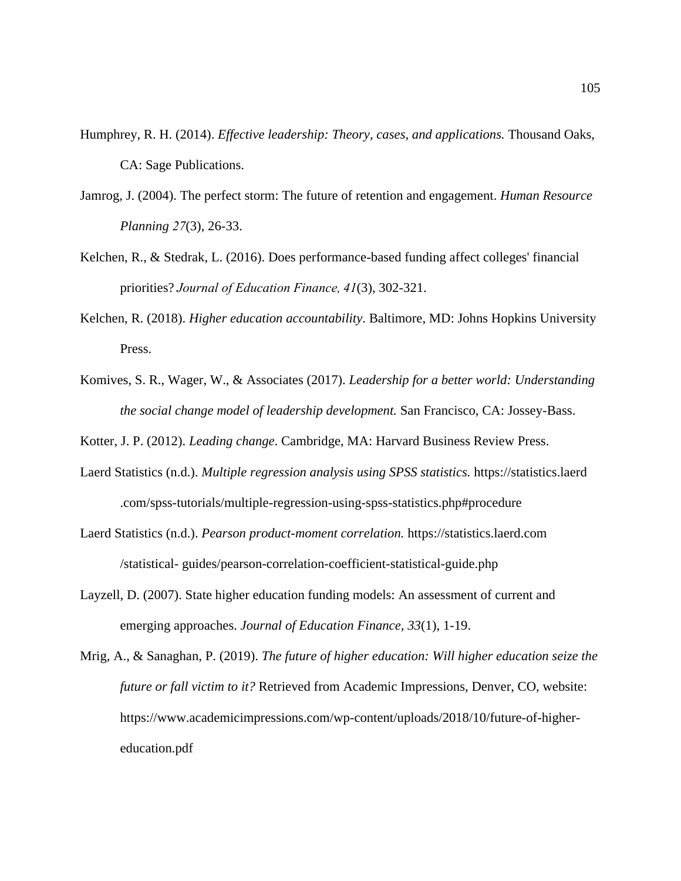Humphrey, R. H. (2014). *Effective leadership: Theory, cases, and applications.* Thousand Oaks, CA: Sage Publications.

Jamrog, J. (2004). The perfect storm: The future of retention and engagement. *Human Resource Planning 27*(3), 26-33.

Kelchen, R., & Stedrak, L. (2016). Does performance-based funding affect colleges' financial priorities? *Journal of Education Finance, 41*(3), 302-321.

Kelchen, R. (2018). *Higher education accountability*. Baltimore, MD: Johns Hopkins University Press.

Komives, S. R., Wager, W., & Associates (2017). *Leadership for a better world: Understanding the social change model of leadership development.* San Francisco, CA: Jossey-Bass.

Kotter, J. P. (2012). *Leading change*. Cambridge, MA: Harvard Business Review Press.

Laerd Statistics (n.d.). *Multiple regression analysis using SPSS statistics.* https://statistics.laerd .com/spss-tutorials/multiple-regression-using-spss-statistics.php#procedure

Laerd Statistics (n.d.). *Pearson product-moment correlation.* https://statistics.laerd.com /statistical- guides/pearson-correlation-coefficient-statistical-guide.php

Layzell, D. (2007). State higher education funding models: An assessment of current and emerging approaches. *Journal of Education Finance, 33*(1), 1-19.

Mrig, A., & Sanaghan, P. (2019). *The future of higher education: Will higher education seize the future or fall victim to it?* Retrieved from Academic Impressions, Denver, CO, website: https://www.academicimpressions.com/wp-content/uploads/2018/10/future-of-higher-education.pdf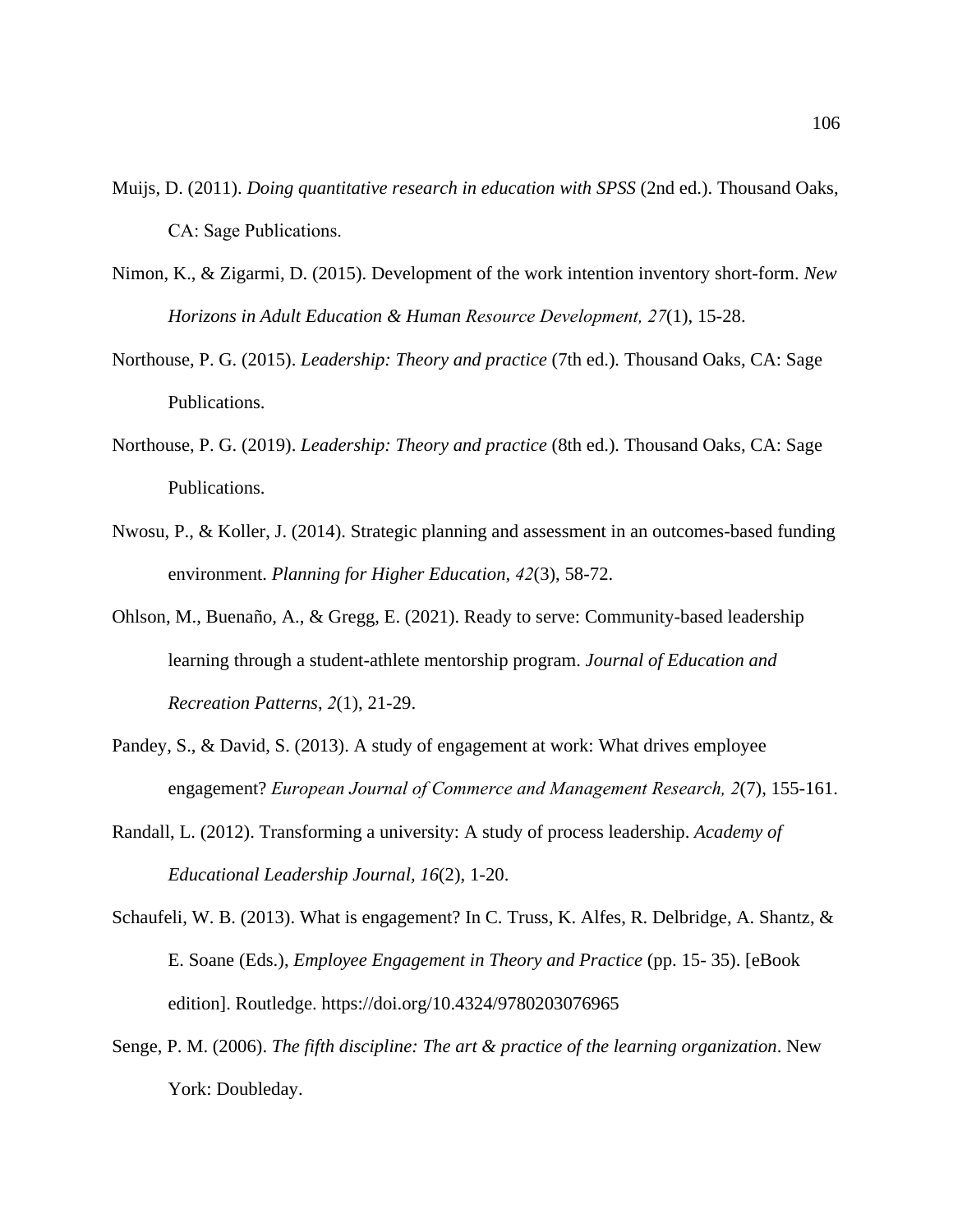Muijs, D. (2011). *Doing quantitative research in education with SPSS* (2nd ed.). Thousand Oaks, CA: Sage Publications.

Nimon, K., & Zigarmi, D. (2015). Development of the work intention inventory short-form. *New Horizons in Adult Education & Human Resource Development, 27*(1), 15-28.

Northouse, P. G. (2015). *Leadership: Theory and practice* (7th ed.). Thousand Oaks, CA: Sage Publications.

Northouse, P. G. (2019). *Leadership: Theory and practice* (8th ed.). Thousand Oaks, CA: Sage Publications.

Nwosu, P., & Koller, J. (2014). Strategic planning and assessment in an outcomes-based funding environment. *Planning for Higher Education, 42*(3), 58-72.

Ohlson, M., Buenaño, A., & Gregg, E. (2021). Ready to serve: Community-based leadership learning through a student-athlete mentorship program. *Journal of Education and Recreation Patterns*, *2*(1), 21-29.

Pandey, S., & David, S. (2013). A study of engagement at work: What drives employee engagement? *European Journal of Commerce and Management Research, 2*(7), 155-161.

Randall, L. (2012). Transforming a university: A study of process leadership. *Academy of Educational Leadership Journal, 16*(2), 1-20.

Schaufeli, W. B. (2013). What is engagement? In C. Truss, K. Alfes, R. Delbridge, A. Shantz, & E. Soane (Eds.), *Employee Engagement in Theory and Practice* (pp. 15- 35). [eBook edition]. Routledge. https://doi.org/10.4324/9780203076965

Senge, P. M. (2006). *The fifth discipline: The art & practice of the learning organization*. New York: Doubleday.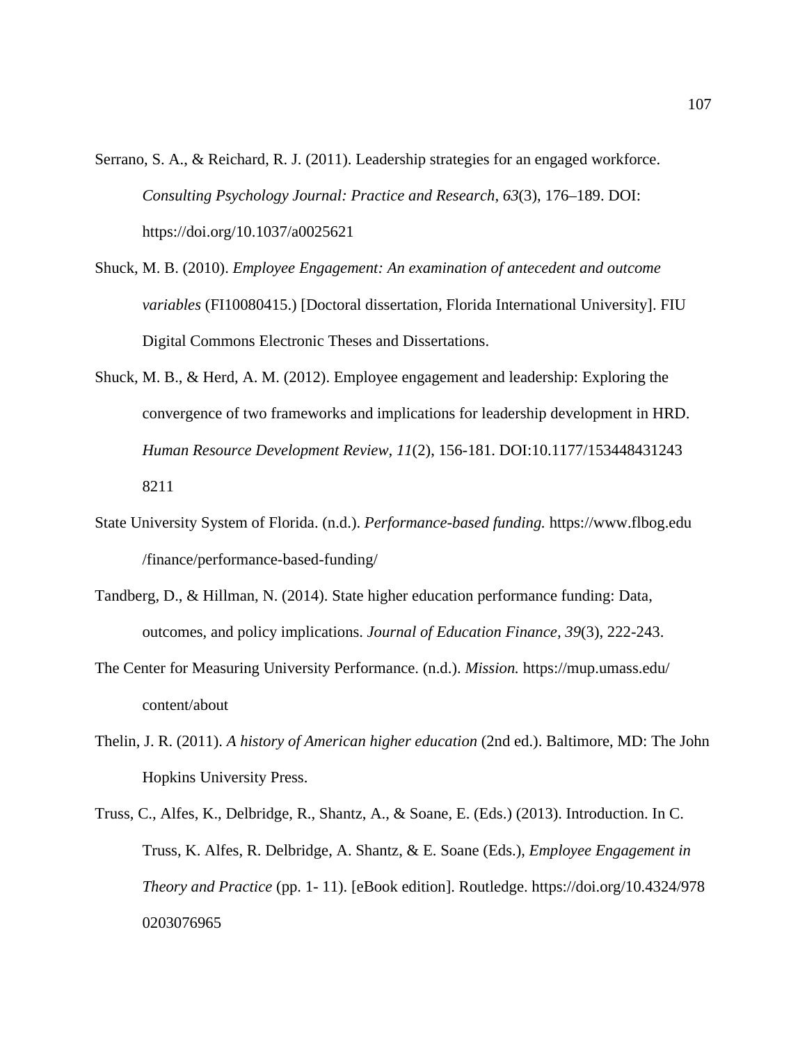Serrano, S. A., & Reichard, R. J. (2011). Leadership strategies for an engaged workforce. *Consulting Psychology Journal: Practice and Research, 63*(3), 176–189. DOI: https://doi.org/10.1037/a0025621

Shuck, M. B. (2010). *Employee Engagement: An examination of antecedent and outcome variables* (FI10080415.) [Doctoral dissertation, Florida International University]. FIU Digital Commons Electronic Theses and Dissertations.

Shuck, M. B., & Herd, A. M. (2012). Employee engagement and leadership: Exploring the convergence of two frameworks and implications for leadership development in HRD. *Human Resource Development Review, 11*(2), 156-181. DOI:10.1177/1534484312438211

State University System of Florida. (n.d.). *Performance-based funding.* https://www.flbog.edu/finance/performance-based-funding/

Tandberg, D., & Hillman, N. (2014). State higher education performance funding: Data, outcomes, and policy implications. *Journal of Education Finance, 39*(3), 222-243.

The Center for Measuring University Performance. (n.d.). *Mission.* https://mup.umass.edu/content/about

Thelin, J. R. (2011). *A history of American higher education* (2nd ed.). Baltimore, MD: The John Hopkins University Press.

Truss, C., Alfes, K., Delbridge, R., Shantz, A., & Soane, E. (Eds.) (2013). Introduction. In C. Truss, K. Alfes, R. Delbridge, A. Shantz, & E. Soane (Eds.), *Employee Engagement in Theory and Practice* (pp. 1- 11). [eBook edition]. Routledge. https://doi.org/10.4324/9780203076965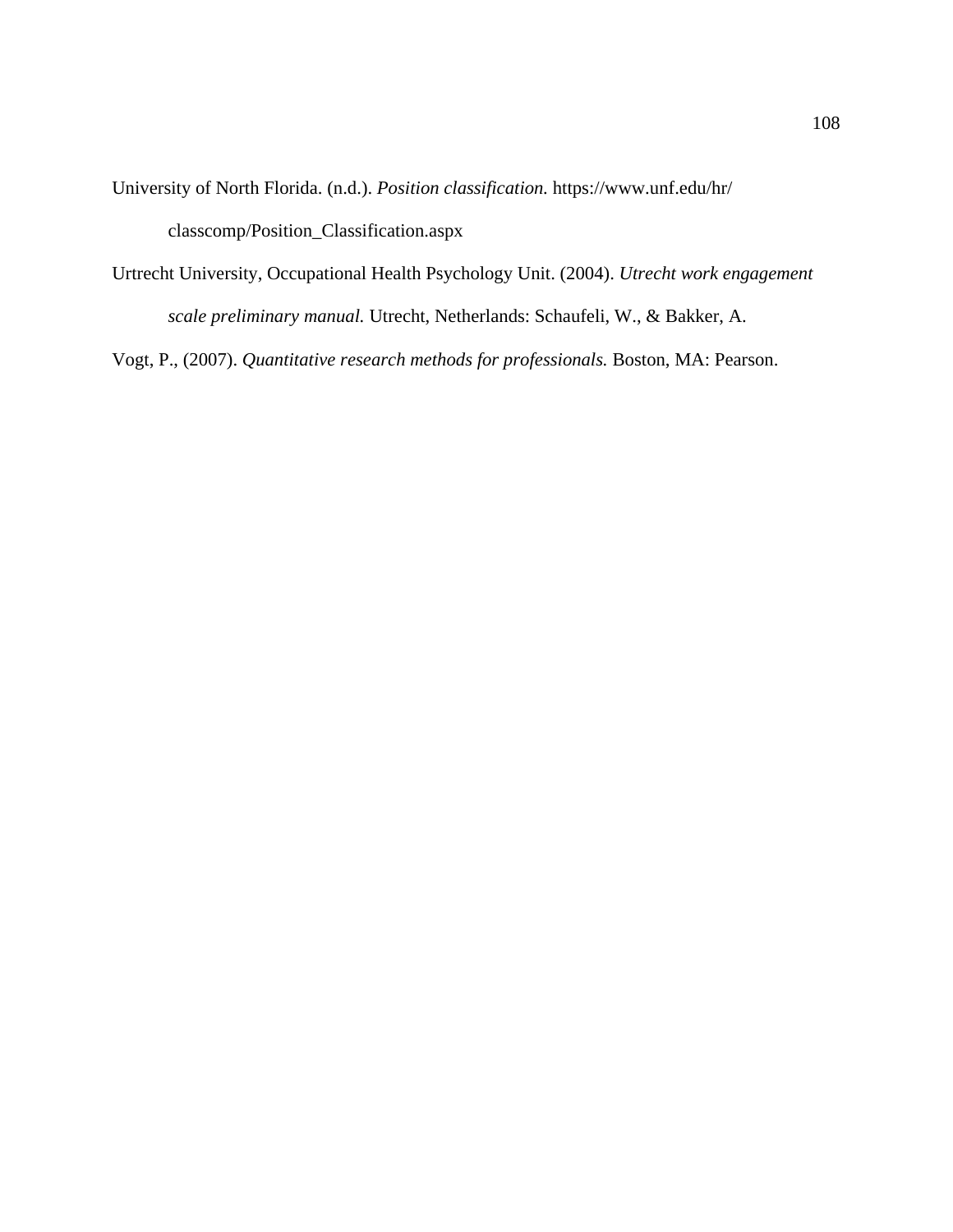University of North Florida. (n.d.). *Position classification.* https://www.unf.edu/hr/classcomp/Position_Classification.aspx

Urtrecht University, Occupational Health Psychology Unit. (2004). *Utrecht work engagement scale preliminary manual.* Utrecht, Netherlands: Schaufeli, W., & Bakker, A.

Vogt, P., (2007). *Quantitative research methods for professionals.* Boston, MA: Pearson.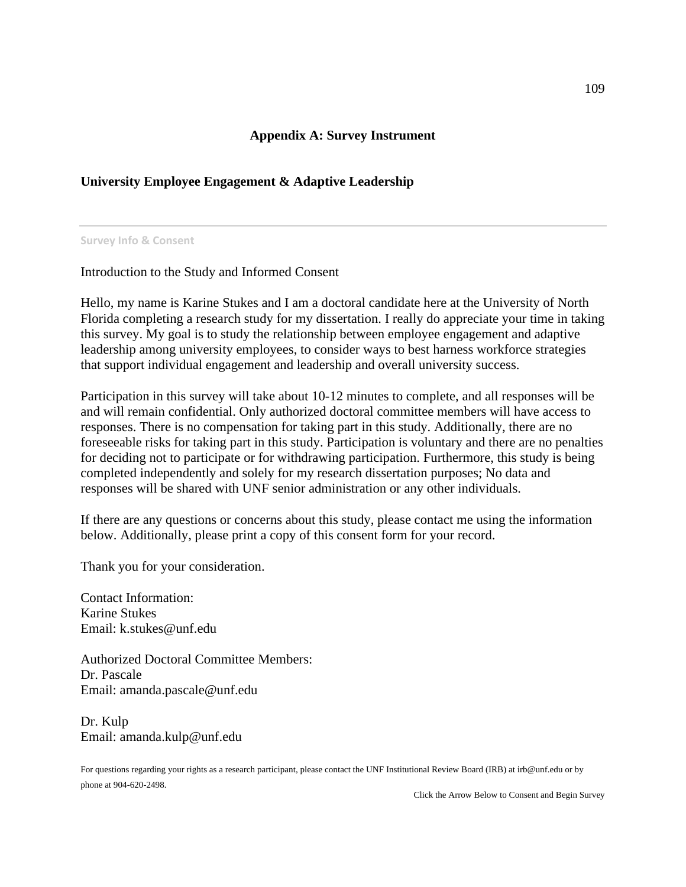## Appendix A: Survey Instrument

### University Employee Engagement & Adaptive Leadership

---

**Survey Info & Consent**

Introduction to the Study and Informed Consent

Hello, my name is Karine Stukes and I am a doctoral candidate here at the University of North Florida completing a research study for my dissertation. I really do appreciate your time in taking this survey. My goal is to study the relationship between employee engagement and adaptive leadership among university employees, to consider ways to best harness workforce strategies that support individual engagement and leadership and overall university success.

Participation in this survey will take about 10-12 minutes to complete, and all responses will be and will remain confidential. Only authorized doctoral committee members will have access to responses. There is no compensation for taking part in this study. Additionally, there are no foreseeable risks for taking part in this study. Participation is voluntary and there are no penalties for deciding not to participate or for withdrawing participation. Furthermore, this study is being completed independently and solely for my research dissertation purposes; No data and responses will be shared with UNF senior administration or any other individuals.

If there are any questions or concerns about this study, please contact me using the information below. Additionally, please print a copy of this consent form for your record.

Thank you for your consideration.

Contact Information:
Karine Stukes
Email: k.stukes@unf.edu

Authorized Doctoral Committee Members:
Dr. Pascale
Email: amanda.pascale@unf.edu

Dr. Kulp
Email: amanda.kulp@unf.edu

For questions regarding your rights as a research participant, please contact the UNF Institutional Review Board (IRB) at irb@unf.edu or by phone at 904-620-2498.

Click the Arrow Below to Consent and Begin Survey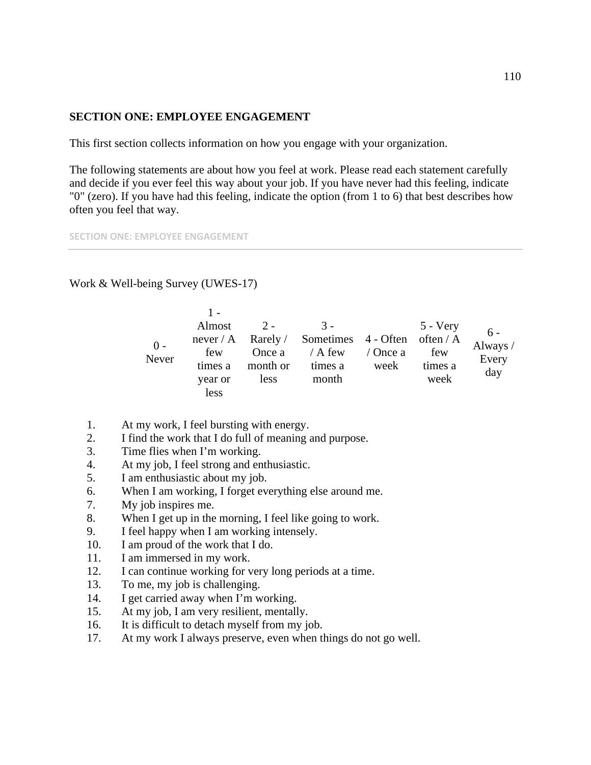**SECTION ONE: EMPLOYEE ENGAGEMENT**

This first section collects information on how you engage with your organization.

The following statements are about how you feel at work. Please read each statement carefully and decide if you ever feel this way about your job. If you have never had this feeling, indicate "0" (zero). If you have had this feeling, indicate the option (from 1 to 6) that best describes how often you feel that way.

SECTION ONE: EMPLOYEE ENGAGEMENT

Work & Well-being Survey (UWES-17)

| 0 - Never | 1 - Almost never / A few times a year or less | 2 - Rarely / Once a month or less | 3 - Sometimes / A few times a month | 4 - Often / Once a week | 5 - Very often / A few times a week | 6 - Always / Every day |
|---|---|---|---|---|---|---|

1. At my work, I feel bursting with energy.
2. I find the work that I do full of meaning and purpose.
3. Time flies when I'm working.
4. At my job, I feel strong and enthusiastic.
5. I am enthusiastic about my job.
6. When I am working, I forget everything else around me.
7. My job inspires me.
8. When I get up in the morning, I feel like going to work.
9. I feel happy when I am working intensely.
10. I am proud of the work that I do.
11. I am immersed in my work.
12. I can continue working for very long periods at a time.
13. To me, my job is challenging.
14. I get carried away when I'm working.
15. At my job, I am very resilient, mentally.
16. It is difficult to detach myself from my job.
17. At my work I always preserve, even when things do not go well.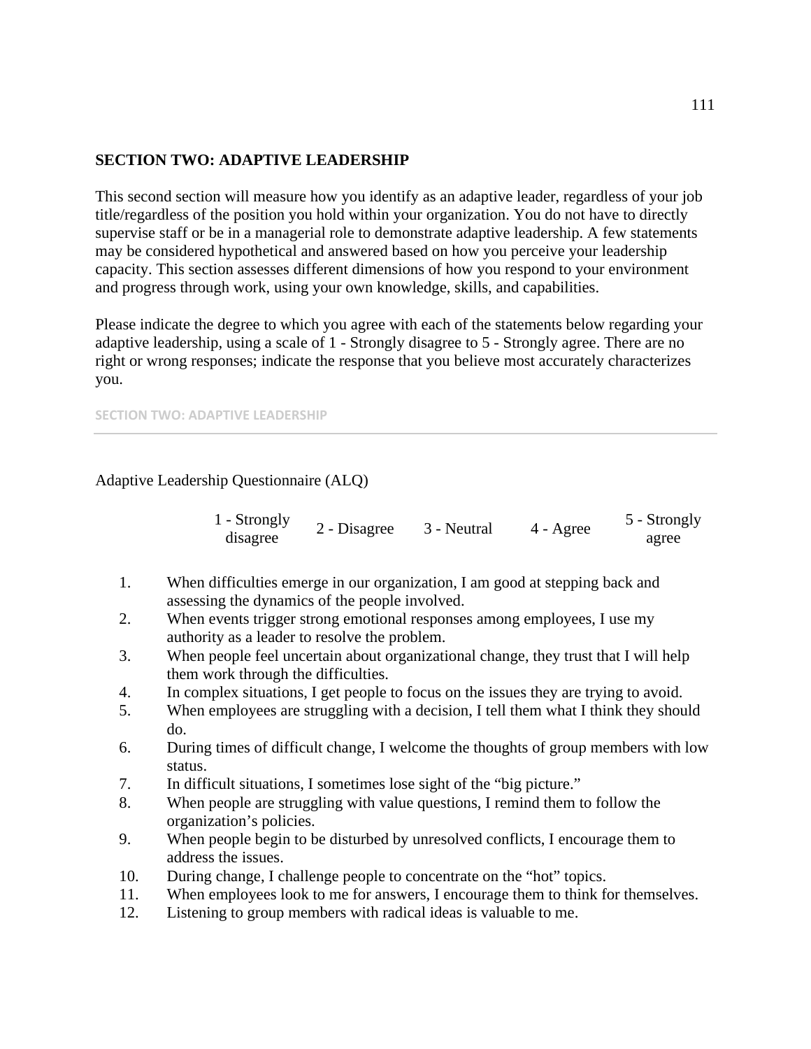**SECTION TWO: ADAPTIVE LEADERSHIP**

This second section will measure how you identify as an adaptive leader, regardless of your job title/regardless of the position you hold within your organization. You do not have to directly supervise staff or be in a managerial role to demonstrate adaptive leadership. A few statements may be considered hypothetical and answered based on how you perceive your leadership capacity. This section assesses different dimensions of how you respond to your environment and progress through work, using your own knowledge, skills, and capabilities.

Please indicate the degree to which you agree with each of the statements below regarding your adaptive leadership, using a scale of 1 - Strongly disagree to 5 - Strongly agree. There are no right or wrong responses; indicate the response that you believe most accurately characterizes you.

SECTION TWO: ADAPTIVE LEADERSHIP

---

Adaptive Leadership Questionnaire (ALQ)

| 1 - Strongly disagree | 2 - Disagree | 3 - Neutral | 4 - Agree | 5 - Strongly agree |
|---|---|---|---|---|

1. When difficulties emerge in our organization, I am good at stepping back and assessing the dynamics of the people involved.
2. When events trigger strong emotional responses among employees, I use my authority as a leader to resolve the problem.
3. When people feel uncertain about organizational change, they trust that I will help them work through the difficulties.
4. In complex situations, I get people to focus on the issues they are trying to avoid.
5. When employees are struggling with a decision, I tell them what I think they should do.
6. During times of difficult change, I welcome the thoughts of group members with low status.
7. In difficult situations, I sometimes lose sight of the "big picture."
8. When people are struggling with value questions, I remind them to follow the organization's policies.
9. When people begin to be disturbed by unresolved conflicts, I encourage them to address the issues.
10. During change, I challenge people to concentrate on the "hot" topics.
11. When employees look to me for answers, I encourage them to think for themselves.
12. Listening to group members with radical ideas is valuable to me.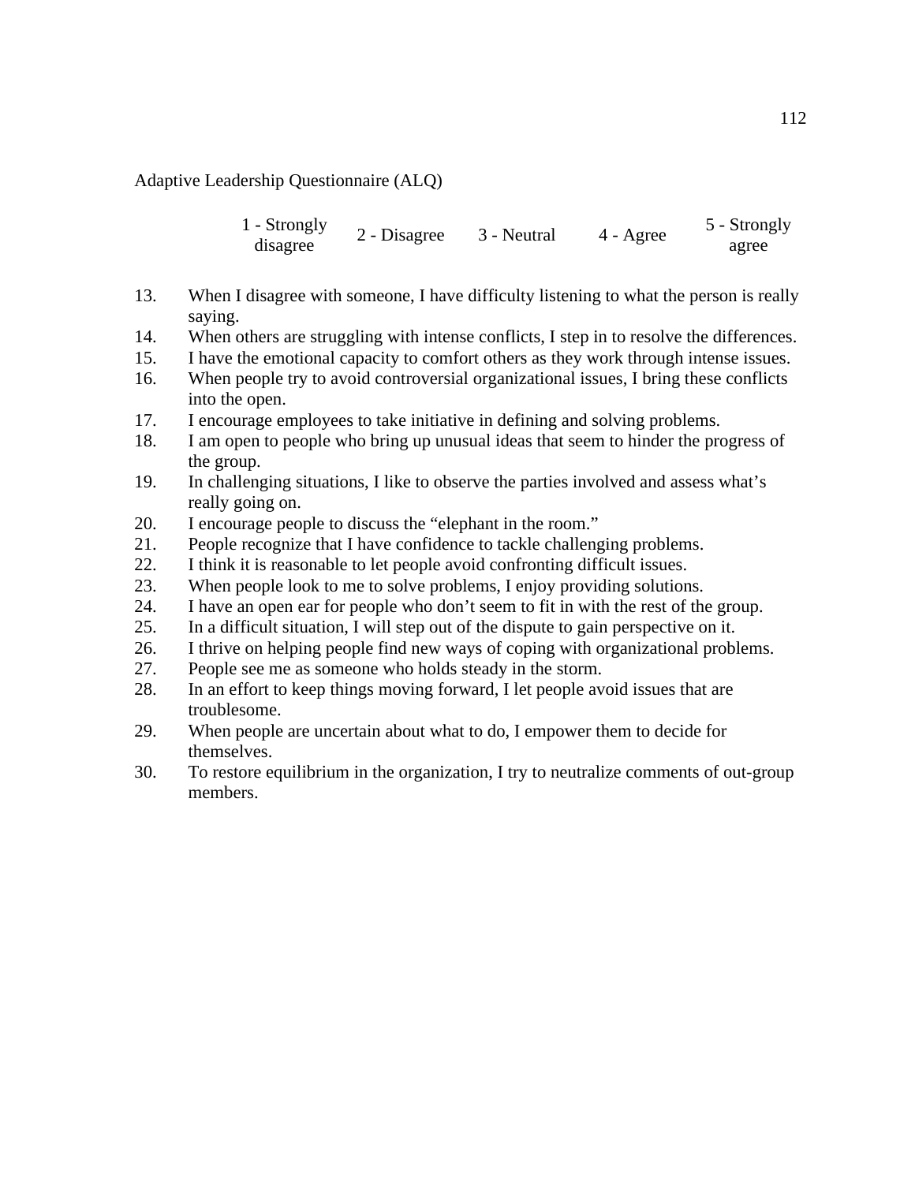Adaptive Leadership Questionnaire (ALQ)

| 1 - Strongly disagree | 2 - Disagree | 3 - Neutral | 4 - Agree | 5 - Strongly agree |
|---|---|---|---|---|

13. When I disagree with someone, I have difficulty listening to what the person is really saying.
14. When others are struggling with intense conflicts, I step in to resolve the differences.
15. I have the emotional capacity to comfort others as they work through intense issues.
16. When people try to avoid controversial organizational issues, I bring these conflicts into the open.
17. I encourage employees to take initiative in defining and solving problems.
18. I am open to people who bring up unusual ideas that seem to hinder the progress of the group.
19. In challenging situations, I like to observe the parties involved and assess what's really going on.
20. I encourage people to discuss the "elephant in the room."
21. People recognize that I have confidence to tackle challenging problems.
22. I think it is reasonable to let people avoid confronting difficult issues.
23. When people look to me to solve problems, I enjoy providing solutions.
24. I have an open ear for people who don't seem to fit in with the rest of the group.
25. In a difficult situation, I will step out of the dispute to gain perspective on it.
26. I thrive on helping people find new ways of coping with organizational problems.
27. People see me as someone who holds steady in the storm.
28. In an effort to keep things moving forward, I let people avoid issues that are troublesome.
29. When people are uncertain about what to do, I empower them to decide for themselves.
30. To restore equilibrium in the organization, I try to neutralize comments of out-group members.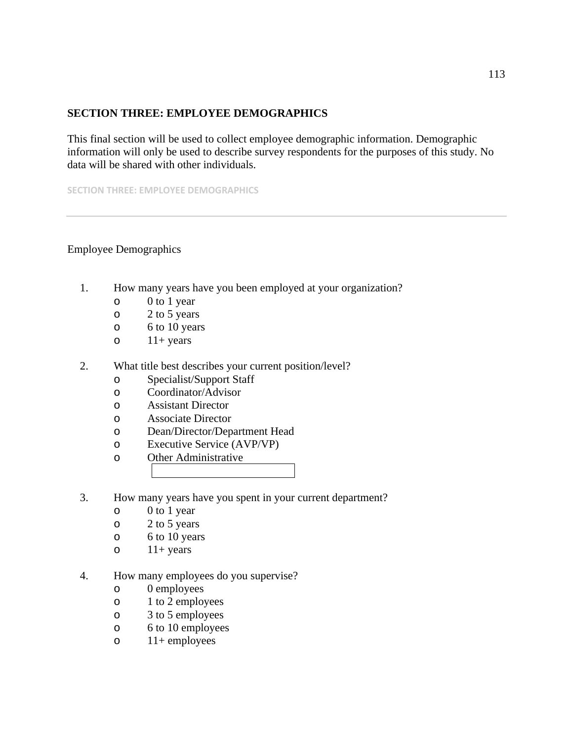**SECTION THREE: EMPLOYEE DEMOGRAPHICS**

This final section will be used to collect employee demographic information. Demographic information will only be used to describe survey respondents for the purposes of this study. No data will be shared with other individuals.

SECTION THREE: EMPLOYEE DEMOGRAPHICS

---

Employee Demographics

1. How many years have you been employed at your organization?
   - o 0 to 1 year
   - o 2 to 5 years
   - o 6 to 10 years
   - o 11+ years

2. What title best describes your current position/level?
   - o Specialist/Support Staff
   - o Coordinator/Advisor
   - o Assistant Director
   - o Associate Director
   - o Dean/Director/Department Head
   - o Executive Service (AVP/VP)
   - o Other Administrative ________________

3. How many years have you spent in your current department?
   - o 0 to 1 year
   - o 2 to 5 years
   - o 6 to 10 years
   - o 11+ years

4. How many employees do you supervise?
   - o 0 employees
   - o 1 to 2 employees
   - o 3 to 5 employees
   - o 6 to 10 employees
   - o 11+ employees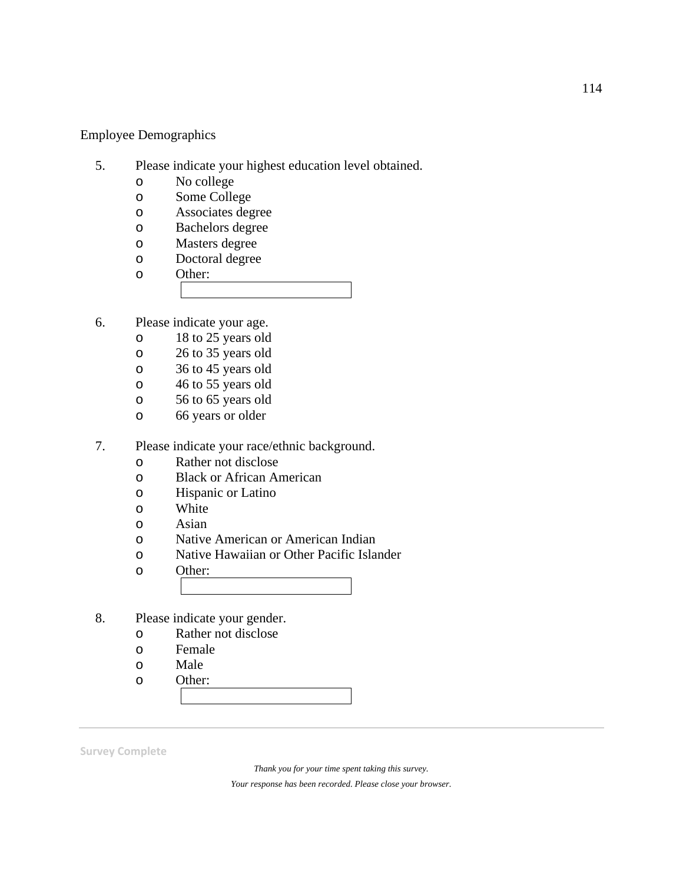Employee Demographics

5. Please indicate your highest education level obtained.
   - No college
   - Some College
   - Associates degree
   - Bachelors degree
   - Masters degree
   - Doctoral degree
   - Other: ______________

6. Please indicate your age.
   - 18 to 25 years old
   - 26 to 35 years old
   - 36 to 45 years old
   - 46 to 55 years old
   - 56 to 65 years old
   - 66 years or older

7. Please indicate your race/ethnic background.
   - Rather not disclose
   - Black or African American
   - Hispanic or Latino
   - White
   - Asian
   - Native American or American Indian
   - Native Hawaiian or Other Pacific Islander
   - Other: ______________

8. Please indicate your gender.
   - Rather not disclose
   - Female
   - Male
   - Other: ______________

---

**Survey Complete**

*Thank you for your time spent taking this survey.*

*Your response has been recorded. Please close your browser.*